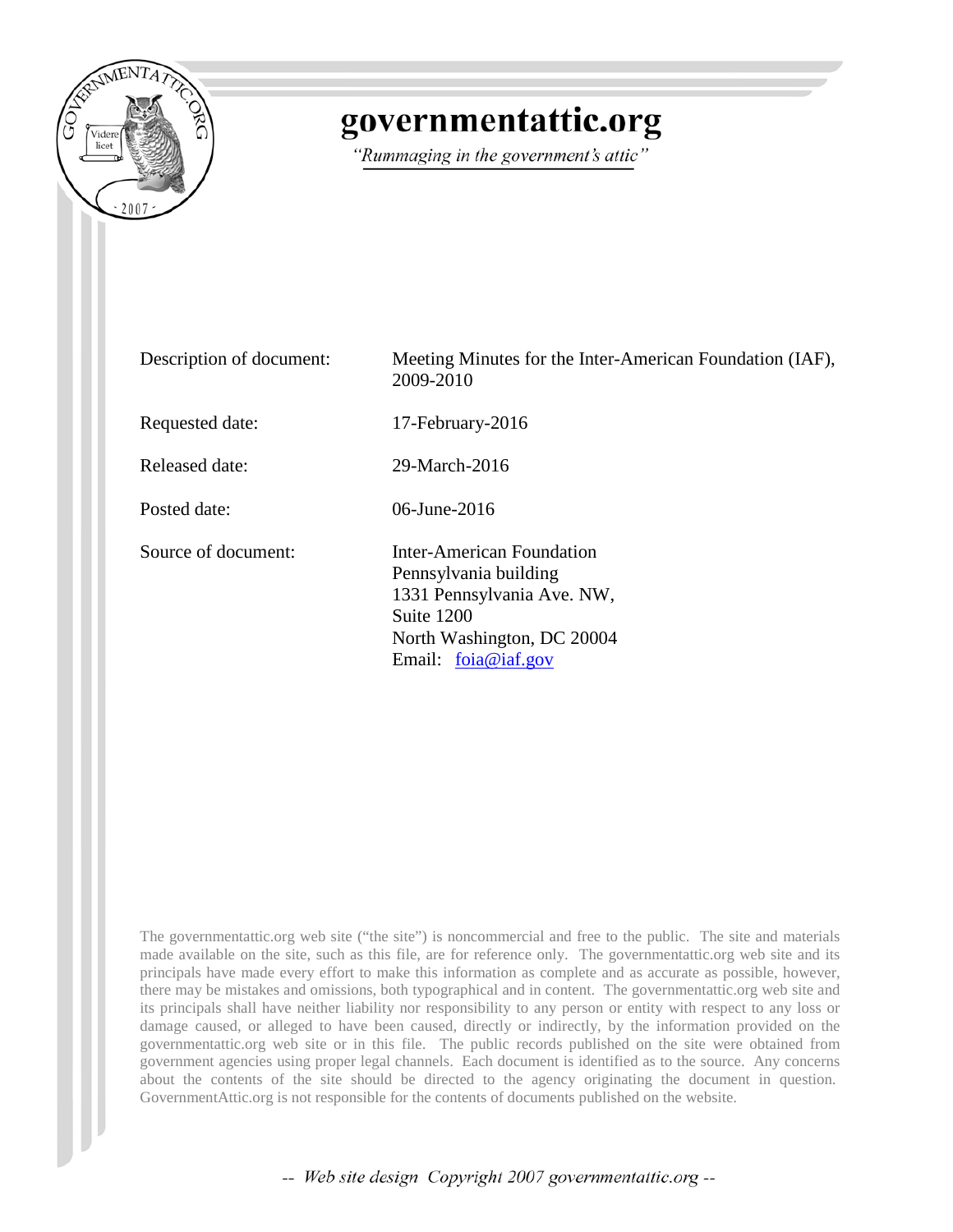# governmentattic.org

*"Rummaging in the government's attic"*

| | |
|---|---|
| Description of document: | Meeting Minutes for the Inter-American Foundation (IAF), 2009-2010 |
| Requested date: | 17-February-2016 |
| Released date: | 29-March-2016 |
| Posted date: | 06-June-2016 |
| Source of document: | Inter-American Foundation<br>Pennsylvania building<br>1331 Pennsylvania Ave. NW,<br>Suite 1200<br>North Washington, DC 20004<br>Email: foia@iaf.gov |

The governmentattic.org web site ("the site") is noncommercial and free to the public. The site and materials made available on the site, such as this file, are for reference only. The governmentattic.org web site and its principals have made every effort to make this information as complete and as accurate as possible, however, there may be mistakes and omissions, both typographical and in content. The governmentattic.org web site and its principals shall have neither liability nor responsibility to any person or entity with respect to any loss or damage caused, or alleged to have been caused, directly or indirectly, by the information provided on the governmentattic.org web site or in this file. The public records published on the site were obtained from government agencies using proper legal channels. Each document is identified as to the source. Any concerns about the contents of the site should be directed to the agency originating the document in question. GovernmentAttic.org is not responsible for the contents of documents published on the website.

-- Web site design Copyright 2007 governmentattic.org --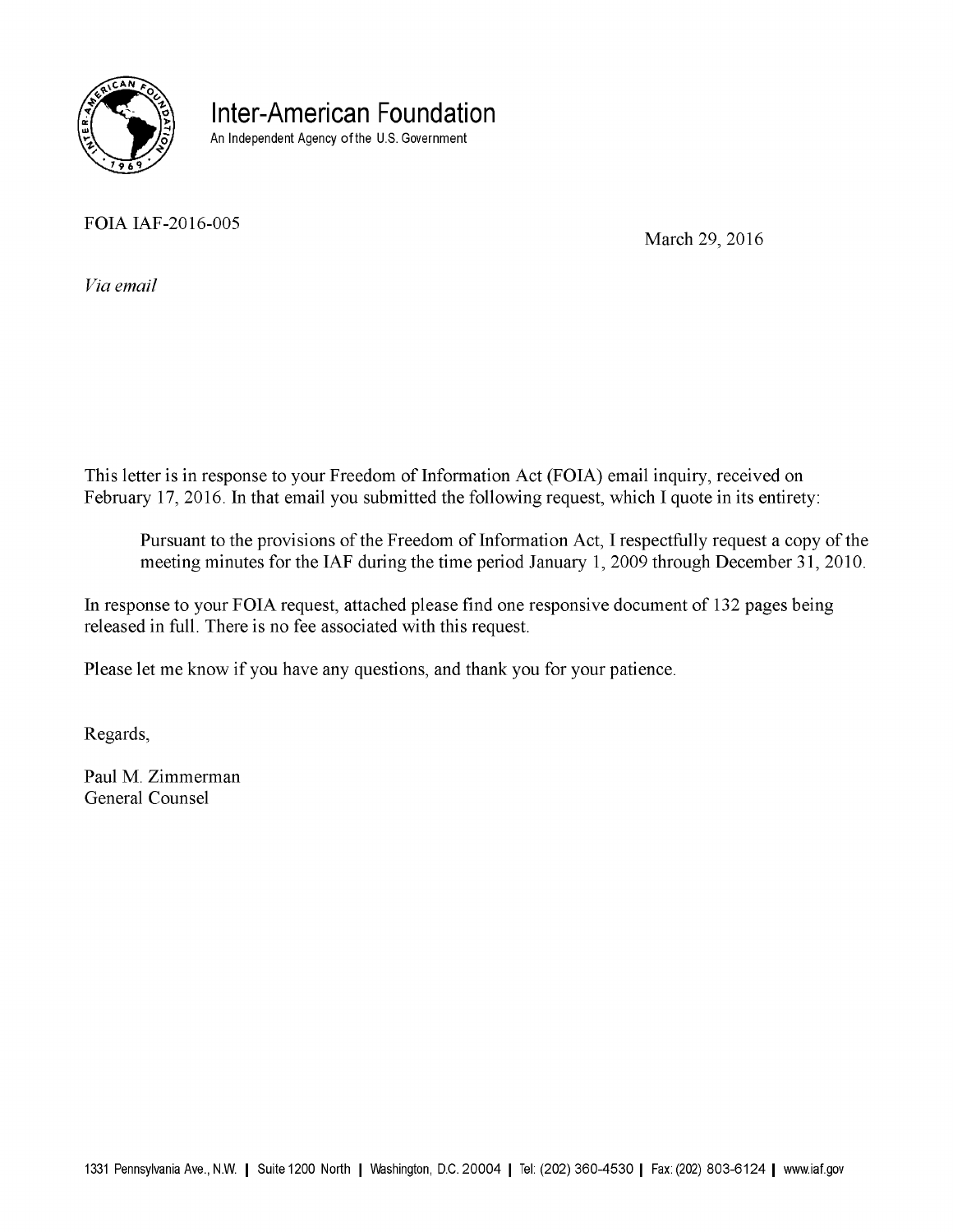# Inter-American Foundation

An Independent Agency of the U.S. Government

FOIA IAF-2016-005

March 29, 2016

*Via email*

This letter is in response to your Freedom of Information Act (FOIA) email inquiry, received on February 17, 2016. In that email you submitted the following request, which I quote in its entirety:

> Pursuant to the provisions of the Freedom of Information Act, I respectfully request a copy of the meeting minutes for the IAF during the time period January 1, 2009 through December 31, 2010.

In response to your FOIA request, attached please find one responsive document of 132 pages being released in full. There is no fee associated with this request.

Please let me know if you have any questions, and thank you for your patience.

Regards,

Paul M. Zimmerman
General Counsel

1331 Pennsylvania Ave., N.W. | Suite 1200 North | Washington, D.C. 20004 | Tel: (202) 360-4530 | Fax: (202) 803-6124 | www.iaf.gov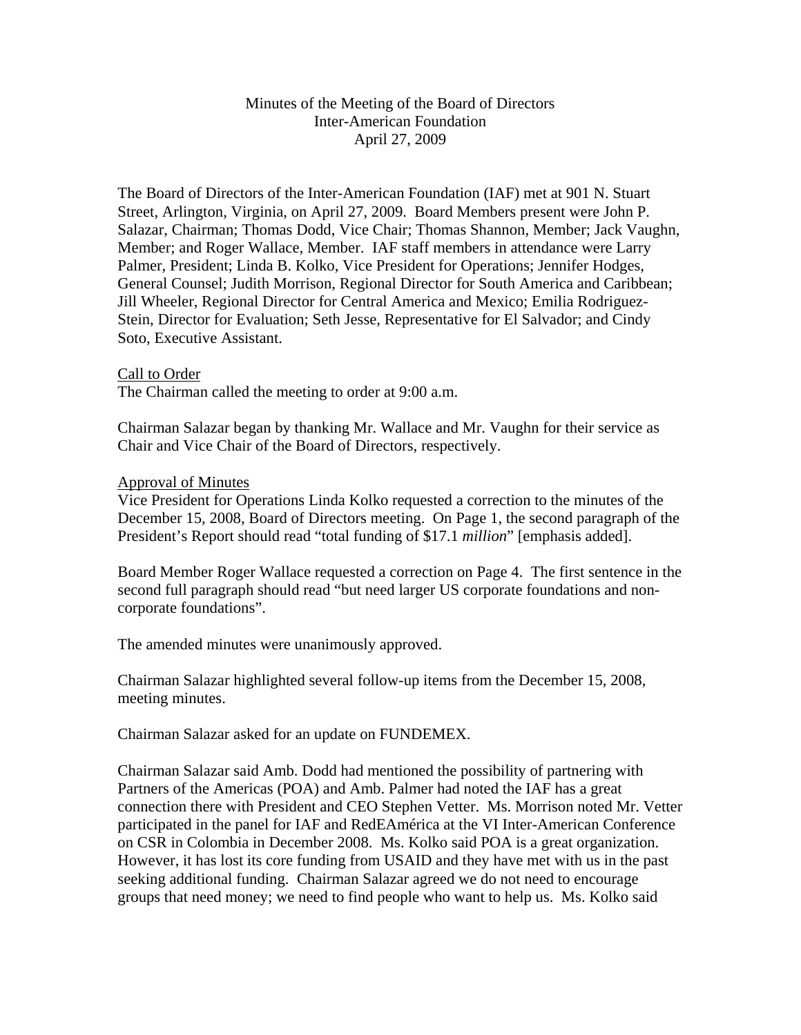Minutes of the Meeting of the Board of Directors
Inter-American Foundation
April 27, 2009

The Board of Directors of the Inter-American Foundation (IAF) met at 901 N. Stuart Street, Arlington, Virginia, on April 27, 2009. Board Members present were John P. Salazar, Chairman; Thomas Dodd, Vice Chair; Thomas Shannon, Member; Jack Vaughn, Member; and Roger Wallace, Member. IAF staff members in attendance were Larry Palmer, President; Linda B. Kolko, Vice President for Operations; Jennifer Hodges, General Counsel; Judith Morrison, Regional Director for South America and Caribbean; Jill Wheeler, Regional Director for Central America and Mexico; Emilia Rodriguez-Stein, Director for Evaluation; Seth Jesse, Representative for El Salvador; and Cindy Soto, Executive Assistant.

Call to Order

The Chairman called the meeting to order at 9:00 a.m.

Chairman Salazar began by thanking Mr. Wallace and Mr. Vaughn for their service as Chair and Vice Chair of the Board of Directors, respectively.

Approval of Minutes

Vice President for Operations Linda Kolko requested a correction to the minutes of the December 15, 2008, Board of Directors meeting. On Page 1, the second paragraph of the President's Report should read "total funding of $17.1 *million*" [emphasis added].

Board Member Roger Wallace requested a correction on Page 4. The first sentence in the second full paragraph should read "but need larger US corporate foundations and non-corporate foundations".

The amended minutes were unanimously approved.

Chairman Salazar highlighted several follow-up items from the December 15, 2008, meeting minutes.

Chairman Salazar asked for an update on FUNDEMEX.

Chairman Salazar said Amb. Dodd had mentioned the possibility of partnering with Partners of the Americas (POA) and Amb. Palmer had noted the IAF has a great connection there with President and CEO Stephen Vetter. Ms. Morrison noted Mr. Vetter participated in the panel for IAF and RedEAmérica at the VI Inter-American Conference on CSR in Colombia in December 2008. Ms. Kolko said POA is a great organization. However, it has lost its core funding from USAID and they have met with us in the past seeking additional funding. Chairman Salazar agreed we do not need to encourage groups that need money; we need to find people who want to help us. Ms. Kolko said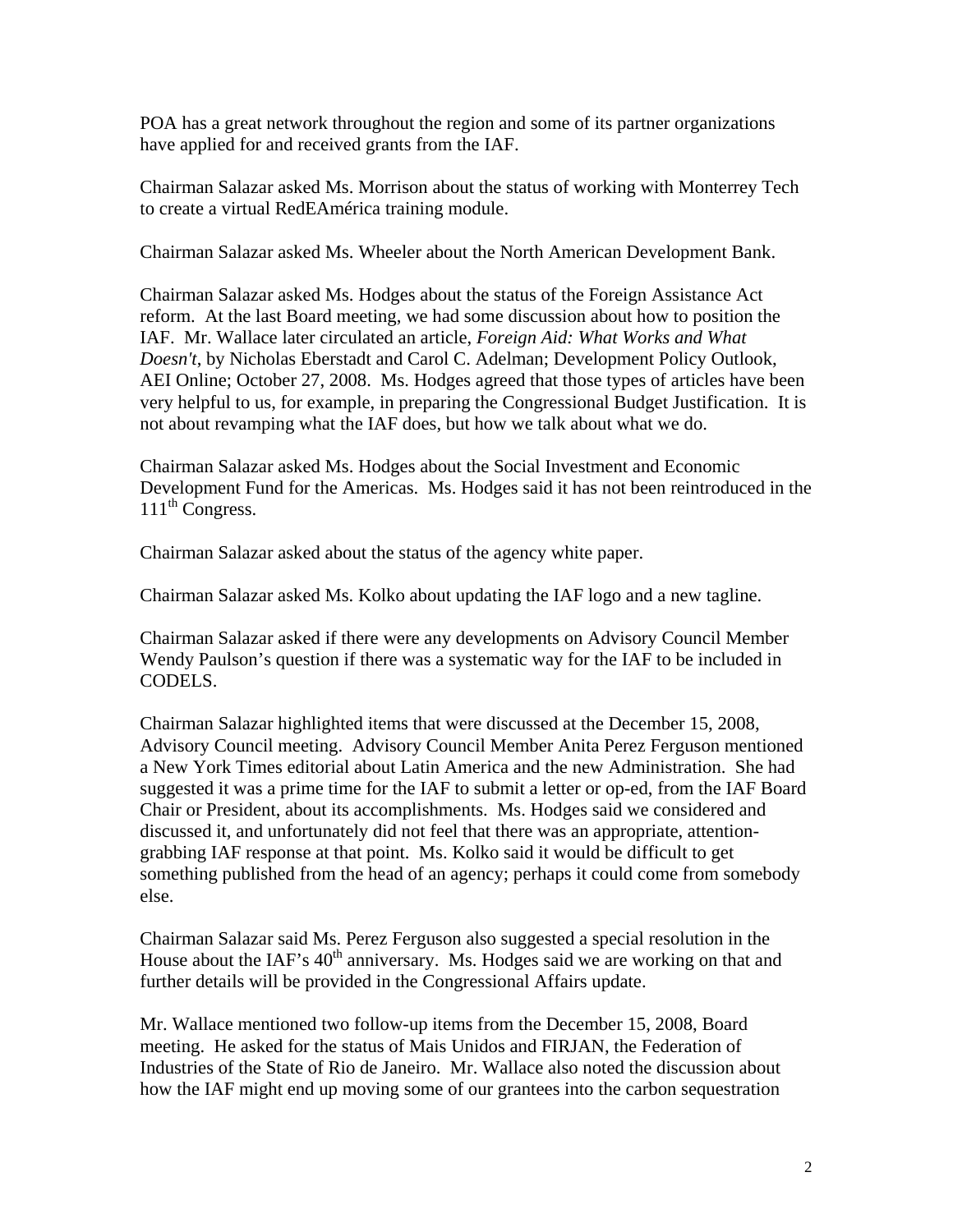POA has a great network throughout the region and some of its partner organizations have applied for and received grants from the IAF.

Chairman Salazar asked Ms. Morrison about the status of working with Monterrey Tech to create a virtual RedEAmérica training module.

Chairman Salazar asked Ms. Wheeler about the North American Development Bank.

Chairman Salazar asked Ms. Hodges about the status of the Foreign Assistance Act reform. At the last Board meeting, we had some discussion about how to position the IAF. Mr. Wallace later circulated an article, *Foreign Aid: What Works and What Doesn't*, by Nicholas Eberstadt and Carol C. Adelman; Development Policy Outlook, AEI Online; October 27, 2008. Ms. Hodges agreed that those types of articles have been very helpful to us, for example, in preparing the Congressional Budget Justification. It is not about revamping what the IAF does, but how we talk about what we do.

Chairman Salazar asked Ms. Hodges about the Social Investment and Economic Development Fund for the Americas. Ms. Hodges said it has not been reintroduced in the 111th Congress.

Chairman Salazar asked about the status of the agency white paper.

Chairman Salazar asked Ms. Kolko about updating the IAF logo and a new tagline.

Chairman Salazar asked if there were any developments on Advisory Council Member Wendy Paulson's question if there was a systematic way for the IAF to be included in CODELS.

Chairman Salazar highlighted items that were discussed at the December 15, 2008, Advisory Council meeting. Advisory Council Member Anita Perez Ferguson mentioned a New York Times editorial about Latin America and the new Administration. She had suggested it was a prime time for the IAF to submit a letter or op-ed, from the IAF Board Chair or President, about its accomplishments. Ms. Hodges said we considered and discussed it, and unfortunately did not feel that there was an appropriate, attention-grabbing IAF response at that point. Ms. Kolko said it would be difficult to get something published from the head of an agency; perhaps it could come from somebody else.

Chairman Salazar said Ms. Perez Ferguson also suggested a special resolution in the House about the IAF's 40th anniversary. Ms. Hodges said we are working on that and further details will be provided in the Congressional Affairs update.

Mr. Wallace mentioned two follow-up items from the December 15, 2008, Board meeting. He asked for the status of Mais Unidos and FIRJAN, the Federation of Industries of the State of Rio de Janeiro. Mr. Wallace also noted the discussion about how the IAF might end up moving some of our grantees into the carbon sequestration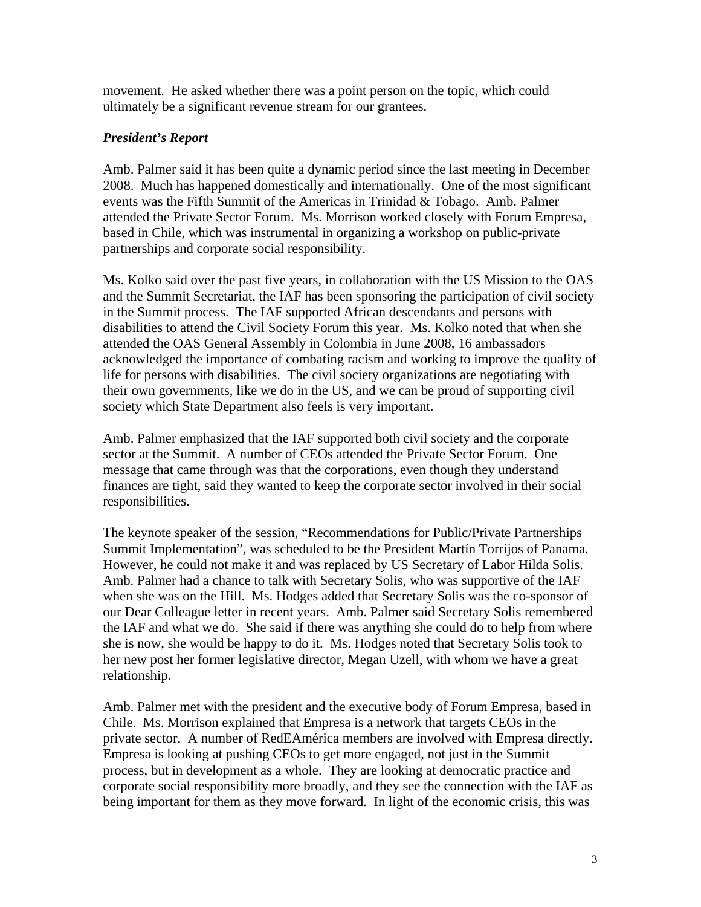movement. He asked whether there was a point person on the topic, which could ultimately be a significant revenue stream for our grantees.

### *President's Report*

Amb. Palmer said it has been quite a dynamic period since the last meeting in December 2008. Much has happened domestically and internationally. One of the most significant events was the Fifth Summit of the Americas in Trinidad & Tobago. Amb. Palmer attended the Private Sector Forum. Ms. Morrison worked closely with Forum Empresa, based in Chile, which was instrumental in organizing a workshop on public-private partnerships and corporate social responsibility.

Ms. Kolko said over the past five years, in collaboration with the US Mission to the OAS and the Summit Secretariat, the IAF has been sponsoring the participation of civil society in the Summit process. The IAF supported African descendants and persons with disabilities to attend the Civil Society Forum this year. Ms. Kolko noted that when she attended the OAS General Assembly in Colombia in June 2008, 16 ambassadors acknowledged the importance of combating racism and working to improve the quality of life for persons with disabilities. The civil society organizations are negotiating with their own governments, like we do in the US, and we can be proud of supporting civil society which State Department also feels is very important.

Amb. Palmer emphasized that the IAF supported both civil society and the corporate sector at the Summit. A number of CEOs attended the Private Sector Forum. One message that came through was that the corporations, even though they understand finances are tight, said they wanted to keep the corporate sector involved in their social responsibilities.

The keynote speaker of the session, "Recommendations for Public/Private Partnerships Summit Implementation", was scheduled to be the President Martín Torrijos of Panama. However, he could not make it and was replaced by US Secretary of Labor Hilda Solis. Amb. Palmer had a chance to talk with Secretary Solis, who was supportive of the IAF when she was on the Hill. Ms. Hodges added that Secretary Solis was the co-sponsor of our Dear Colleague letter in recent years. Amb. Palmer said Secretary Solis remembered the IAF and what we do. She said if there was anything she could do to help from where she is now, she would be happy to do it. Ms. Hodges noted that Secretary Solis took to her new post her former legislative director, Megan Uzell, with whom we have a great relationship.

Amb. Palmer met with the president and the executive body of Forum Empresa, based in Chile. Ms. Morrison explained that Empresa is a network that targets CEOs in the private sector. A number of RedEAmérica members are involved with Empresa directly. Empresa is looking at pushing CEOs to get more engaged, not just in the Summit process, but in development as a whole. They are looking at democratic practice and corporate social responsibility more broadly, and they see the connection with the IAF as being important for them as they move forward. In light of the economic crisis, this was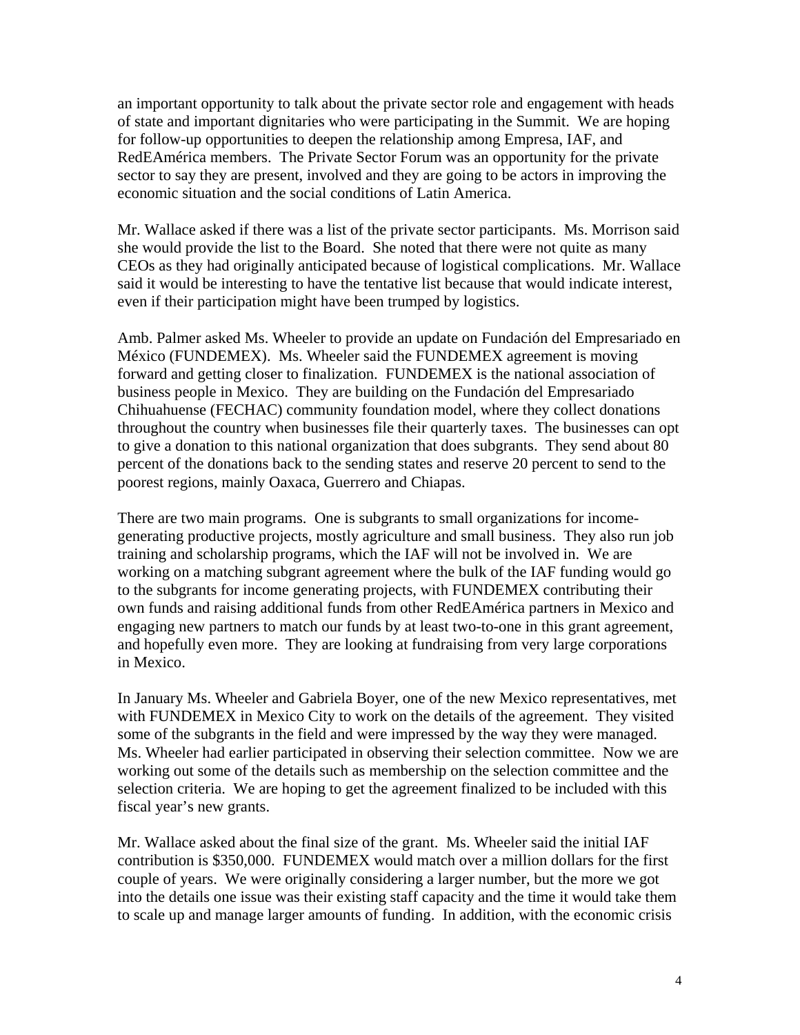an important opportunity to talk about the private sector role and engagement with heads of state and important dignitaries who were participating in the Summit. We are hoping for follow-up opportunities to deepen the relationship among Empresa, IAF, and RedEAmérica members. The Private Sector Forum was an opportunity for the private sector to say they are present, involved and they are going to be actors in improving the economic situation and the social conditions of Latin America.

Mr. Wallace asked if there was a list of the private sector participants. Ms. Morrison said she would provide the list to the Board. She noted that there were not quite as many CEOs as they had originally anticipated because of logistical complications. Mr. Wallace said it would be interesting to have the tentative list because that would indicate interest, even if their participation might have been trumped by logistics.

Amb. Palmer asked Ms. Wheeler to provide an update on Fundación del Empresariado en México (FUNDEMEX). Ms. Wheeler said the FUNDEMEX agreement is moving forward and getting closer to finalization. FUNDEMEX is the national association of business people in Mexico. They are building on the Fundación del Empresariado Chihuahuense (FECHAC) community foundation model, where they collect donations throughout the country when businesses file their quarterly taxes. The businesses can opt to give a donation to this national organization that does subgrants. They send about 80 percent of the donations back to the sending states and reserve 20 percent to send to the poorest regions, mainly Oaxaca, Guerrero and Chiapas.

There are two main programs. One is subgrants to small organizations for income-generating productive projects, mostly agriculture and small business. They also run job training and scholarship programs, which the IAF will not be involved in. We are working on a matching subgrant agreement where the bulk of the IAF funding would go to the subgrants for income generating projects, with FUNDEMEX contributing their own funds and raising additional funds from other RedEAmérica partners in Mexico and engaging new partners to match our funds by at least two-to-one in this grant agreement, and hopefully even more. They are looking at fundraising from very large corporations in Mexico.

In January Ms. Wheeler and Gabriela Boyer, one of the new Mexico representatives, met with FUNDEMEX in Mexico City to work on the details of the agreement. They visited some of the subgrants in the field and were impressed by the way they were managed. Ms. Wheeler had earlier participated in observing their selection committee. Now we are working out some of the details such as membership on the selection committee and the selection criteria. We are hoping to get the agreement finalized to be included with this fiscal year's new grants.

Mr. Wallace asked about the final size of the grant. Ms. Wheeler said the initial IAF contribution is $350,000. FUNDEMEX would match over a million dollars for the first couple of years. We were originally considering a larger number, but the more we got into the details one issue was their existing staff capacity and the time it would take them to scale up and manage larger amounts of funding. In addition, with the economic crisis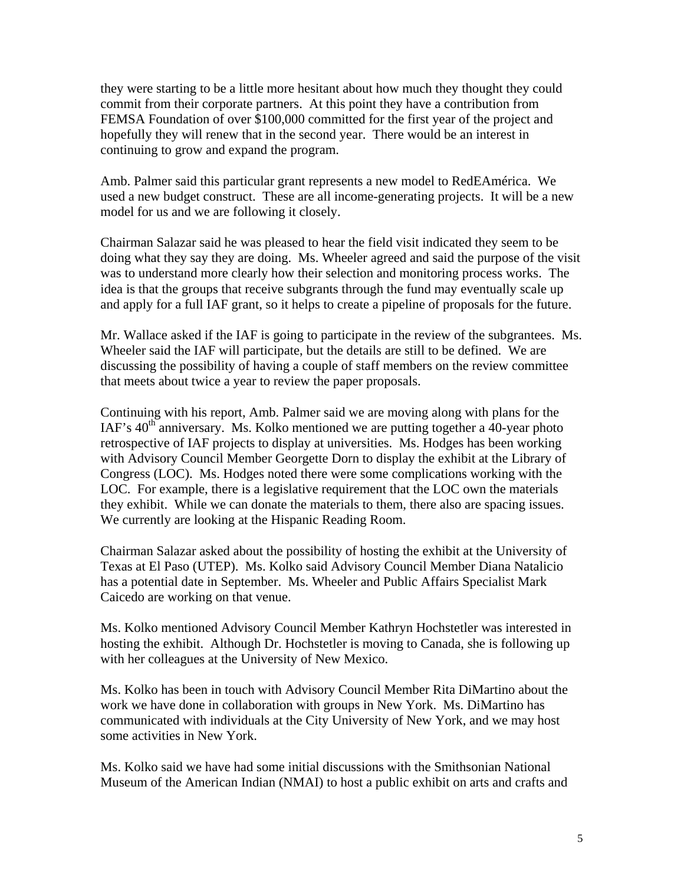they were starting to be a little more hesitant about how much they thought they could commit from their corporate partners. At this point they have a contribution from FEMSA Foundation of over $100,000 committed for the first year of the project and hopefully they will renew that in the second year. There would be an interest in continuing to grow and expand the program.

Amb. Palmer said this particular grant represents a new model to RedEAmérica. We used a new budget construct. These are all income-generating projects. It will be a new model for us and we are following it closely.

Chairman Salazar said he was pleased to hear the field visit indicated they seem to be doing what they say they are doing. Ms. Wheeler agreed and said the purpose of the visit was to understand more clearly how their selection and monitoring process works. The idea is that the groups that receive subgrants through the fund may eventually scale up and apply for a full IAF grant, so it helps to create a pipeline of proposals for the future.

Mr. Wallace asked if the IAF is going to participate in the review of the subgrantees. Ms. Wheeler said the IAF will participate, but the details are still to be defined. We are discussing the possibility of having a couple of staff members on the review committee that meets about twice a year to review the paper proposals.

Continuing with his report, Amb. Palmer said we are moving along with plans for the IAF's 40th anniversary. Ms. Kolko mentioned we are putting together a 40-year photo retrospective of IAF projects to display at universities. Ms. Hodges has been working with Advisory Council Member Georgette Dorn to display the exhibit at the Library of Congress (LOC). Ms. Hodges noted there were some complications working with the LOC. For example, there is a legislative requirement that the LOC own the materials they exhibit. While we can donate the materials to them, there also are spacing issues. We currently are looking at the Hispanic Reading Room.

Chairman Salazar asked about the possibility of hosting the exhibit at the University of Texas at El Paso (UTEP). Ms. Kolko said Advisory Council Member Diana Natalicio has a potential date in September. Ms. Wheeler and Public Affairs Specialist Mark Caicedo are working on that venue.

Ms. Kolko mentioned Advisory Council Member Kathryn Hochstetler was interested in hosting the exhibit. Although Dr. Hochstetler is moving to Canada, she is following up with her colleagues at the University of New Mexico.

Ms. Kolko has been in touch with Advisory Council Member Rita DiMartino about the work we have done in collaboration with groups in New York. Ms. DiMartino has communicated with individuals at the City University of New York, and we may host some activities in New York.

Ms. Kolko said we have had some initial discussions with the Smithsonian National Museum of the American Indian (NMAI) to host a public exhibit on arts and crafts and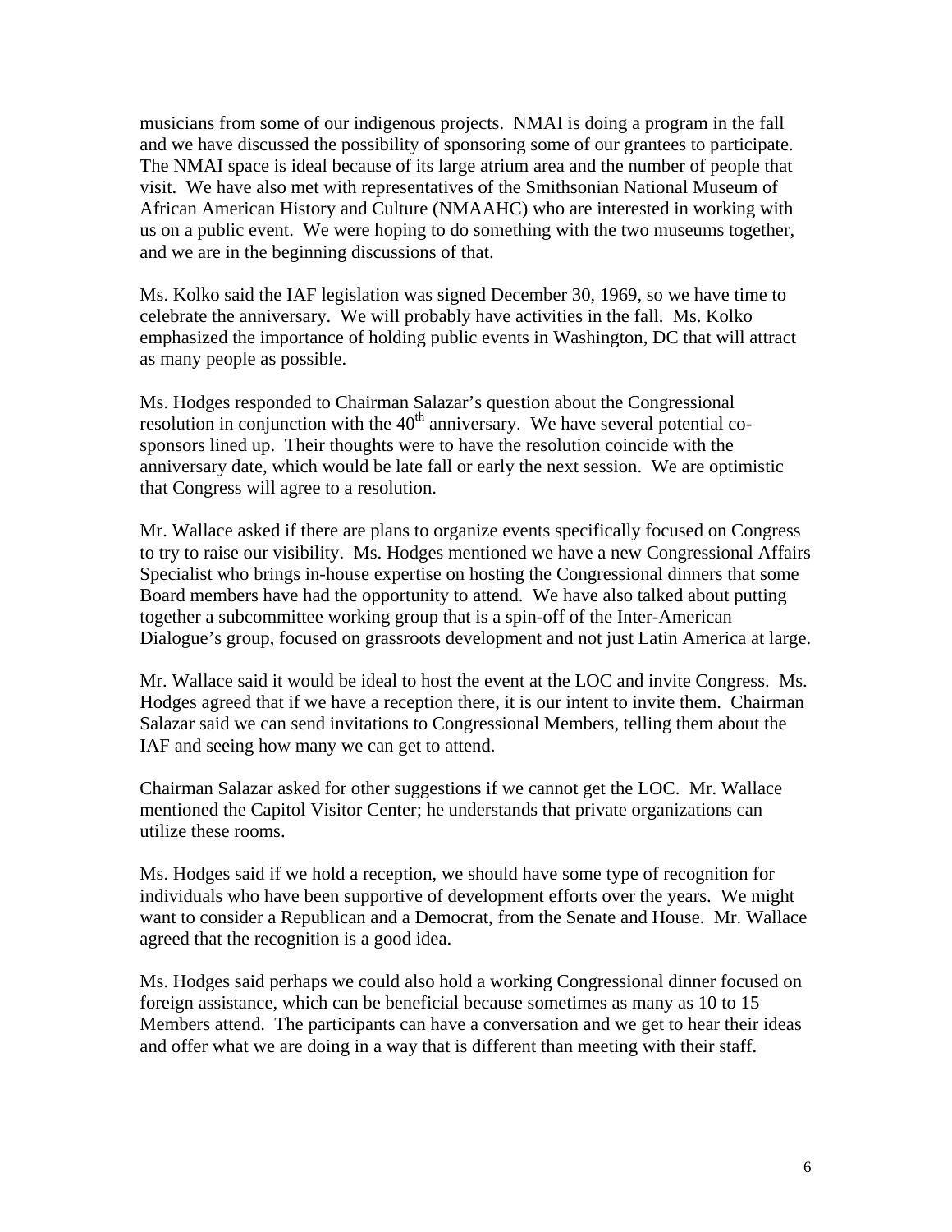musicians from some of our indigenous projects. NMAI is doing a program in the fall and we have discussed the possibility of sponsoring some of our grantees to participate. The NMAI space is ideal because of its large atrium area and the number of people that visit. We have also met with representatives of the Smithsonian National Museum of African American History and Culture (NMAAHC) who are interested in working with us on a public event. We were hoping to do something with the two museums together, and we are in the beginning discussions of that.

Ms. Kolko said the IAF legislation was signed December 30, 1969, so we have time to celebrate the anniversary. We will probably have activities in the fall. Ms. Kolko emphasized the importance of holding public events in Washington, DC that will attract as many people as possible.

Ms. Hodges responded to Chairman Salazar's question about the Congressional resolution in conjunction with the 40th anniversary. We have several potential co-sponsors lined up. Their thoughts were to have the resolution coincide with the anniversary date, which would be late fall or early the next session. We are optimistic that Congress will agree to a resolution.

Mr. Wallace asked if there are plans to organize events specifically focused on Congress to try to raise our visibility. Ms. Hodges mentioned we have a new Congressional Affairs Specialist who brings in-house expertise on hosting the Congressional dinners that some Board members have had the opportunity to attend. We have also talked about putting together a subcommittee working group that is a spin-off of the Inter-American Dialogue's group, focused on grassroots development and not just Latin America at large.

Mr. Wallace said it would be ideal to host the event at the LOC and invite Congress. Ms. Hodges agreed that if we have a reception there, it is our intent to invite them. Chairman Salazar said we can send invitations to Congressional Members, telling them about the IAF and seeing how many we can get to attend.

Chairman Salazar asked for other suggestions if we cannot get the LOC. Mr. Wallace mentioned the Capitol Visitor Center; he understands that private organizations can utilize these rooms.

Ms. Hodges said if we hold a reception, we should have some type of recognition for individuals who have been supportive of development efforts over the years. We might want to consider a Republican and a Democrat, from the Senate and House. Mr. Wallace agreed that the recognition is a good idea.

Ms. Hodges said perhaps we could also hold a working Congressional dinner focused on foreign assistance, which can be beneficial because sometimes as many as 10 to 15 Members attend. The participants can have a conversation and we get to hear their ideas and offer what we are doing in a way that is different than meeting with their staff.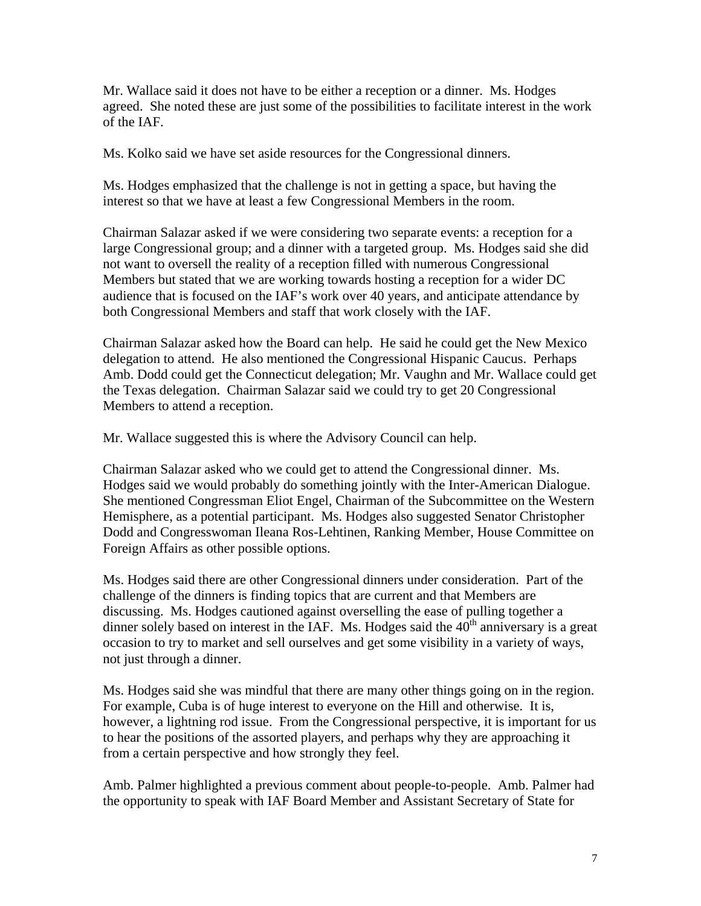Mr. Wallace said it does not have to be either a reception or a dinner. Ms. Hodges agreed. She noted these are just some of the possibilities to facilitate interest in the work of the IAF.

Ms. Kolko said we have set aside resources for the Congressional dinners.

Ms. Hodges emphasized that the challenge is not in getting a space, but having the interest so that we have at least a few Congressional Members in the room.

Chairman Salazar asked if we were considering two separate events: a reception for a large Congressional group; and a dinner with a targeted group. Ms. Hodges said she did not want to oversell the reality of a reception filled with numerous Congressional Members but stated that we are working towards hosting a reception for a wider DC audience that is focused on the IAF's work over 40 years, and anticipate attendance by both Congressional Members and staff that work closely with the IAF.

Chairman Salazar asked how the Board can help. He said he could get the New Mexico delegation to attend. He also mentioned the Congressional Hispanic Caucus. Perhaps Amb. Dodd could get the Connecticut delegation; Mr. Vaughn and Mr. Wallace could get the Texas delegation. Chairman Salazar said we could try to get 20 Congressional Members to attend a reception.

Mr. Wallace suggested this is where the Advisory Council can help.

Chairman Salazar asked who we could get to attend the Congressional dinner. Ms. Hodges said we would probably do something jointly with the Inter-American Dialogue. She mentioned Congressman Eliot Engel, Chairman of the Subcommittee on the Western Hemisphere, as a potential participant. Ms. Hodges also suggested Senator Christopher Dodd and Congresswoman Ileana Ros-Lehtinen, Ranking Member, House Committee on Foreign Affairs as other possible options.

Ms. Hodges said there are other Congressional dinners under consideration. Part of the challenge of the dinners is finding topics that are current and that Members are discussing. Ms. Hodges cautioned against overselling the ease of pulling together a dinner solely based on interest in the IAF. Ms. Hodges said the 40th anniversary is a great occasion to try to market and sell ourselves and get some visibility in a variety of ways, not just through a dinner.

Ms. Hodges said she was mindful that there are many other things going on in the region. For example, Cuba is of huge interest to everyone on the Hill and otherwise. It is, however, a lightning rod issue. From the Congressional perspective, it is important for us to hear the positions of the assorted players, and perhaps why they are approaching it from a certain perspective and how strongly they feel.

Amb. Palmer highlighted a previous comment about people-to-people. Amb. Palmer had the opportunity to speak with IAF Board Member and Assistant Secretary of State for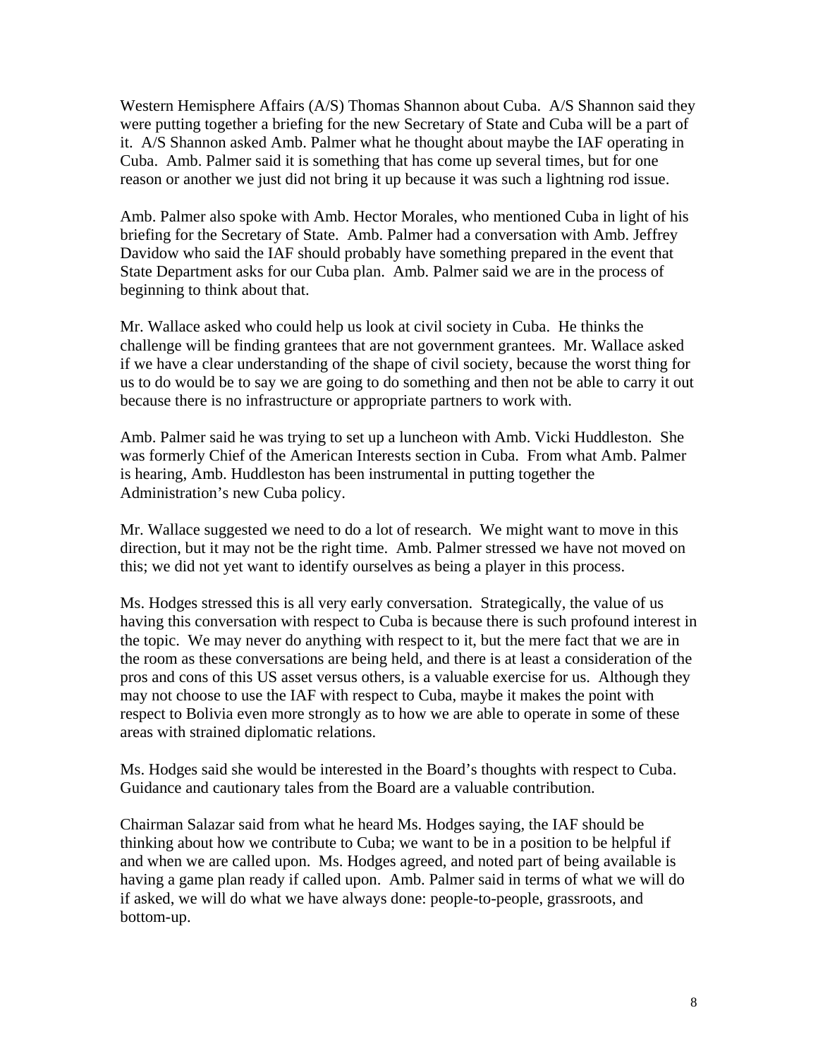Western Hemisphere Affairs (A/S) Thomas Shannon about Cuba. A/S Shannon said they were putting together a briefing for the new Secretary of State and Cuba will be a part of it. A/S Shannon asked Amb. Palmer what he thought about maybe the IAF operating in Cuba. Amb. Palmer said it is something that has come up several times, but for one reason or another we just did not bring it up because it was such a lightning rod issue.

Amb. Palmer also spoke with Amb. Hector Morales, who mentioned Cuba in light of his briefing for the Secretary of State. Amb. Palmer had a conversation with Amb. Jeffrey Davidow who said the IAF should probably have something prepared in the event that State Department asks for our Cuba plan. Amb. Palmer said we are in the process of beginning to think about that.

Mr. Wallace asked who could help us look at civil society in Cuba. He thinks the challenge will be finding grantees that are not government grantees. Mr. Wallace asked if we have a clear understanding of the shape of civil society, because the worst thing for us to do would be to say we are going to do something and then not be able to carry it out because there is no infrastructure or appropriate partners to work with.

Amb. Palmer said he was trying to set up a luncheon with Amb. Vicki Huddleston. She was formerly Chief of the American Interests section in Cuba. From what Amb. Palmer is hearing, Amb. Huddleston has been instrumental in putting together the Administration's new Cuba policy.

Mr. Wallace suggested we need to do a lot of research. We might want to move in this direction, but it may not be the right time. Amb. Palmer stressed we have not moved on this; we did not yet want to identify ourselves as being a player in this process.

Ms. Hodges stressed this is all very early conversation. Strategically, the value of us having this conversation with respect to Cuba is because there is such profound interest in the topic. We may never do anything with respect to it, but the mere fact that we are in the room as these conversations are being held, and there is at least a consideration of the pros and cons of this US asset versus others, is a valuable exercise for us. Although they may not choose to use the IAF with respect to Cuba, maybe it makes the point with respect to Bolivia even more strongly as to how we are able to operate in some of these areas with strained diplomatic relations.

Ms. Hodges said she would be interested in the Board's thoughts with respect to Cuba. Guidance and cautionary tales from the Board are a valuable contribution.

Chairman Salazar said from what he heard Ms. Hodges saying, the IAF should be thinking about how we contribute to Cuba; we want to be in a position to be helpful if and when we are called upon. Ms. Hodges agreed, and noted part of being available is having a game plan ready if called upon. Amb. Palmer said in terms of what we will do if asked, we will do what we have always done: people-to-people, grassroots, and bottom-up.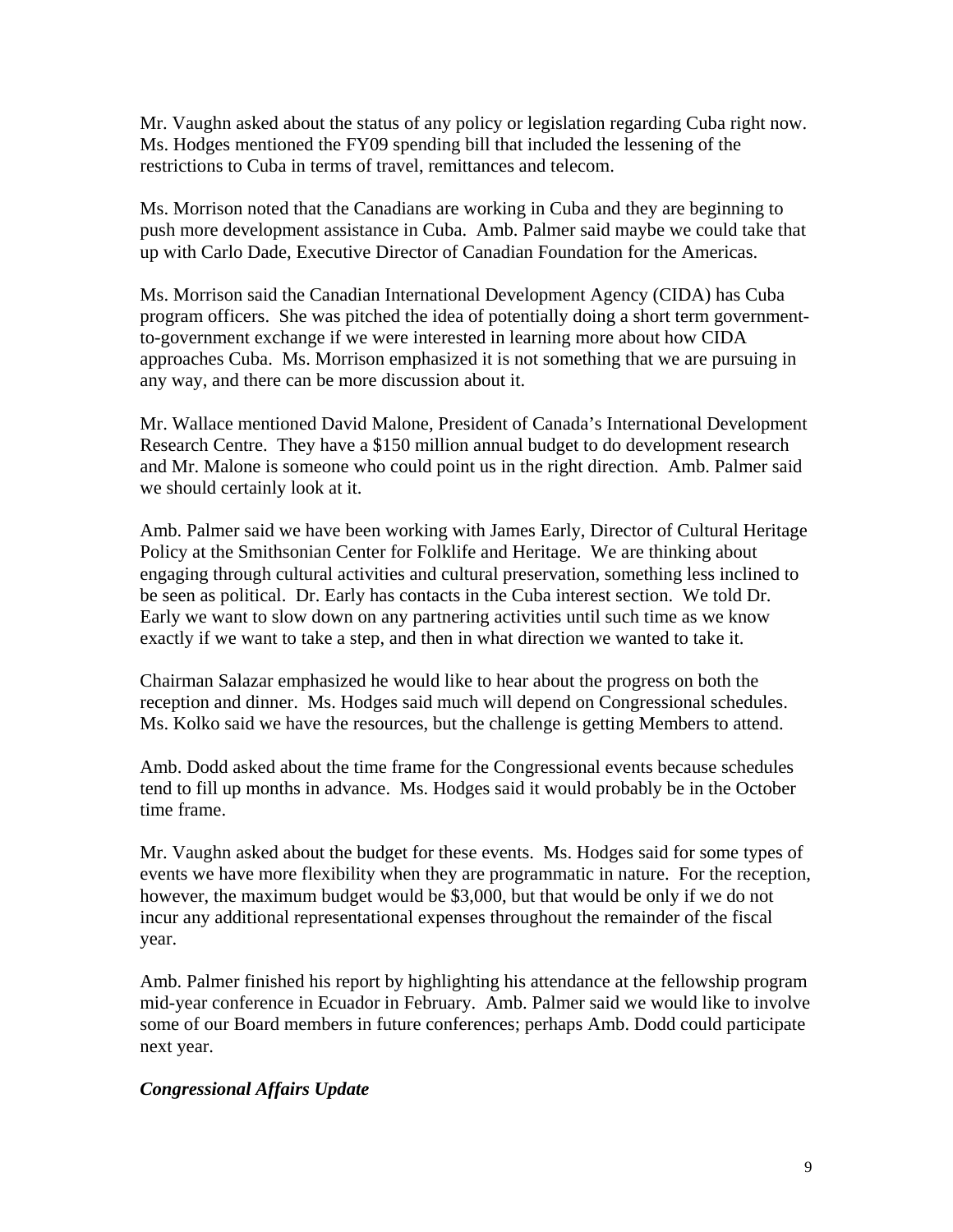Mr. Vaughn asked about the status of any policy or legislation regarding Cuba right now. Ms. Hodges mentioned the FY09 spending bill that included the lessening of the restrictions to Cuba in terms of travel, remittances and telecom.

Ms. Morrison noted that the Canadians are working in Cuba and they are beginning to push more development assistance in Cuba. Amb. Palmer said maybe we could take that up with Carlo Dade, Executive Director of Canadian Foundation for the Americas.

Ms. Morrison said the Canadian International Development Agency (CIDA) has Cuba program officers. She was pitched the idea of potentially doing a short term government-to-government exchange if we were interested in learning more about how CIDA approaches Cuba. Ms. Morrison emphasized it is not something that we are pursuing in any way, and there can be more discussion about it.

Mr. Wallace mentioned David Malone, President of Canada's International Development Research Centre. They have a $150 million annual budget to do development research and Mr. Malone is someone who could point us in the right direction. Amb. Palmer said we should certainly look at it.

Amb. Palmer said we have been working with James Early, Director of Cultural Heritage Policy at the Smithsonian Center for Folklife and Heritage. We are thinking about engaging through cultural activities and cultural preservation, something less inclined to be seen as political. Dr. Early has contacts in the Cuba interest section. We told Dr. Early we want to slow down on any partnering activities until such time as we know exactly if we want to take a step, and then in what direction we wanted to take it.

Chairman Salazar emphasized he would like to hear about the progress on both the reception and dinner. Ms. Hodges said much will depend on Congressional schedules. Ms. Kolko said we have the resources, but the challenge is getting Members to attend.

Amb. Dodd asked about the time frame for the Congressional events because schedules tend to fill up months in advance. Ms. Hodges said it would probably be in the October time frame.

Mr. Vaughn asked about the budget for these events. Ms. Hodges said for some types of events we have more flexibility when they are programmatic in nature. For the reception, however, the maximum budget would be $3,000, but that would be only if we do not incur any additional representational expenses throughout the remainder of the fiscal year.

Amb. Palmer finished his report by highlighting his attendance at the fellowship program mid-year conference in Ecuador in February. Amb. Palmer said we would like to involve some of our Board members in future conferences; perhaps Amb. Dodd could participate next year.

***Congressional Affairs Update***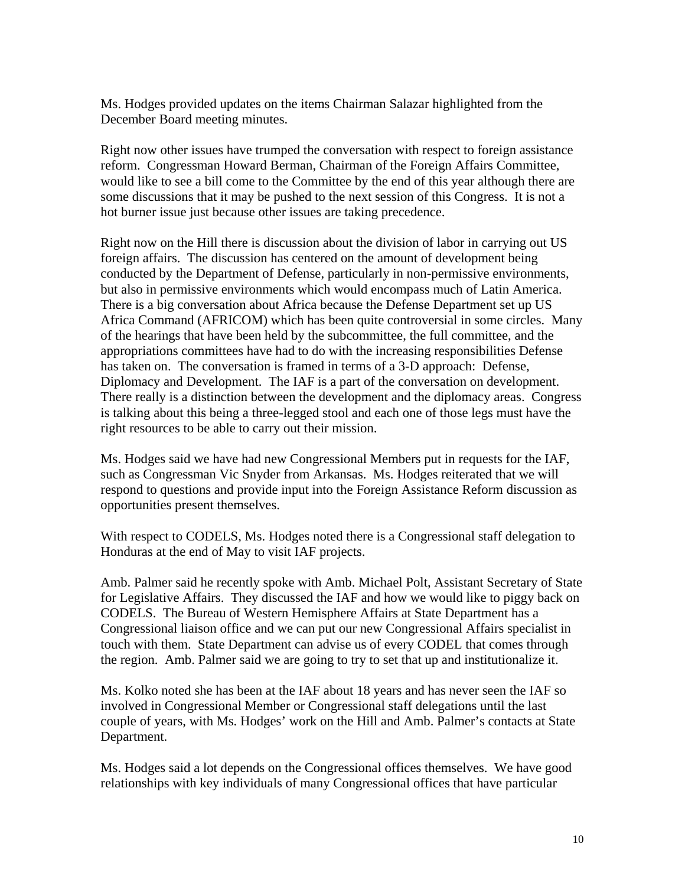Ms. Hodges provided updates on the items Chairman Salazar highlighted from the December Board meeting minutes.

Right now other issues have trumped the conversation with respect to foreign assistance reform. Congressman Howard Berman, Chairman of the Foreign Affairs Committee, would like to see a bill come to the Committee by the end of this year although there are some discussions that it may be pushed to the next session of this Congress. It is not a hot burner issue just because other issues are taking precedence.

Right now on the Hill there is discussion about the division of labor in carrying out US foreign affairs. The discussion has centered on the amount of development being conducted by the Department of Defense, particularly in non-permissive environments, but also in permissive environments which would encompass much of Latin America. There is a big conversation about Africa because the Defense Department set up US Africa Command (AFRICOM) which has been quite controversial in some circles. Many of the hearings that have been held by the subcommittee, the full committee, and the appropriations committees have had to do with the increasing responsibilities Defense has taken on. The conversation is framed in terms of a 3-D approach: Defense, Diplomacy and Development. The IAF is a part of the conversation on development. There really is a distinction between the development and the diplomacy areas. Congress is talking about this being a three-legged stool and each one of those legs must have the right resources to be able to carry out their mission.

Ms. Hodges said we have had new Congressional Members put in requests for the IAF, such as Congressman Vic Snyder from Arkansas. Ms. Hodges reiterated that we will respond to questions and provide input into the Foreign Assistance Reform discussion as opportunities present themselves.

With respect to CODELS, Ms. Hodges noted there is a Congressional staff delegation to Honduras at the end of May to visit IAF projects.

Amb. Palmer said he recently spoke with Amb. Michael Polt, Assistant Secretary of State for Legislative Affairs. They discussed the IAF and how we would like to piggy back on CODELS. The Bureau of Western Hemisphere Affairs at State Department has a Congressional liaison office and we can put our new Congressional Affairs specialist in touch with them. State Department can advise us of every CODEL that comes through the region. Amb. Palmer said we are going to try to set that up and institutionalize it.

Ms. Kolko noted she has been at the IAF about 18 years and has never seen the IAF so involved in Congressional Member or Congressional staff delegations until the last couple of years, with Ms. Hodges' work on the Hill and Amb. Palmer's contacts at State Department.

Ms. Hodges said a lot depends on the Congressional offices themselves. We have good relationships with key individuals of many Congressional offices that have particular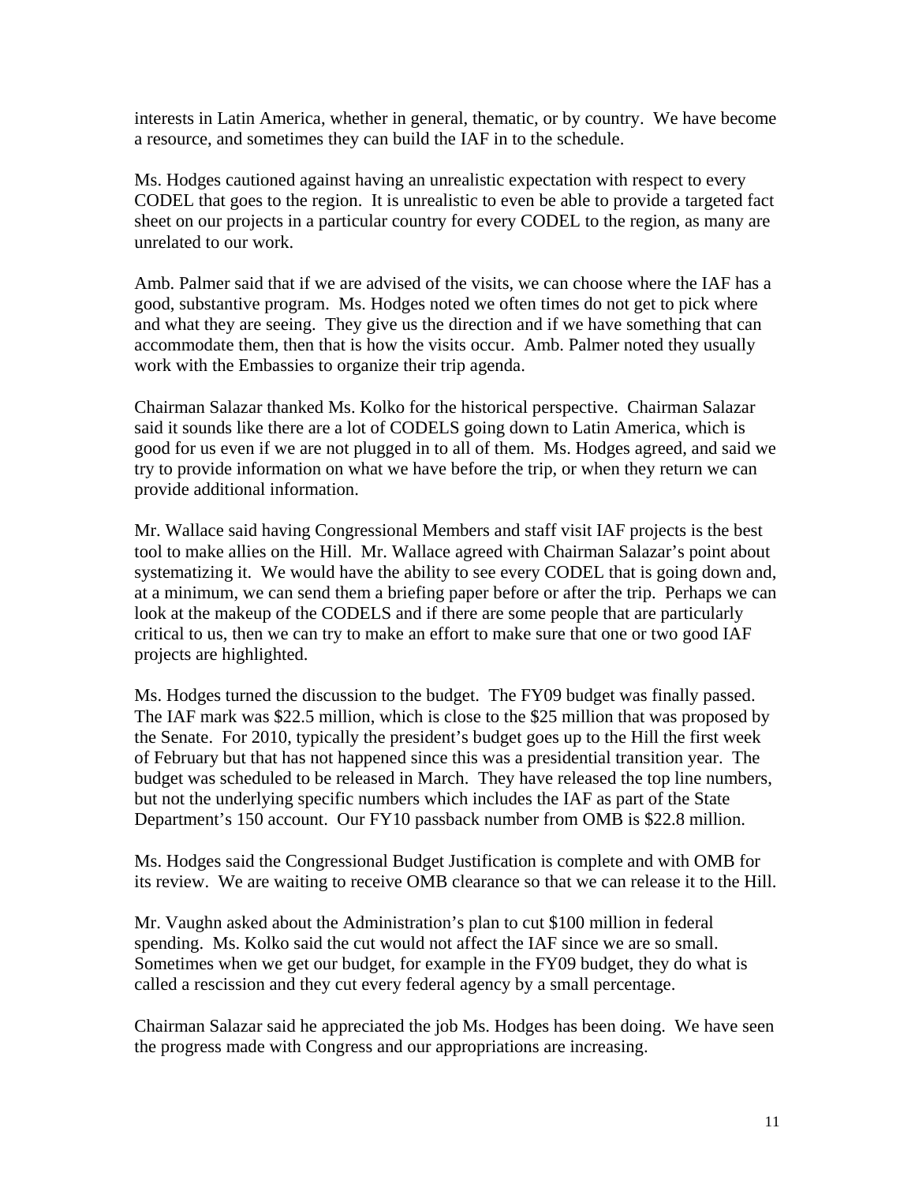interests in Latin America, whether in general, thematic, or by country. We have become a resource, and sometimes they can build the IAF in to the schedule.

Ms. Hodges cautioned against having an unrealistic expectation with respect to every CODEL that goes to the region. It is unrealistic to even be able to provide a targeted fact sheet on our projects in a particular country for every CODEL to the region, as many are unrelated to our work.

Amb. Palmer said that if we are advised of the visits, we can choose where the IAF has a good, substantive program. Ms. Hodges noted we often times do not get to pick where and what they are seeing. They give us the direction and if we have something that can accommodate them, then that is how the visits occur. Amb. Palmer noted they usually work with the Embassies to organize their trip agenda.

Chairman Salazar thanked Ms. Kolko for the historical perspective. Chairman Salazar said it sounds like there are a lot of CODELS going down to Latin America, which is good for us even if we are not plugged in to all of them. Ms. Hodges agreed, and said we try to provide information on what we have before the trip, or when they return we can provide additional information.

Mr. Wallace said having Congressional Members and staff visit IAF projects is the best tool to make allies on the Hill. Mr. Wallace agreed with Chairman Salazar's point about systematizing it. We would have the ability to see every CODEL that is going down and, at a minimum, we can send them a briefing paper before or after the trip. Perhaps we can look at the makeup of the CODELS and if there are some people that are particularly critical to us, then we can try to make an effort to make sure that one or two good IAF projects are highlighted.

Ms. Hodges turned the discussion to the budget. The FY09 budget was finally passed. The IAF mark was $22.5 million, which is close to the $25 million that was proposed by the Senate. For 2010, typically the president's budget goes up to the Hill the first week of February but that has not happened since this was a presidential transition year. The budget was scheduled to be released in March. They have released the top line numbers, but not the underlying specific numbers which includes the IAF as part of the State Department's 150 account. Our FY10 passback number from OMB is $22.8 million.

Ms. Hodges said the Congressional Budget Justification is complete and with OMB for its review. We are waiting to receive OMB clearance so that we can release it to the Hill.

Mr. Vaughn asked about the Administration's plan to cut $100 million in federal spending. Ms. Kolko said the cut would not affect the IAF since we are so small. Sometimes when we get our budget, for example in the FY09 budget, they do what is called a rescission and they cut every federal agency by a small percentage.

Chairman Salazar said he appreciated the job Ms. Hodges has been doing. We have seen the progress made with Congress and our appropriations are increasing.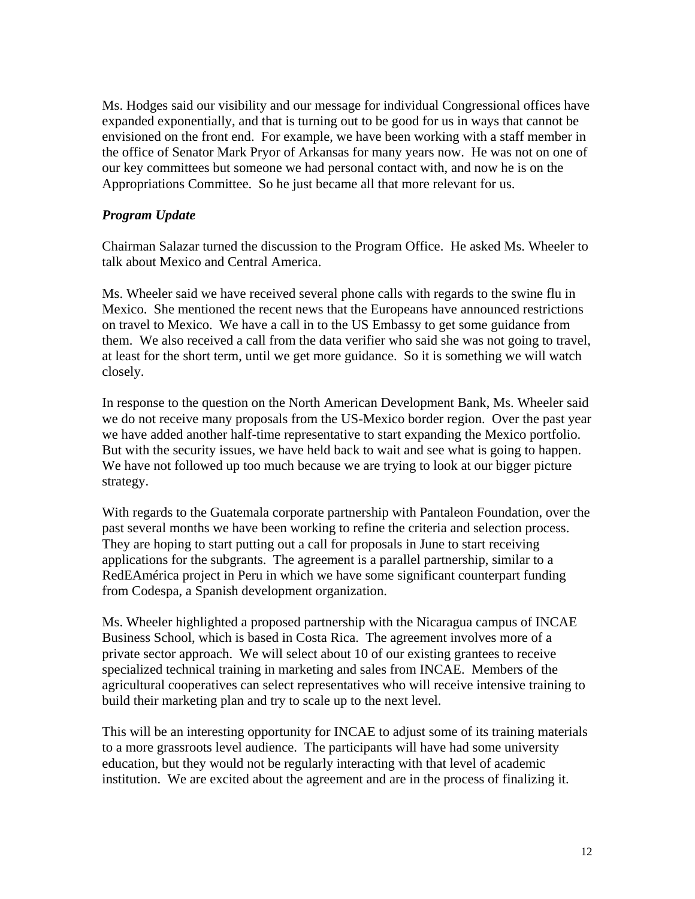Ms. Hodges said our visibility and our message for individual Congressional offices have expanded exponentially, and that is turning out to be good for us in ways that cannot be envisioned on the front end. For example, we have been working with a staff member in the office of Senator Mark Pryor of Arkansas for many years now. He was not on one of our key committees but someone we had personal contact with, and now he is on the Appropriations Committee. So he just became all that more relevant for us.

***Program Update***

Chairman Salazar turned the discussion to the Program Office. He asked Ms. Wheeler to talk about Mexico and Central America.

Ms. Wheeler said we have received several phone calls with regards to the swine flu in Mexico. She mentioned the recent news that the Europeans have announced restrictions on travel to Mexico. We have a call in to the US Embassy to get some guidance from them. We also received a call from the data verifier who said she was not going to travel, at least for the short term, until we get more guidance. So it is something we will watch closely.

In response to the question on the North American Development Bank, Ms. Wheeler said we do not receive many proposals from the US-Mexico border region. Over the past year we have added another half-time representative to start expanding the Mexico portfolio. But with the security issues, we have held back to wait and see what is going to happen. We have not followed up too much because we are trying to look at our bigger picture strategy.

With regards to the Guatemala corporate partnership with Pantaleon Foundation, over the past several months we have been working to refine the criteria and selection process. They are hoping to start putting out a call for proposals in June to start receiving applications for the subgrants. The agreement is a parallel partnership, similar to a RedEAmérica project in Peru in which we have some significant counterpart funding from Codespa, a Spanish development organization.

Ms. Wheeler highlighted a proposed partnership with the Nicaragua campus of INCAE Business School, which is based in Costa Rica. The agreement involves more of a private sector approach. We will select about 10 of our existing grantees to receive specialized technical training in marketing and sales from INCAE. Members of the agricultural cooperatives can select representatives who will receive intensive training to build their marketing plan and try to scale up to the next level.

This will be an interesting opportunity for INCAE to adjust some of its training materials to a more grassroots level audience. The participants will have had some university education, but they would not be regularly interacting with that level of academic institution. We are excited about the agreement and are in the process of finalizing it.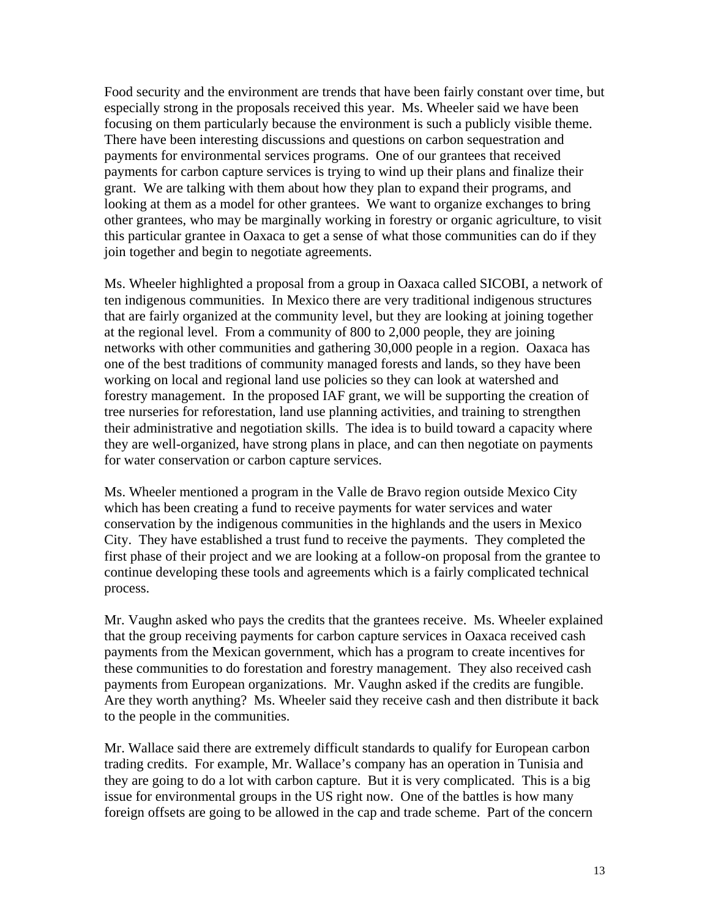Food security and the environment are trends that have been fairly constant over time, but especially strong in the proposals received this year. Ms. Wheeler said we have been focusing on them particularly because the environment is such a publicly visible theme. There have been interesting discussions and questions on carbon sequestration and payments for environmental services programs. One of our grantees that received payments for carbon capture services is trying to wind up their plans and finalize their grant. We are talking with them about how they plan to expand their programs, and looking at them as a model for other grantees. We want to organize exchanges to bring other grantees, who may be marginally working in forestry or organic agriculture, to visit this particular grantee in Oaxaca to get a sense of what those communities can do if they join together and begin to negotiate agreements.

Ms. Wheeler highlighted a proposal from a group in Oaxaca called SICOBI, a network of ten indigenous communities. In Mexico there are very traditional indigenous structures that are fairly organized at the community level, but they are looking at joining together at the regional level. From a community of 800 to 2,000 people, they are joining networks with other communities and gathering 30,000 people in a region. Oaxaca has one of the best traditions of community managed forests and lands, so they have been working on local and regional land use policies so they can look at watershed and forestry management. In the proposed IAF grant, we will be supporting the creation of tree nurseries for reforestation, land use planning activities, and training to strengthen their administrative and negotiation skills. The idea is to build toward a capacity where they are well-organized, have strong plans in place, and can then negotiate on payments for water conservation or carbon capture services.

Ms. Wheeler mentioned a program in the Valle de Bravo region outside Mexico City which has been creating a fund to receive payments for water services and water conservation by the indigenous communities in the highlands and the users in Mexico City. They have established a trust fund to receive the payments. They completed the first phase of their project and we are looking at a follow-on proposal from the grantee to continue developing these tools and agreements which is a fairly complicated technical process.

Mr. Vaughn asked who pays the credits that the grantees receive. Ms. Wheeler explained that the group receiving payments for carbon capture services in Oaxaca received cash payments from the Mexican government, which has a program to create incentives for these communities to do forestation and forestry management. They also received cash payments from European organizations. Mr. Vaughn asked if the credits are fungible. Are they worth anything? Ms. Wheeler said they receive cash and then distribute it back to the people in the communities.

Mr. Wallace said there are extremely difficult standards to qualify for European carbon trading credits. For example, Mr. Wallace's company has an operation in Tunisia and they are going to do a lot with carbon capture. But it is very complicated. This is a big issue for environmental groups in the US right now. One of the battles is how many foreign offsets are going to be allowed in the cap and trade scheme. Part of the concern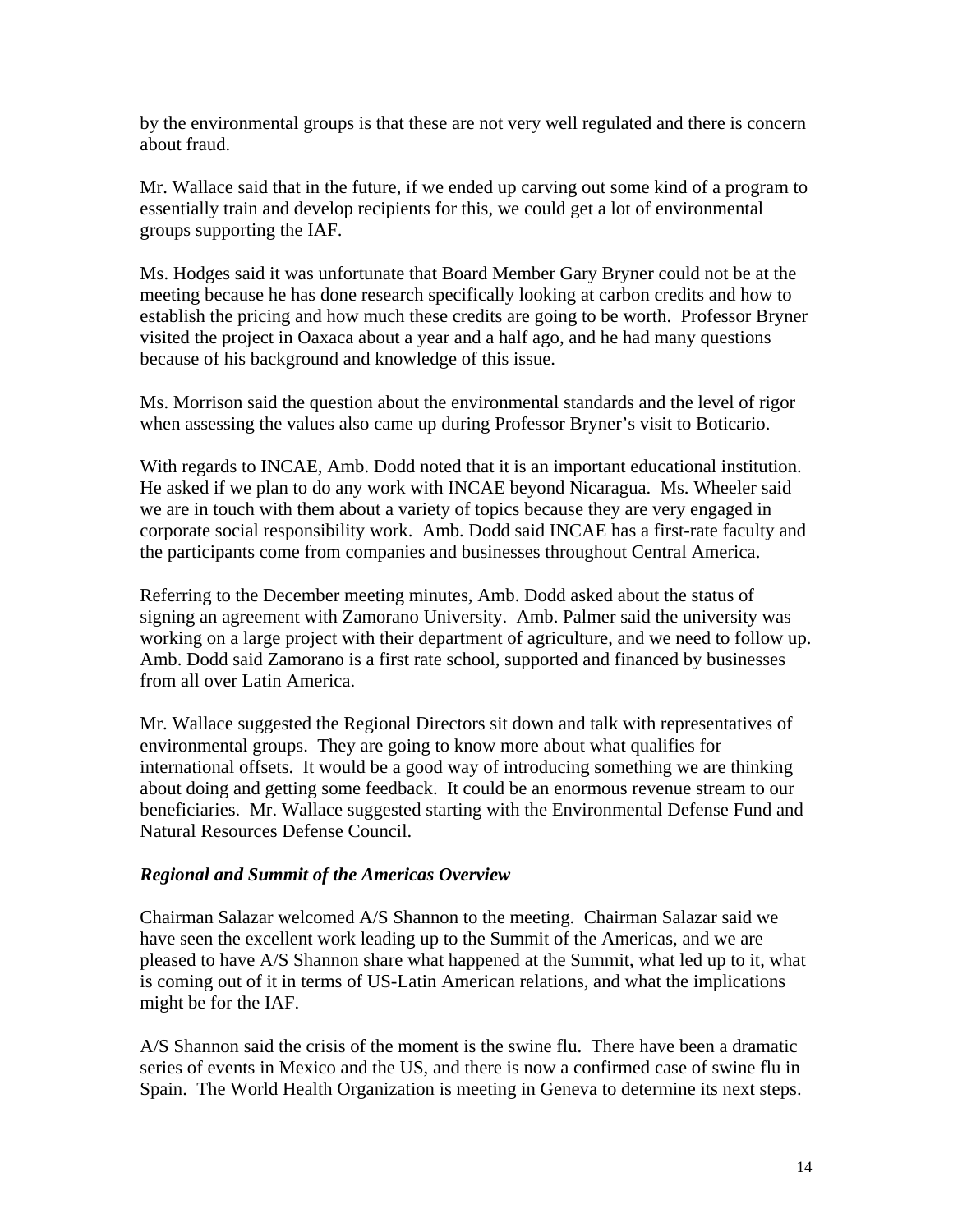by the environmental groups is that these are not very well regulated and there is concern about fraud.

Mr. Wallace said that in the future, if we ended up carving out some kind of a program to essentially train and develop recipients for this, we could get a lot of environmental groups supporting the IAF.

Ms. Hodges said it was unfortunate that Board Member Gary Bryner could not be at the meeting because he has done research specifically looking at carbon credits and how to establish the pricing and how much these credits are going to be worth. Professor Bryner visited the project in Oaxaca about a year and a half ago, and he had many questions because of his background and knowledge of this issue.

Ms. Morrison said the question about the environmental standards and the level of rigor when assessing the values also came up during Professor Bryner's visit to Boticario.

With regards to INCAE, Amb. Dodd noted that it is an important educational institution. He asked if we plan to do any work with INCAE beyond Nicaragua. Ms. Wheeler said we are in touch with them about a variety of topics because they are very engaged in corporate social responsibility work. Amb. Dodd said INCAE has a first-rate faculty and the participants come from companies and businesses throughout Central America.

Referring to the December meeting minutes, Amb. Dodd asked about the status of signing an agreement with Zamorano University. Amb. Palmer said the university was working on a large project with their department of agriculture, and we need to follow up. Amb. Dodd said Zamorano is a first rate school, supported and financed by businesses from all over Latin America.

Mr. Wallace suggested the Regional Directors sit down and talk with representatives of environmental groups. They are going to know more about what qualifies for international offsets. It would be a good way of introducing something we are thinking about doing and getting some feedback. It could be an enormous revenue stream to our beneficiaries. Mr. Wallace suggested starting with the Environmental Defense Fund and Natural Resources Defense Council.

***Regional and Summit of the Americas Overview***

Chairman Salazar welcomed A/S Shannon to the meeting. Chairman Salazar said we have seen the excellent work leading up to the Summit of the Americas, and we are pleased to have A/S Shannon share what happened at the Summit, what led up to it, what is coming out of it in terms of US-Latin American relations, and what the implications might be for the IAF.

A/S Shannon said the crisis of the moment is the swine flu. There have been a dramatic series of events in Mexico and the US, and there is now a confirmed case of swine flu in Spain. The World Health Organization is meeting in Geneva to determine its next steps.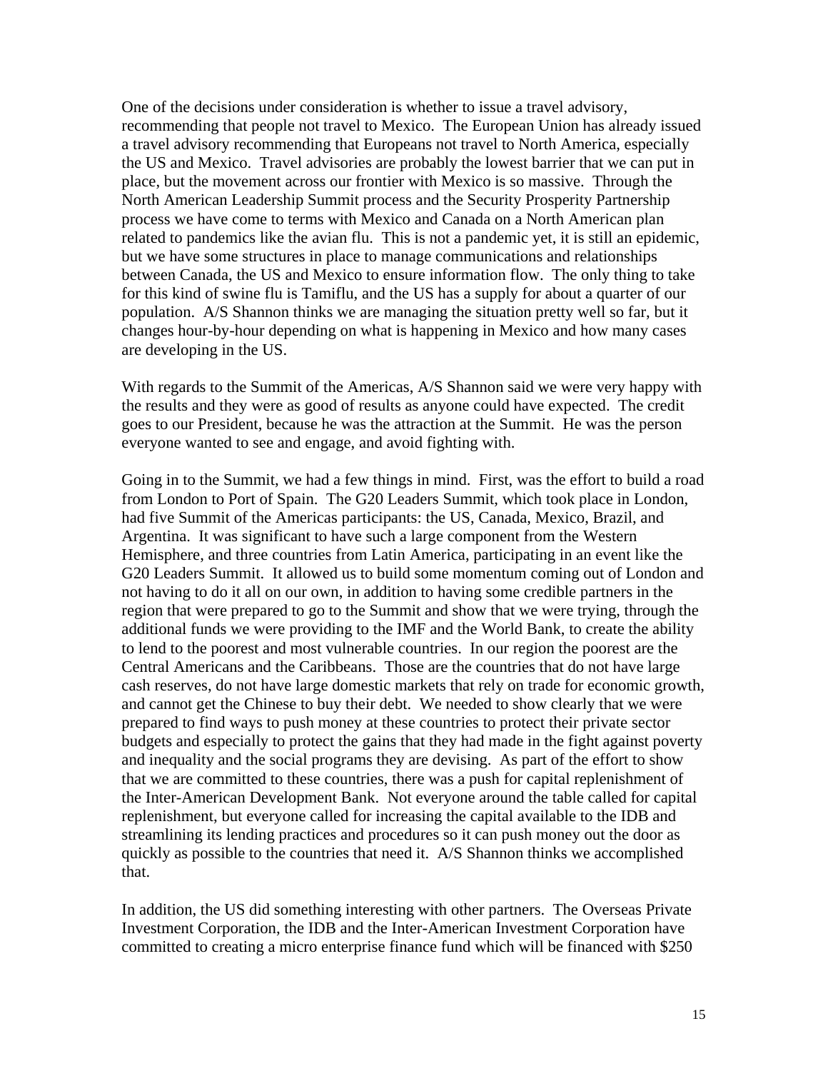One of the decisions under consideration is whether to issue a travel advisory, recommending that people not travel to Mexico. The European Union has already issued a travel advisory recommending that Europeans not travel to North America, especially the US and Mexico. Travel advisories are probably the lowest barrier that we can put in place, but the movement across our frontier with Mexico is so massive. Through the North American Leadership Summit process and the Security Prosperity Partnership process we have come to terms with Mexico and Canada on a North American plan related to pandemics like the avian flu. This is not a pandemic yet, it is still an epidemic, but we have some structures in place to manage communications and relationships between Canada, the US and Mexico to ensure information flow. The only thing to take for this kind of swine flu is Tamiflu, and the US has a supply for about a quarter of our population. A/S Shannon thinks we are managing the situation pretty well so far, but it changes hour-by-hour depending on what is happening in Mexico and how many cases are developing in the US.

With regards to the Summit of the Americas, A/S Shannon said we were very happy with the results and they were as good of results as anyone could have expected. The credit goes to our President, because he was the attraction at the Summit. He was the person everyone wanted to see and engage, and avoid fighting with.

Going in to the Summit, we had a few things in mind. First, was the effort to build a road from London to Port of Spain. The G20 Leaders Summit, which took place in London, had five Summit of the Americas participants: the US, Canada, Mexico, Brazil, and Argentina. It was significant to have such a large component from the Western Hemisphere, and three countries from Latin America, participating in an event like the G20 Leaders Summit. It allowed us to build some momentum coming out of London and not having to do it all on our own, in addition to having some credible partners in the region that were prepared to go to the Summit and show that we were trying, through the additional funds we were providing to the IMF and the World Bank, to create the ability to lend to the poorest and most vulnerable countries. In our region the poorest are the Central Americans and the Caribbeans. Those are the countries that do not have large cash reserves, do not have large domestic markets that rely on trade for economic growth, and cannot get the Chinese to buy their debt. We needed to show clearly that we were prepared to find ways to push money at these countries to protect their private sector budgets and especially to protect the gains that they had made in the fight against poverty and inequality and the social programs they are devising. As part of the effort to show that we are committed to these countries, there was a push for capital replenishment of the Inter-American Development Bank. Not everyone around the table called for capital replenishment, but everyone called for increasing the capital available to the IDB and streamlining its lending practices and procedures so it can push money out the door as quickly as possible to the countries that need it. A/S Shannon thinks we accomplished that.

In addition, the US did something interesting with other partners. The Overseas Private Investment Corporation, the IDB and the Inter-American Investment Corporation have committed to creating a micro enterprise finance fund which will be financed with $250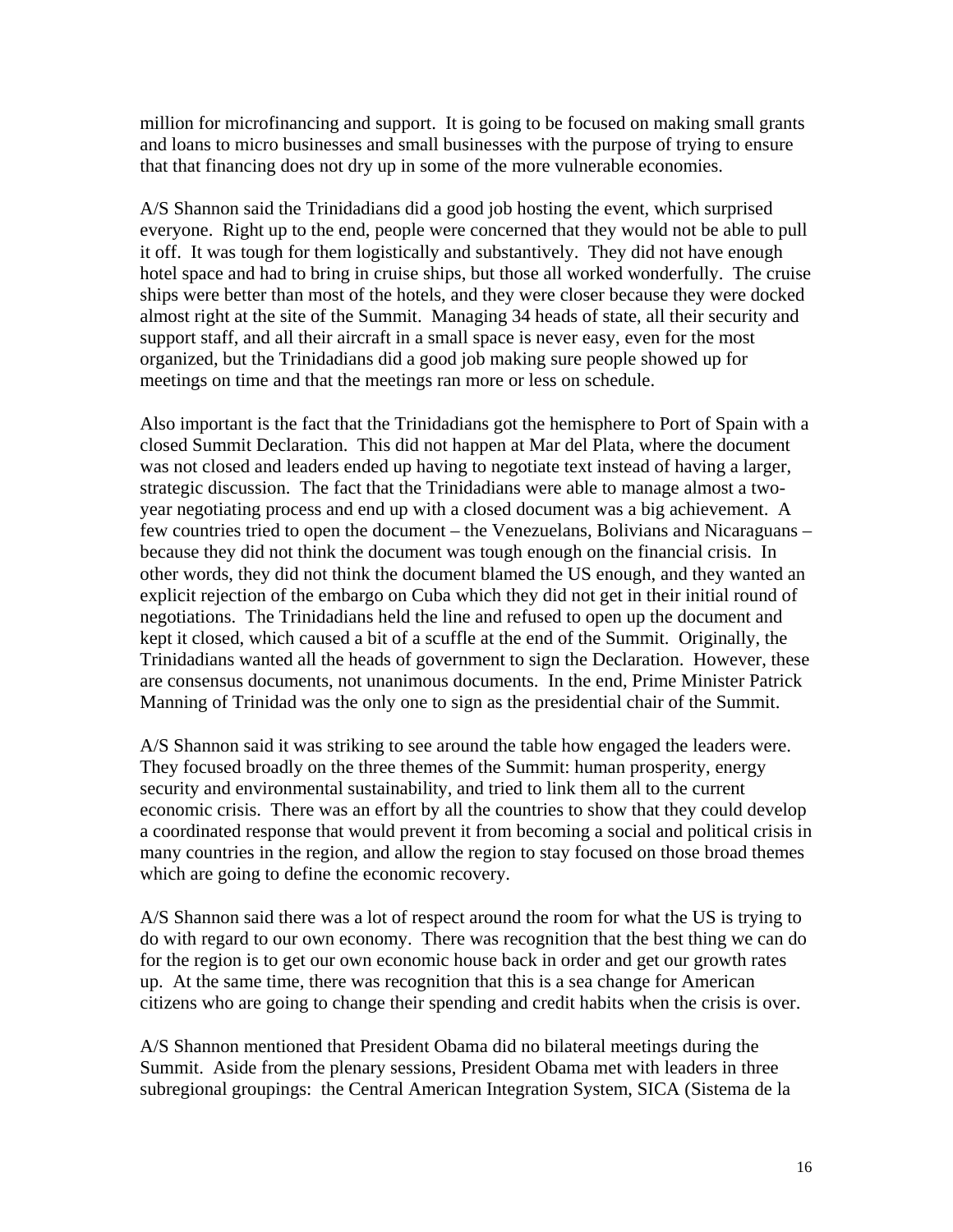million for microfinancing and support. It is going to be focused on making small grants and loans to micro businesses and small businesses with the purpose of trying to ensure that that financing does not dry up in some of the more vulnerable economies.

A/S Shannon said the Trinidadians did a good job hosting the event, which surprised everyone. Right up to the end, people were concerned that they would not be able to pull it off. It was tough for them logistically and substantively. They did not have enough hotel space and had to bring in cruise ships, but those all worked wonderfully. The cruise ships were better than most of the hotels, and they were closer because they were docked almost right at the site of the Summit. Managing 34 heads of state, all their security and support staff, and all their aircraft in a small space is never easy, even for the most organized, but the Trinidadians did a good job making sure people showed up for meetings on time and that the meetings ran more or less on schedule.

Also important is the fact that the Trinidadians got the hemisphere to Port of Spain with a closed Summit Declaration. This did not happen at Mar del Plata, where the document was not closed and leaders ended up having to negotiate text instead of having a larger, strategic discussion. The fact that the Trinidadians were able to manage almost a two-year negotiating process and end up with a closed document was a big achievement. A few countries tried to open the document – the Venezuelans, Bolivians and Nicaraguans – because they did not think the document was tough enough on the financial crisis. In other words, they did not think the document blamed the US enough, and they wanted an explicit rejection of the embargo on Cuba which they did not get in their initial round of negotiations. The Trinidadians held the line and refused to open up the document and kept it closed, which caused a bit of a scuffle at the end of the Summit. Originally, the Trinidadians wanted all the heads of government to sign the Declaration. However, these are consensus documents, not unanimous documents. In the end, Prime Minister Patrick Manning of Trinidad was the only one to sign as the presidential chair of the Summit.

A/S Shannon said it was striking to see around the table how engaged the leaders were. They focused broadly on the three themes of the Summit: human prosperity, energy security and environmental sustainability, and tried to link them all to the current economic crisis. There was an effort by all the countries to show that they could develop a coordinated response that would prevent it from becoming a social and political crisis in many countries in the region, and allow the region to stay focused on those broad themes which are going to define the economic recovery.

A/S Shannon said there was a lot of respect around the room for what the US is trying to do with regard to our own economy. There was recognition that the best thing we can do for the region is to get our own economic house back in order and get our growth rates up. At the same time, there was recognition that this is a sea change for American citizens who are going to change their spending and credit habits when the crisis is over.

A/S Shannon mentioned that President Obama did no bilateral meetings during the Summit. Aside from the plenary sessions, President Obama met with leaders in three subregional groupings: the Central American Integration System, SICA (Sistema de la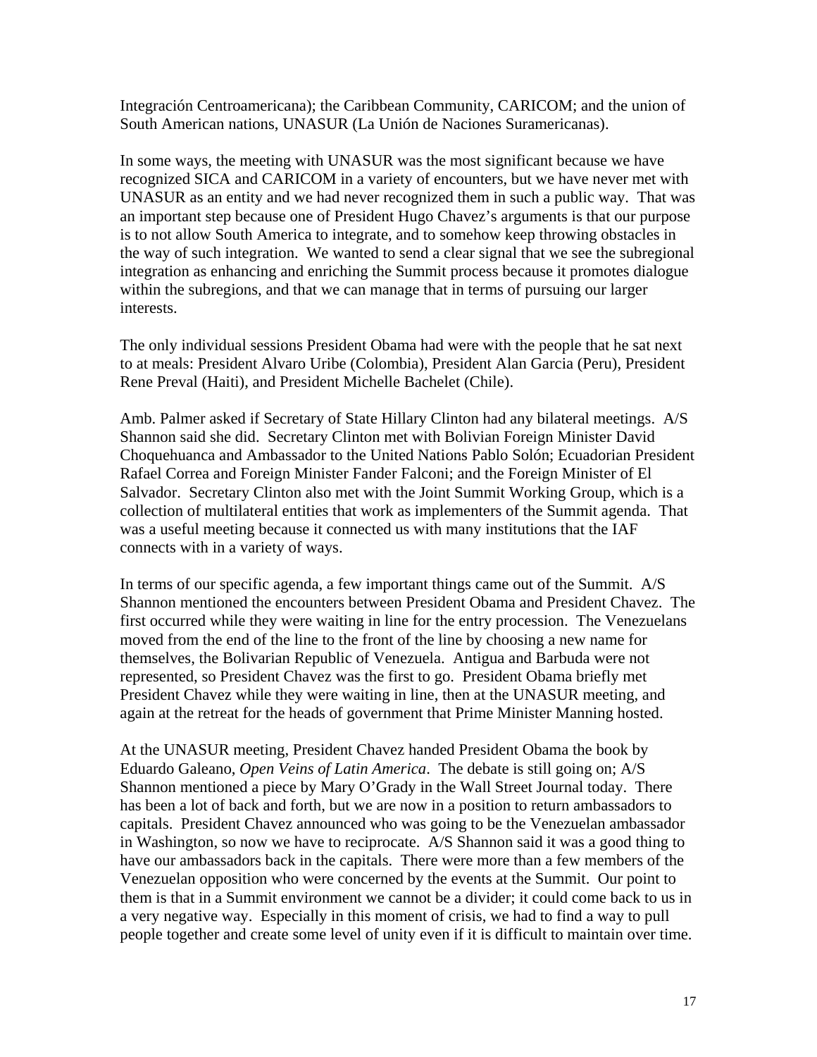Integración Centroamericana); the Caribbean Community, CARICOM; and the union of South American nations, UNASUR (La Unión de Naciones Suramericanas).

In some ways, the meeting with UNASUR was the most significant because we have recognized SICA and CARICOM in a variety of encounters, but we have never met with UNASUR as an entity and we had never recognized them in such a public way. That was an important step because one of President Hugo Chavez's arguments is that our purpose is to not allow South America to integrate, and to somehow keep throwing obstacles in the way of such integration. We wanted to send a clear signal that we see the subregional integration as enhancing and enriching the Summit process because it promotes dialogue within the subregions, and that we can manage that in terms of pursuing our larger interests.

The only individual sessions President Obama had were with the people that he sat next to at meals: President Alvaro Uribe (Colombia), President Alan Garcia (Peru), President Rene Preval (Haiti), and President Michelle Bachelet (Chile).

Amb. Palmer asked if Secretary of State Hillary Clinton had any bilateral meetings. A/S Shannon said she did. Secretary Clinton met with Bolivian Foreign Minister David Choquehuanca and Ambassador to the United Nations Pablo Solón; Ecuadorian President Rafael Correa and Foreign Minister Fander Falconi; and the Foreign Minister of El Salvador. Secretary Clinton also met with the Joint Summit Working Group, which is a collection of multilateral entities that work as implementers of the Summit agenda. That was a useful meeting because it connected us with many institutions that the IAF connects with in a variety of ways.

In terms of our specific agenda, a few important things came out of the Summit. A/S Shannon mentioned the encounters between President Obama and President Chavez. The first occurred while they were waiting in line for the entry procession. The Venezuelans moved from the end of the line to the front of the line by choosing a new name for themselves, the Bolivarian Republic of Venezuela. Antigua and Barbuda were not represented, so President Chavez was the first to go. President Obama briefly met President Chavez while they were waiting in line, then at the UNASUR meeting, and again at the retreat for the heads of government that Prime Minister Manning hosted.

At the UNASUR meeting, President Chavez handed President Obama the book by Eduardo Galeano, *Open Veins of Latin America*. The debate is still going on; A/S Shannon mentioned a piece by Mary O'Grady in the Wall Street Journal today. There has been a lot of back and forth, but we are now in a position to return ambassadors to capitals. President Chavez announced who was going to be the Venezuelan ambassador in Washington, so now we have to reciprocate. A/S Shannon said it was a good thing to have our ambassadors back in the capitals. There were more than a few members of the Venezuelan opposition who were concerned by the events at the Summit. Our point to them is that in a Summit environment we cannot be a divider; it could come back to us in a very negative way. Especially in this moment of crisis, we had to find a way to pull people together and create some level of unity even if it is difficult to maintain over time.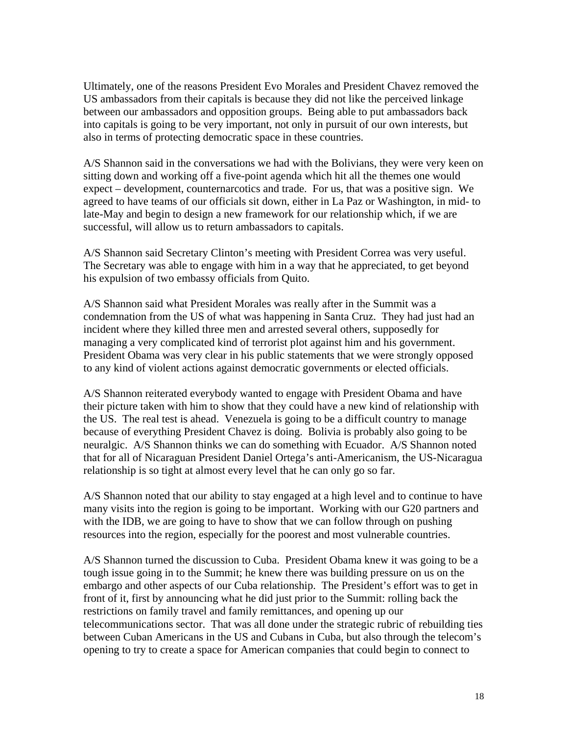Ultimately, one of the reasons President Evo Morales and President Chavez removed the US ambassadors from their capitals is because they did not like the perceived linkage between our ambassadors and opposition groups. Being able to put ambassadors back into capitals is going to be very important, not only in pursuit of our own interests, but also in terms of protecting democratic space in these countries.

A/S Shannon said in the conversations we had with the Bolivians, they were very keen on sitting down and working off a five-point agenda which hit all the themes one would expect – development, counternarcotics and trade. For us, that was a positive sign. We agreed to have teams of our officials sit down, either in La Paz or Washington, in mid- to late-May and begin to design a new framework for our relationship which, if we are successful, will allow us to return ambassadors to capitals.

A/S Shannon said Secretary Clinton's meeting with President Correa was very useful. The Secretary was able to engage with him in a way that he appreciated, to get beyond his expulsion of two embassy officials from Quito.

A/S Shannon said what President Morales was really after in the Summit was a condemnation from the US of what was happening in Santa Cruz. They had just had an incident where they killed three men and arrested several others, supposedly for managing a very complicated kind of terrorist plot against him and his government. President Obama was very clear in his public statements that we were strongly opposed to any kind of violent actions against democratic governments or elected officials.

A/S Shannon reiterated everybody wanted to engage with President Obama and have their picture taken with him to show that they could have a new kind of relationship with the US. The real test is ahead. Venezuela is going to be a difficult country to manage because of everything President Chavez is doing. Bolivia is probably also going to be neuralgic. A/S Shannon thinks we can do something with Ecuador. A/S Shannon noted that for all of Nicaraguan President Daniel Ortega's anti-Americanism, the US-Nicaragua relationship is so tight at almost every level that he can only go so far.

A/S Shannon noted that our ability to stay engaged at a high level and to continue to have many visits into the region is going to be important. Working with our G20 partners and with the IDB, we are going to have to show that we can follow through on pushing resources into the region, especially for the poorest and most vulnerable countries.

A/S Shannon turned the discussion to Cuba. President Obama knew it was going to be a tough issue going in to the Summit; he knew there was building pressure on us on the embargo and other aspects of our Cuba relationship. The President's effort was to get in front of it, first by announcing what he did just prior to the Summit: rolling back the restrictions on family travel and family remittances, and opening up our telecommunications sector. That was all done under the strategic rubric of rebuilding ties between Cuban Americans in the US and Cubans in Cuba, but also through the telecom's opening to try to create a space for American companies that could begin to connect to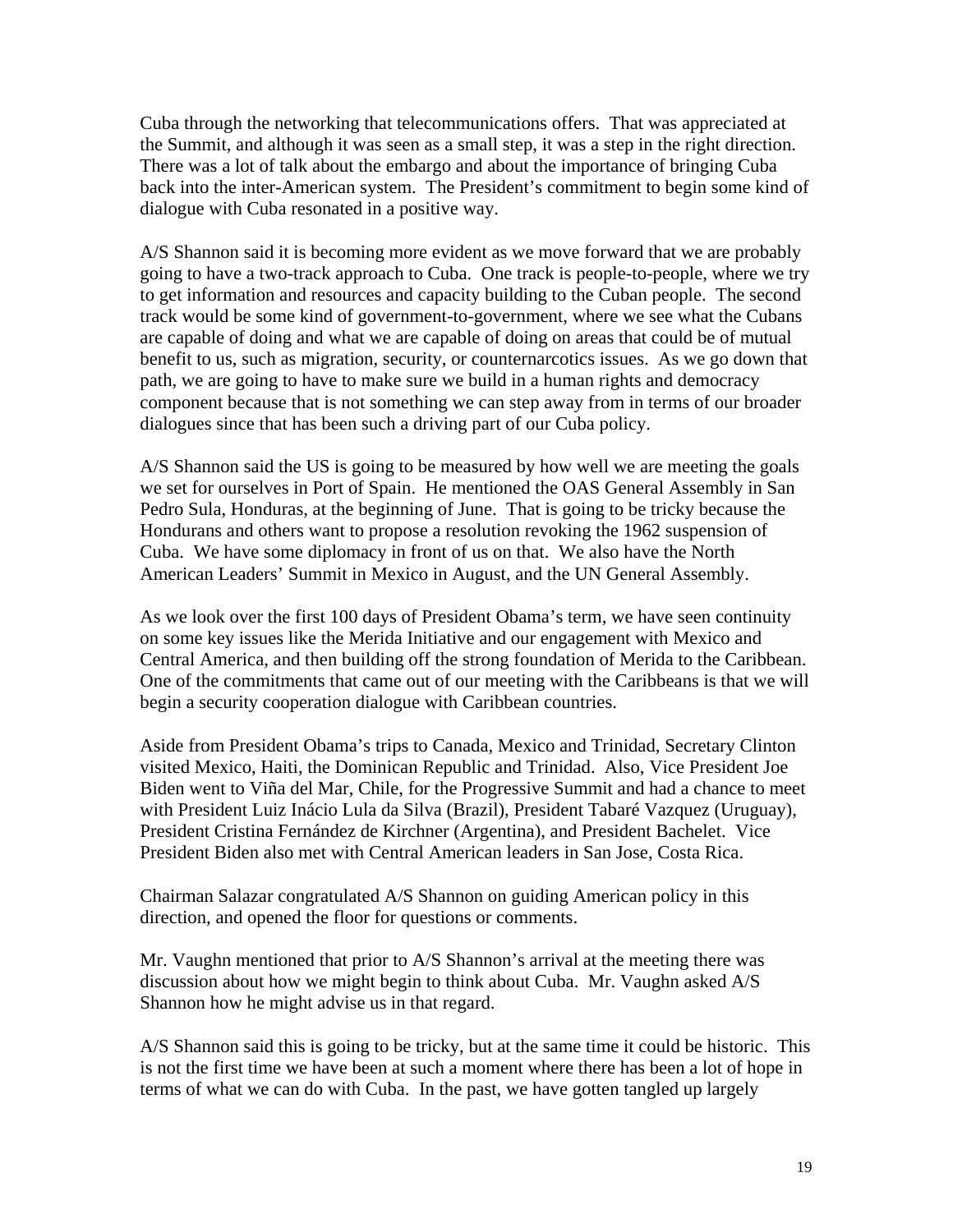Cuba through the networking that telecommunications offers. That was appreciated at the Summit, and although it was seen as a small step, it was a step in the right direction. There was a lot of talk about the embargo and about the importance of bringing Cuba back into the inter-American system. The President's commitment to begin some kind of dialogue with Cuba resonated in a positive way.

A/S Shannon said it is becoming more evident as we move forward that we are probably going to have a two-track approach to Cuba. One track is people-to-people, where we try to get information and resources and capacity building to the Cuban people. The second track would be some kind of government-to-government, where we see what the Cubans are capable of doing and what we are capable of doing on areas that could be of mutual benefit to us, such as migration, security, or counternarcotics issues. As we go down that path, we are going to have to make sure we build in a human rights and democracy component because that is not something we can step away from in terms of our broader dialogues since that has been such a driving part of our Cuba policy.

A/S Shannon said the US is going to be measured by how well we are meeting the goals we set for ourselves in Port of Spain. He mentioned the OAS General Assembly in San Pedro Sula, Honduras, at the beginning of June. That is going to be tricky because the Hondurans and others want to propose a resolution revoking the 1962 suspension of Cuba. We have some diplomacy in front of us on that. We also have the North American Leaders' Summit in Mexico in August, and the UN General Assembly.

As we look over the first 100 days of President Obama's term, we have seen continuity on some key issues like the Merida Initiative and our engagement with Mexico and Central America, and then building off the strong foundation of Merida to the Caribbean. One of the commitments that came out of our meeting with the Caribbeans is that we will begin a security cooperation dialogue with Caribbean countries.

Aside from President Obama's trips to Canada, Mexico and Trinidad, Secretary Clinton visited Mexico, Haiti, the Dominican Republic and Trinidad. Also, Vice President Joe Biden went to Viña del Mar, Chile, for the Progressive Summit and had a chance to meet with President Luiz Inácio Lula da Silva (Brazil), President Tabaré Vazquez (Uruguay), President Cristina Fernández de Kirchner (Argentina), and President Bachelet. Vice President Biden also met with Central American leaders in San Jose, Costa Rica.

Chairman Salazar congratulated A/S Shannon on guiding American policy in this direction, and opened the floor for questions or comments.

Mr. Vaughn mentioned that prior to A/S Shannon's arrival at the meeting there was discussion about how we might begin to think about Cuba. Mr. Vaughn asked A/S Shannon how he might advise us in that regard.

A/S Shannon said this is going to be tricky, but at the same time it could be historic. This is not the first time we have been at such a moment where there has been a lot of hope in terms of what we can do with Cuba. In the past, we have gotten tangled up largely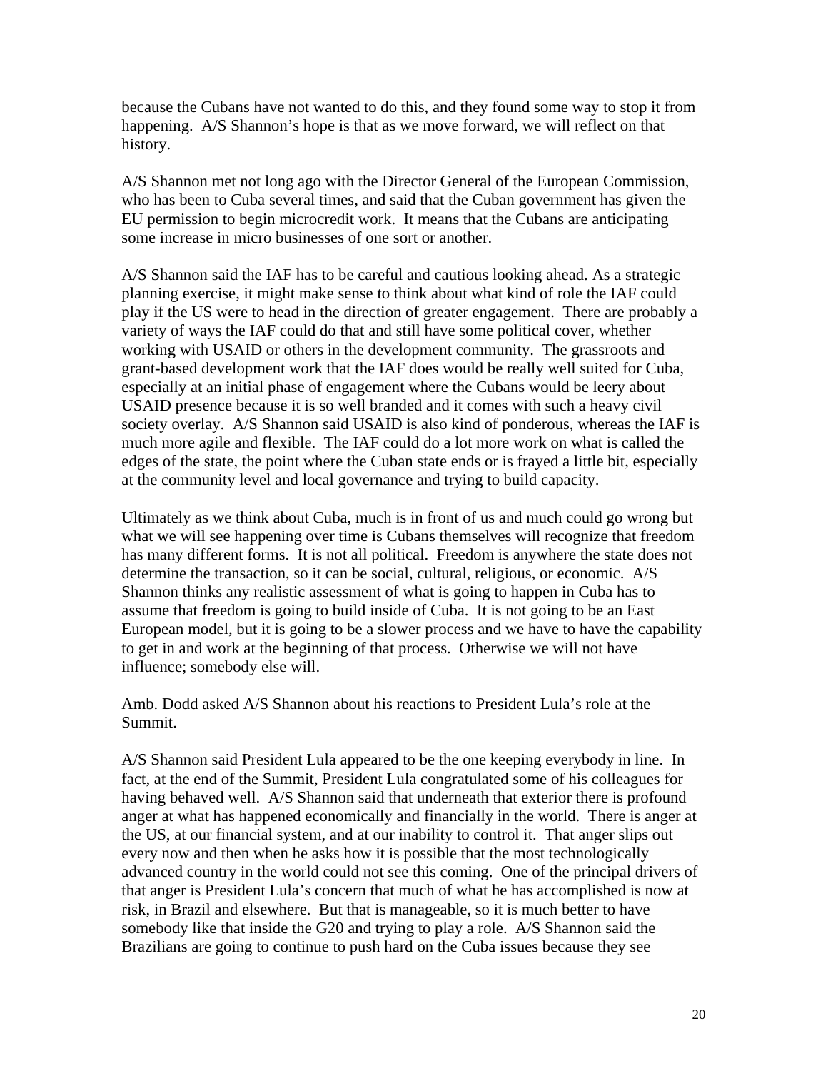because the Cubans have not wanted to do this, and they found some way to stop it from happening. A/S Shannon's hope is that as we move forward, we will reflect on that history.

A/S Shannon met not long ago with the Director General of the European Commission, who has been to Cuba several times, and said that the Cuban government has given the EU permission to begin microcredit work. It means that the Cubans are anticipating some increase in micro businesses of one sort or another.

A/S Shannon said the IAF has to be careful and cautious looking ahead. As a strategic planning exercise, it might make sense to think about what kind of role the IAF could play if the US were to head in the direction of greater engagement. There are probably a variety of ways the IAF could do that and still have some political cover, whether working with USAID or others in the development community. The grassroots and grant-based development work that the IAF does would be really well suited for Cuba, especially at an initial phase of engagement where the Cubans would be leery about USAID presence because it is so well branded and it comes with such a heavy civil society overlay. A/S Shannon said USAID is also kind of ponderous, whereas the IAF is much more agile and flexible. The IAF could do a lot more work on what is called the edges of the state, the point where the Cuban state ends or is frayed a little bit, especially at the community level and local governance and trying to build capacity.

Ultimately as we think about Cuba, much is in front of us and much could go wrong but what we will see happening over time is Cubans themselves will recognize that freedom has many different forms. It is not all political. Freedom is anywhere the state does not determine the transaction, so it can be social, cultural, religious, or economic. A/S Shannon thinks any realistic assessment of what is going to happen in Cuba has to assume that freedom is going to build inside of Cuba. It is not going to be an East European model, but it is going to be a slower process and we have to have the capability to get in and work at the beginning of that process. Otherwise we will not have influence; somebody else will.

Amb. Dodd asked A/S Shannon about his reactions to President Lula's role at the Summit.

A/S Shannon said President Lula appeared to be the one keeping everybody in line. In fact, at the end of the Summit, President Lula congratulated some of his colleagues for having behaved well. A/S Shannon said that underneath that exterior there is profound anger at what has happened economically and financially in the world. There is anger at the US, at our financial system, and at our inability to control it. That anger slips out every now and then when he asks how it is possible that the most technologically advanced country in the world could not see this coming. One of the principal drivers of that anger is President Lula's concern that much of what he has accomplished is now at risk, in Brazil and elsewhere. But that is manageable, so it is much better to have somebody like that inside the G20 and trying to play a role. A/S Shannon said the Brazilians are going to continue to push hard on the Cuba issues because they see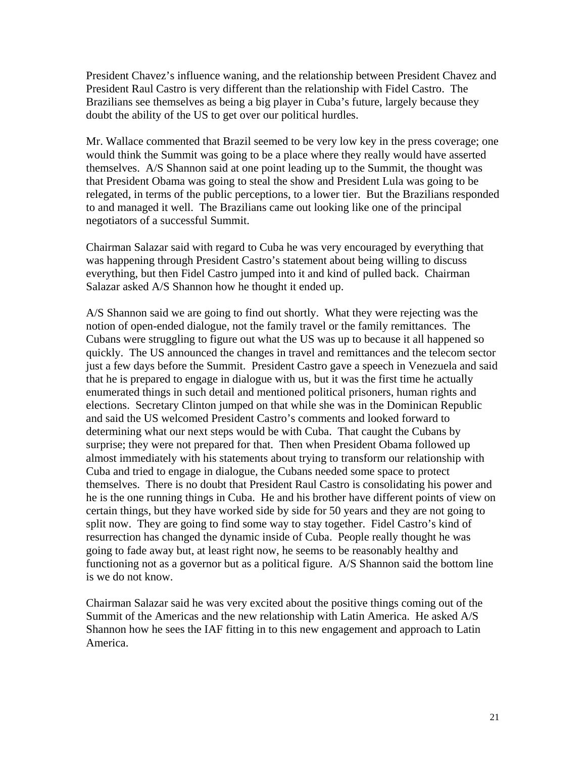President Chavez's influence waning, and the relationship between President Chavez and President Raul Castro is very different than the relationship with Fidel Castro. The Brazilians see themselves as being a big player in Cuba's future, largely because they doubt the ability of the US to get over our political hurdles.

Mr. Wallace commented that Brazil seemed to be very low key in the press coverage; one would think the Summit was going to be a place where they really would have asserted themselves. A/S Shannon said at one point leading up to the Summit, the thought was that President Obama was going to steal the show and President Lula was going to be relegated, in terms of the public perceptions, to a lower tier. But the Brazilians responded to and managed it well. The Brazilians came out looking like one of the principal negotiators of a successful Summit.

Chairman Salazar said with regard to Cuba he was very encouraged by everything that was happening through President Castro's statement about being willing to discuss everything, but then Fidel Castro jumped into it and kind of pulled back. Chairman Salazar asked A/S Shannon how he thought it ended up.

A/S Shannon said we are going to find out shortly. What they were rejecting was the notion of open-ended dialogue, not the family travel or the family remittances. The Cubans were struggling to figure out what the US was up to because it all happened so quickly. The US announced the changes in travel and remittances and the telecom sector just a few days before the Summit. President Castro gave a speech in Venezuela and said that he is prepared to engage in dialogue with us, but it was the first time he actually enumerated things in such detail and mentioned political prisoners, human rights and elections. Secretary Clinton jumped on that while she was in the Dominican Republic and said the US welcomed President Castro's comments and looked forward to determining what our next steps would be with Cuba. That caught the Cubans by surprise; they were not prepared for that. Then when President Obama followed up almost immediately with his statements about trying to transform our relationship with Cuba and tried to engage in dialogue, the Cubans needed some space to protect themselves. There is no doubt that President Raul Castro is consolidating his power and he is the one running things in Cuba. He and his brother have different points of view on certain things, but they have worked side by side for 50 years and they are not going to split now. They are going to find some way to stay together. Fidel Castro's kind of resurrection has changed the dynamic inside of Cuba. People really thought he was going to fade away but, at least right now, he seems to be reasonably healthy and functioning not as a governor but as a political figure. A/S Shannon said the bottom line is we do not know.

Chairman Salazar said he was very excited about the positive things coming out of the Summit of the Americas and the new relationship with Latin America. He asked A/S Shannon how he sees the IAF fitting in to this new engagement and approach to Latin America.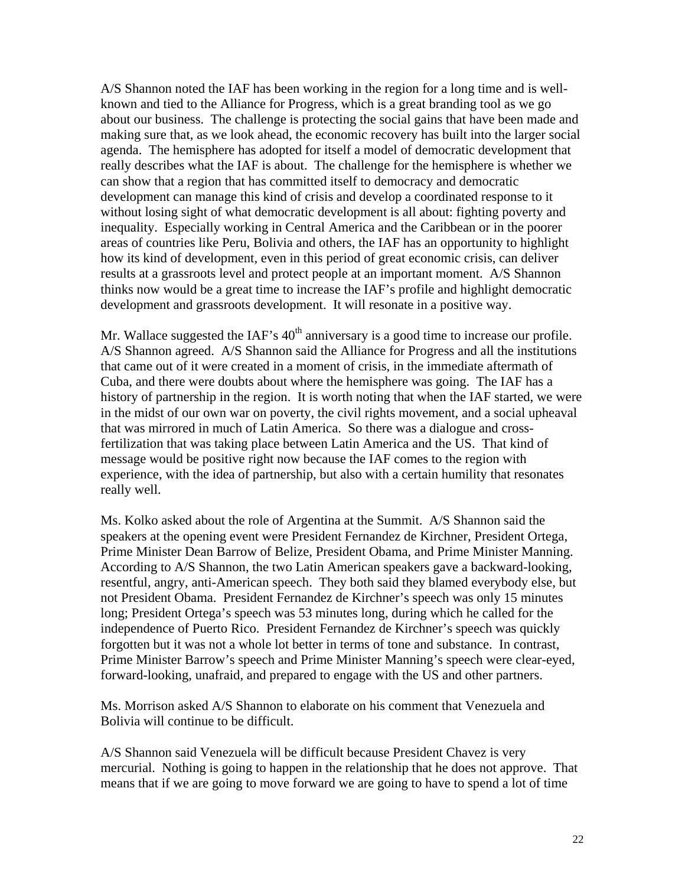A/S Shannon noted the IAF has been working in the region for a long time and is well-known and tied to the Alliance for Progress, which is a great branding tool as we go about our business. The challenge is protecting the social gains that have been made and making sure that, as we look ahead, the economic recovery has built into the larger social agenda. The hemisphere has adopted for itself a model of democratic development that really describes what the IAF is about. The challenge for the hemisphere is whether we can show that a region that has committed itself to democracy and democratic development can manage this kind of crisis and develop a coordinated response to it without losing sight of what democratic development is all about: fighting poverty and inequality. Especially working in Central America and the Caribbean or in the poorer areas of countries like Peru, Bolivia and others, the IAF has an opportunity to highlight how its kind of development, even in this period of great economic crisis, can deliver results at a grassroots level and protect people at an important moment. A/S Shannon thinks now would be a great time to increase the IAF's profile and highlight democratic development and grassroots development. It will resonate in a positive way.

Mr. Wallace suggested the IAF's 40th anniversary is a good time to increase our profile. A/S Shannon agreed. A/S Shannon said the Alliance for Progress and all the institutions that came out of it were created in a moment of crisis, in the immediate aftermath of Cuba, and there were doubts about where the hemisphere was going. The IAF has a history of partnership in the region. It is worth noting that when the IAF started, we were in the midst of our own war on poverty, the civil rights movement, and a social upheaval that was mirrored in much of Latin America. So there was a dialogue and cross-fertilization that was taking place between Latin America and the US. That kind of message would be positive right now because the IAF comes to the region with experience, with the idea of partnership, but also with a certain humility that resonates really well.

Ms. Kolko asked about the role of Argentina at the Summit. A/S Shannon said the speakers at the opening event were President Fernandez de Kirchner, President Ortega, Prime Minister Dean Barrow of Belize, President Obama, and Prime Minister Manning. According to A/S Shannon, the two Latin American speakers gave a backward-looking, resentful, angry, anti-American speech. They both said they blamed everybody else, but not President Obama. President Fernandez de Kirchner's speech was only 15 minutes long; President Ortega's speech was 53 minutes long, during which he called for the independence of Puerto Rico. President Fernandez de Kirchner's speech was quickly forgotten but it was not a whole lot better in terms of tone and substance. In contrast, Prime Minister Barrow's speech and Prime Minister Manning's speech were clear-eyed, forward-looking, unafraid, and prepared to engage with the US and other partners.

Ms. Morrison asked A/S Shannon to elaborate on his comment that Venezuela and Bolivia will continue to be difficult.

A/S Shannon said Venezuela will be difficult because President Chavez is very mercurial. Nothing is going to happen in the relationship that he does not approve. That means that if we are going to move forward we are going to have to spend a lot of time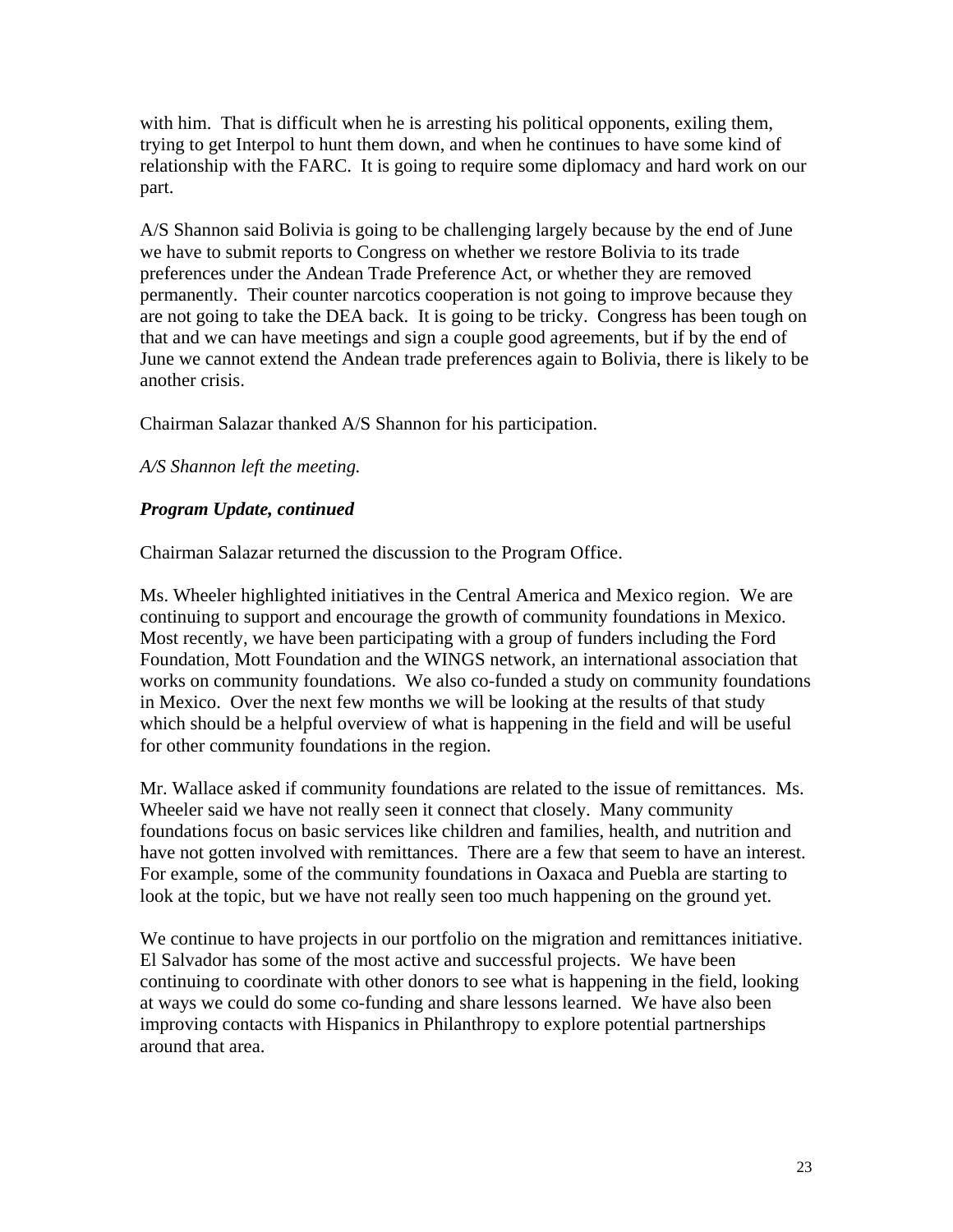with him. That is difficult when he is arresting his political opponents, exiling them, trying to get Interpol to hunt them down, and when he continues to have some kind of relationship with the FARC. It is going to require some diplomacy and hard work on our part.

A/S Shannon said Bolivia is going to be challenging largely because by the end of June we have to submit reports to Congress on whether we restore Bolivia to its trade preferences under the Andean Trade Preference Act, or whether they are removed permanently. Their counter narcotics cooperation is not going to improve because they are not going to take the DEA back. It is going to be tricky. Congress has been tough on that and we can have meetings and sign a couple good agreements, but if by the end of June we cannot extend the Andean trade preferences again to Bolivia, there is likely to be another crisis.

Chairman Salazar thanked A/S Shannon for his participation.

*A/S Shannon left the meeting.*

***Program Update, continued***

Chairman Salazar returned the discussion to the Program Office.

Ms. Wheeler highlighted initiatives in the Central America and Mexico region. We are continuing to support and encourage the growth of community foundations in Mexico. Most recently, we have been participating with a group of funders including the Ford Foundation, Mott Foundation and the WINGS network, an international association that works on community foundations. We also co-funded a study on community foundations in Mexico. Over the next few months we will be looking at the results of that study which should be a helpful overview of what is happening in the field and will be useful for other community foundations in the region.

Mr. Wallace asked if community foundations are related to the issue of remittances. Ms. Wheeler said we have not really seen it connect that closely. Many community foundations focus on basic services like children and families, health, and nutrition and have not gotten involved with remittances. There are a few that seem to have an interest. For example, some of the community foundations in Oaxaca and Puebla are starting to look at the topic, but we have not really seen too much happening on the ground yet.

We continue to have projects in our portfolio on the migration and remittances initiative. El Salvador has some of the most active and successful projects. We have been continuing to coordinate with other donors to see what is happening in the field, looking at ways we could do some co-funding and share lessons learned. We have also been improving contacts with Hispanics in Philanthropy to explore potential partnerships around that area.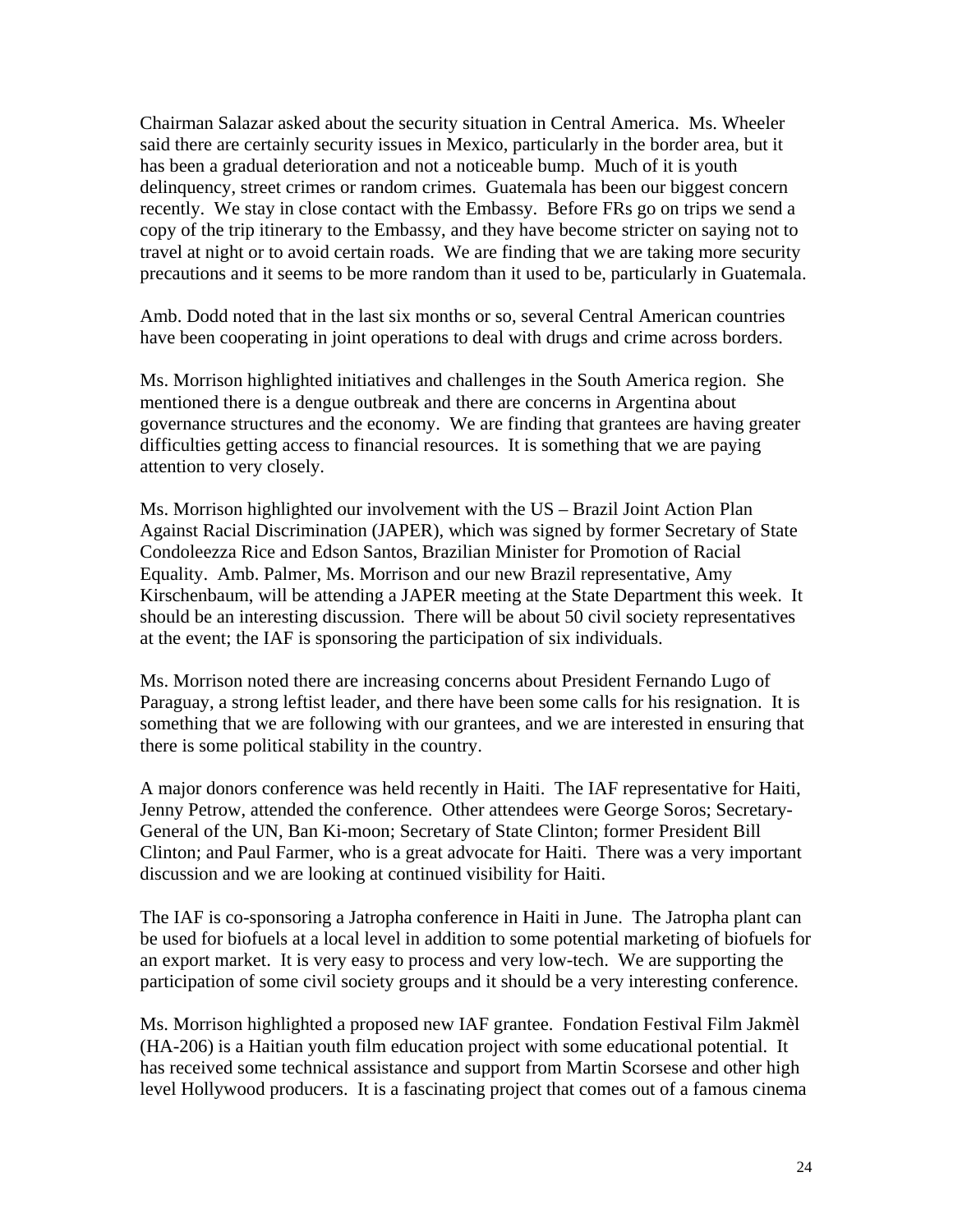Chairman Salazar asked about the security situation in Central America. Ms. Wheeler said there are certainly security issues in Mexico, particularly in the border area, but it has been a gradual deterioration and not a noticeable bump. Much of it is youth delinquency, street crimes or random crimes. Guatemala has been our biggest concern recently. We stay in close contact with the Embassy. Before FRs go on trips we send a copy of the trip itinerary to the Embassy, and they have become stricter on saying not to travel at night or to avoid certain roads. We are finding that we are taking more security precautions and it seems to be more random than it used to be, particularly in Guatemala.

Amb. Dodd noted that in the last six months or so, several Central American countries have been cooperating in joint operations to deal with drugs and crime across borders.

Ms. Morrison highlighted initiatives and challenges in the South America region. She mentioned there is a dengue outbreak and there are concerns in Argentina about governance structures and the economy. We are finding that grantees are having greater difficulties getting access to financial resources. It is something that we are paying attention to very closely.

Ms. Morrison highlighted our involvement with the US – Brazil Joint Action Plan Against Racial Discrimination (JAPER), which was signed by former Secretary of State Condoleezza Rice and Edson Santos, Brazilian Minister for Promotion of Racial Equality. Amb. Palmer, Ms. Morrison and our new Brazil representative, Amy Kirschenbaum, will be attending a JAPER meeting at the State Department this week. It should be an interesting discussion. There will be about 50 civil society representatives at the event; the IAF is sponsoring the participation of six individuals.

Ms. Morrison noted there are increasing concerns about President Fernando Lugo of Paraguay, a strong leftist leader, and there have been some calls for his resignation. It is something that we are following with our grantees, and we are interested in ensuring that there is some political stability in the country.

A major donors conference was held recently in Haiti. The IAF representative for Haiti, Jenny Petrow, attended the conference. Other attendees were George Soros; Secretary-General of the UN, Ban Ki-moon; Secretary of State Clinton; former President Bill Clinton; and Paul Farmer, who is a great advocate for Haiti. There was a very important discussion and we are looking at continued visibility for Haiti.

The IAF is co-sponsoring a Jatropha conference in Haiti in June. The Jatropha plant can be used for biofuels at a local level in addition to some potential marketing of biofuels for an export market. It is very easy to process and very low-tech. We are supporting the participation of some civil society groups and it should be a very interesting conference.

Ms. Morrison highlighted a proposed new IAF grantee. Fondation Festival Film Jakmèl (HA-206) is a Haitian youth film education project with some educational potential. It has received some technical assistance and support from Martin Scorsese and other high level Hollywood producers. It is a fascinating project that comes out of a famous cinema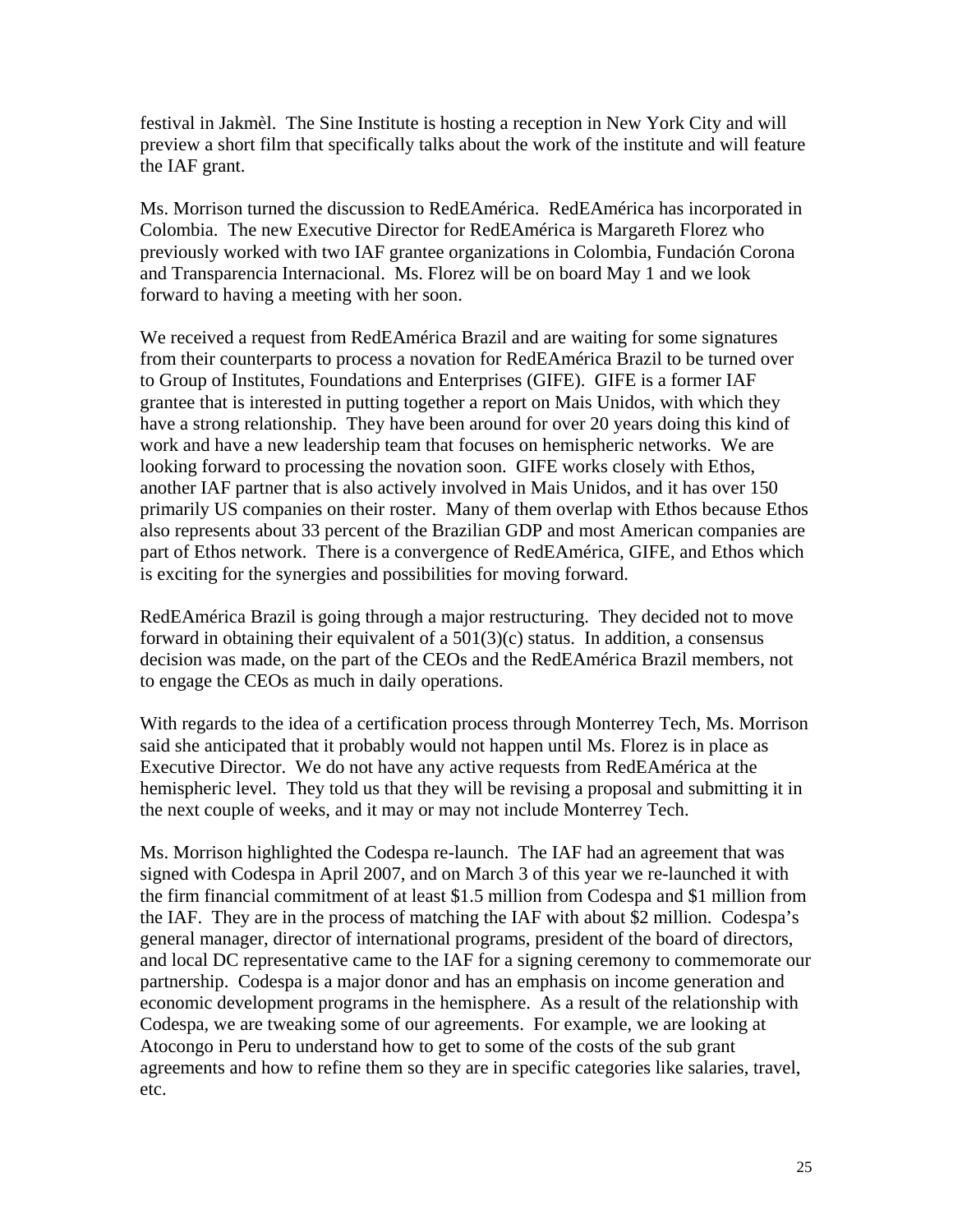festival in Jakmèl. The Sine Institute is hosting a reception in New York City and will preview a short film that specifically talks about the work of the institute and will feature the IAF grant.

Ms. Morrison turned the discussion to RedEAmérica. RedEAmérica has incorporated in Colombia. The new Executive Director for RedEAmérica is Margareth Florez who previously worked with two IAF grantee organizations in Colombia, Fundación Corona and Transparencia Internacional. Ms. Florez will be on board May 1 and we look forward to having a meeting with her soon.

We received a request from RedEAmérica Brazil and are waiting for some signatures from their counterparts to process a novation for RedEAmérica Brazil to be turned over to Group of Institutes, Foundations and Enterprises (GIFE). GIFE is a former IAF grantee that is interested in putting together a report on Mais Unidos, with which they have a strong relationship. They have been around for over 20 years doing this kind of work and have a new leadership team that focuses on hemispheric networks. We are looking forward to processing the novation soon. GIFE works closely with Ethos, another IAF partner that is also actively involved in Mais Unidos, and it has over 150 primarily US companies on their roster. Many of them overlap with Ethos because Ethos also represents about 33 percent of the Brazilian GDP and most American companies are part of Ethos network. There is a convergence of RedEAmérica, GIFE, and Ethos which is exciting for the synergies and possibilities for moving forward.

RedEAmérica Brazil is going through a major restructuring. They decided not to move forward in obtaining their equivalent of a 501(3)(c) status. In addition, a consensus decision was made, on the part of the CEOs and the RedEAmérica Brazil members, not to engage the CEOs as much in daily operations.

With regards to the idea of a certification process through Monterrey Tech, Ms. Morrison said she anticipated that it probably would not happen until Ms. Florez is in place as Executive Director. We do not have any active requests from RedEAmérica at the hemispheric level. They told us that they will be revising a proposal and submitting it in the next couple of weeks, and it may or may not include Monterrey Tech.

Ms. Morrison highlighted the Codespa re-launch. The IAF had an agreement that was signed with Codespa in April 2007, and on March 3 of this year we re-launched it with the firm financial commitment of at least $1.5 million from Codespa and $1 million from the IAF. They are in the process of matching the IAF with about $2 million. Codespa's general manager, director of international programs, president of the board of directors, and local DC representative came to the IAF for a signing ceremony to commemorate our partnership. Codespa is a major donor and has an emphasis on income generation and economic development programs in the hemisphere. As a result of the relationship with Codespa, we are tweaking some of our agreements. For example, we are looking at Atocongo in Peru to understand how to get to some of the costs of the sub grant agreements and how to refine them so they are in specific categories like salaries, travel, etc.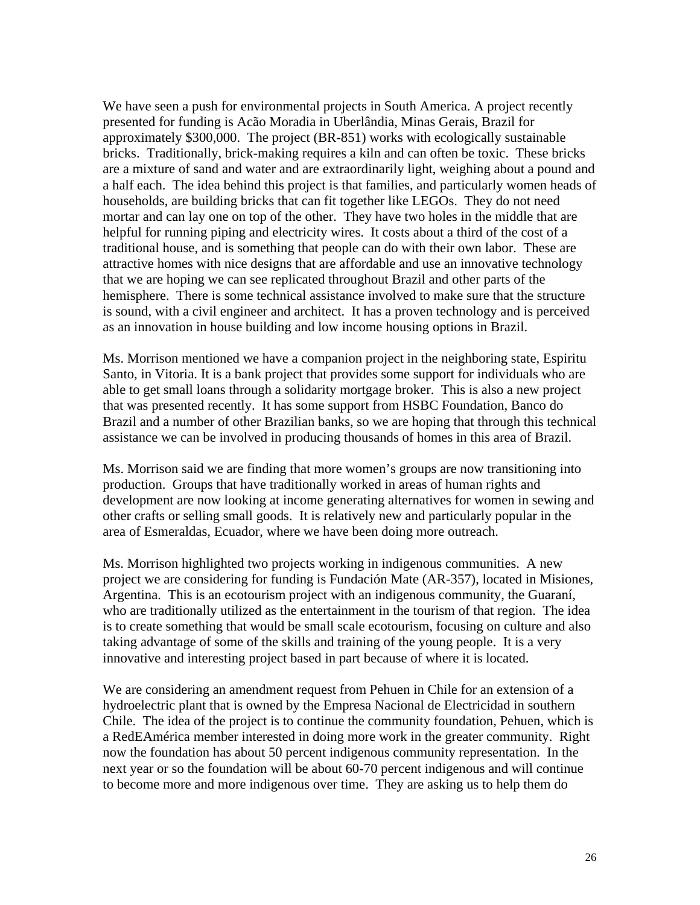We have seen a push for environmental projects in South America. A project recently presented for funding is Acão Moradia in Uberlândia, Minas Gerais, Brazil for approximately $300,000. The project (BR-851) works with ecologically sustainable bricks. Traditionally, brick-making requires a kiln and can often be toxic. These bricks are a mixture of sand and water and are extraordinarily light, weighing about a pound and a half each. The idea behind this project is that families, and particularly women heads of households, are building bricks that can fit together like LEGOs. They do not need mortar and can lay one on top of the other. They have two holes in the middle that are helpful for running piping and electricity wires. It costs about a third of the cost of a traditional house, and is something that people can do with their own labor. These are attractive homes with nice designs that are affordable and use an innovative technology that we are hoping we can see replicated throughout Brazil and other parts of the hemisphere. There is some technical assistance involved to make sure that the structure is sound, with a civil engineer and architect. It has a proven technology and is perceived as an innovation in house building and low income housing options in Brazil.

Ms. Morrison mentioned we have a companion project in the neighboring state, Espiritu Santo, in Vitoria. It is a bank project that provides some support for individuals who are able to get small loans through a solidarity mortgage broker. This is also a new project that was presented recently. It has some support from HSBC Foundation, Banco do Brazil and a number of other Brazilian banks, so we are hoping that through this technical assistance we can be involved in producing thousands of homes in this area of Brazil.

Ms. Morrison said we are finding that more women's groups are now transitioning into production. Groups that have traditionally worked in areas of human rights and development are now looking at income generating alternatives for women in sewing and other crafts or selling small goods. It is relatively new and particularly popular in the area of Esmeraldas, Ecuador, where we have been doing more outreach.

Ms. Morrison highlighted two projects working in indigenous communities. A new project we are considering for funding is Fundación Mate (AR-357), located in Misiones, Argentina. This is an ecotourism project with an indigenous community, the Guaraní, who are traditionally utilized as the entertainment in the tourism of that region. The idea is to create something that would be small scale ecotourism, focusing on culture and also taking advantage of some of the skills and training of the young people. It is a very innovative and interesting project based in part because of where it is located.

We are considering an amendment request from Pehuen in Chile for an extension of a hydroelectric plant that is owned by the Empresa Nacional de Electricidad in southern Chile. The idea of the project is to continue the community foundation, Pehuen, which is a RedEAmérica member interested in doing more work in the greater community. Right now the foundation has about 50 percent indigenous community representation. In the next year or so the foundation will be about 60-70 percent indigenous and will continue to become more and more indigenous over time. They are asking us to help them do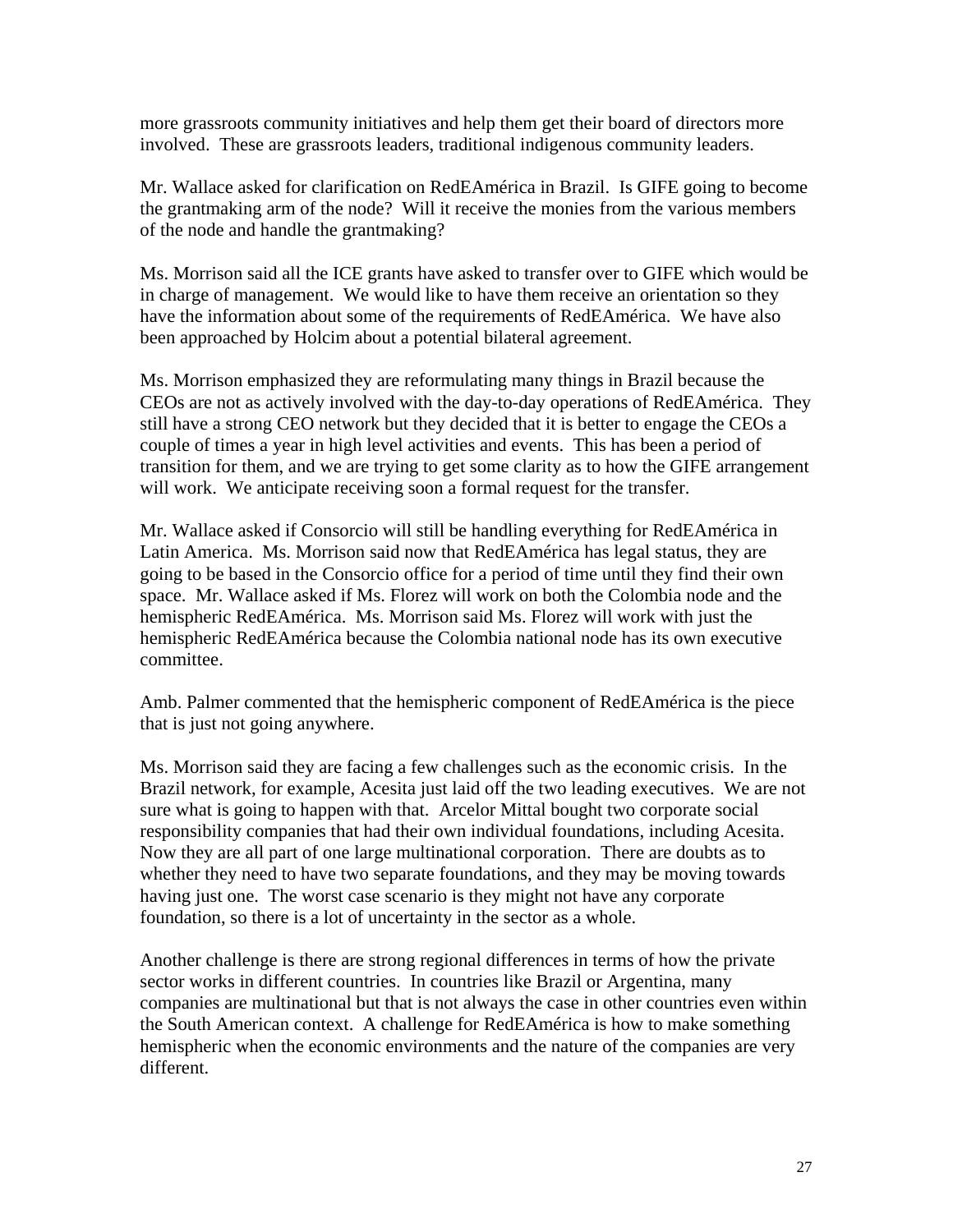more grassroots community initiatives and help them get their board of directors more involved. These are grassroots leaders, traditional indigenous community leaders.

Mr. Wallace asked for clarification on RedEAmérica in Brazil. Is GIFE going to become the grantmaking arm of the node? Will it receive the monies from the various members of the node and handle the grantmaking?

Ms. Morrison said all the ICE grants have asked to transfer over to GIFE which would be in charge of management. We would like to have them receive an orientation so they have the information about some of the requirements of RedEAmérica. We have also been approached by Holcim about a potential bilateral agreement.

Ms. Morrison emphasized they are reformulating many things in Brazil because the CEOs are not as actively involved with the day-to-day operations of RedEAmérica. They still have a strong CEO network but they decided that it is better to engage the CEOs a couple of times a year in high level activities and events. This has been a period of transition for them, and we are trying to get some clarity as to how the GIFE arrangement will work. We anticipate receiving soon a formal request for the transfer.

Mr. Wallace asked if Consorcio will still be handling everything for RedEAmérica in Latin America. Ms. Morrison said now that RedEAmérica has legal status, they are going to be based in the Consorcio office for a period of time until they find their own space. Mr. Wallace asked if Ms. Florez will work on both the Colombia node and the hemispheric RedEAmérica. Ms. Morrison said Ms. Florez will work with just the hemispheric RedEAmérica because the Colombia national node has its own executive committee.

Amb. Palmer commented that the hemispheric component of RedEAmérica is the piece that is just not going anywhere.

Ms. Morrison said they are facing a few challenges such as the economic crisis. In the Brazil network, for example, Acesita just laid off the two leading executives. We are not sure what is going to happen with that. Arcelor Mittal bought two corporate social responsibility companies that had their own individual foundations, including Acesita. Now they are all part of one large multinational corporation. There are doubts as to whether they need to have two separate foundations, and they may be moving towards having just one. The worst case scenario is they might not have any corporate foundation, so there is a lot of uncertainty in the sector as a whole.

Another challenge is there are strong regional differences in terms of how the private sector works in different countries. In countries like Brazil or Argentina, many companies are multinational but that is not always the case in other countries even within the South American context. A challenge for RedEAmérica is how to make something hemispheric when the economic environments and the nature of the companies are very different.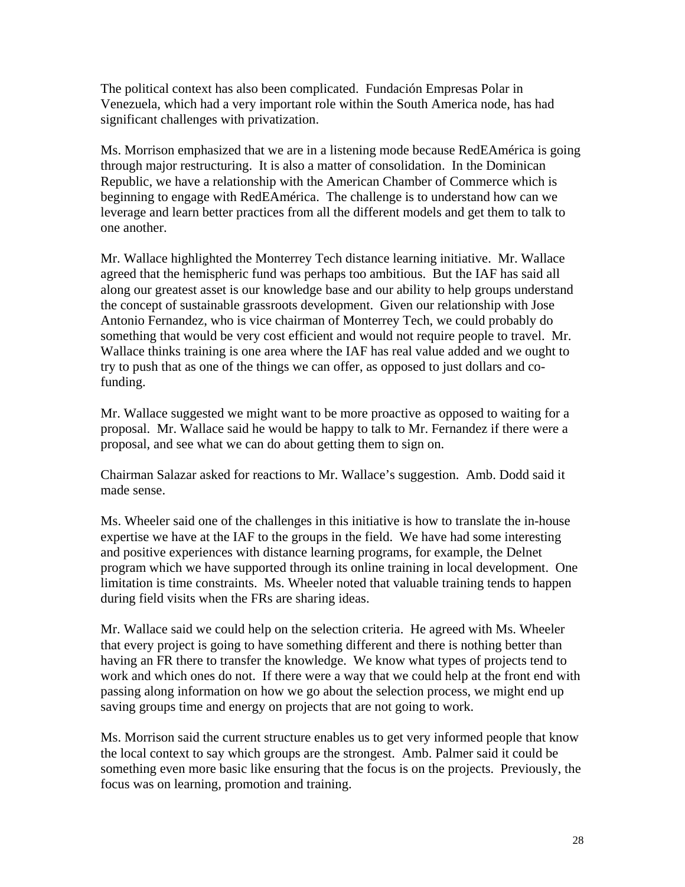The political context has also been complicated. Fundación Empresas Polar in Venezuela, which had a very important role within the South America node, has had significant challenges with privatization.

Ms. Morrison emphasized that we are in a listening mode because RedEAmérica is going through major restructuring. It is also a matter of consolidation. In the Dominican Republic, we have a relationship with the American Chamber of Commerce which is beginning to engage with RedEAmérica. The challenge is to understand how can we leverage and learn better practices from all the different models and get them to talk to one another.

Mr. Wallace highlighted the Monterrey Tech distance learning initiative. Mr. Wallace agreed that the hemispheric fund was perhaps too ambitious. But the IAF has said all along our greatest asset is our knowledge base and our ability to help groups understand the concept of sustainable grassroots development. Given our relationship with Jose Antonio Fernandez, who is vice chairman of Monterrey Tech, we could probably do something that would be very cost efficient and would not require people to travel. Mr. Wallace thinks training is one area where the IAF has real value added and we ought to try to push that as one of the things we can offer, as opposed to just dollars and co-funding.

Mr. Wallace suggested we might want to be more proactive as opposed to waiting for a proposal. Mr. Wallace said he would be happy to talk to Mr. Fernandez if there were a proposal, and see what we can do about getting them to sign on.

Chairman Salazar asked for reactions to Mr. Wallace's suggestion. Amb. Dodd said it made sense.

Ms. Wheeler said one of the challenges in this initiative is how to translate the in-house expertise we have at the IAF to the groups in the field. We have had some interesting and positive experiences with distance learning programs, for example, the Delnet program which we have supported through its online training in local development. One limitation is time constraints. Ms. Wheeler noted that valuable training tends to happen during field visits when the FRs are sharing ideas.

Mr. Wallace said we could help on the selection criteria. He agreed with Ms. Wheeler that every project is going to have something different and there is nothing better than having an FR there to transfer the knowledge. We know what types of projects tend to work and which ones do not. If there were a way that we could help at the front end with passing along information on how we go about the selection process, we might end up saving groups time and energy on projects that are not going to work.

Ms. Morrison said the current structure enables us to get very informed people that know the local context to say which groups are the strongest. Amb. Palmer said it could be something even more basic like ensuring that the focus is on the projects. Previously, the focus was on learning, promotion and training.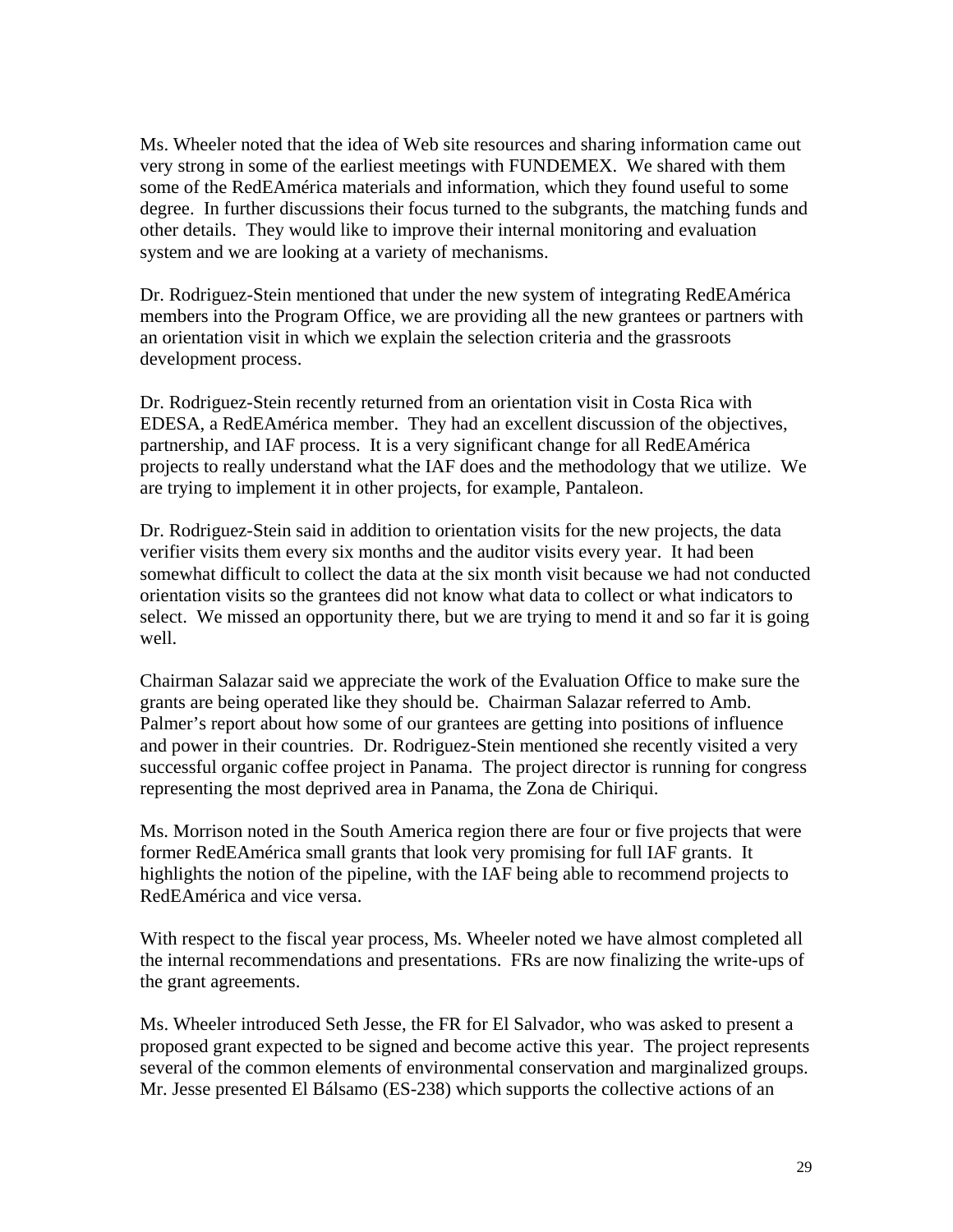Ms. Wheeler noted that the idea of Web site resources and sharing information came out very strong in some of the earliest meetings with FUNDEMEX. We shared with them some of the RedEAmérica materials and information, which they found useful to some degree. In further discussions their focus turned to the subgrants, the matching funds and other details. They would like to improve their internal monitoring and evaluation system and we are looking at a variety of mechanisms.

Dr. Rodriguez-Stein mentioned that under the new system of integrating RedEAmérica members into the Program Office, we are providing all the new grantees or partners with an orientation visit in which we explain the selection criteria and the grassroots development process.

Dr. Rodriguez-Stein recently returned from an orientation visit in Costa Rica with EDESA, a RedEAmérica member. They had an excellent discussion of the objectives, partnership, and IAF process. It is a very significant change for all RedEAmérica projects to really understand what the IAF does and the methodology that we utilize. We are trying to implement it in other projects, for example, Pantaleon.

Dr. Rodriguez-Stein said in addition to orientation visits for the new projects, the data verifier visits them every six months and the auditor visits every year. It had been somewhat difficult to collect the data at the six month visit because we had not conducted orientation visits so the grantees did not know what data to collect or what indicators to select. We missed an opportunity there, but we are trying to mend it and so far it is going well.

Chairman Salazar said we appreciate the work of the Evaluation Office to make sure the grants are being operated like they should be. Chairman Salazar referred to Amb. Palmer's report about how some of our grantees are getting into positions of influence and power in their countries. Dr. Rodriguez-Stein mentioned she recently visited a very successful organic coffee project in Panama. The project director is running for congress representing the most deprived area in Panama, the Zona de Chiriqui.

Ms. Morrison noted in the South America region there are four or five projects that were former RedEAmérica small grants that look very promising for full IAF grants. It highlights the notion of the pipeline, with the IAF being able to recommend projects to RedEAmérica and vice versa.

With respect to the fiscal year process, Ms. Wheeler noted we have almost completed all the internal recommendations and presentations. FRs are now finalizing the write-ups of the grant agreements.

Ms. Wheeler introduced Seth Jesse, the FR for El Salvador, who was asked to present a proposed grant expected to be signed and become active this year. The project represents several of the common elements of environmental conservation and marginalized groups. Mr. Jesse presented El Bálsamo (ES-238) which supports the collective actions of an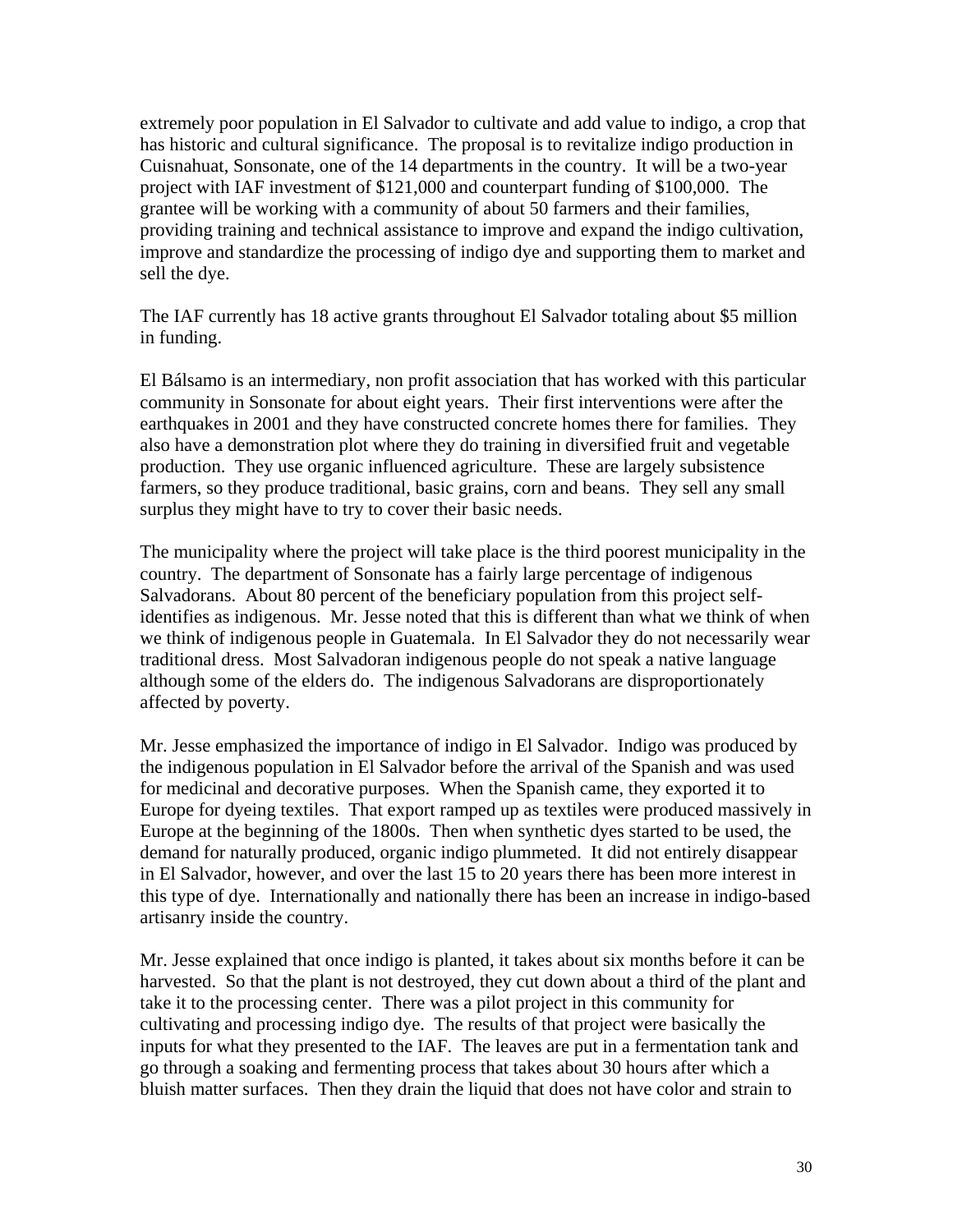extremely poor population in El Salvador to cultivate and add value to indigo, a crop that has historic and cultural significance. The proposal is to revitalize indigo production in Cuisnahuat, Sonsonate, one of the 14 departments in the country. It will be a two-year project with IAF investment of $121,000 and counterpart funding of $100,000. The grantee will be working with a community of about 50 farmers and their families, providing training and technical assistance to improve and expand the indigo cultivation, improve and standardize the processing of indigo dye and supporting them to market and sell the dye.

The IAF currently has 18 active grants throughout El Salvador totaling about $5 million in funding.

El Bálsamo is an intermediary, non profit association that has worked with this particular community in Sonsonate for about eight years. Their first interventions were after the earthquakes in 2001 and they have constructed concrete homes there for families. They also have a demonstration plot where they do training in diversified fruit and vegetable production. They use organic influenced agriculture. These are largely subsistence farmers, so they produce traditional, basic grains, corn and beans. They sell any small surplus they might have to try to cover their basic needs.

The municipality where the project will take place is the third poorest municipality in the country. The department of Sonsonate has a fairly large percentage of indigenous Salvadorans. About 80 percent of the beneficiary population from this project self-identifies as indigenous. Mr. Jesse noted that this is different than what we think of when we think of indigenous people in Guatemala. In El Salvador they do not necessarily wear traditional dress. Most Salvadoran indigenous people do not speak a native language although some of the elders do. The indigenous Salvadorans are disproportionately affected by poverty.

Mr. Jesse emphasized the importance of indigo in El Salvador. Indigo was produced by the indigenous population in El Salvador before the arrival of the Spanish and was used for medicinal and decorative purposes. When the Spanish came, they exported it to Europe for dyeing textiles. That export ramped up as textiles were produced massively in Europe at the beginning of the 1800s. Then when synthetic dyes started to be used, the demand for naturally produced, organic indigo plummeted. It did not entirely disappear in El Salvador, however, and over the last 15 to 20 years there has been more interest in this type of dye. Internationally and nationally there has been an increase in indigo-based artisanry inside the country.

Mr. Jesse explained that once indigo is planted, it takes about six months before it can be harvested. So that the plant is not destroyed, they cut down about a third of the plant and take it to the processing center. There was a pilot project in this community for cultivating and processing indigo dye. The results of that project were basically the inputs for what they presented to the IAF. The leaves are put in a fermentation tank and go through a soaking and fermenting process that takes about 30 hours after which a bluish matter surfaces. Then they drain the liquid that does not have color and strain to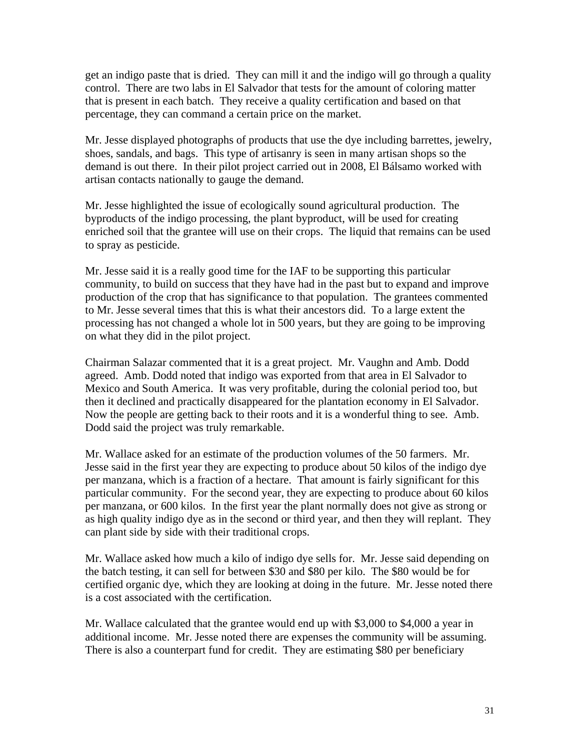get an indigo paste that is dried. They can mill it and the indigo will go through a quality control. There are two labs in El Salvador that tests for the amount of coloring matter that is present in each batch. They receive a quality certification and based on that percentage, they can command a certain price on the market.

Mr. Jesse displayed photographs of products that use the dye including barrettes, jewelry, shoes, sandals, and bags. This type of artisanry is seen in many artisan shops so the demand is out there. In their pilot project carried out in 2008, El Bálsamo worked with artisan contacts nationally to gauge the demand.

Mr. Jesse highlighted the issue of ecologically sound agricultural production. The byproducts of the indigo processing, the plant byproduct, will be used for creating enriched soil that the grantee will use on their crops. The liquid that remains can be used to spray as pesticide.

Mr. Jesse said it is a really good time for the IAF to be supporting this particular community, to build on success that they have had in the past but to expand and improve production of the crop that has significance to that population. The grantees commented to Mr. Jesse several times that this is what their ancestors did. To a large extent the processing has not changed a whole lot in 500 years, but they are going to be improving on what they did in the pilot project.

Chairman Salazar commented that it is a great project. Mr. Vaughn and Amb. Dodd agreed. Amb. Dodd noted that indigo was exported from that area in El Salvador to Mexico and South America. It was very profitable, during the colonial period too, but then it declined and practically disappeared for the plantation economy in El Salvador. Now the people are getting back to their roots and it is a wonderful thing to see. Amb. Dodd said the project was truly remarkable.

Mr. Wallace asked for an estimate of the production volumes of the 50 farmers. Mr. Jesse said in the first year they are expecting to produce about 50 kilos of the indigo dye per manzana, which is a fraction of a hectare. That amount is fairly significant for this particular community. For the second year, they are expecting to produce about 60 kilos per manzana, or 600 kilos. In the first year the plant normally does not give as strong or as high quality indigo dye as in the second or third year, and then they will replant. They can plant side by side with their traditional crops.

Mr. Wallace asked how much a kilo of indigo dye sells for. Mr. Jesse said depending on the batch testing, it can sell for between $30 and $80 per kilo. The $80 would be for certified organic dye, which they are looking at doing in the future. Mr. Jesse noted there is a cost associated with the certification.

Mr. Wallace calculated that the grantee would end up with $3,000 to $4,000 a year in additional income. Mr. Jesse noted there are expenses the community will be assuming. There is also a counterpart fund for credit. They are estimating $80 per beneficiary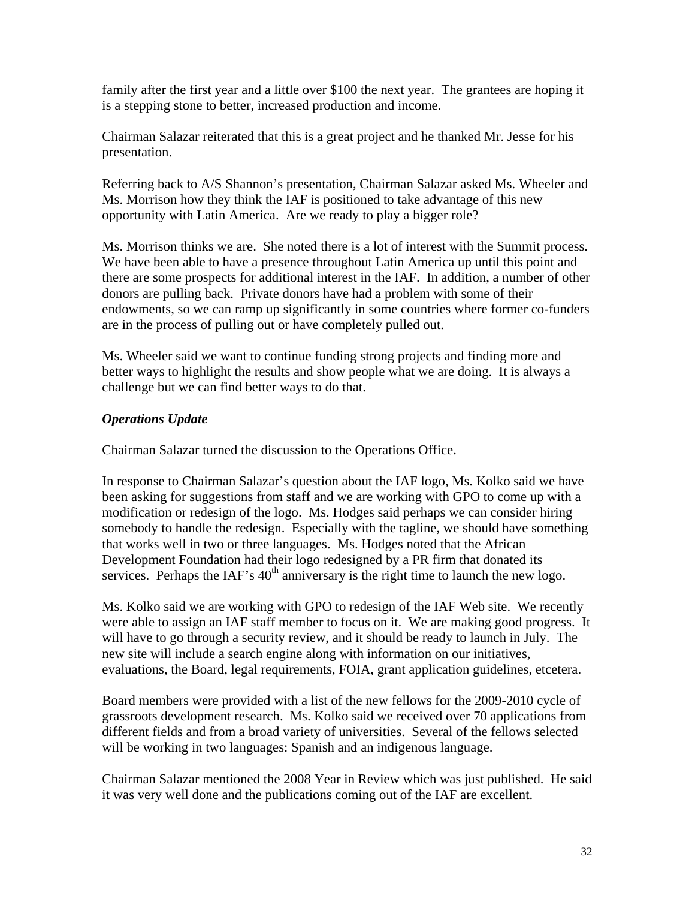family after the first year and a little over $100 the next year. The grantees are hoping it is a stepping stone to better, increased production and income.

Chairman Salazar reiterated that this is a great project and he thanked Mr. Jesse for his presentation.

Referring back to A/S Shannon's presentation, Chairman Salazar asked Ms. Wheeler and Ms. Morrison how they think the IAF is positioned to take advantage of this new opportunity with Latin America. Are we ready to play a bigger role?

Ms. Morrison thinks we are. She noted there is a lot of interest with the Summit process. We have been able to have a presence throughout Latin America up until this point and there are some prospects for additional interest in the IAF. In addition, a number of other donors are pulling back. Private donors have had a problem with some of their endowments, so we can ramp up significantly in some countries where former co-funders are in the process of pulling out or have completely pulled out.

Ms. Wheeler said we want to continue funding strong projects and finding more and better ways to highlight the results and show people what we are doing. It is always a challenge but we can find better ways to do that.

***Operations Update***

Chairman Salazar turned the discussion to the Operations Office.

In response to Chairman Salazar's question about the IAF logo, Ms. Kolko said we have been asking for suggestions from staff and we are working with GPO to come up with a modification or redesign of the logo. Ms. Hodges said perhaps we can consider hiring somebody to handle the redesign. Especially with the tagline, we should have something that works well in two or three languages. Ms. Hodges noted that the African Development Foundation had their logo redesigned by a PR firm that donated its services. Perhaps the IAF's 40th anniversary is the right time to launch the new logo.

Ms. Kolko said we are working with GPO to redesign of the IAF Web site. We recently were able to assign an IAF staff member to focus on it. We are making good progress. It will have to go through a security review, and it should be ready to launch in July. The new site will include a search engine along with information on our initiatives, evaluations, the Board, legal requirements, FOIA, grant application guidelines, etcetera.

Board members were provided with a list of the new fellows for the 2009-2010 cycle of grassroots development research. Ms. Kolko said we received over 70 applications from different fields and from a broad variety of universities. Several of the fellows selected will be working in two languages: Spanish and an indigenous language.

Chairman Salazar mentioned the 2008 Year in Review which was just published. He said it was very well done and the publications coming out of the IAF are excellent.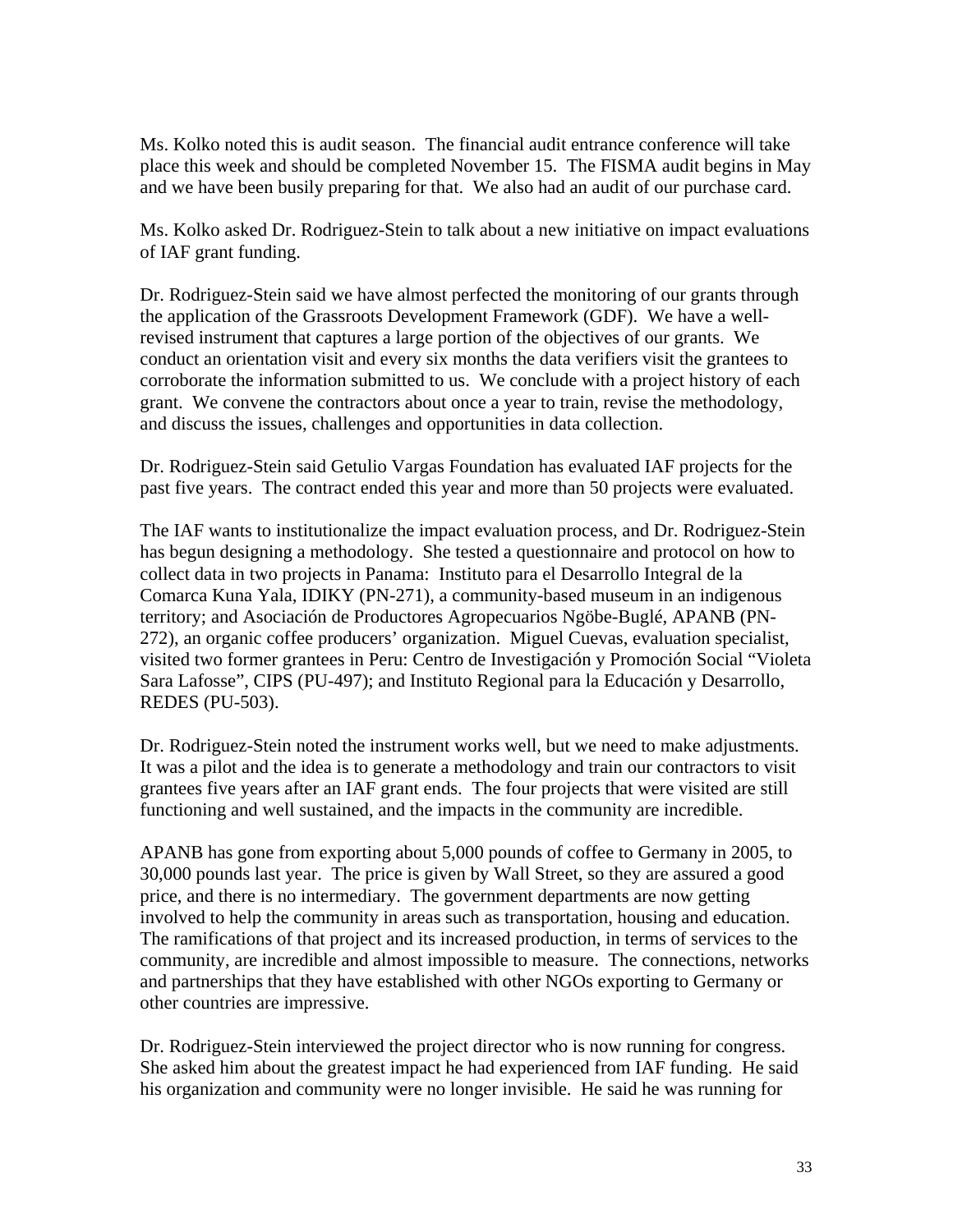Ms. Kolko noted this is audit season. The financial audit entrance conference will take place this week and should be completed November 15. The FISMA audit begins in May and we have been busily preparing for that. We also had an audit of our purchase card.

Ms. Kolko asked Dr. Rodriguez-Stein to talk about a new initiative on impact evaluations of IAF grant funding.

Dr. Rodriguez-Stein said we have almost perfected the monitoring of our grants through the application of the Grassroots Development Framework (GDF). We have a well-revised instrument that captures a large portion of the objectives of our grants. We conduct an orientation visit and every six months the data verifiers visit the grantees to corroborate the information submitted to us. We conclude with a project history of each grant. We convene the contractors about once a year to train, revise the methodology, and discuss the issues, challenges and opportunities in data collection.

Dr. Rodriguez-Stein said Getulio Vargas Foundation has evaluated IAF projects for the past five years. The contract ended this year and more than 50 projects were evaluated.

The IAF wants to institutionalize the impact evaluation process, and Dr. Rodriguez-Stein has begun designing a methodology. She tested a questionnaire and protocol on how to collect data in two projects in Panama: Instituto para el Desarrollo Integral de la Comarca Kuna Yala, IDIKY (PN-271), a community-based museum in an indigenous territory; and Asociación de Productores Agropecuarios Ngöbe-Buglé, APANB (PN-272), an organic coffee producers' organization. Miguel Cuevas, evaluation specialist, visited two former grantees in Peru: Centro de Investigación y Promoción Social "Violeta Sara Lafosse", CIPS (PU-497); and Instituto Regional para la Educación y Desarrollo, REDES (PU-503).

Dr. Rodriguez-Stein noted the instrument works well, but we need to make adjustments. It was a pilot and the idea is to generate a methodology and train our contractors to visit grantees five years after an IAF grant ends. The four projects that were visited are still functioning and well sustained, and the impacts in the community are incredible.

APANB has gone from exporting about 5,000 pounds of coffee to Germany in 2005, to 30,000 pounds last year. The price is given by Wall Street, so they are assured a good price, and there is no intermediary. The government departments are now getting involved to help the community in areas such as transportation, housing and education. The ramifications of that project and its increased production, in terms of services to the community, are incredible and almost impossible to measure. The connections, networks and partnerships that they have established with other NGOs exporting to Germany or other countries are impressive.

Dr. Rodriguez-Stein interviewed the project director who is now running for congress. She asked him about the greatest impact he had experienced from IAF funding. He said his organization and community were no longer invisible. He said he was running for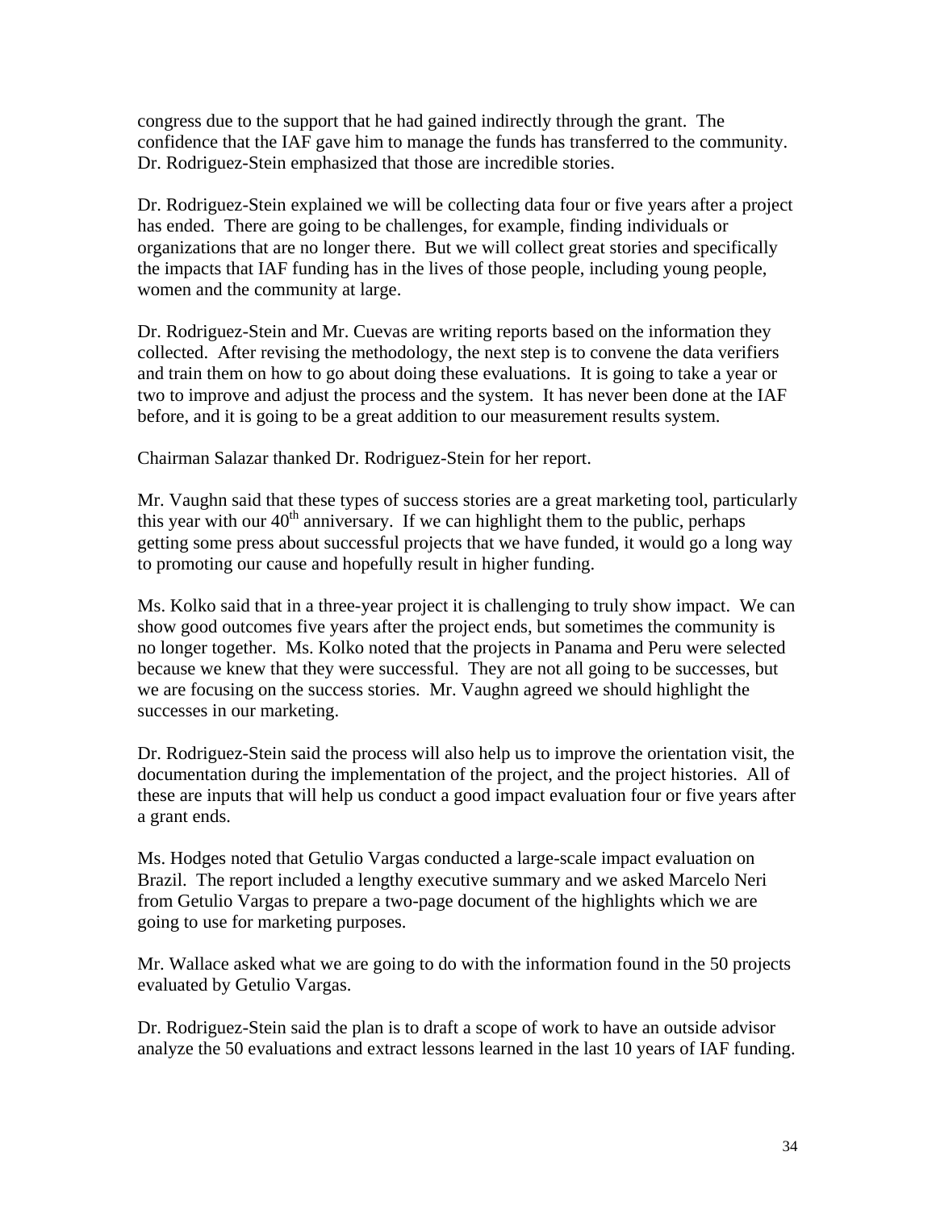congress due to the support that he had gained indirectly through the grant. The confidence that the IAF gave him to manage the funds has transferred to the community. Dr. Rodriguez-Stein emphasized that those are incredible stories.

Dr. Rodriguez-Stein explained we will be collecting data four or five years after a project has ended. There are going to be challenges, for example, finding individuals or organizations that are no longer there. But we will collect great stories and specifically the impacts that IAF funding has in the lives of those people, including young people, women and the community at large.

Dr. Rodriguez-Stein and Mr. Cuevas are writing reports based on the information they collected. After revising the methodology, the next step is to convene the data verifiers and train them on how to go about doing these evaluations. It is going to take a year or two to improve and adjust the process and the system. It has never been done at the IAF before, and it is going to be a great addition to our measurement results system.

Chairman Salazar thanked Dr. Rodriguez-Stein for her report.

Mr. Vaughn said that these types of success stories are a great marketing tool, particularly this year with our 40th anniversary. If we can highlight them to the public, perhaps getting some press about successful projects that we have funded, it would go a long way to promoting our cause and hopefully result in higher funding.

Ms. Kolko said that in a three-year project it is challenging to truly show impact. We can show good outcomes five years after the project ends, but sometimes the community is no longer together. Ms. Kolko noted that the projects in Panama and Peru were selected because we knew that they were successful. They are not all going to be successes, but we are focusing on the success stories. Mr. Vaughn agreed we should highlight the successes in our marketing.

Dr. Rodriguez-Stein said the process will also help us to improve the orientation visit, the documentation during the implementation of the project, and the project histories. All of these are inputs that will help us conduct a good impact evaluation four or five years after a grant ends.

Ms. Hodges noted that Getulio Vargas conducted a large-scale impact evaluation on Brazil. The report included a lengthy executive summary and we asked Marcelo Neri from Getulio Vargas to prepare a two-page document of the highlights which we are going to use for marketing purposes.

Mr. Wallace asked what we are going to do with the information found in the 50 projects evaluated by Getulio Vargas.

Dr. Rodriguez-Stein said the plan is to draft a scope of work to have an outside advisor analyze the 50 evaluations and extract lessons learned in the last 10 years of IAF funding.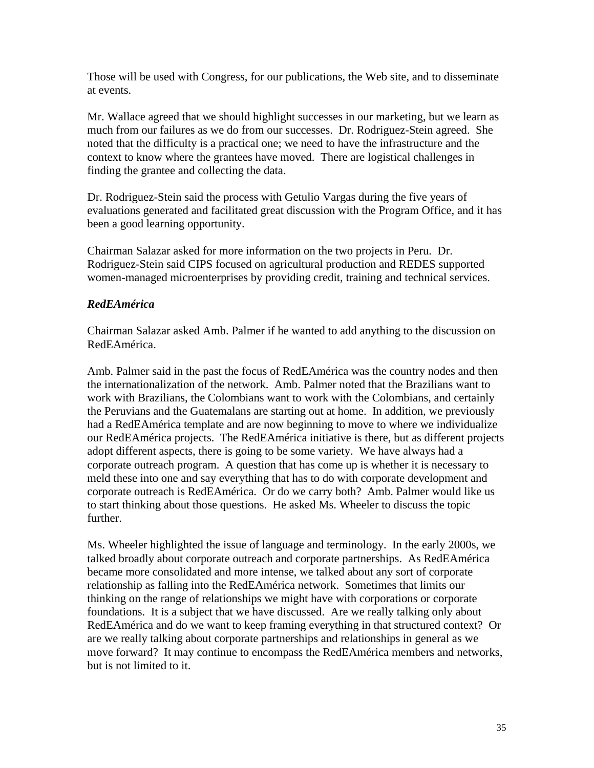Those will be used with Congress, for our publications, the Web site, and to disseminate at events.

Mr. Wallace agreed that we should highlight successes in our marketing, but we learn as much from our failures as we do from our successes. Dr. Rodriguez-Stein agreed. She noted that the difficulty is a practical one; we need to have the infrastructure and the context to know where the grantees have moved. There are logistical challenges in finding the grantee and collecting the data.

Dr. Rodriguez-Stein said the process with Getulio Vargas during the five years of evaluations generated and facilitated great discussion with the Program Office, and it has been a good learning opportunity.

Chairman Salazar asked for more information on the two projects in Peru. Dr. Rodriguez-Stein said CIPS focused on agricultural production and REDES supported women-managed microenterprises by providing credit, training and technical services.

***RedEAmérica***

Chairman Salazar asked Amb. Palmer if he wanted to add anything to the discussion on RedEAmérica.

Amb. Palmer said in the past the focus of RedEAmérica was the country nodes and then the internationalization of the network. Amb. Palmer noted that the Brazilians want to work with Brazilians, the Colombians want to work with the Colombians, and certainly the Peruvians and the Guatemalans are starting out at home. In addition, we previously had a RedEAmérica template and are now beginning to move to where we individualize our RedEAmérica projects. The RedEAmérica initiative is there, but as different projects adopt different aspects, there is going to be some variety. We have always had a corporate outreach program. A question that has come up is whether it is necessary to meld these into one and say everything that has to do with corporate development and corporate outreach is RedEAmérica. Or do we carry both? Amb. Palmer would like us to start thinking about those questions. He asked Ms. Wheeler to discuss the topic further.

Ms. Wheeler highlighted the issue of language and terminology. In the early 2000s, we talked broadly about corporate outreach and corporate partnerships. As RedEAmérica became more consolidated and more intense, we talked about any sort of corporate relationship as falling into the RedEAmérica network. Sometimes that limits our thinking on the range of relationships we might have with corporations or corporate foundations. It is a subject that we have discussed. Are we really talking only about RedEAmérica and do we want to keep framing everything in that structured context? Or are we really talking about corporate partnerships and relationships in general as we move forward? It may continue to encompass the RedEAmérica members and networks, but is not limited to it.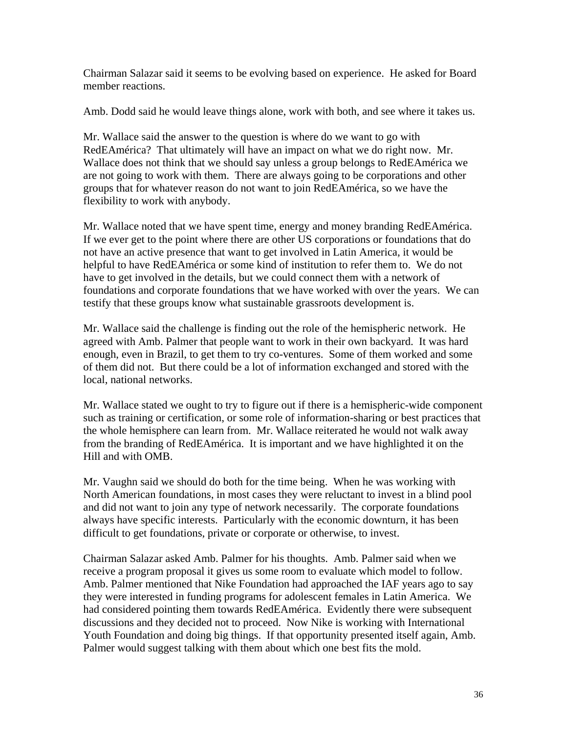Chairman Salazar said it seems to be evolving based on experience. He asked for Board member reactions.

Amb. Dodd said he would leave things alone, work with both, and see where it takes us.

Mr. Wallace said the answer to the question is where do we want to go with RedEAmérica? That ultimately will have an impact on what we do right now. Mr. Wallace does not think that we should say unless a group belongs to RedEAmérica we are not going to work with them. There are always going to be corporations and other groups that for whatever reason do not want to join RedEAmérica, so we have the flexibility to work with anybody.

Mr. Wallace noted that we have spent time, energy and money branding RedEAmérica. If we ever get to the point where there are other US corporations or foundations that do not have an active presence that want to get involved in Latin America, it would be helpful to have RedEAmérica or some kind of institution to refer them to. We do not have to get involved in the details, but we could connect them with a network of foundations and corporate foundations that we have worked with over the years. We can testify that these groups know what sustainable grassroots development is.

Mr. Wallace said the challenge is finding out the role of the hemispheric network. He agreed with Amb. Palmer that people want to work in their own backyard. It was hard enough, even in Brazil, to get them to try co-ventures. Some of them worked and some of them did not. But there could be a lot of information exchanged and stored with the local, national networks.

Mr. Wallace stated we ought to try to figure out if there is a hemispheric-wide component such as training or certification, or some role of information-sharing or best practices that the whole hemisphere can learn from. Mr. Wallace reiterated he would not walk away from the branding of RedEAmérica. It is important and we have highlighted it on the Hill and with OMB.

Mr. Vaughn said we should do both for the time being. When he was working with North American foundations, in most cases they were reluctant to invest in a blind pool and did not want to join any type of network necessarily. The corporate foundations always have specific interests. Particularly with the economic downturn, it has been difficult to get foundations, private or corporate or otherwise, to invest.

Chairman Salazar asked Amb. Palmer for his thoughts. Amb. Palmer said when we receive a program proposal it gives us some room to evaluate which model to follow. Amb. Palmer mentioned that Nike Foundation had approached the IAF years ago to say they were interested in funding programs for adolescent females in Latin America. We had considered pointing them towards RedEAmérica. Evidently there were subsequent discussions and they decided not to proceed. Now Nike is working with International Youth Foundation and doing big things. If that opportunity presented itself again, Amb. Palmer would suggest talking with them about which one best fits the mold.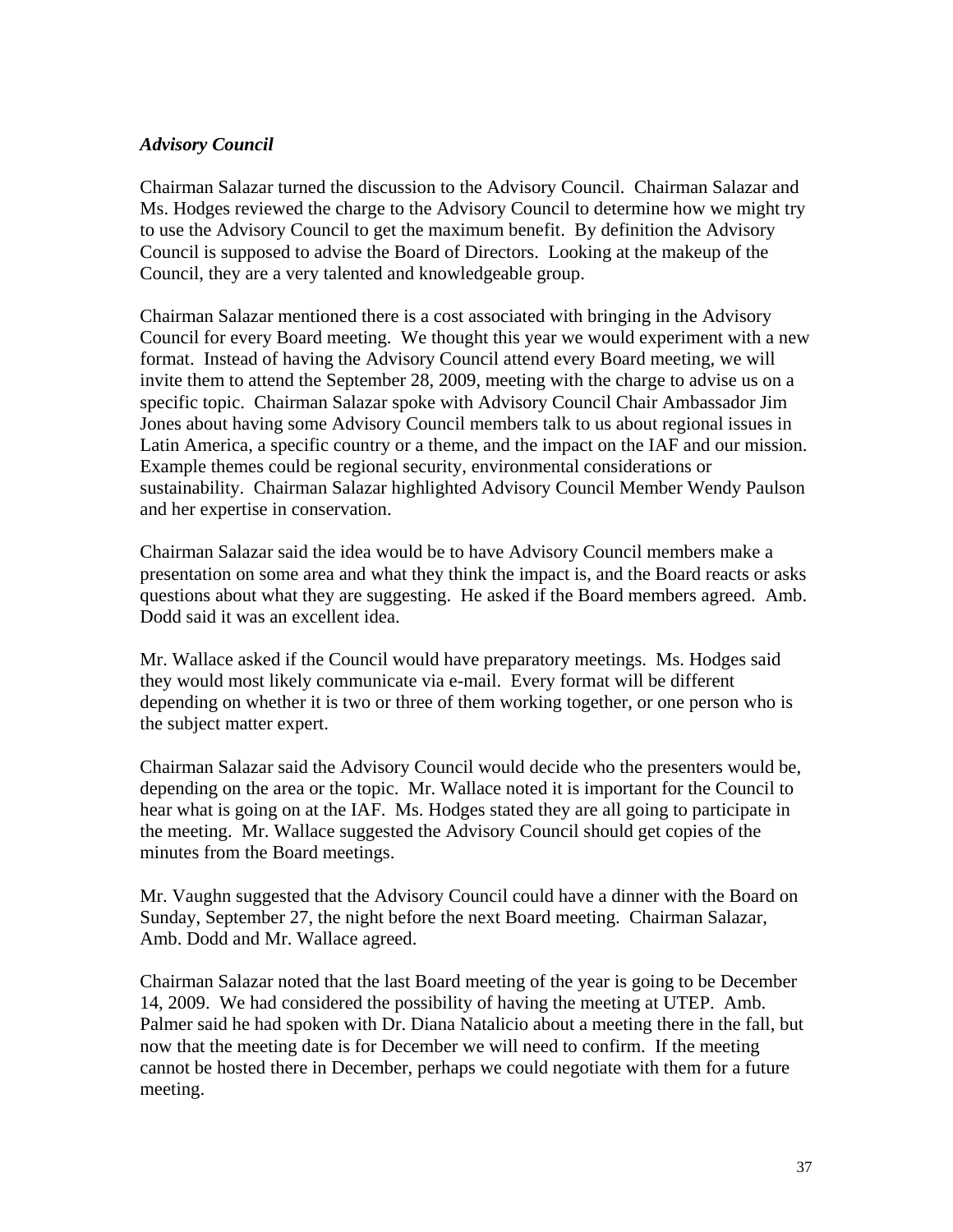### *Advisory Council*

Chairman Salazar turned the discussion to the Advisory Council. Chairman Salazar and Ms. Hodges reviewed the charge to the Advisory Council to determine how we might try to use the Advisory Council to get the maximum benefit. By definition the Advisory Council is supposed to advise the Board of Directors. Looking at the makeup of the Council, they are a very talented and knowledgeable group.

Chairman Salazar mentioned there is a cost associated with bringing in the Advisory Council for every Board meeting. We thought this year we would experiment with a new format. Instead of having the Advisory Council attend every Board meeting, we will invite them to attend the September 28, 2009, meeting with the charge to advise us on a specific topic. Chairman Salazar spoke with Advisory Council Chair Ambassador Jim Jones about having some Advisory Council members talk to us about regional issues in Latin America, a specific country or a theme, and the impact on the IAF and our mission. Example themes could be regional security, environmental considerations or sustainability. Chairman Salazar highlighted Advisory Council Member Wendy Paulson and her expertise in conservation.

Chairman Salazar said the idea would be to have Advisory Council members make a presentation on some area and what they think the impact is, and the Board reacts or asks questions about what they are suggesting. He asked if the Board members agreed. Amb. Dodd said it was an excellent idea.

Mr. Wallace asked if the Council would have preparatory meetings. Ms. Hodges said they would most likely communicate via e-mail. Every format will be different depending on whether it is two or three of them working together, or one person who is the subject matter expert.

Chairman Salazar said the Advisory Council would decide who the presenters would be, depending on the area or the topic. Mr. Wallace noted it is important for the Council to hear what is going on at the IAF. Ms. Hodges stated they are all going to participate in the meeting. Mr. Wallace suggested the Advisory Council should get copies of the minutes from the Board meetings.

Mr. Vaughn suggested that the Advisory Council could have a dinner with the Board on Sunday, September 27, the night before the next Board meeting. Chairman Salazar, Amb. Dodd and Mr. Wallace agreed.

Chairman Salazar noted that the last Board meeting of the year is going to be December 14, 2009. We had considered the possibility of having the meeting at UTEP. Amb. Palmer said he had spoken with Dr. Diana Natalicio about a meeting there in the fall, but now that the meeting date is for December we will need to confirm. If the meeting cannot be hosted there in December, perhaps we could negotiate with them for a future meeting.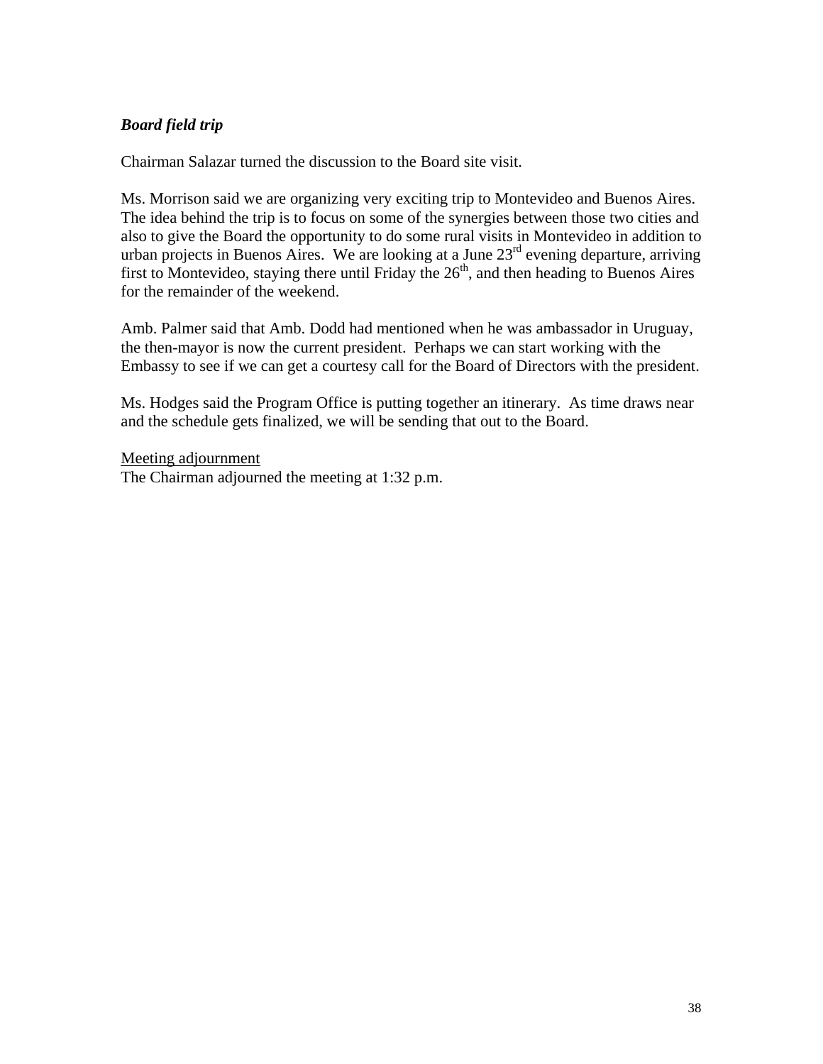***Board field trip***

Chairman Salazar turned the discussion to the Board site visit.

Ms. Morrison said we are organizing very exciting trip to Montevideo and Buenos Aires. The idea behind the trip is to focus on some of the synergies between those two cities and also to give the Board the opportunity to do some rural visits in Montevideo in addition to urban projects in Buenos Aires. We are looking at a June 23rd evening departure, arriving first to Montevideo, staying there until Friday the 26th, and then heading to Buenos Aires for the remainder of the weekend.

Amb. Palmer said that Amb. Dodd had mentioned when he was ambassador in Uruguay, the then-mayor is now the current president. Perhaps we can start working with the Embassy to see if we can get a courtesy call for the Board of Directors with the president.

Ms. Hodges said the Program Office is putting together an itinerary. As time draws near and the schedule gets finalized, we will be sending that out to the Board.

<u>Meeting adjournment</u>
The Chairman adjourned the meeting at 1:32 p.m.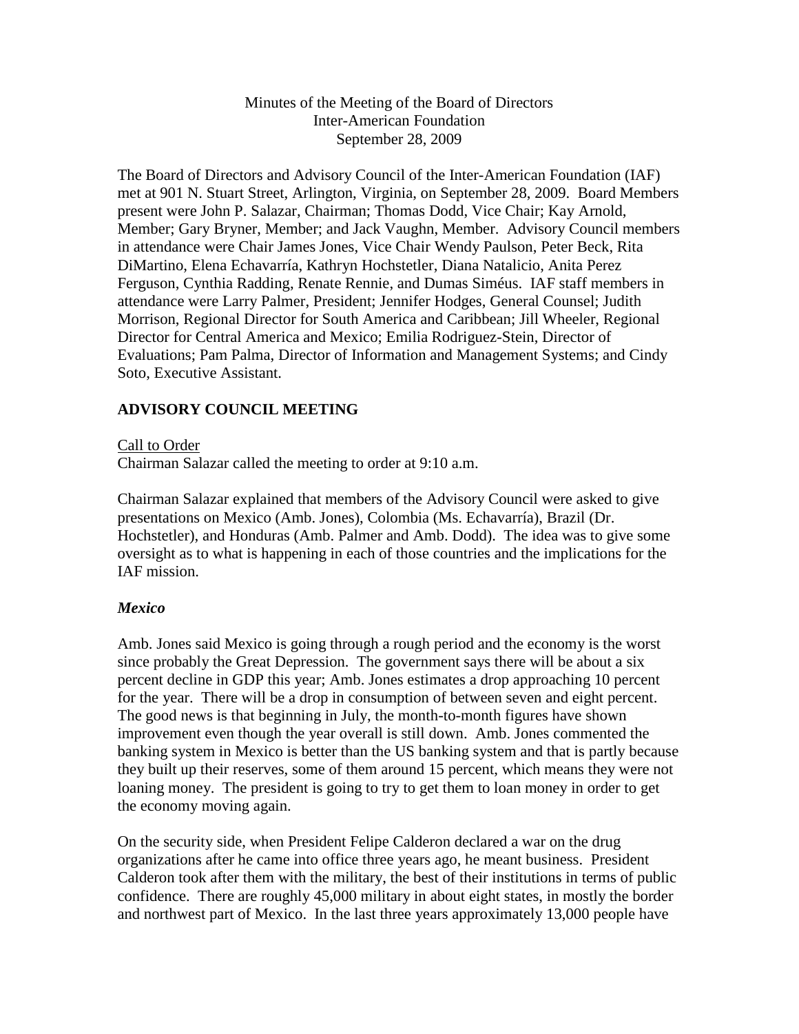Minutes of the Meeting of the Board of Directors
Inter-American Foundation
September 28, 2009

The Board of Directors and Advisory Council of the Inter-American Foundation (IAF) met at 901 N. Stuart Street, Arlington, Virginia, on September 28, 2009. Board Members present were John P. Salazar, Chairman; Thomas Dodd, Vice Chair; Kay Arnold, Member; Gary Bryner, Member; and Jack Vaughn, Member. Advisory Council members in attendance were Chair James Jones, Vice Chair Wendy Paulson, Peter Beck, Rita DiMartino, Elena Echavarría, Kathryn Hochstetler, Diana Natalicio, Anita Perez Ferguson, Cynthia Radding, Renate Rennie, and Dumas Siméus. IAF staff members in attendance were Larry Palmer, President; Jennifer Hodges, General Counsel; Judith Morrison, Regional Director for South America and Caribbean; Jill Wheeler, Regional Director for Central America and Mexico; Emilia Rodriguez-Stein, Director of Evaluations; Pam Palma, Director of Information and Management Systems; and Cindy Soto, Executive Assistant.

## ADVISORY COUNCIL MEETING

Call to Order
Chairman Salazar called the meeting to order at 9:10 a.m.

Chairman Salazar explained that members of the Advisory Council were asked to give presentations on Mexico (Amb. Jones), Colombia (Ms. Echavarría), Brazil (Dr. Hochstetler), and Honduras (Amb. Palmer and Amb. Dodd). The idea was to give some oversight as to what is happening in each of those countries and the implications for the IAF mission.

### *Mexico*

Amb. Jones said Mexico is going through a rough period and the economy is the worst since probably the Great Depression. The government says there will be about a six percent decline in GDP this year; Amb. Jones estimates a drop approaching 10 percent for the year. There will be a drop in consumption of between seven and eight percent. The good news is that beginning in July, the month-to-month figures have shown improvement even though the year overall is still down. Amb. Jones commented the banking system in Mexico is better than the US banking system and that is partly because they built up their reserves, some of them around 15 percent, which means they were not loaning money. The president is going to try to get them to loan money in order to get the economy moving again.

On the security side, when President Felipe Calderon declared a war on the drug organizations after he came into office three years ago, he meant business. President Calderon took after them with the military, the best of their institutions in terms of public confidence. There are roughly 45,000 military in about eight states, in mostly the border and northwest part of Mexico. In the last three years approximately 13,000 people have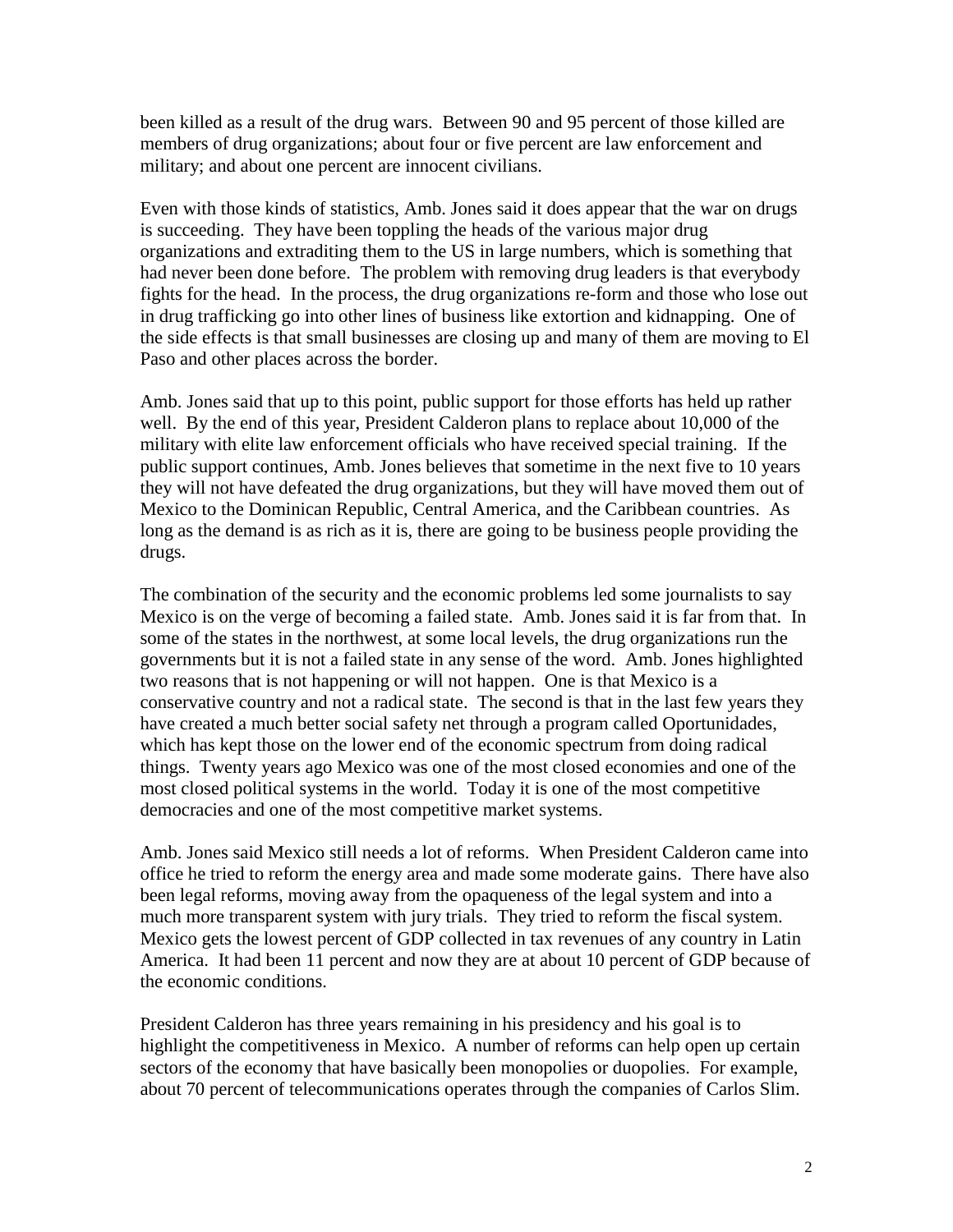been killed as a result of the drug wars. Between 90 and 95 percent of those killed are members of drug organizations; about four or five percent are law enforcement and military; and about one percent are innocent civilians.

Even with those kinds of statistics, Amb. Jones said it does appear that the war on drugs is succeeding. They have been toppling the heads of the various major drug organizations and extraditing them to the US in large numbers, which is something that had never been done before. The problem with removing drug leaders is that everybody fights for the head. In the process, the drug organizations re-form and those who lose out in drug trafficking go into other lines of business like extortion and kidnapping. One of the side effects is that small businesses are closing up and many of them are moving to El Paso and other places across the border.

Amb. Jones said that up to this point, public support for those efforts has held up rather well. By the end of this year, President Calderon plans to replace about 10,000 of the military with elite law enforcement officials who have received special training. If the public support continues, Amb. Jones believes that sometime in the next five to 10 years they will not have defeated the drug organizations, but they will have moved them out of Mexico to the Dominican Republic, Central America, and the Caribbean countries. As long as the demand is as rich as it is, there are going to be business people providing the drugs.

The combination of the security and the economic problems led some journalists to say Mexico is on the verge of becoming a failed state. Amb. Jones said it is far from that. In some of the states in the northwest, at some local levels, the drug organizations run the governments but it is not a failed state in any sense of the word. Amb. Jones highlighted two reasons that is not happening or will not happen. One is that Mexico is a conservative country and not a radical state. The second is that in the last few years they have created a much better social safety net through a program called Oportunidades, which has kept those on the lower end of the economic spectrum from doing radical things. Twenty years ago Mexico was one of the most closed economies and one of the most closed political systems in the world. Today it is one of the most competitive democracies and one of the most competitive market systems.

Amb. Jones said Mexico still needs a lot of reforms. When President Calderon came into office he tried to reform the energy area and made some moderate gains. There have also been legal reforms, moving away from the opaqueness of the legal system and into a much more transparent system with jury trials. They tried to reform the fiscal system. Mexico gets the lowest percent of GDP collected in tax revenues of any country in Latin America. It had been 11 percent and now they are at about 10 percent of GDP because of the economic conditions.

President Calderon has three years remaining in his presidency and his goal is to highlight the competitiveness in Mexico. A number of reforms can help open up certain sectors of the economy that have basically been monopolies or duopolies. For example, about 70 percent of telecommunications operates through the companies of Carlos Slim.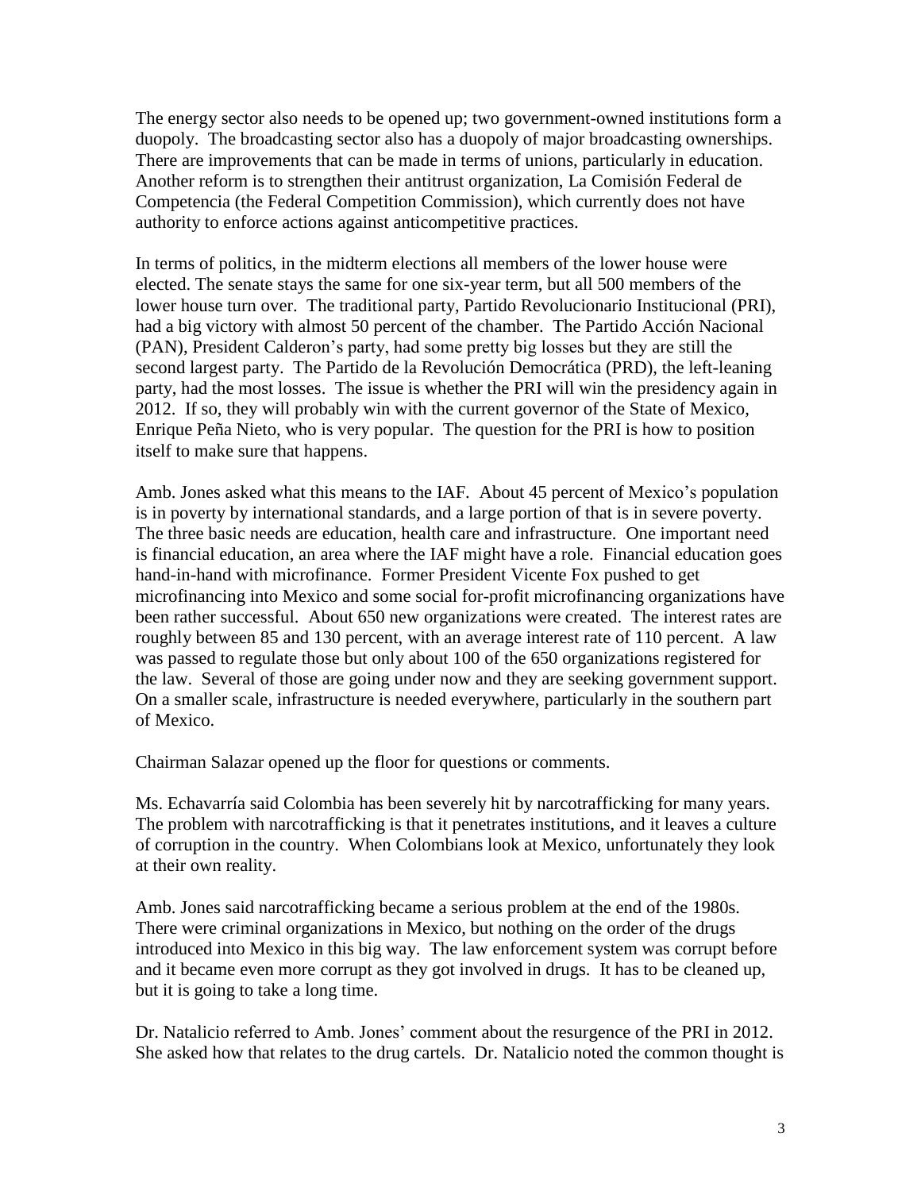The energy sector also needs to be opened up; two government-owned institutions form a duopoly. The broadcasting sector also has a duopoly of major broadcasting ownerships. There are improvements that can be made in terms of unions, particularly in education. Another reform is to strengthen their antitrust organization, La Comisión Federal de Competencia (the Federal Competition Commission), which currently does not have authority to enforce actions against anticompetitive practices.

In terms of politics, in the midterm elections all members of the lower house were elected. The senate stays the same for one six-year term, but all 500 members of the lower house turn over. The traditional party, Partido Revolucionario Institucional (PRI), had a big victory with almost 50 percent of the chamber. The Partido Acción Nacional (PAN), President Calderon's party, had some pretty big losses but they are still the second largest party. The Partido de la Revolución Democrática (PRD), the left-leaning party, had the most losses. The issue is whether the PRI will win the presidency again in 2012. If so, they will probably win with the current governor of the State of Mexico, Enrique Peña Nieto, who is very popular. The question for the PRI is how to position itself to make sure that happens.

Amb. Jones asked what this means to the IAF. About 45 percent of Mexico's population is in poverty by international standards, and a large portion of that is in severe poverty. The three basic needs are education, health care and infrastructure. One important need is financial education, an area where the IAF might have a role. Financial education goes hand-in-hand with microfinance. Former President Vicente Fox pushed to get microfinancing into Mexico and some social for-profit microfinancing organizations have been rather successful. About 650 new organizations were created. The interest rates are roughly between 85 and 130 percent, with an average interest rate of 110 percent. A law was passed to regulate those but only about 100 of the 650 organizations registered for the law. Several of those are going under now and they are seeking government support. On a smaller scale, infrastructure is needed everywhere, particularly in the southern part of Mexico.

Chairman Salazar opened up the floor for questions or comments.

Ms. Echavarría said Colombia has been severely hit by narcotrafficking for many years. The problem with narcotrafficking is that it penetrates institutions, and it leaves a culture of corruption in the country. When Colombians look at Mexico, unfortunately they look at their own reality.

Amb. Jones said narcotrafficking became a serious problem at the end of the 1980s. There were criminal organizations in Mexico, but nothing on the order of the drugs introduced into Mexico in this big way. The law enforcement system was corrupt before and it became even more corrupt as they got involved in drugs. It has to be cleaned up, but it is going to take a long time.

Dr. Natalicio referred to Amb. Jones' comment about the resurgence of the PRI in 2012. She asked how that relates to the drug cartels. Dr. Natalicio noted the common thought is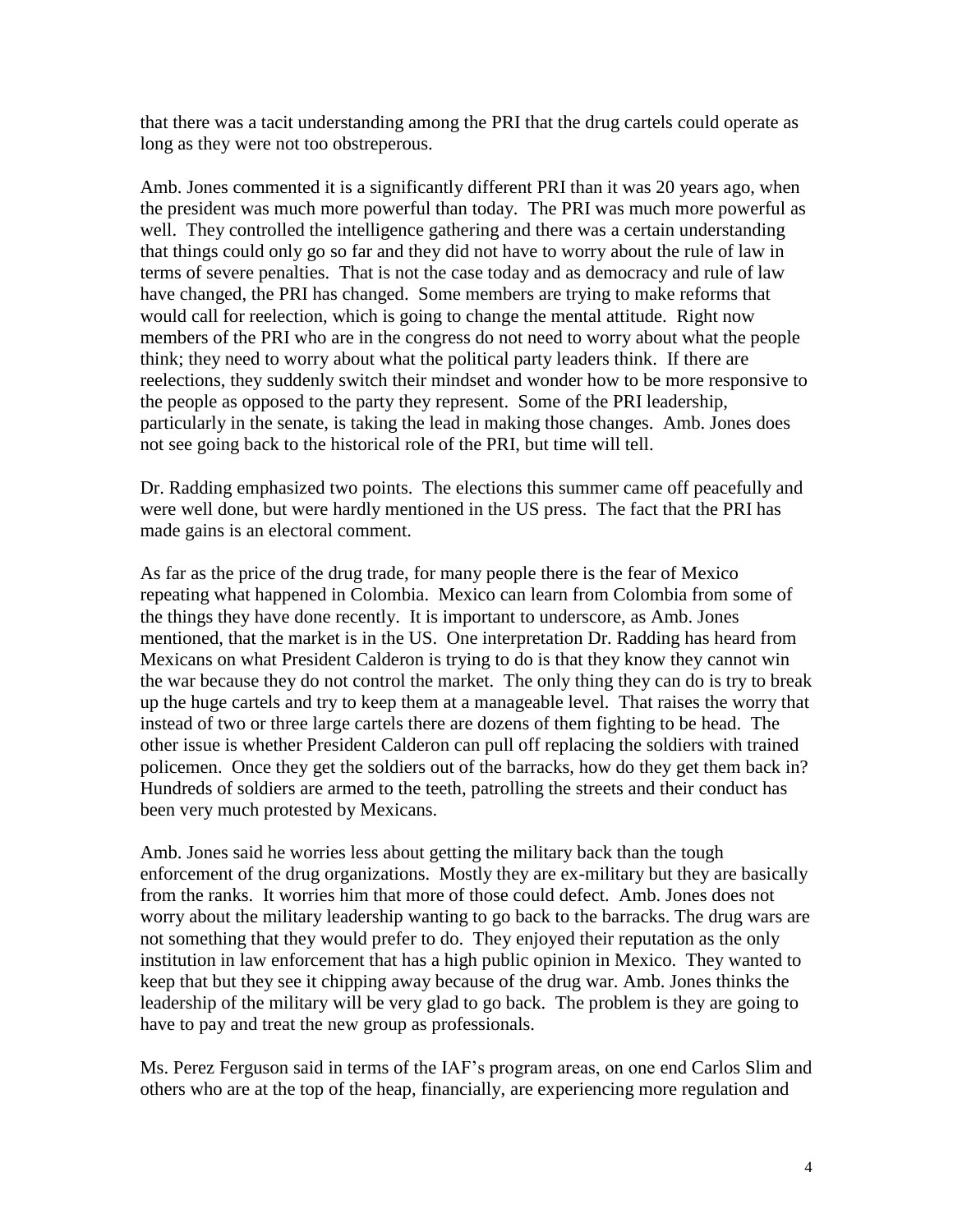that there was a tacit understanding among the PRI that the drug cartels could operate as long as they were not too obstreperous.

Amb. Jones commented it is a significantly different PRI than it was 20 years ago, when the president was much more powerful than today. The PRI was much more powerful as well. They controlled the intelligence gathering and there was a certain understanding that things could only go so far and they did not have to worry about the rule of law in terms of severe penalties. That is not the case today and as democracy and rule of law have changed, the PRI has changed. Some members are trying to make reforms that would call for reelection, which is going to change the mental attitude. Right now members of the PRI who are in the congress do not need to worry about what the people think; they need to worry about what the political party leaders think. If there are reelections, they suddenly switch their mindset and wonder how to be more responsive to the people as opposed to the party they represent. Some of the PRI leadership, particularly in the senate, is taking the lead in making those changes. Amb. Jones does not see going back to the historical role of the PRI, but time will tell.

Dr. Radding emphasized two points. The elections this summer came off peacefully and were well done, but were hardly mentioned in the US press. The fact that the PRI has made gains is an electoral comment.

As far as the price of the drug trade, for many people there is the fear of Mexico repeating what happened in Colombia. Mexico can learn from Colombia from some of the things they have done recently. It is important to underscore, as Amb. Jones mentioned, that the market is in the US. One interpretation Dr. Radding has heard from Mexicans on what President Calderon is trying to do is that they know they cannot win the war because they do not control the market. The only thing they can do is try to break up the huge cartels and try to keep them at a manageable level. That raises the worry that instead of two or three large cartels there are dozens of them fighting to be head. The other issue is whether President Calderon can pull off replacing the soldiers with trained policemen. Once they get the soldiers out of the barracks, how do they get them back in? Hundreds of soldiers are armed to the teeth, patrolling the streets and their conduct has been very much protested by Mexicans.

Amb. Jones said he worries less about getting the military back than the tough enforcement of the drug organizations. Mostly they are ex-military but they are basically from the ranks. It worries him that more of those could defect. Amb. Jones does not worry about the military leadership wanting to go back to the barracks. The drug wars are not something that they would prefer to do. They enjoyed their reputation as the only institution in law enforcement that has a high public opinion in Mexico. They wanted to keep that but they see it chipping away because of the drug war. Amb. Jones thinks the leadership of the military will be very glad to go back. The problem is they are going to have to pay and treat the new group as professionals.

Ms. Perez Ferguson said in terms of the IAF's program areas, on one end Carlos Slim and others who are at the top of the heap, financially, are experiencing more regulation and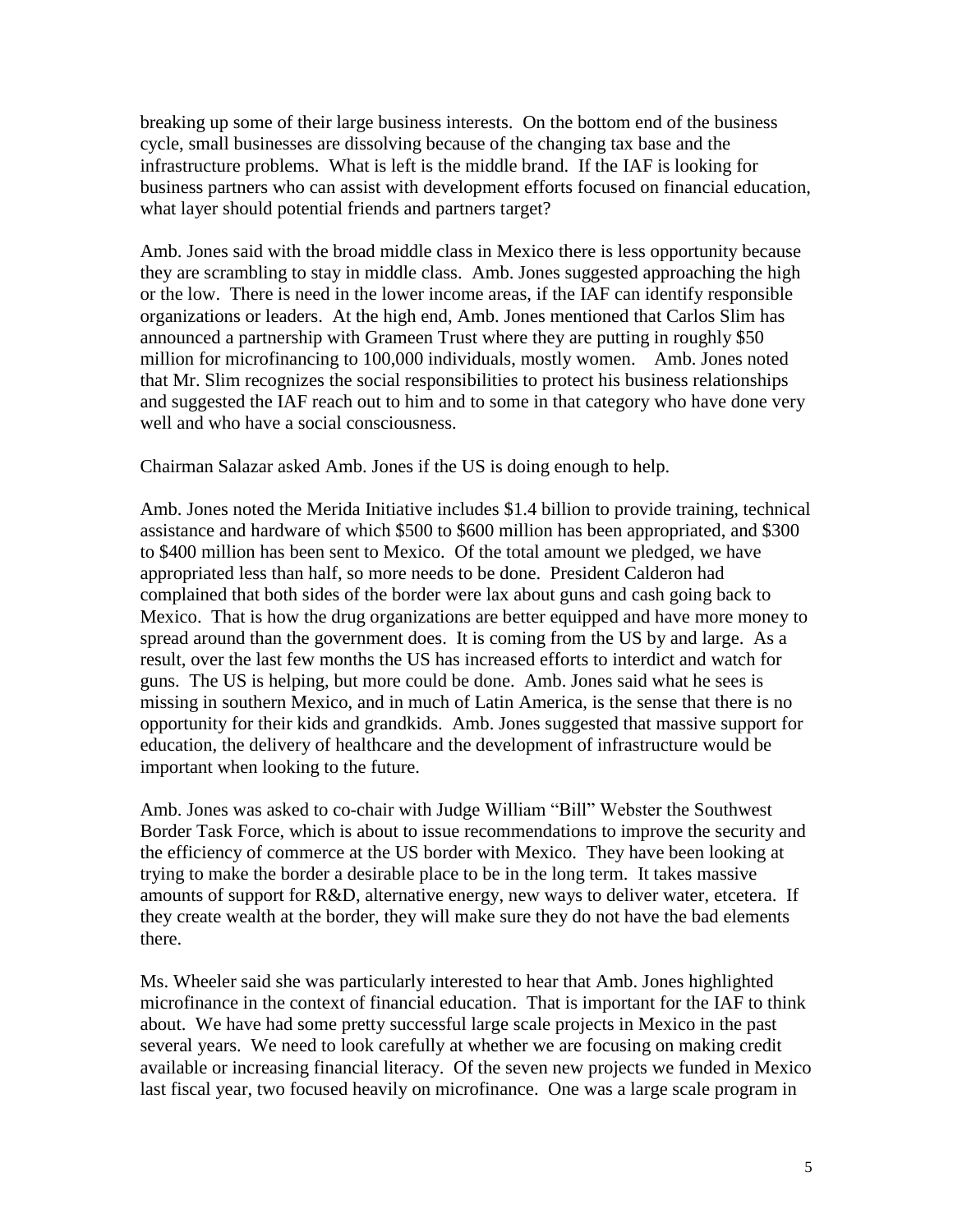breaking up some of their large business interests. On the bottom end of the business cycle, small businesses are dissolving because of the changing tax base and the infrastructure problems. What is left is the middle brand. If the IAF is looking for business partners who can assist with development efforts focused on financial education, what layer should potential friends and partners target?

Amb. Jones said with the broad middle class in Mexico there is less opportunity because they are scrambling to stay in middle class. Amb. Jones suggested approaching the high or the low. There is need in the lower income areas, if the IAF can identify responsible organizations or leaders. At the high end, Amb. Jones mentioned that Carlos Slim has announced a partnership with Grameen Trust where they are putting in roughly $50 million for microfinancing to 100,000 individuals, mostly women. Amb. Jones noted that Mr. Slim recognizes the social responsibilities to protect his business relationships and suggested the IAF reach out to him and to some in that category who have done very well and who have a social consciousness.

Chairman Salazar asked Amb. Jones if the US is doing enough to help.

Amb. Jones noted the Merida Initiative includes $1.4 billion to provide training, technical assistance and hardware of which $500 to $600 million has been appropriated, and $300 to $400 million has been sent to Mexico. Of the total amount we pledged, we have appropriated less than half, so more needs to be done. President Calderon had complained that both sides of the border were lax about guns and cash going back to Mexico. That is how the drug organizations are better equipped and have more money to spread around than the government does. It is coming from the US by and large. As a result, over the last few months the US has increased efforts to interdict and watch for guns. The US is helping, but more could be done. Amb. Jones said what he sees is missing in southern Mexico, and in much of Latin America, is the sense that there is no opportunity for their kids and grandkids. Amb. Jones suggested that massive support for education, the delivery of healthcare and the development of infrastructure would be important when looking to the future.

Amb. Jones was asked to co-chair with Judge William "Bill" Webster the Southwest Border Task Force, which is about to issue recommendations to improve the security and the efficiency of commerce at the US border with Mexico. They have been looking at trying to make the border a desirable place to be in the long term. It takes massive amounts of support for R&D, alternative energy, new ways to deliver water, etcetera. If they create wealth at the border, they will make sure they do not have the bad elements there.

Ms. Wheeler said she was particularly interested to hear that Amb. Jones highlighted microfinance in the context of financial education. That is important for the IAF to think about. We have had some pretty successful large scale projects in Mexico in the past several years. We need to look carefully at whether we are focusing on making credit available or increasing financial literacy. Of the seven new projects we funded in Mexico last fiscal year, two focused heavily on microfinance. One was a large scale program in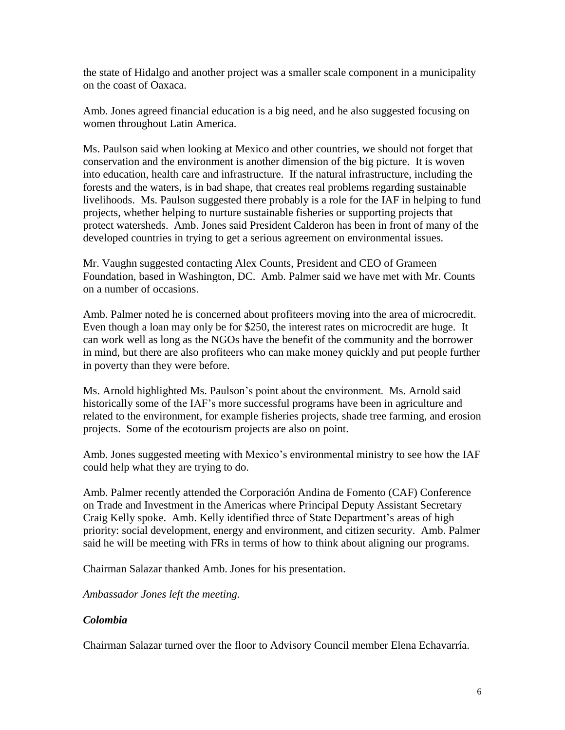the state of Hidalgo and another project was a smaller scale component in a municipality on the coast of Oaxaca.

Amb. Jones agreed financial education is a big need, and he also suggested focusing on women throughout Latin America.

Ms. Paulson said when looking at Mexico and other countries, we should not forget that conservation and the environment is another dimension of the big picture. It is woven into education, health care and infrastructure. If the natural infrastructure, including the forests and the waters, is in bad shape, that creates real problems regarding sustainable livelihoods. Ms. Paulson suggested there probably is a role for the IAF in helping to fund projects, whether helping to nurture sustainable fisheries or supporting projects that protect watersheds. Amb. Jones said President Calderon has been in front of many of the developed countries in trying to get a serious agreement on environmental issues.

Mr. Vaughn suggested contacting Alex Counts, President and CEO of Grameen Foundation, based in Washington, DC. Amb. Palmer said we have met with Mr. Counts on a number of occasions.

Amb. Palmer noted he is concerned about profiteers moving into the area of microcredit. Even though a loan may only be for $250, the interest rates on microcredit are huge. It can work well as long as the NGOs have the benefit of the community and the borrower in mind, but there are also profiteers who can make money quickly and put people further in poverty than they were before.

Ms. Arnold highlighted Ms. Paulson's point about the environment. Ms. Arnold said historically some of the IAF's more successful programs have been in agriculture and related to the environment, for example fisheries projects, shade tree farming, and erosion projects. Some of the ecotourism projects are also on point.

Amb. Jones suggested meeting with Mexico's environmental ministry to see how the IAF could help what they are trying to do.

Amb. Palmer recently attended the Corporación Andina de Fomento (CAF) Conference on Trade and Investment in the Americas where Principal Deputy Assistant Secretary Craig Kelly spoke. Amb. Kelly identified three of State Department's areas of high priority: social development, energy and environment, and citizen security. Amb. Palmer said he will be meeting with FRs in terms of how to think about aligning our programs.

Chairman Salazar thanked Amb. Jones for his presentation.

*Ambassador Jones left the meeting.*

***Colombia***

Chairman Salazar turned over the floor to Advisory Council member Elena Echavarría.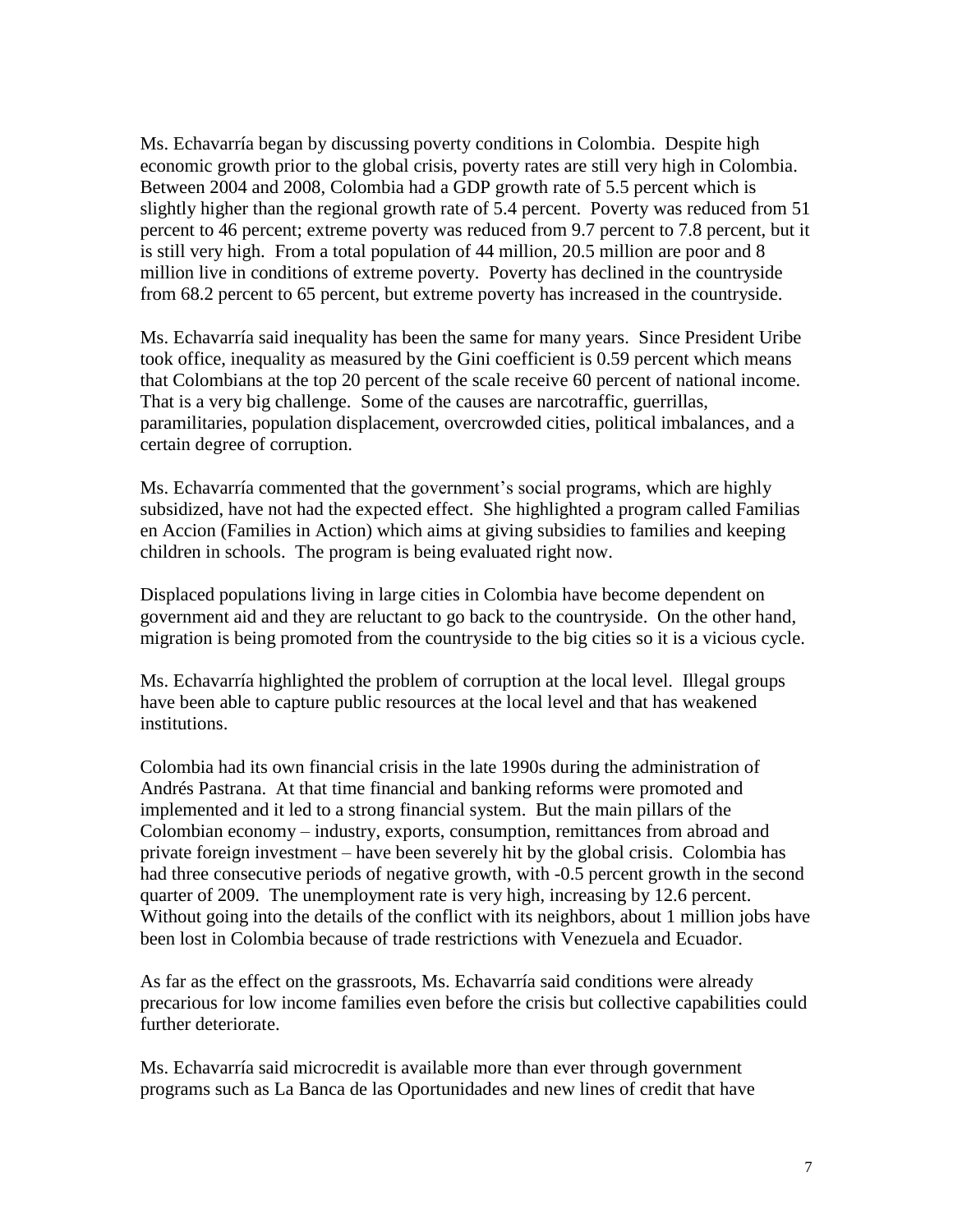Ms. Echavarría began by discussing poverty conditions in Colombia. Despite high economic growth prior to the global crisis, poverty rates are still very high in Colombia. Between 2004 and 2008, Colombia had a GDP growth rate of 5.5 percent which is slightly higher than the regional growth rate of 5.4 percent. Poverty was reduced from 51 percent to 46 percent; extreme poverty was reduced from 9.7 percent to 7.8 percent, but it is still very high. From a total population of 44 million, 20.5 million are poor and 8 million live in conditions of extreme poverty. Poverty has declined in the countryside from 68.2 percent to 65 percent, but extreme poverty has increased in the countryside.

Ms. Echavarría said inequality has been the same for many years. Since President Uribe took office, inequality as measured by the Gini coefficient is 0.59 percent which means that Colombians at the top 20 percent of the scale receive 60 percent of national income. That is a very big challenge. Some of the causes are narcotraffic, guerrillas, paramilitaries, population displacement, overcrowded cities, political imbalances, and a certain degree of corruption.

Ms. Echavarría commented that the government's social programs, which are highly subsidized, have not had the expected effect. She highlighted a program called Familias en Accion (Families in Action) which aims at giving subsidies to families and keeping children in schools. The program is being evaluated right now.

Displaced populations living in large cities in Colombia have become dependent on government aid and they are reluctant to go back to the countryside. On the other hand, migration is being promoted from the countryside to the big cities so it is a vicious cycle.

Ms. Echavarría highlighted the problem of corruption at the local level. Illegal groups have been able to capture public resources at the local level and that has weakened institutions.

Colombia had its own financial crisis in the late 1990s during the administration of Andrés Pastrana. At that time financial and banking reforms were promoted and implemented and it led to a strong financial system. But the main pillars of the Colombian economy – industry, exports, consumption, remittances from abroad and private foreign investment – have been severely hit by the global crisis. Colombia has had three consecutive periods of negative growth, with -0.5 percent growth in the second quarter of 2009. The unemployment rate is very high, increasing by 12.6 percent. Without going into the details of the conflict with its neighbors, about 1 million jobs have been lost in Colombia because of trade restrictions with Venezuela and Ecuador.

As far as the effect on the grassroots, Ms. Echavarría said conditions were already precarious for low income families even before the crisis but collective capabilities could further deteriorate.

Ms. Echavarría said microcredit is available more than ever through government programs such as La Banca de las Oportunidades and new lines of credit that have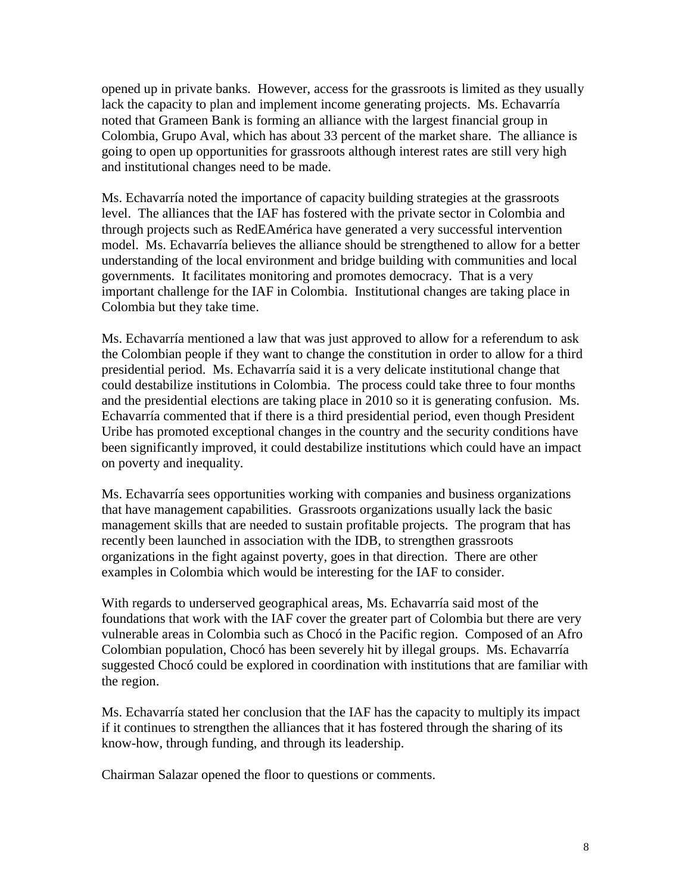opened up in private banks. However, access for the grassroots is limited as they usually lack the capacity to plan and implement income generating projects. Ms. Echavarría noted that Grameen Bank is forming an alliance with the largest financial group in Colombia, Grupo Aval, which has about 33 percent of the market share. The alliance is going to open up opportunities for grassroots although interest rates are still very high and institutional changes need to be made.

Ms. Echavarría noted the importance of capacity building strategies at the grassroots level. The alliances that the IAF has fostered with the private sector in Colombia and through projects such as RedEAmérica have generated a very successful intervention model. Ms. Echavarría believes the alliance should be strengthened to allow for a better understanding of the local environment and bridge building with communities and local governments. It facilitates monitoring and promotes democracy. That is a very important challenge for the IAF in Colombia. Institutional changes are taking place in Colombia but they take time.

Ms. Echavarría mentioned a law that was just approved to allow for a referendum to ask the Colombian people if they want to change the constitution in order to allow for a third presidential period. Ms. Echavarría said it is a very delicate institutional change that could destabilize institutions in Colombia. The process could take three to four months and the presidential elections are taking place in 2010 so it is generating confusion. Ms. Echavarría commented that if there is a third presidential period, even though President Uribe has promoted exceptional changes in the country and the security conditions have been significantly improved, it could destabilize institutions which could have an impact on poverty and inequality.

Ms. Echavarría sees opportunities working with companies and business organizations that have management capabilities. Grassroots organizations usually lack the basic management skills that are needed to sustain profitable projects. The program that has recently been launched in association with the IDB, to strengthen grassroots organizations in the fight against poverty, goes in that direction. There are other examples in Colombia which would be interesting for the IAF to consider.

With regards to underserved geographical areas, Ms. Echavarría said most of the foundations that work with the IAF cover the greater part of Colombia but there are very vulnerable areas in Colombia such as Chocó in the Pacific region. Composed of an Afro Colombian population, Chocó has been severely hit by illegal groups. Ms. Echavarría suggested Chocó could be explored in coordination with institutions that are familiar with the region.

Ms. Echavarría stated her conclusion that the IAF has the capacity to multiply its impact if it continues to strengthen the alliances that it has fostered through the sharing of its know-how, through funding, and through its leadership.

Chairman Salazar opened the floor to questions or comments.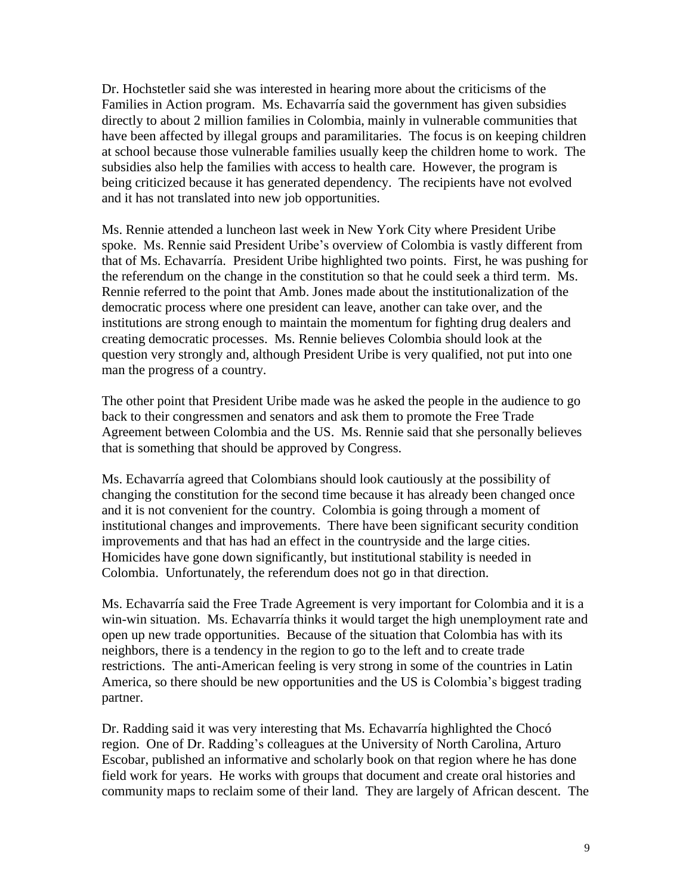Dr. Hochstetler said she was interested in hearing more about the criticisms of the Families in Action program. Ms. Echavarría said the government has given subsidies directly to about 2 million families in Colombia, mainly in vulnerable communities that have been affected by illegal groups and paramilitaries. The focus is on keeping children at school because those vulnerable families usually keep the children home to work. The subsidies also help the families with access to health care. However, the program is being criticized because it has generated dependency. The recipients have not evolved and it has not translated into new job opportunities.

Ms. Rennie attended a luncheon last week in New York City where President Uribe spoke. Ms. Rennie said President Uribe's overview of Colombia is vastly different from that of Ms. Echavarría. President Uribe highlighted two points. First, he was pushing for the referendum on the change in the constitution so that he could seek a third term. Ms. Rennie referred to the point that Amb. Jones made about the institutionalization of the democratic process where one president can leave, another can take over, and the institutions are strong enough to maintain the momentum for fighting drug dealers and creating democratic processes. Ms. Rennie believes Colombia should look at the question very strongly and, although President Uribe is very qualified, not put into one man the progress of a country.

The other point that President Uribe made was he asked the people in the audience to go back to their congressmen and senators and ask them to promote the Free Trade Agreement between Colombia and the US. Ms. Rennie said that she personally believes that is something that should be approved by Congress.

Ms. Echavarría agreed that Colombians should look cautiously at the possibility of changing the constitution for the second time because it has already been changed once and it is not convenient for the country. Colombia is going through a moment of institutional changes and improvements. There have been significant security condition improvements and that has had an effect in the countryside and the large cities. Homicides have gone down significantly, but institutional stability is needed in Colombia. Unfortunately, the referendum does not go in that direction.

Ms. Echavarría said the Free Trade Agreement is very important for Colombia and it is a win-win situation. Ms. Echavarría thinks it would target the high unemployment rate and open up new trade opportunities. Because of the situation that Colombia has with its neighbors, there is a tendency in the region to go to the left and to create trade restrictions. The anti-American feeling is very strong in some of the countries in Latin America, so there should be new opportunities and the US is Colombia's biggest trading partner.

Dr. Radding said it was very interesting that Ms. Echavarría highlighted the Chocó region. One of Dr. Radding's colleagues at the University of North Carolina, Arturo Escobar, published an informative and scholarly book on that region where he has done field work for years. He works with groups that document and create oral histories and community maps to reclaim some of their land. They are largely of African descent. The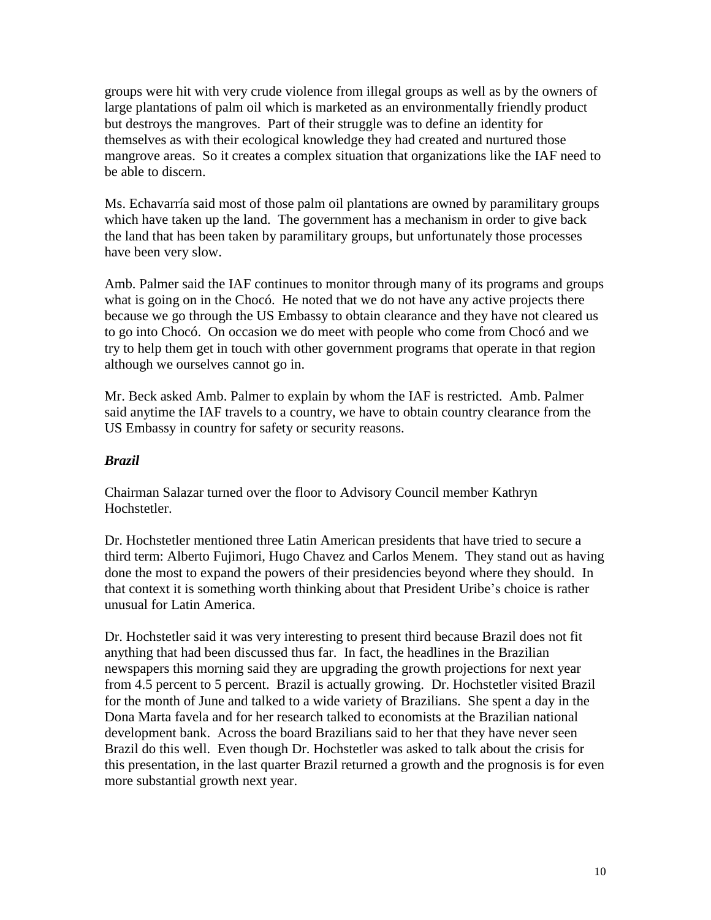groups were hit with very crude violence from illegal groups as well as by the owners of large plantations of palm oil which is marketed as an environmentally friendly product but destroys the mangroves. Part of their struggle was to define an identity for themselves as with their ecological knowledge they had created and nurtured those mangrove areas. So it creates a complex situation that organizations like the IAF need to be able to discern.

Ms. Echavarría said most of those palm oil plantations are owned by paramilitary groups which have taken up the land. The government has a mechanism in order to give back the land that has been taken by paramilitary groups, but unfortunately those processes have been very slow.

Amb. Palmer said the IAF continues to monitor through many of its programs and groups what is going on in the Chocó. He noted that we do not have any active projects there because we go through the US Embassy to obtain clearance and they have not cleared us to go into Chocó. On occasion we do meet with people who come from Chocó and we try to help them get in touch with other government programs that operate in that region although we ourselves cannot go in.

Mr. Beck asked Amb. Palmer to explain by whom the IAF is restricted. Amb. Palmer said anytime the IAF travels to a country, we have to obtain country clearance from the US Embassy in country for safety or security reasons.

***Brazil***

Chairman Salazar turned over the floor to Advisory Council member Kathryn Hochstetler.

Dr. Hochstetler mentioned three Latin American presidents that have tried to secure a third term: Alberto Fujimori, Hugo Chavez and Carlos Menem. They stand out as having done the most to expand the powers of their presidencies beyond where they should. In that context it is something worth thinking about that President Uribe's choice is rather unusual for Latin America.

Dr. Hochstetler said it was very interesting to present third because Brazil does not fit anything that had been discussed thus far. In fact, the headlines in the Brazilian newspapers this morning said they are upgrading the growth projections for next year from 4.5 percent to 5 percent. Brazil is actually growing. Dr. Hochstetler visited Brazil for the month of June and talked to a wide variety of Brazilians. She spent a day in the Dona Marta favela and for her research talked to economists at the Brazilian national development bank. Across the board Brazilians said to her that they have never seen Brazil do this well. Even though Dr. Hochstetler was asked to talk about the crisis for this presentation, in the last quarter Brazil returned a growth and the prognosis is for even more substantial growth next year.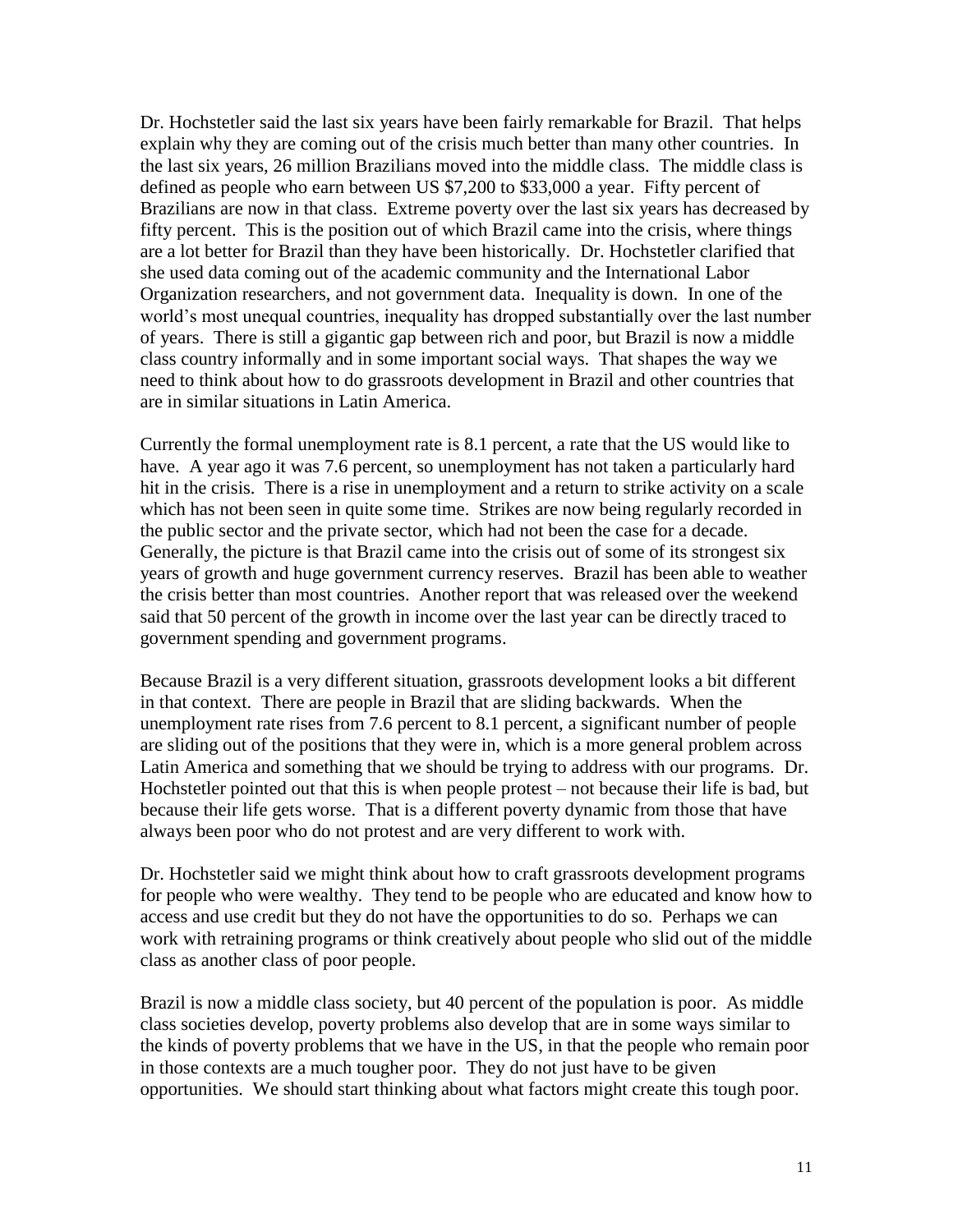Dr. Hochstetler said the last six years have been fairly remarkable for Brazil. That helps explain why they are coming out of the crisis much better than many other countries. In the last six years, 26 million Brazilians moved into the middle class. The middle class is defined as people who earn between US $7,200 to $33,000 a year. Fifty percent of Brazilians are now in that class. Extreme poverty over the last six years has decreased by fifty percent. This is the position out of which Brazil came into the crisis, where things are a lot better for Brazil than they have been historically. Dr. Hochstetler clarified that she used data coming out of the academic community and the International Labor Organization researchers, and not government data. Inequality is down. In one of the world's most unequal countries, inequality has dropped substantially over the last number of years. There is still a gigantic gap between rich and poor, but Brazil is now a middle class country informally and in some important social ways. That shapes the way we need to think about how to do grassroots development in Brazil and other countries that are in similar situations in Latin America.

Currently the formal unemployment rate is 8.1 percent, a rate that the US would like to have. A year ago it was 7.6 percent, so unemployment has not taken a particularly hard hit in the crisis. There is a rise in unemployment and a return to strike activity on a scale which has not been seen in quite some time. Strikes are now being regularly recorded in the public sector and the private sector, which had not been the case for a decade. Generally, the picture is that Brazil came into the crisis out of some of its strongest six years of growth and huge government currency reserves. Brazil has been able to weather the crisis better than most countries. Another report that was released over the weekend said that 50 percent of the growth in income over the last year can be directly traced to government spending and government programs.

Because Brazil is a very different situation, grassroots development looks a bit different in that context. There are people in Brazil that are sliding backwards. When the unemployment rate rises from 7.6 percent to 8.1 percent, a significant number of people are sliding out of the positions that they were in, which is a more general problem across Latin America and something that we should be trying to address with our programs. Dr. Hochstetler pointed out that this is when people protest – not because their life is bad, but because their life gets worse. That is a different poverty dynamic from those that have always been poor who do not protest and are very different to work with.

Dr. Hochstetler said we might think about how to craft grassroots development programs for people who were wealthy. They tend to be people who are educated and know how to access and use credit but they do not have the opportunities to do so. Perhaps we can work with retraining programs or think creatively about people who slid out of the middle class as another class of poor people.

Brazil is now a middle class society, but 40 percent of the population is poor. As middle class societies develop, poverty problems also develop that are in some ways similar to the kinds of poverty problems that we have in the US, in that the people who remain poor in those contexts are a much tougher poor. They do not just have to be given opportunities. We should start thinking about what factors might create this tough poor.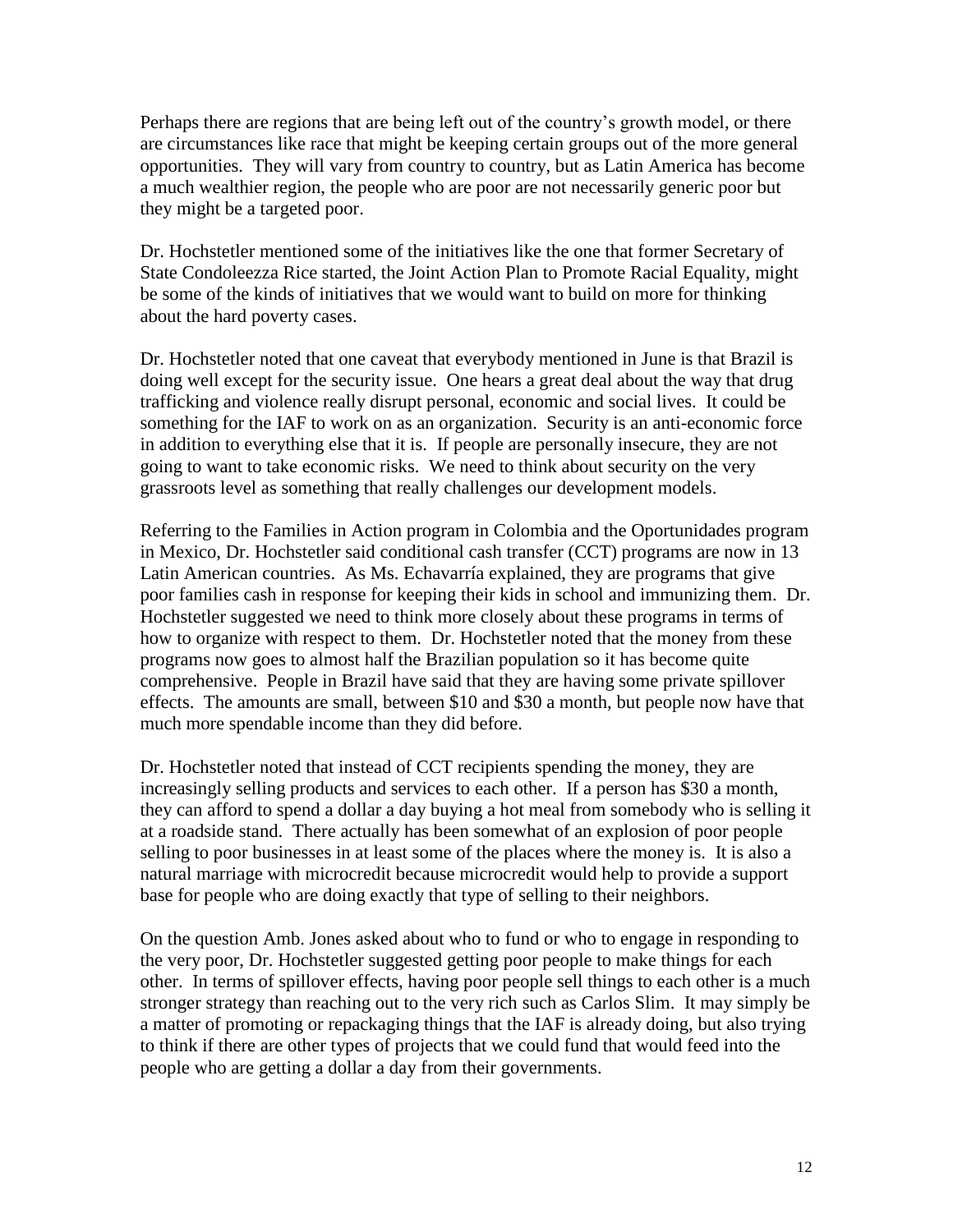Perhaps there are regions that are being left out of the country's growth model, or there are circumstances like race that might be keeping certain groups out of the more general opportunities. They will vary from country to country, but as Latin America has become a much wealthier region, the people who are poor are not necessarily generic poor but they might be a targeted poor.

Dr. Hochstetler mentioned some of the initiatives like the one that former Secretary of State Condoleezza Rice started, the Joint Action Plan to Promote Racial Equality, might be some of the kinds of initiatives that we would want to build on more for thinking about the hard poverty cases.

Dr. Hochstetler noted that one caveat that everybody mentioned in June is that Brazil is doing well except for the security issue. One hears a great deal about the way that drug trafficking and violence really disrupt personal, economic and social lives. It could be something for the IAF to work on as an organization. Security is an anti-economic force in addition to everything else that it is. If people are personally insecure, they are not going to want to take economic risks. We need to think about security on the very grassroots level as something that really challenges our development models.

Referring to the Families in Action program in Colombia and the Oportunidades program in Mexico, Dr. Hochstetler said conditional cash transfer (CCT) programs are now in 13 Latin American countries. As Ms. Echavarría explained, they are programs that give poor families cash in response for keeping their kids in school and immunizing them. Dr. Hochstetler suggested we need to think more closely about these programs in terms of how to organize with respect to them. Dr. Hochstetler noted that the money from these programs now goes to almost half the Brazilian population so it has become quite comprehensive. People in Brazil have said that they are having some private spillover effects. The amounts are small, between $10 and $30 a month, but people now have that much more spendable income than they did before.

Dr. Hochstetler noted that instead of CCT recipients spending the money, they are increasingly selling products and services to each other. If a person has $30 a month, they can afford to spend a dollar a day buying a hot meal from somebody who is selling it at a roadside stand. There actually has been somewhat of an explosion of poor people selling to poor businesses in at least some of the places where the money is. It is also a natural marriage with microcredit because microcredit would help to provide a support base for people who are doing exactly that type of selling to their neighbors.

On the question Amb. Jones asked about who to fund or who to engage in responding to the very poor, Dr. Hochstetler suggested getting poor people to make things for each other. In terms of spillover effects, having poor people sell things to each other is a much stronger strategy than reaching out to the very rich such as Carlos Slim. It may simply be a matter of promoting or repackaging things that the IAF is already doing, but also trying to think if there are other types of projects that we could fund that would feed into the people who are getting a dollar a day from their governments.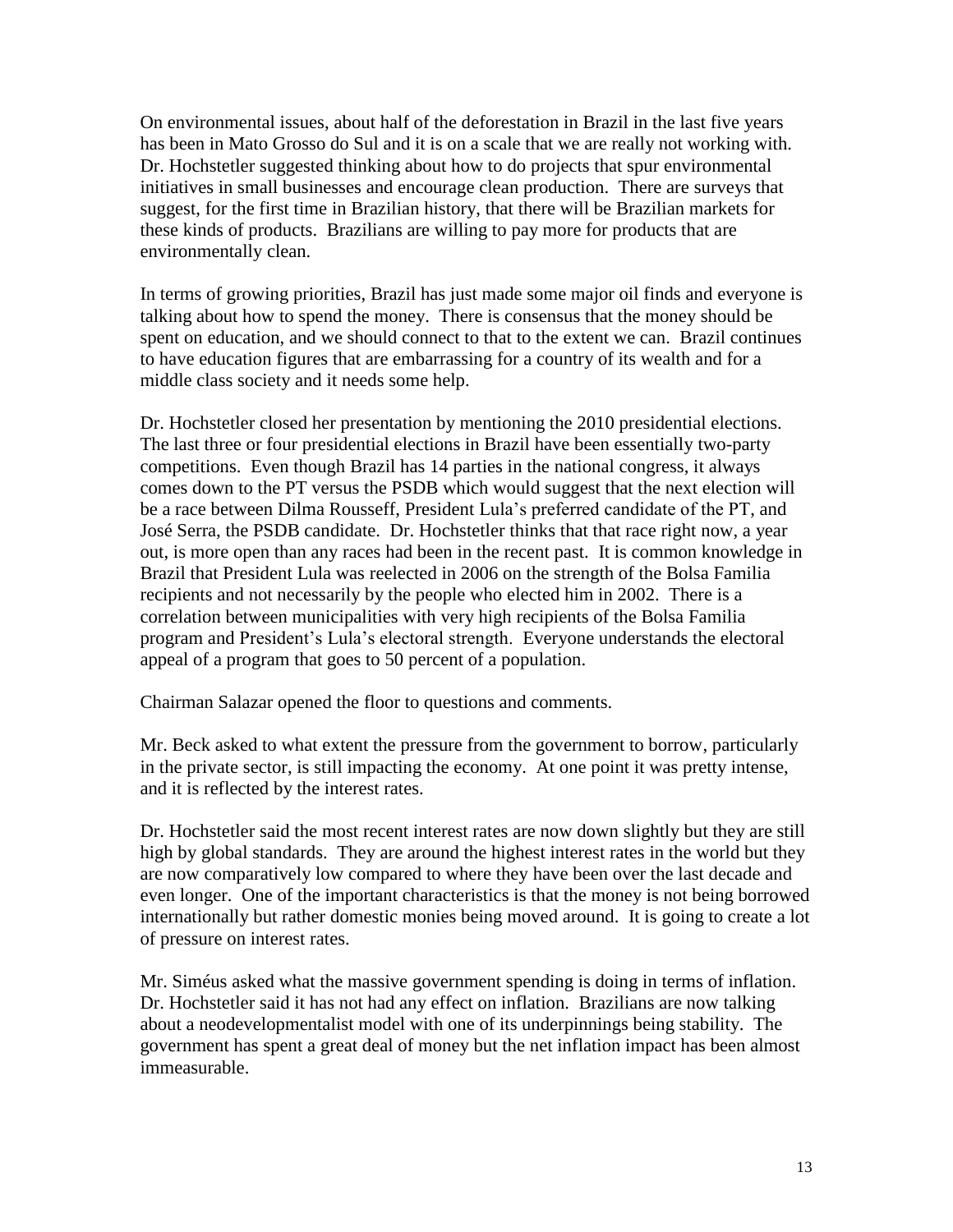On environmental issues, about half of the deforestation in Brazil in the last five years has been in Mato Grosso do Sul and it is on a scale that we are really not working with. Dr. Hochstetler suggested thinking about how to do projects that spur environmental initiatives in small businesses and encourage clean production. There are surveys that suggest, for the first time in Brazilian history, that there will be Brazilian markets for these kinds of products. Brazilians are willing to pay more for products that are environmentally clean.

In terms of growing priorities, Brazil has just made some major oil finds and everyone is talking about how to spend the money. There is consensus that the money should be spent on education, and we should connect to that to the extent we can. Brazil continues to have education figures that are embarrassing for a country of its wealth and for a middle class society and it needs some help.

Dr. Hochstetler closed her presentation by mentioning the 2010 presidential elections. The last three or four presidential elections in Brazil have been essentially two-party competitions. Even though Brazil has 14 parties in the national congress, it always comes down to the PT versus the PSDB which would suggest that the next election will be a race between Dilma Rousseff, President Lula's preferred candidate of the PT, and José Serra, the PSDB candidate. Dr. Hochstetler thinks that that race right now, a year out, is more open than any races had been in the recent past. It is common knowledge in Brazil that President Lula was reelected in 2006 on the strength of the Bolsa Familia recipients and not necessarily by the people who elected him in 2002. There is a correlation between municipalities with very high recipients of the Bolsa Familia program and President's Lula's electoral strength. Everyone understands the electoral appeal of a program that goes to 50 percent of a population.

Chairman Salazar opened the floor to questions and comments.

Mr. Beck asked to what extent the pressure from the government to borrow, particularly in the private sector, is still impacting the economy. At one point it was pretty intense, and it is reflected by the interest rates.

Dr. Hochstetler said the most recent interest rates are now down slightly but they are still high by global standards. They are around the highest interest rates in the world but they are now comparatively low compared to where they have been over the last decade and even longer. One of the important characteristics is that the money is not being borrowed internationally but rather domestic monies being moved around. It is going to create a lot of pressure on interest rates.

Mr. Siméus asked what the massive government spending is doing in terms of inflation. Dr. Hochstetler said it has not had any effect on inflation. Brazilians are now talking about a neodevelopmentalist model with one of its underpinnings being stability. The government has spent a great deal of money but the net inflation impact has been almost immeasurable.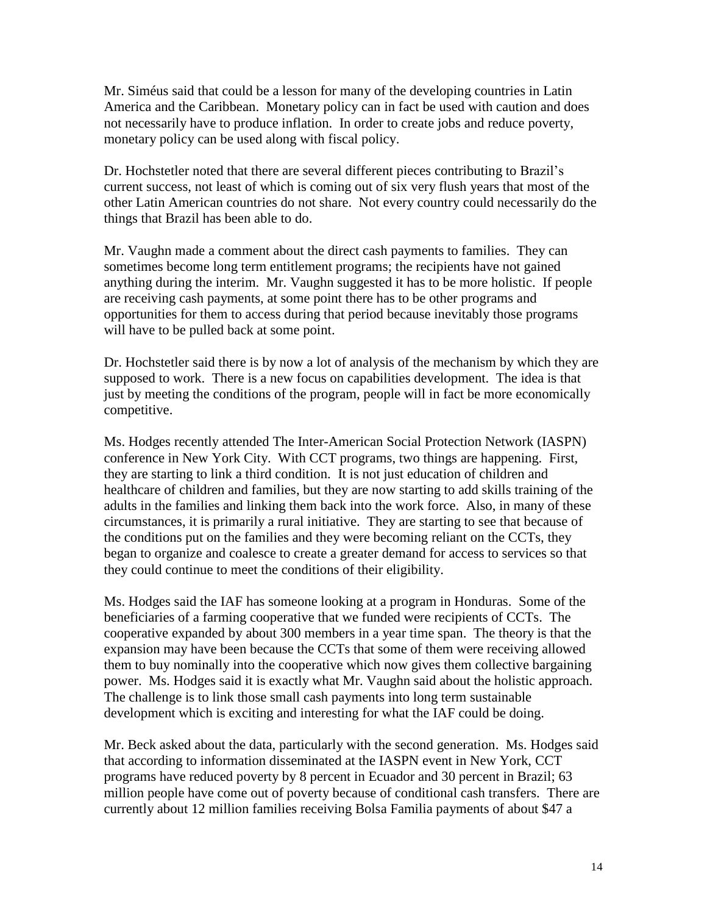Mr. Siméus said that could be a lesson for many of the developing countries in Latin America and the Caribbean. Monetary policy can in fact be used with caution and does not necessarily have to produce inflation. In order to create jobs and reduce poverty, monetary policy can be used along with fiscal policy.

Dr. Hochstetler noted that there are several different pieces contributing to Brazil's current success, not least of which is coming out of six very flush years that most of the other Latin American countries do not share. Not every country could necessarily do the things that Brazil has been able to do.

Mr. Vaughn made a comment about the direct cash payments to families. They can sometimes become long term entitlement programs; the recipients have not gained anything during the interim. Mr. Vaughn suggested it has to be more holistic. If people are receiving cash payments, at some point there has to be other programs and opportunities for them to access during that period because inevitably those programs will have to be pulled back at some point.

Dr. Hochstetler said there is by now a lot of analysis of the mechanism by which they are supposed to work. There is a new focus on capabilities development. The idea is that just by meeting the conditions of the program, people will in fact be more economically competitive.

Ms. Hodges recently attended The Inter-American Social Protection Network (IASPN) conference in New York City. With CCT programs, two things are happening. First, they are starting to link a third condition. It is not just education of children and healthcare of children and families, but they are now starting to add skills training of the adults in the families and linking them back into the work force. Also, in many of these circumstances, it is primarily a rural initiative. They are starting to see that because of the conditions put on the families and they were becoming reliant on the CCTs, they began to organize and coalesce to create a greater demand for access to services so that they could continue to meet the conditions of their eligibility.

Ms. Hodges said the IAF has someone looking at a program in Honduras. Some of the beneficiaries of a farming cooperative that we funded were recipients of CCTs. The cooperative expanded by about 300 members in a year time span. The theory is that the expansion may have been because the CCTs that some of them were receiving allowed them to buy nominally into the cooperative which now gives them collective bargaining power. Ms. Hodges said it is exactly what Mr. Vaughn said about the holistic approach. The challenge is to link those small cash payments into long term sustainable development which is exciting and interesting for what the IAF could be doing.

Mr. Beck asked about the data, particularly with the second generation. Ms. Hodges said that according to information disseminated at the IASPN event in New York, CCT programs have reduced poverty by 8 percent in Ecuador and 30 percent in Brazil; 63 million people have come out of poverty because of conditional cash transfers. There are currently about 12 million families receiving Bolsa Familia payments of about $47 a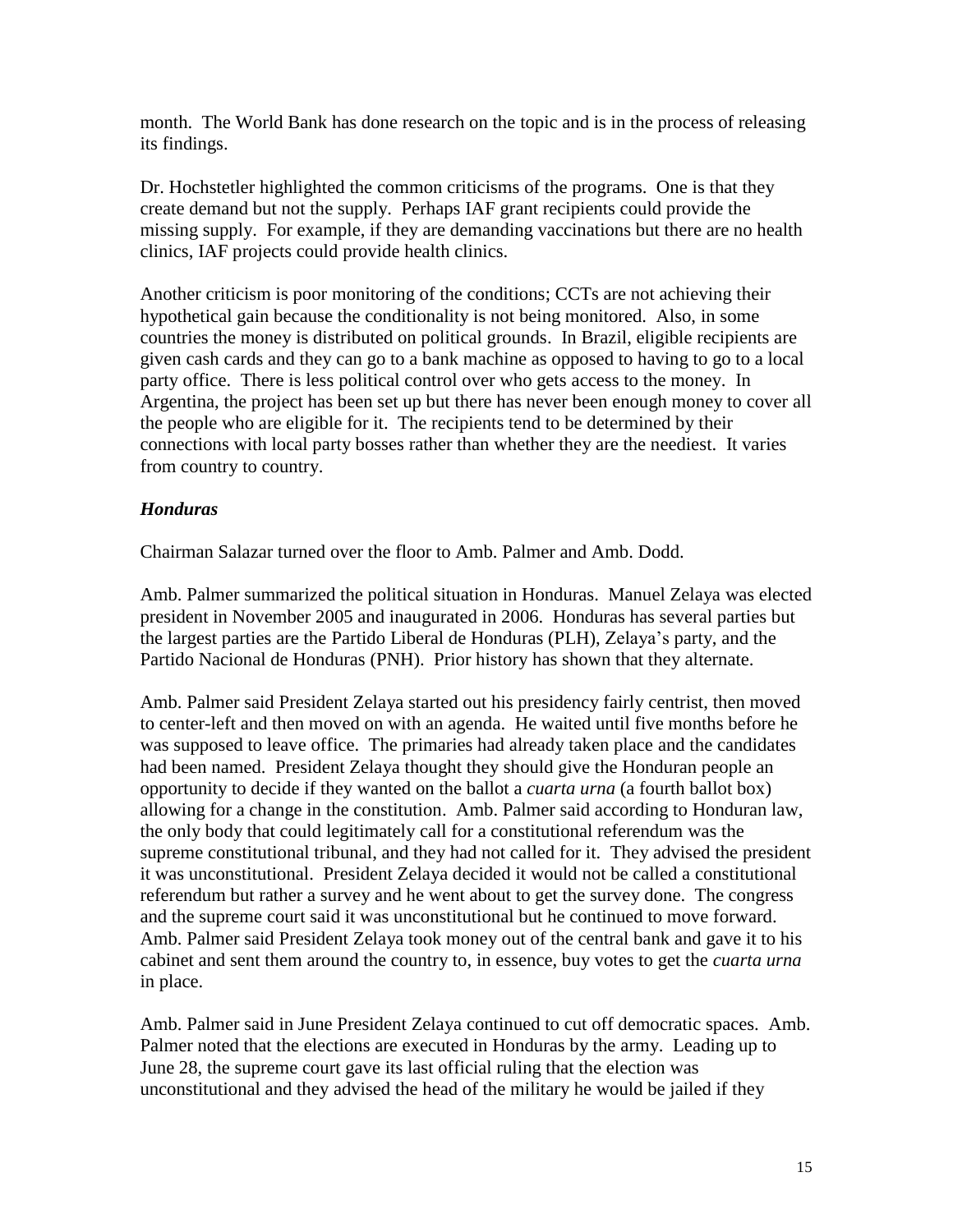month. The World Bank has done research on the topic and is in the process of releasing its findings.

Dr. Hochstetler highlighted the common criticisms of the programs. One is that they create demand but not the supply. Perhaps IAF grant recipients could provide the missing supply. For example, if they are demanding vaccinations but there are no health clinics, IAF projects could provide health clinics.

Another criticism is poor monitoring of the conditions; CCTs are not achieving their hypothetical gain because the conditionality is not being monitored. Also, in some countries the money is distributed on political grounds. In Brazil, eligible recipients are given cash cards and they can go to a bank machine as opposed to having to go to a local party office. There is less political control over who gets access to the money. In Argentina, the project has been set up but there has never been enough money to cover all the people who are eligible for it. The recipients tend to be determined by their connections with local party bosses rather than whether they are the neediest. It varies from country to country.

### *Honduras*

Chairman Salazar turned over the floor to Amb. Palmer and Amb. Dodd.

Amb. Palmer summarized the political situation in Honduras. Manuel Zelaya was elected president in November 2005 and inaugurated in 2006. Honduras has several parties but the largest parties are the Partido Liberal de Honduras (PLH), Zelaya's party, and the Partido Nacional de Honduras (PNH). Prior history has shown that they alternate.

Amb. Palmer said President Zelaya started out his presidency fairly centrist, then moved to center-left and then moved on with an agenda. He waited until five months before he was supposed to leave office. The primaries had already taken place and the candidates had been named. President Zelaya thought they should give the Honduran people an opportunity to decide if they wanted on the ballot a *cuarta urna* (a fourth ballot box) allowing for a change in the constitution. Amb. Palmer said according to Honduran law, the only body that could legitimately call for a constitutional referendum was the supreme constitutional tribunal, and they had not called for it. They advised the president it was unconstitutional. President Zelaya decided it would not be called a constitutional referendum but rather a survey and he went about to get the survey done. The congress and the supreme court said it was unconstitutional but he continued to move forward. Amb. Palmer said President Zelaya took money out of the central bank and gave it to his cabinet and sent them around the country to, in essence, buy votes to get the *cuarta urna* in place.

Amb. Palmer said in June President Zelaya continued to cut off democratic spaces. Amb. Palmer noted that the elections are executed in Honduras by the army. Leading up to June 28, the supreme court gave its last official ruling that the election was unconstitutional and they advised the head of the military he would be jailed if they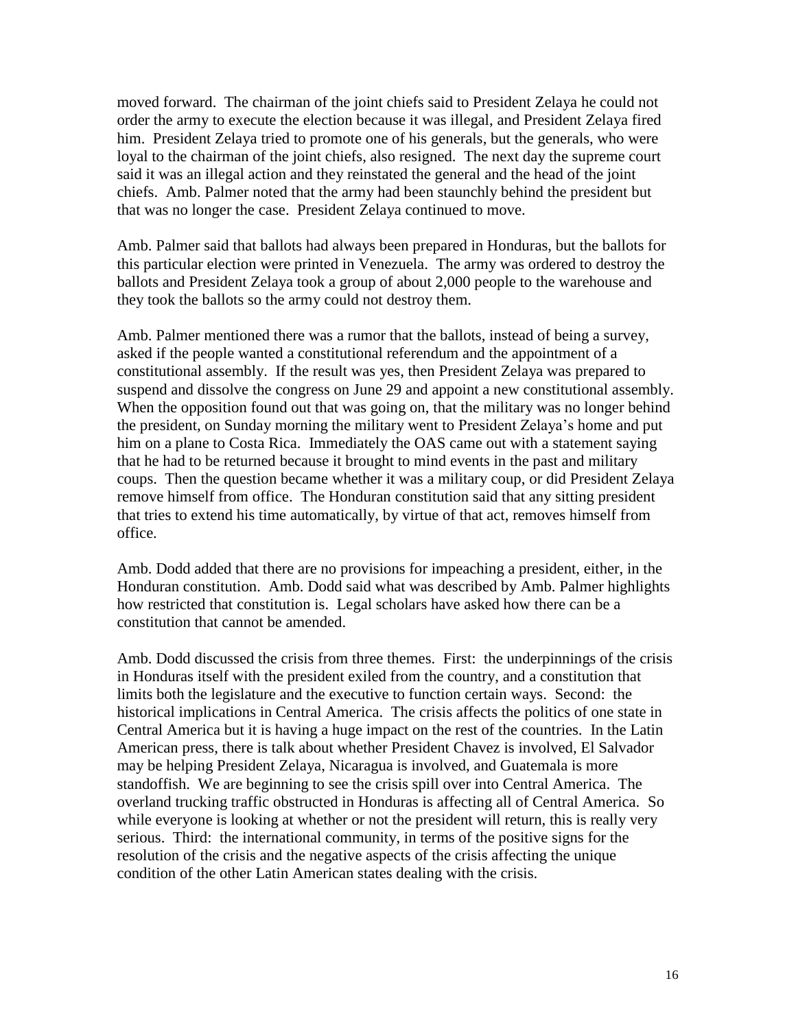moved forward. The chairman of the joint chiefs said to President Zelaya he could not order the army to execute the election because it was illegal, and President Zelaya fired him. President Zelaya tried to promote one of his generals, but the generals, who were loyal to the chairman of the joint chiefs, also resigned. The next day the supreme court said it was an illegal action and they reinstated the general and the head of the joint chiefs. Amb. Palmer noted that the army had been staunchly behind the president but that was no longer the case. President Zelaya continued to move.

Amb. Palmer said that ballots had always been prepared in Honduras, but the ballots for this particular election were printed in Venezuela. The army was ordered to destroy the ballots and President Zelaya took a group of about 2,000 people to the warehouse and they took the ballots so the army could not destroy them.

Amb. Palmer mentioned there was a rumor that the ballots, instead of being a survey, asked if the people wanted a constitutional referendum and the appointment of a constitutional assembly. If the result was yes, then President Zelaya was prepared to suspend and dissolve the congress on June 29 and appoint a new constitutional assembly. When the opposition found out that was going on, that the military was no longer behind the president, on Sunday morning the military went to President Zelaya's home and put him on a plane to Costa Rica. Immediately the OAS came out with a statement saying that he had to be returned because it brought to mind events in the past and military coups. Then the question became whether it was a military coup, or did President Zelaya remove himself from office. The Honduran constitution said that any sitting president that tries to extend his time automatically, by virtue of that act, removes himself from office.

Amb. Dodd added that there are no provisions for impeaching a president, either, in the Honduran constitution. Amb. Dodd said what was described by Amb. Palmer highlights how restricted that constitution is. Legal scholars have asked how there can be a constitution that cannot be amended.

Amb. Dodd discussed the crisis from three themes. First: the underpinnings of the crisis in Honduras itself with the president exiled from the country, and a constitution that limits both the legislature and the executive to function certain ways. Second: the historical implications in Central America. The crisis affects the politics of one state in Central America but it is having a huge impact on the rest of the countries. In the Latin American press, there is talk about whether President Chavez is involved, El Salvador may be helping President Zelaya, Nicaragua is involved, and Guatemala is more standoffish. We are beginning to see the crisis spill over into Central America. The overland trucking traffic obstructed in Honduras is affecting all of Central America. So while everyone is looking at whether or not the president will return, this is really very serious. Third: the international community, in terms of the positive signs for the resolution of the crisis and the negative aspects of the crisis affecting the unique condition of the other Latin American states dealing with the crisis.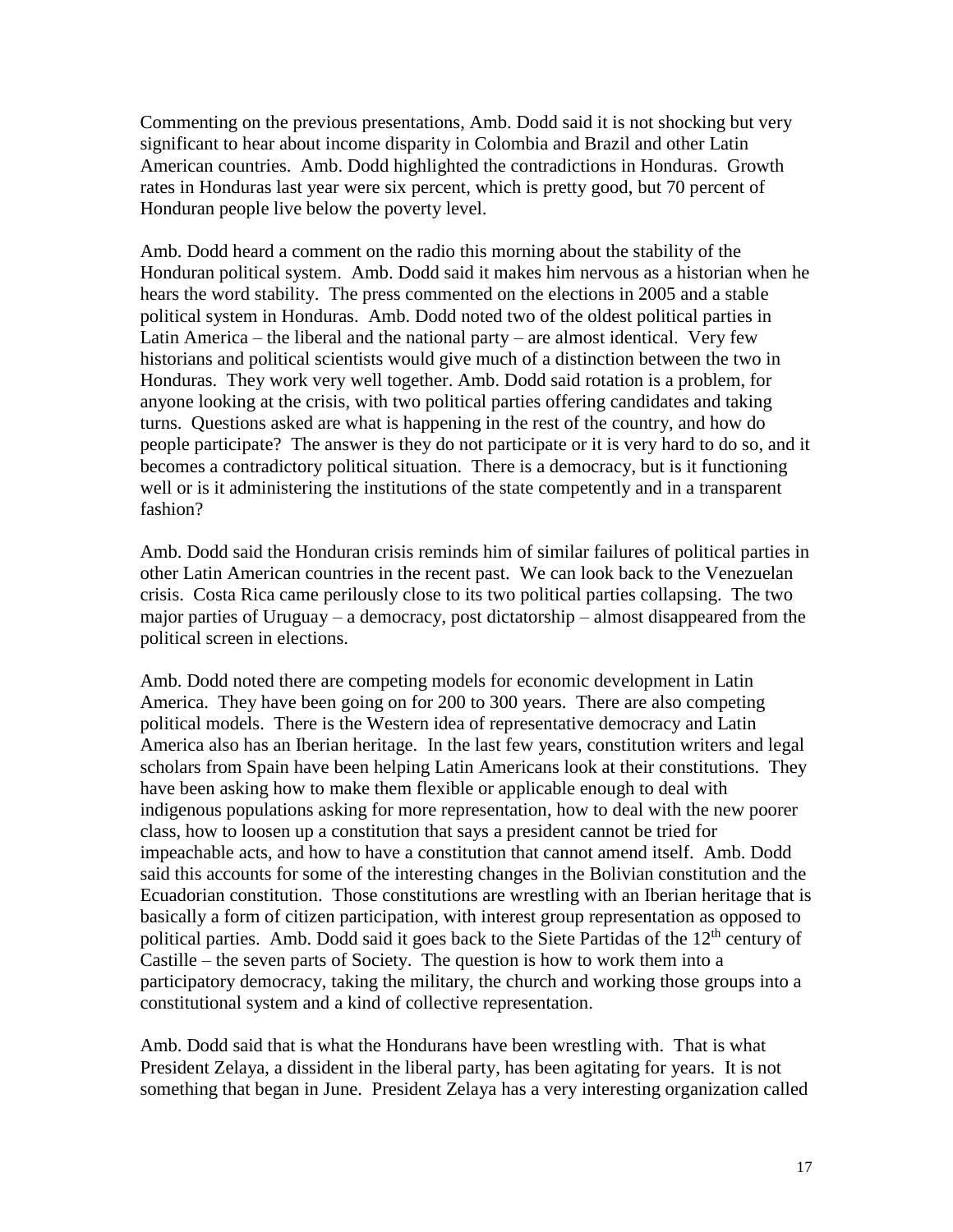Commenting on the previous presentations, Amb. Dodd said it is not shocking but very significant to hear about income disparity in Colombia and Brazil and other Latin American countries. Amb. Dodd highlighted the contradictions in Honduras. Growth rates in Honduras last year were six percent, which is pretty good, but 70 percent of Honduran people live below the poverty level.

Amb. Dodd heard a comment on the radio this morning about the stability of the Honduran political system. Amb. Dodd said it makes him nervous as a historian when he hears the word stability. The press commented on the elections in 2005 and a stable political system in Honduras. Amb. Dodd noted two of the oldest political parties in Latin America – the liberal and the national party – are almost identical. Very few historians and political scientists would give much of a distinction between the two in Honduras. They work very well together. Amb. Dodd said rotation is a problem, for anyone looking at the crisis, with two political parties offering candidates and taking turns. Questions asked are what is happening in the rest of the country, and how do people participate? The answer is they do not participate or it is very hard to do so, and it becomes a contradictory political situation. There is a democracy, but is it functioning well or is it administering the institutions of the state competently and in a transparent fashion?

Amb. Dodd said the Honduran crisis reminds him of similar failures of political parties in other Latin American countries in the recent past. We can look back to the Venezuelan crisis. Costa Rica came perilously close to its two political parties collapsing. The two major parties of Uruguay – a democracy, post dictatorship – almost disappeared from the political screen in elections.

Amb. Dodd noted there are competing models for economic development in Latin America. They have been going on for 200 to 300 years. There are also competing political models. There is the Western idea of representative democracy and Latin America also has an Iberian heritage. In the last few years, constitution writers and legal scholars from Spain have been helping Latin Americans look at their constitutions. They have been asking how to make them flexible or applicable enough to deal with indigenous populations asking for more representation, how to deal with the new poorer class, how to loosen up a constitution that says a president cannot be tried for impeachable acts, and how to have a constitution that cannot amend itself. Amb. Dodd said this accounts for some of the interesting changes in the Bolivian constitution and the Ecuadorian constitution. Those constitutions are wrestling with an Iberian heritage that is basically a form of citizen participation, with interest group representation as opposed to political parties. Amb. Dodd said it goes back to the Siete Partidas of the 12th century of Castille – the seven parts of Society. The question is how to work them into a participatory democracy, taking the military, the church and working those groups into a constitutional system and a kind of collective representation.

Amb. Dodd said that is what the Hondurans have been wrestling with. That is what President Zelaya, a dissident in the liberal party, has been agitating for years. It is not something that began in June. President Zelaya has a very interesting organization called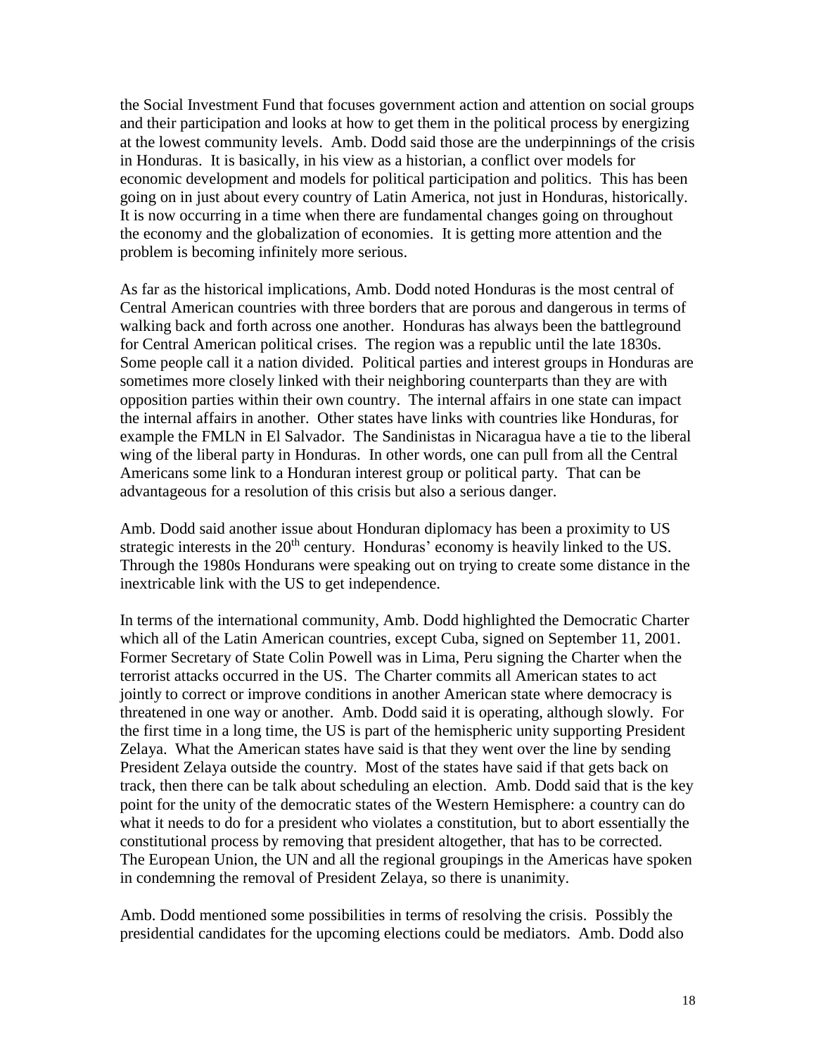the Social Investment Fund that focuses government action and attention on social groups and their participation and looks at how to get them in the political process by energizing at the lowest community levels. Amb. Dodd said those are the underpinnings of the crisis in Honduras. It is basically, in his view as a historian, a conflict over models for economic development and models for political participation and politics. This has been going on in just about every country of Latin America, not just in Honduras, historically. It is now occurring in a time when there are fundamental changes going on throughout the economy and the globalization of economies. It is getting more attention and the problem is becoming infinitely more serious.

As far as the historical implications, Amb. Dodd noted Honduras is the most central of Central American countries with three borders that are porous and dangerous in terms of walking back and forth across one another. Honduras has always been the battleground for Central American political crises. The region was a republic until the late 1830s. Some people call it a nation divided. Political parties and interest groups in Honduras are sometimes more closely linked with their neighboring counterparts than they are with opposition parties within their own country. The internal affairs in one state can impact the internal affairs in another. Other states have links with countries like Honduras, for example the FMLN in El Salvador. The Sandinistas in Nicaragua have a tie to the liberal wing of the liberal party in Honduras. In other words, one can pull from all the Central Americans some link to a Honduran interest group or political party. That can be advantageous for a resolution of this crisis but also a serious danger.

Amb. Dodd said another issue about Honduran diplomacy has been a proximity to US strategic interests in the 20th century. Honduras' economy is heavily linked to the US. Through the 1980s Hondurans were speaking out on trying to create some distance in the inextricable link with the US to get independence.

In terms of the international community, Amb. Dodd highlighted the Democratic Charter which all of the Latin American countries, except Cuba, signed on September 11, 2001. Former Secretary of State Colin Powell was in Lima, Peru signing the Charter when the terrorist attacks occurred in the US. The Charter commits all American states to act jointly to correct or improve conditions in another American state where democracy is threatened in one way or another. Amb. Dodd said it is operating, although slowly. For the first time in a long time, the US is part of the hemispheric unity supporting President Zelaya. What the American states have said is that they went over the line by sending President Zelaya outside the country. Most of the states have said if that gets back on track, then there can be talk about scheduling an election. Amb. Dodd said that is the key point for the unity of the democratic states of the Western Hemisphere: a country can do what it needs to do for a president who violates a constitution, but to abort essentially the constitutional process by removing that president altogether, that has to be corrected. The European Union, the UN and all the regional groupings in the Americas have spoken in condemning the removal of President Zelaya, so there is unanimity.

Amb. Dodd mentioned some possibilities in terms of resolving the crisis. Possibly the presidential candidates for the upcoming elections could be mediators. Amb. Dodd also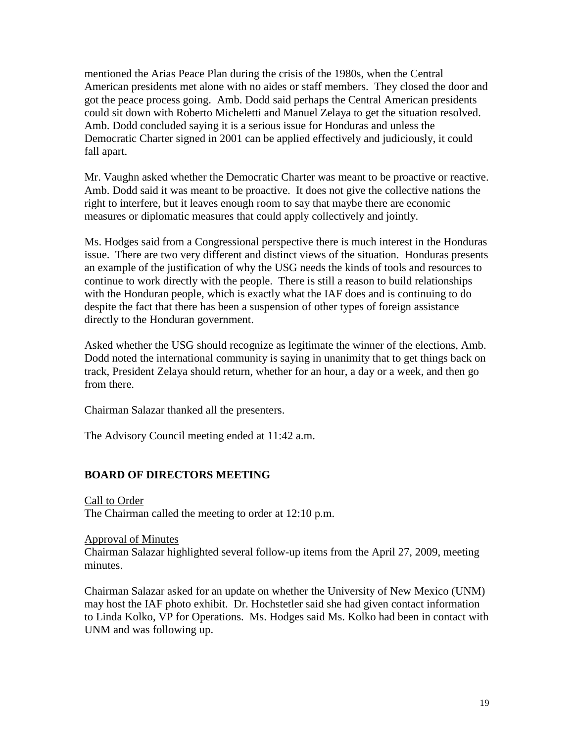mentioned the Arias Peace Plan during the crisis of the 1980s, when the Central American presidents met alone with no aides or staff members. They closed the door and got the peace process going. Amb. Dodd said perhaps the Central American presidents could sit down with Roberto Micheletti and Manuel Zelaya to get the situation resolved. Amb. Dodd concluded saying it is a serious issue for Honduras and unless the Democratic Charter signed in 2001 can be applied effectively and judiciously, it could fall apart.

Mr. Vaughn asked whether the Democratic Charter was meant to be proactive or reactive. Amb. Dodd said it was meant to be proactive. It does not give the collective nations the right to interfere, but it leaves enough room to say that maybe there are economic measures or diplomatic measures that could apply collectively and jointly.

Ms. Hodges said from a Congressional perspective there is much interest in the Honduras issue. There are two very different and distinct views of the situation. Honduras presents an example of the justification of why the USG needs the kinds of tools and resources to continue to work directly with the people. There is still a reason to build relationships with the Honduran people, which is exactly what the IAF does and is continuing to do despite the fact that there has been a suspension of other types of foreign assistance directly to the Honduran government.

Asked whether the USG should recognize as legitimate the winner of the elections, Amb. Dodd noted the international community is saying in unanimity that to get things back on track, President Zelaya should return, whether for an hour, a day or a week, and then go from there.

Chairman Salazar thanked all the presenters.

The Advisory Council meeting ended at 11:42 a.m.

## BOARD OF DIRECTORS MEETING

Call to Order

The Chairman called the meeting to order at 12:10 p.m.

Approval of Minutes

Chairman Salazar highlighted several follow-up items from the April 27, 2009, meeting minutes.

Chairman Salazar asked for an update on whether the University of New Mexico (UNM) may host the IAF photo exhibit. Dr. Hochstetler said she had given contact information to Linda Kolko, VP for Operations. Ms. Hodges said Ms. Kolko had been in contact with UNM and was following up.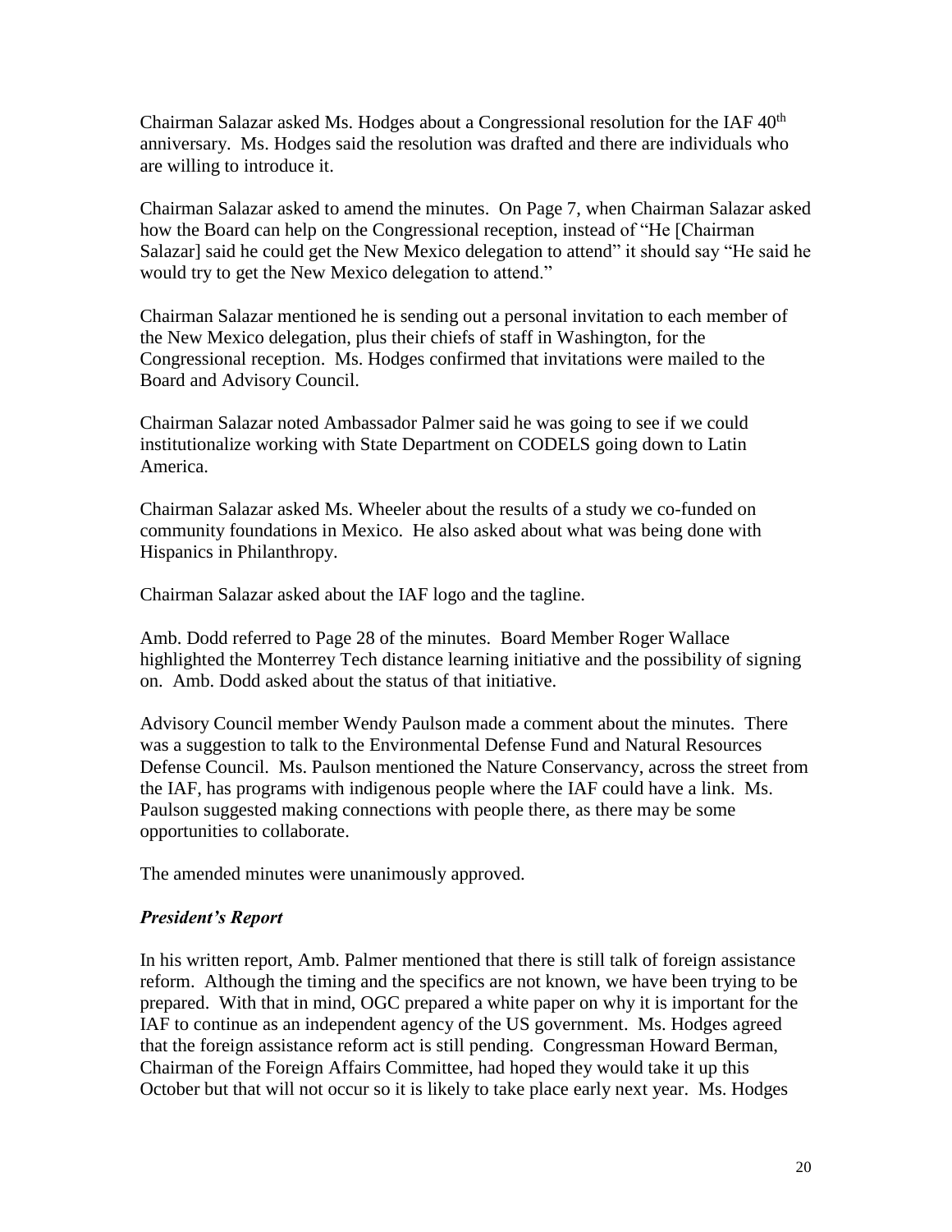Chairman Salazar asked Ms. Hodges about a Congressional resolution for the IAF 40th anniversary. Ms. Hodges said the resolution was drafted and there are individuals who are willing to introduce it.

Chairman Salazar asked to amend the minutes. On Page 7, when Chairman Salazar asked how the Board can help on the Congressional reception, instead of "He [Chairman Salazar] said he could get the New Mexico delegation to attend" it should say "He said he would try to get the New Mexico delegation to attend."

Chairman Salazar mentioned he is sending out a personal invitation to each member of the New Mexico delegation, plus their chiefs of staff in Washington, for the Congressional reception. Ms. Hodges confirmed that invitations were mailed to the Board and Advisory Council.

Chairman Salazar noted Ambassador Palmer said he was going to see if we could institutionalize working with State Department on CODELS going down to Latin America.

Chairman Salazar asked Ms. Wheeler about the results of a study we co-funded on community foundations in Mexico. He also asked about what was being done with Hispanics in Philanthropy.

Chairman Salazar asked about the IAF logo and the tagline.

Amb. Dodd referred to Page 28 of the minutes. Board Member Roger Wallace highlighted the Monterrey Tech distance learning initiative and the possibility of signing on. Amb. Dodd asked about the status of that initiative.

Advisory Council member Wendy Paulson made a comment about the minutes. There was a suggestion to talk to the Environmental Defense Fund and Natural Resources Defense Council. Ms. Paulson mentioned the Nature Conservancy, across the street from the IAF, has programs with indigenous people where the IAF could have a link. Ms. Paulson suggested making connections with people there, as there may be some opportunities to collaborate.

The amended minutes were unanimously approved.

### *President's Report*

In his written report, Amb. Palmer mentioned that there is still talk of foreign assistance reform. Although the timing and the specifics are not known, we have been trying to be prepared. With that in mind, OGC prepared a white paper on why it is important for the IAF to continue as an independent agency of the US government. Ms. Hodges agreed that the foreign assistance reform act is still pending. Congressman Howard Berman, Chairman of the Foreign Affairs Committee, had hoped they would take it up this October but that will not occur so it is likely to take place early next year. Ms. Hodges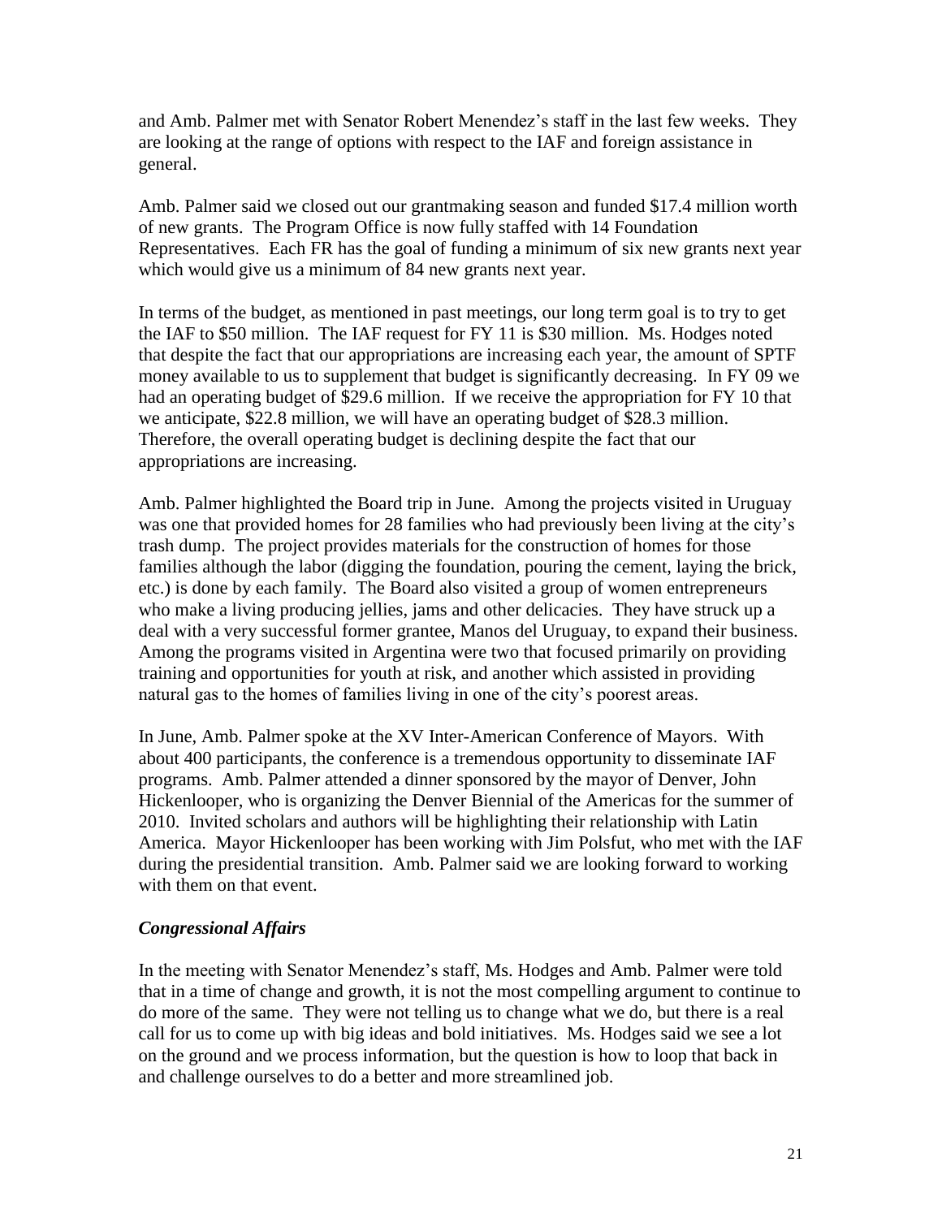and Amb. Palmer met with Senator Robert Menendez's staff in the last few weeks. They are looking at the range of options with respect to the IAF and foreign assistance in general.

Amb. Palmer said we closed out our grantmaking season and funded $17.4 million worth of new grants. The Program Office is now fully staffed with 14 Foundation Representatives. Each FR has the goal of funding a minimum of six new grants next year which would give us a minimum of 84 new grants next year.

In terms of the budget, as mentioned in past meetings, our long term goal is to try to get the IAF to $50 million. The IAF request for FY 11 is $30 million. Ms. Hodges noted that despite the fact that our appropriations are increasing each year, the amount of SPTF money available to us to supplement that budget is significantly decreasing. In FY 09 we had an operating budget of $29.6 million. If we receive the appropriation for FY 10 that we anticipate, $22.8 million, we will have an operating budget of $28.3 million. Therefore, the overall operating budget is declining despite the fact that our appropriations are increasing.

Amb. Palmer highlighted the Board trip in June. Among the projects visited in Uruguay was one that provided homes for 28 families who had previously been living at the city's trash dump. The project provides materials for the construction of homes for those families although the labor (digging the foundation, pouring the cement, laying the brick, etc.) is done by each family. The Board also visited a group of women entrepreneurs who make a living producing jellies, jams and other delicacies. They have struck up a deal with a very successful former grantee, Manos del Uruguay, to expand their business. Among the programs visited in Argentina were two that focused primarily on providing training and opportunities for youth at risk, and another which assisted in providing natural gas to the homes of families living in one of the city's poorest areas.

In June, Amb. Palmer spoke at the XV Inter-American Conference of Mayors. With about 400 participants, the conference is a tremendous opportunity to disseminate IAF programs. Amb. Palmer attended a dinner sponsored by the mayor of Denver, John Hickenlooper, who is organizing the Denver Biennial of the Americas for the summer of 2010. Invited scholars and authors will be highlighting their relationship with Latin America. Mayor Hickenlooper has been working with Jim Polsfut, who met with the IAF during the presidential transition. Amb. Palmer said we are looking forward to working with them on that event.

### *Congressional Affairs*

In the meeting with Senator Menendez's staff, Ms. Hodges and Amb. Palmer were told that in a time of change and growth, it is not the most compelling argument to continue to do more of the same. They were not telling us to change what we do, but there is a real call for us to come up with big ideas and bold initiatives. Ms. Hodges said we see a lot on the ground and we process information, but the question is how to loop that back in and challenge ourselves to do a better and more streamlined job.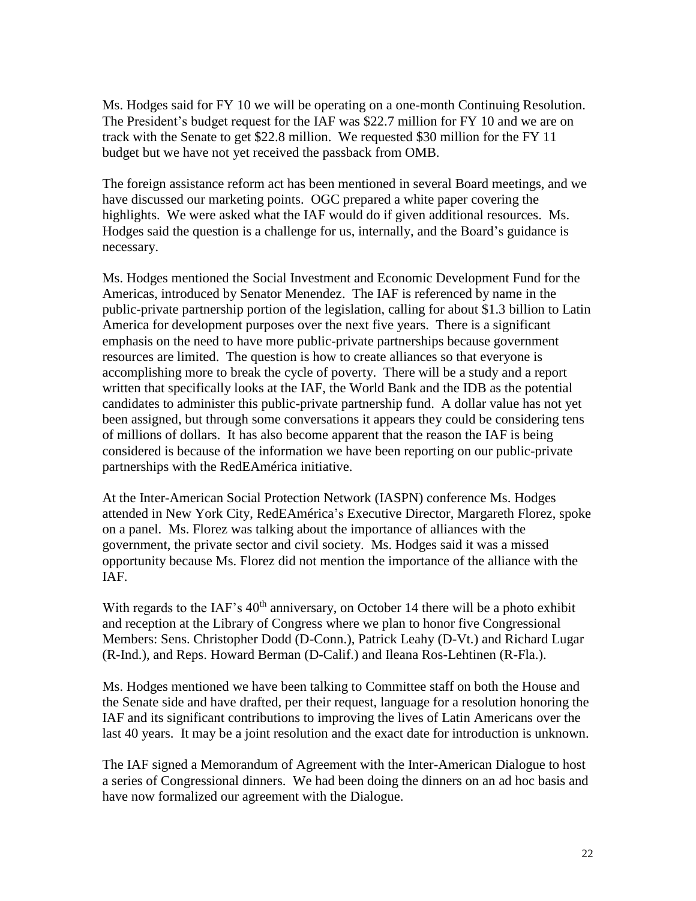Ms. Hodges said for FY 10 we will be operating on a one-month Continuing Resolution. The President's budget request for the IAF was $22.7 million for FY 10 and we are on track with the Senate to get $22.8 million. We requested $30 million for the FY 11 budget but we have not yet received the passback from OMB.

The foreign assistance reform act has been mentioned in several Board meetings, and we have discussed our marketing points. OGC prepared a white paper covering the highlights. We were asked what the IAF would do if given additional resources. Ms. Hodges said the question is a challenge for us, internally, and the Board's guidance is necessary.

Ms. Hodges mentioned the Social Investment and Economic Development Fund for the Americas, introduced by Senator Menendez. The IAF is referenced by name in the public-private partnership portion of the legislation, calling for about $1.3 billion to Latin America for development purposes over the next five years. There is a significant emphasis on the need to have more public-private partnerships because government resources are limited. The question is how to create alliances so that everyone is accomplishing more to break the cycle of poverty. There will be a study and a report written that specifically looks at the IAF, the World Bank and the IDB as the potential candidates to administer this public-private partnership fund. A dollar value has not yet been assigned, but through some conversations it appears they could be considering tens of millions of dollars. It has also become apparent that the reason the IAF is being considered is because of the information we have been reporting on our public-private partnerships with the RedEAmérica initiative.

At the Inter-American Social Protection Network (IASPN) conference Ms. Hodges attended in New York City, RedEAmérica's Executive Director, Margareth Florez, spoke on a panel. Ms. Florez was talking about the importance of alliances with the government, the private sector and civil society. Ms. Hodges said it was a missed opportunity because Ms. Florez did not mention the importance of the alliance with the IAF.

With regards to the IAF's 40th anniversary, on October 14 there will be a photo exhibit and reception at the Library of Congress where we plan to honor five Congressional Members: Sens. Christopher Dodd (D-Conn.), Patrick Leahy (D-Vt.) and Richard Lugar (R-Ind.), and Reps. Howard Berman (D-Calif.) and Ileana Ros-Lehtinen (R-Fla.).

Ms. Hodges mentioned we have been talking to Committee staff on both the House and the Senate side and have drafted, per their request, language for a resolution honoring the IAF and its significant contributions to improving the lives of Latin Americans over the last 40 years. It may be a joint resolution and the exact date for introduction is unknown.

The IAF signed a Memorandum of Agreement with the Inter-American Dialogue to host a series of Congressional dinners. We had been doing the dinners on an ad hoc basis and have now formalized our agreement with the Dialogue.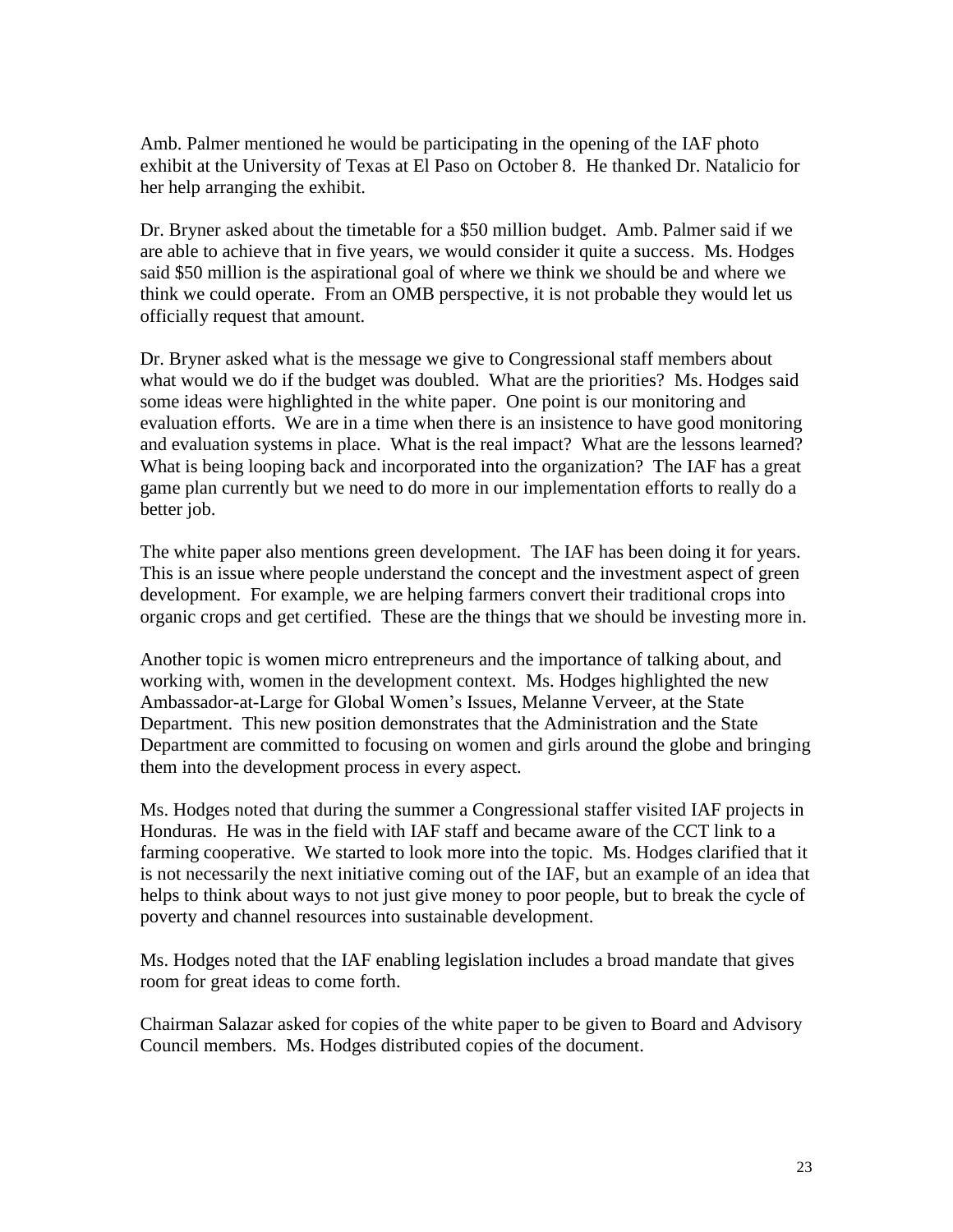Amb. Palmer mentioned he would be participating in the opening of the IAF photo exhibit at the University of Texas at El Paso on October 8. He thanked Dr. Natalicio for her help arranging the exhibit.

Dr. Bryner asked about the timetable for a $50 million budget. Amb. Palmer said if we are able to achieve that in five years, we would consider it quite a success. Ms. Hodges said $50 million is the aspirational goal of where we think we should be and where we think we could operate. From an OMB perspective, it is not probable they would let us officially request that amount.

Dr. Bryner asked what is the message we give to Congressional staff members about what would we do if the budget was doubled. What are the priorities? Ms. Hodges said some ideas were highlighted in the white paper. One point is our monitoring and evaluation efforts. We are in a time when there is an insistence to have good monitoring and evaluation systems in place. What is the real impact? What are the lessons learned? What is being looping back and incorporated into the organization? The IAF has a great game plan currently but we need to do more in our implementation efforts to really do a better job.

The white paper also mentions green development. The IAF has been doing it for years. This is an issue where people understand the concept and the investment aspect of green development. For example, we are helping farmers convert their traditional crops into organic crops and get certified. These are the things that we should be investing more in.

Another topic is women micro entrepreneurs and the importance of talking about, and working with, women in the development context. Ms. Hodges highlighted the new Ambassador-at-Large for Global Women's Issues, Melanne Verveer, at the State Department. This new position demonstrates that the Administration and the State Department are committed to focusing on women and girls around the globe and bringing them into the development process in every aspect.

Ms. Hodges noted that during the summer a Congressional staffer visited IAF projects in Honduras. He was in the field with IAF staff and became aware of the CCT link to a farming cooperative. We started to look more into the topic. Ms. Hodges clarified that it is not necessarily the next initiative coming out of the IAF, but an example of an idea that helps to think about ways to not just give money to poor people, but to break the cycle of poverty and channel resources into sustainable development.

Ms. Hodges noted that the IAF enabling legislation includes a broad mandate that gives room for great ideas to come forth.

Chairman Salazar asked for copies of the white paper to be given to Board and Advisory Council members. Ms. Hodges distributed copies of the document.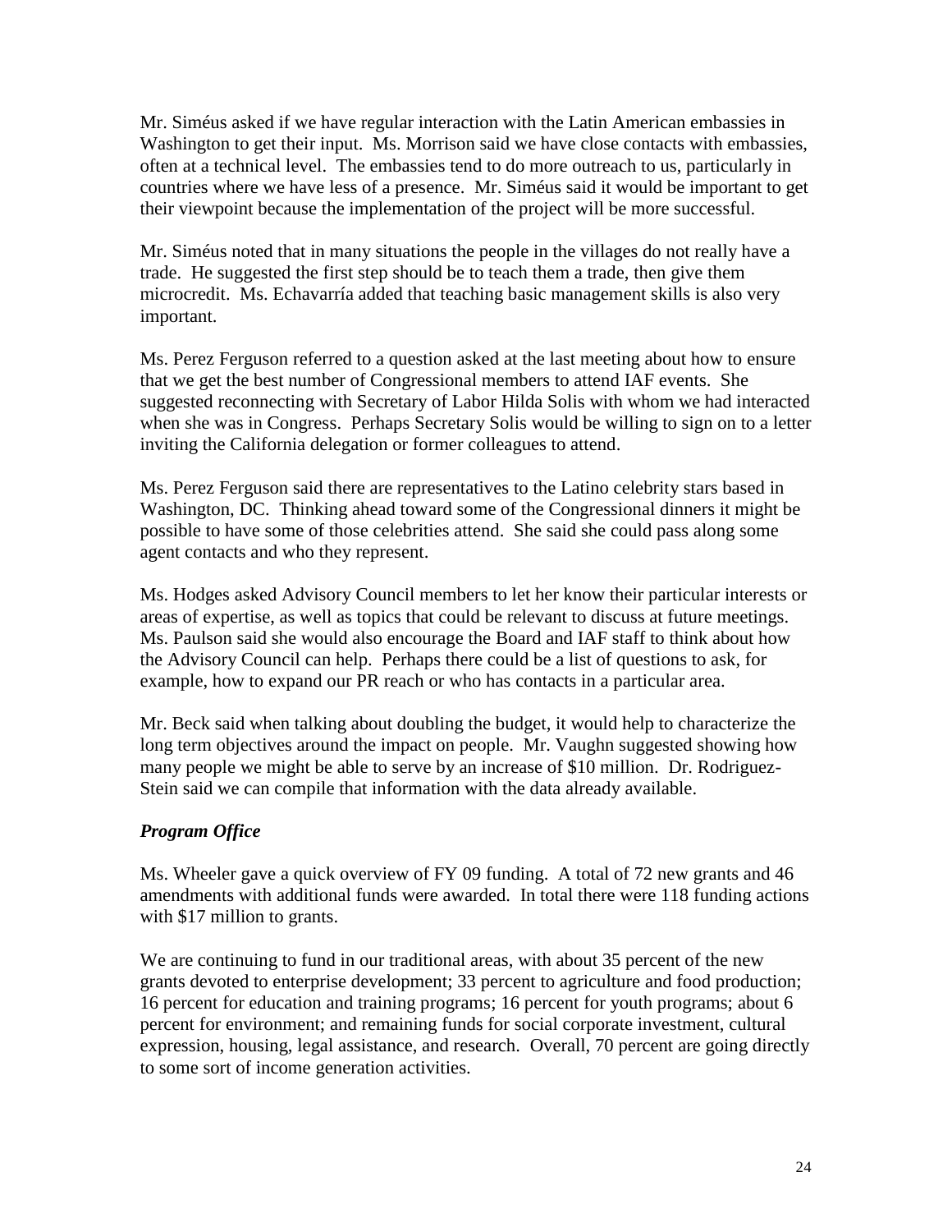Mr. Siméus asked if we have regular interaction with the Latin American embassies in Washington to get their input. Ms. Morrison said we have close contacts with embassies, often at a technical level. The embassies tend to do more outreach to us, particularly in countries where we have less of a presence. Mr. Siméus said it would be important to get their viewpoint because the implementation of the project will be more successful.

Mr. Siméus noted that in many situations the people in the villages do not really have a trade. He suggested the first step should be to teach them a trade, then give them microcredit. Ms. Echavarría added that teaching basic management skills is also very important.

Ms. Perez Ferguson referred to a question asked at the last meeting about how to ensure that we get the best number of Congressional members to attend IAF events. She suggested reconnecting with Secretary of Labor Hilda Solis with whom we had interacted when she was in Congress. Perhaps Secretary Solis would be willing to sign on to a letter inviting the California delegation or former colleagues to attend.

Ms. Perez Ferguson said there are representatives to the Latino celebrity stars based in Washington, DC. Thinking ahead toward some of the Congressional dinners it might be possible to have some of those celebrities attend. She said she could pass along some agent contacts and who they represent.

Ms. Hodges asked Advisory Council members to let her know their particular interests or areas of expertise, as well as topics that could be relevant to discuss at future meetings. Ms. Paulson said she would also encourage the Board and IAF staff to think about how the Advisory Council can help. Perhaps there could be a list of questions to ask, for example, how to expand our PR reach or who has contacts in a particular area.

Mr. Beck said when talking about doubling the budget, it would help to characterize the long term objectives around the impact on people. Mr. Vaughn suggested showing how many people we might be able to serve by an increase of $10 million. Dr. Rodriguez-Stein said we can compile that information with the data already available.

***Program Office***

Ms. Wheeler gave a quick overview of FY 09 funding. A total of 72 new grants and 46 amendments with additional funds were awarded. In total there were 118 funding actions with $17 million to grants.

We are continuing to fund in our traditional areas, with about 35 percent of the new grants devoted to enterprise development; 33 percent to agriculture and food production; 16 percent for education and training programs; 16 percent for youth programs; about 6 percent for environment; and remaining funds for social corporate investment, cultural expression, housing, legal assistance, and research. Overall, 70 percent are going directly to some sort of income generation activities.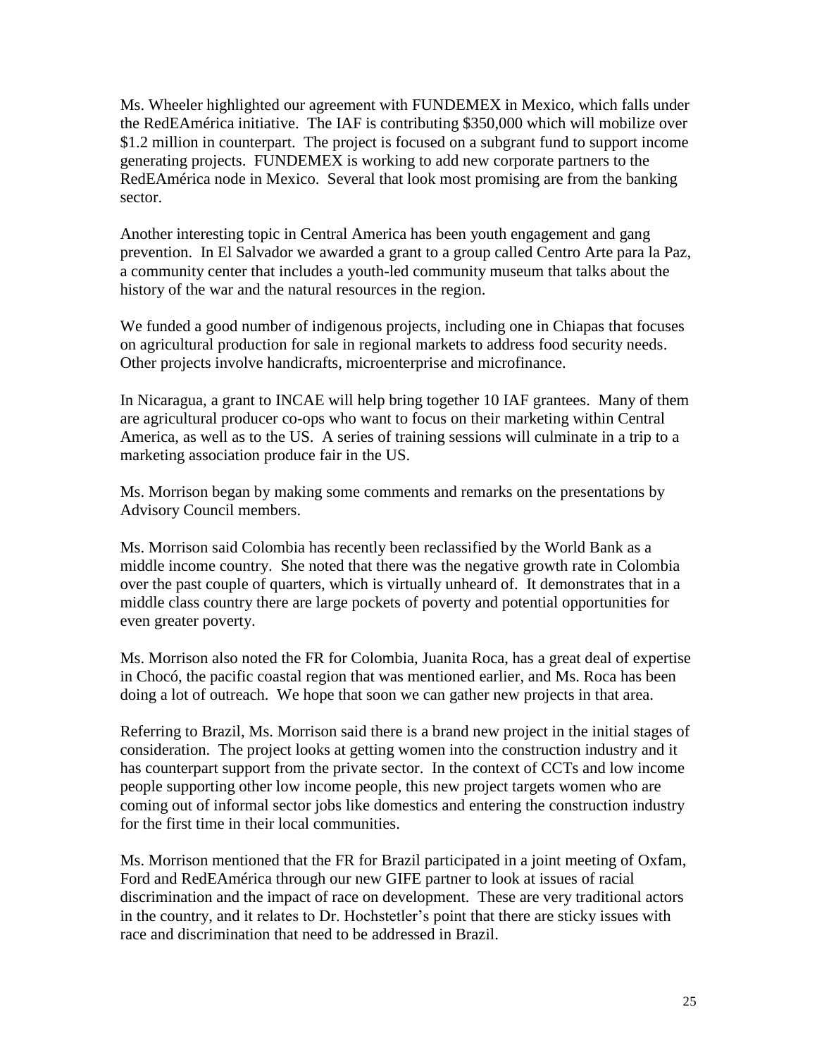Ms. Wheeler highlighted our agreement with FUNDEMEX in Mexico, which falls under the RedEAmérica initiative. The IAF is contributing $350,000 which will mobilize over $1.2 million in counterpart. The project is focused on a subgrant fund to support income generating projects. FUNDEMEX is working to add new corporate partners to the RedEAmérica node in Mexico. Several that look most promising are from the banking sector.

Another interesting topic in Central America has been youth engagement and gang prevention. In El Salvador we awarded a grant to a group called Centro Arte para la Paz, a community center that includes a youth-led community museum that talks about the history of the war and the natural resources in the region.

We funded a good number of indigenous projects, including one in Chiapas that focuses on agricultural production for sale in regional markets to address food security needs. Other projects involve handicrafts, microenterprise and microfinance.

In Nicaragua, a grant to INCAE will help bring together 10 IAF grantees. Many of them are agricultural producer co-ops who want to focus on their marketing within Central America, as well as to the US. A series of training sessions will culminate in a trip to a marketing association produce fair in the US.

Ms. Morrison began by making some comments and remarks on the presentations by Advisory Council members.

Ms. Morrison said Colombia has recently been reclassified by the World Bank as a middle income country. She noted that there was the negative growth rate in Colombia over the past couple of quarters, which is virtually unheard of. It demonstrates that in a middle class country there are large pockets of poverty and potential opportunities for even greater poverty.

Ms. Morrison also noted the FR for Colombia, Juanita Roca, has a great deal of expertise in Chocó, the pacific coastal region that was mentioned earlier, and Ms. Roca has been doing a lot of outreach. We hope that soon we can gather new projects in that area.

Referring to Brazil, Ms. Morrison said there is a brand new project in the initial stages of consideration. The project looks at getting women into the construction industry and it has counterpart support from the private sector. In the context of CCTs and low income people supporting other low income people, this new project targets women who are coming out of informal sector jobs like domestics and entering the construction industry for the first time in their local communities.

Ms. Morrison mentioned that the FR for Brazil participated in a joint meeting of Oxfam, Ford and RedEAmérica through our new GIFE partner to look at issues of racial discrimination and the impact of race on development. These are very traditional actors in the country, and it relates to Dr. Hochstetler's point that there are sticky issues with race and discrimination that need to be addressed in Brazil.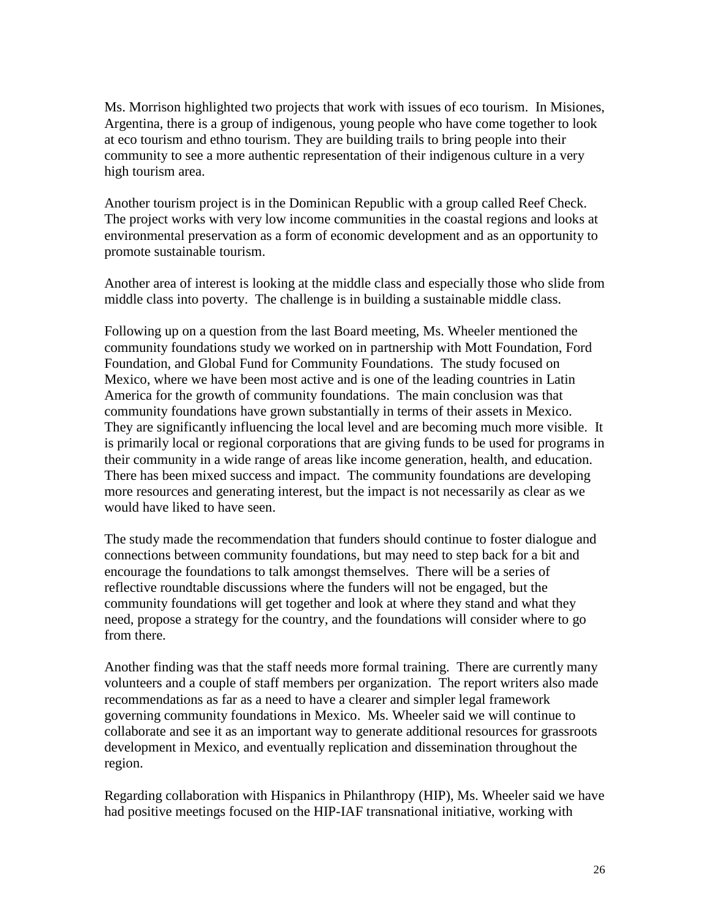Ms. Morrison highlighted two projects that work with issues of eco tourism. In Misiones, Argentina, there is a group of indigenous, young people who have come together to look at eco tourism and ethno tourism. They are building trails to bring people into their community to see a more authentic representation of their indigenous culture in a very high tourism area.

Another tourism project is in the Dominican Republic with a group called Reef Check. The project works with very low income communities in the coastal regions and looks at environmental preservation as a form of economic development and as an opportunity to promote sustainable tourism.

Another area of interest is looking at the middle class and especially those who slide from middle class into poverty. The challenge is in building a sustainable middle class.

Following up on a question from the last Board meeting, Ms. Wheeler mentioned the community foundations study we worked on in partnership with Mott Foundation, Ford Foundation, and Global Fund for Community Foundations. The study focused on Mexico, where we have been most active and is one of the leading countries in Latin America for the growth of community foundations. The main conclusion was that community foundations have grown substantially in terms of their assets in Mexico. They are significantly influencing the local level and are becoming much more visible. It is primarily local or regional corporations that are giving funds to be used for programs in their community in a wide range of areas like income generation, health, and education. There has been mixed success and impact. The community foundations are developing more resources and generating interest, but the impact is not necessarily as clear as we would have liked to have seen.

The study made the recommendation that funders should continue to foster dialogue and connections between community foundations, but may need to step back for a bit and encourage the foundations to talk amongst themselves. There will be a series of reflective roundtable discussions where the funders will not be engaged, but the community foundations will get together and look at where they stand and what they need, propose a strategy for the country, and the foundations will consider where to go from there.

Another finding was that the staff needs more formal training. There are currently many volunteers and a couple of staff members per organization. The report writers also made recommendations as far as a need to have a clearer and simpler legal framework governing community foundations in Mexico. Ms. Wheeler said we will continue to collaborate and see it as an important way to generate additional resources for grassroots development in Mexico, and eventually replication and dissemination throughout the region.

Regarding collaboration with Hispanics in Philanthropy (HIP), Ms. Wheeler said we have had positive meetings focused on the HIP-IAF transnational initiative, working with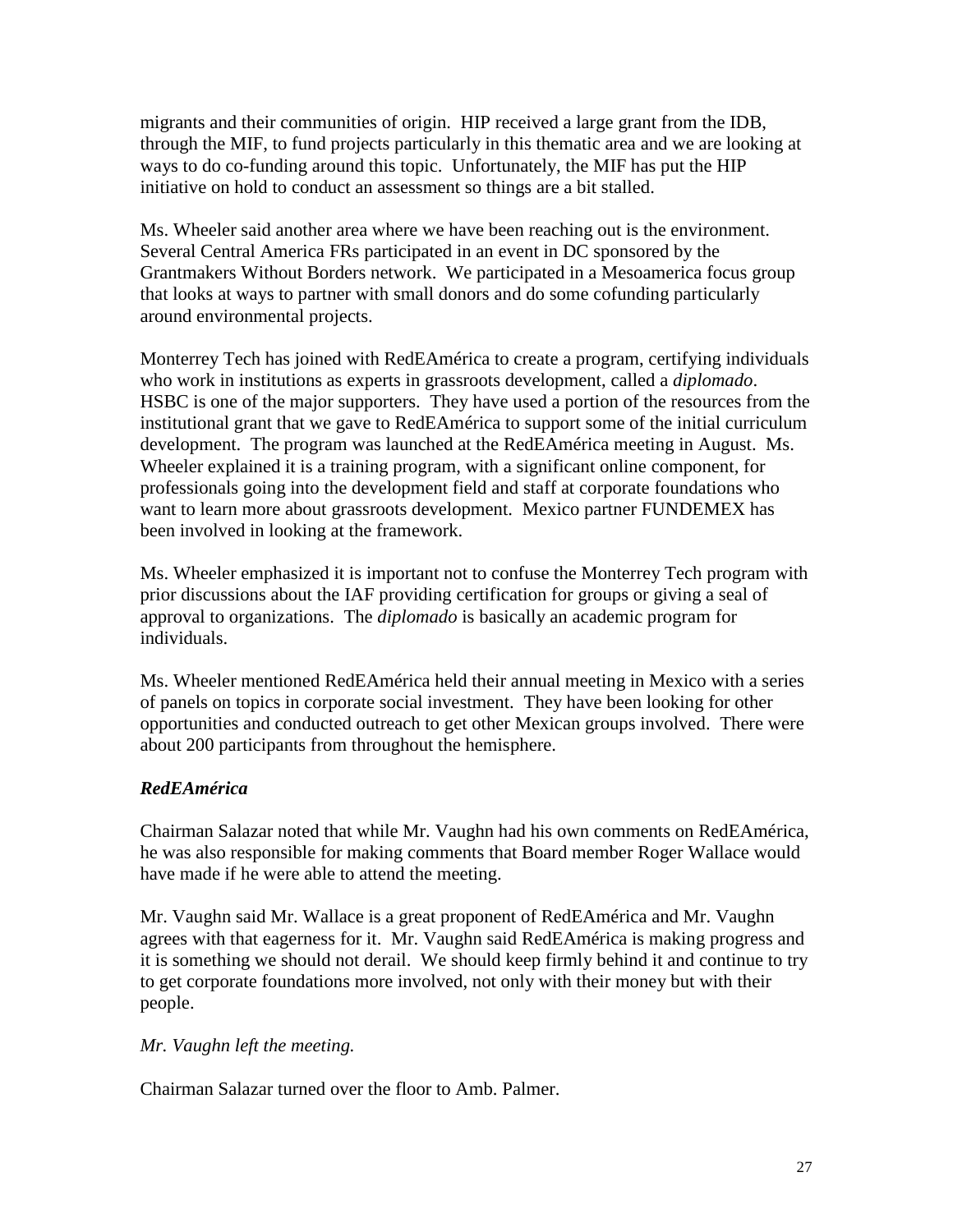migrants and their communities of origin. HIP received a large grant from the IDB, through the MIF, to fund projects particularly in this thematic area and we are looking at ways to do co-funding around this topic. Unfortunately, the MIF has put the HIP initiative on hold to conduct an assessment so things are a bit stalled.

Ms. Wheeler said another area where we have been reaching out is the environment. Several Central America FRs participated in an event in DC sponsored by the Grantmakers Without Borders network. We participated in a Mesoamerica focus group that looks at ways to partner with small donors and do some cofunding particularly around environmental projects.

Monterrey Tech has joined with RedEAmérica to create a program, certifying individuals who work in institutions as experts in grassroots development, called a *diplomado*. HSBC is one of the major supporters. They have used a portion of the resources from the institutional grant that we gave to RedEAmérica to support some of the initial curriculum development. The program was launched at the RedEAmérica meeting in August. Ms. Wheeler explained it is a training program, with a significant online component, for professionals going into the development field and staff at corporate foundations who want to learn more about grassroots development. Mexico partner FUNDEMEX has been involved in looking at the framework.

Ms. Wheeler emphasized it is important not to confuse the Monterrey Tech program with prior discussions about the IAF providing certification for groups or giving a seal of approval to organizations. The *diplomado* is basically an academic program for individuals.

Ms. Wheeler mentioned RedEAmérica held their annual meeting in Mexico with a series of panels on topics in corporate social investment. They have been looking for other opportunities and conducted outreach to get other Mexican groups involved. There were about 200 participants from throughout the hemisphere.

***RedEAmérica***

Chairman Salazar noted that while Mr. Vaughn had his own comments on RedEAmérica, he was also responsible for making comments that Board member Roger Wallace would have made if he were able to attend the meeting.

Mr. Vaughn said Mr. Wallace is a great proponent of RedEAmérica and Mr. Vaughn agrees with that eagerness for it. Mr. Vaughn said RedEAmérica is making progress and it is something we should not derail. We should keep firmly behind it and continue to try to get corporate foundations more involved, not only with their money but with their people.

*Mr. Vaughn left the meeting.*

Chairman Salazar turned over the floor to Amb. Palmer.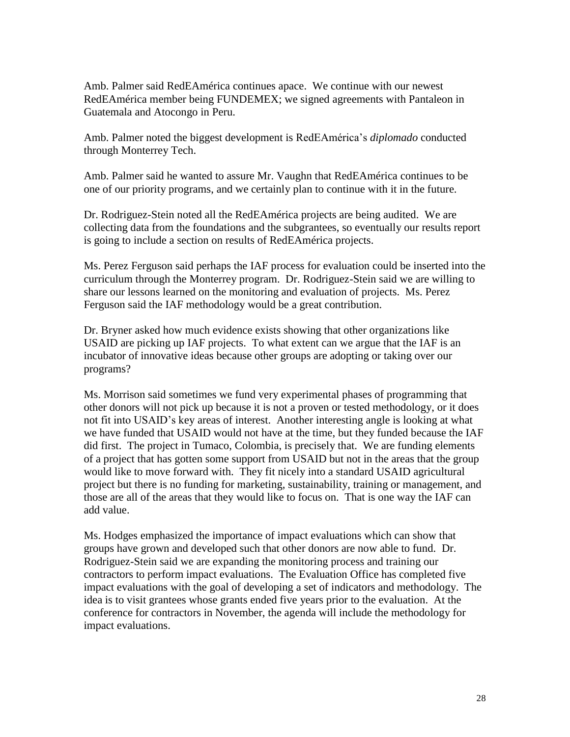Amb. Palmer said RedEAmérica continues apace. We continue with our newest RedEAmérica member being FUNDEMEX; we signed agreements with Pantaleon in Guatemala and Atocongo in Peru.

Amb. Palmer noted the biggest development is RedEAmérica's *diplomado* conducted through Monterrey Tech.

Amb. Palmer said he wanted to assure Mr. Vaughn that RedEAmérica continues to be one of our priority programs, and we certainly plan to continue with it in the future.

Dr. Rodriguez-Stein noted all the RedEAmérica projects are being audited. We are collecting data from the foundations and the subgrantees, so eventually our results report is going to include a section on results of RedEAmérica projects.

Ms. Perez Ferguson said perhaps the IAF process for evaluation could be inserted into the curriculum through the Monterrey program. Dr. Rodriguez-Stein said we are willing to share our lessons learned on the monitoring and evaluation of projects. Ms. Perez Ferguson said the IAF methodology would be a great contribution.

Dr. Bryner asked how much evidence exists showing that other organizations like USAID are picking up IAF projects. To what extent can we argue that the IAF is an incubator of innovative ideas because other groups are adopting or taking over our programs?

Ms. Morrison said sometimes we fund very experimental phases of programming that other donors will not pick up because it is not a proven or tested methodology, or it does not fit into USAID's key areas of interest. Another interesting angle is looking at what we have funded that USAID would not have at the time, but they funded because the IAF did first. The project in Tumaco, Colombia, is precisely that. We are funding elements of a project that has gotten some support from USAID but not in the areas that the group would like to move forward with. They fit nicely into a standard USAID agricultural project but there is no funding for marketing, sustainability, training or management, and those are all of the areas that they would like to focus on. That is one way the IAF can add value.

Ms. Hodges emphasized the importance of impact evaluations which can show that groups have grown and developed such that other donors are now able to fund. Dr. Rodriguez-Stein said we are expanding the monitoring process and training our contractors to perform impact evaluations. The Evaluation Office has completed five impact evaluations with the goal of developing a set of indicators and methodology. The idea is to visit grantees whose grants ended five years prior to the evaluation. At the conference for contractors in November, the agenda will include the methodology for impact evaluations.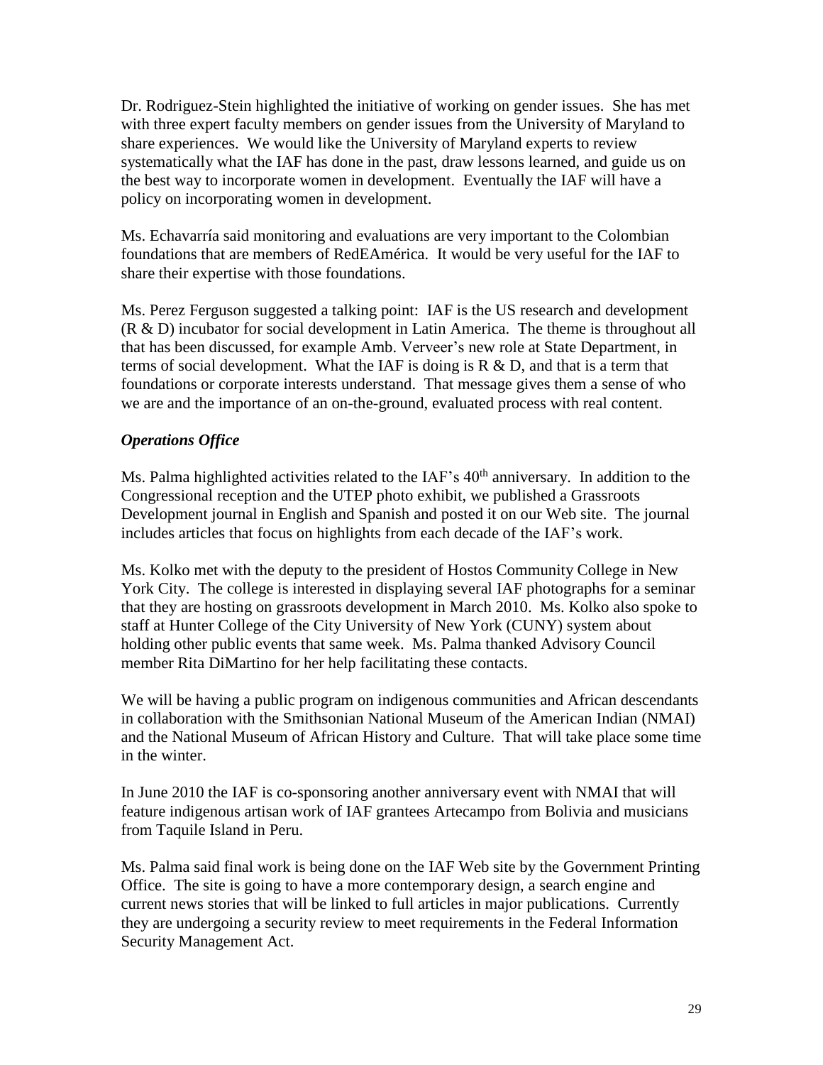Dr. Rodriguez-Stein highlighted the initiative of working on gender issues. She has met with three expert faculty members on gender issues from the University of Maryland to share experiences. We would like the University of Maryland experts to review systematically what the IAF has done in the past, draw lessons learned, and guide us on the best way to incorporate women in development. Eventually the IAF will have a policy on incorporating women in development.

Ms. Echavarría said monitoring and evaluations are very important to the Colombian foundations that are members of RedEAmérica. It would be very useful for the IAF to share their expertise with those foundations.

Ms. Perez Ferguson suggested a talking point: IAF is the US research and development (R & D) incubator for social development in Latin America. The theme is throughout all that has been discussed, for example Amb. Verveer's new role at State Department, in terms of social development. What the IAF is doing is R & D, and that is a term that foundations or corporate interests understand. That message gives them a sense of who we are and the importance of an on-the-ground, evaluated process with real content.

***Operations Office***

Ms. Palma highlighted activities related to the IAF's 40th anniversary. In addition to the Congressional reception and the UTEP photo exhibit, we published a Grassroots Development journal in English and Spanish and posted it on our Web site. The journal includes articles that focus on highlights from each decade of the IAF's work.

Ms. Kolko met with the deputy to the president of Hostos Community College in New York City. The college is interested in displaying several IAF photographs for a seminar that they are hosting on grassroots development in March 2010. Ms. Kolko also spoke to staff at Hunter College of the City University of New York (CUNY) system about holding other public events that same week. Ms. Palma thanked Advisory Council member Rita DiMartino for her help facilitating these contacts.

We will be having a public program on indigenous communities and African descendants in collaboration with the Smithsonian National Museum of the American Indian (NMAI) and the National Museum of African History and Culture. That will take place some time in the winter.

In June 2010 the IAF is co-sponsoring another anniversary event with NMAI that will feature indigenous artisan work of IAF grantees Artecampo from Bolivia and musicians from Taquile Island in Peru.

Ms. Palma said final work is being done on the IAF Web site by the Government Printing Office. The site is going to have a more contemporary design, a search engine and current news stories that will be linked to full articles in major publications. Currently they are undergoing a security review to meet requirements in the Federal Information Security Management Act.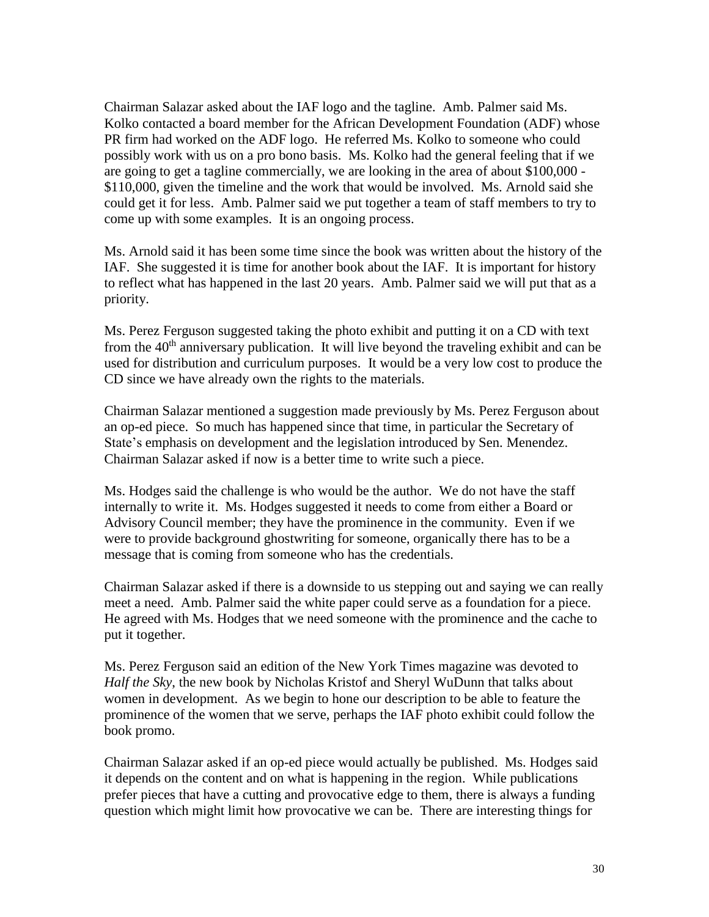Chairman Salazar asked about the IAF logo and the tagline. Amb. Palmer said Ms. Kolko contacted a board member for the African Development Foundation (ADF) whose PR firm had worked on the ADF logo. He referred Ms. Kolko to someone who could possibly work with us on a pro bono basis. Ms. Kolko had the general feeling that if we are going to get a tagline commercially, we are looking in the area of about $100,000 - $110,000, given the timeline and the work that would be involved. Ms. Arnold said she could get it for less. Amb. Palmer said we put together a team of staff members to try to come up with some examples. It is an ongoing process.

Ms. Arnold said it has been some time since the book was written about the history of the IAF. She suggested it is time for another book about the IAF. It is important for history to reflect what has happened in the last 20 years. Amb. Palmer said we will put that as a priority.

Ms. Perez Ferguson suggested taking the photo exhibit and putting it on a CD with text from the 40th anniversary publication. It will live beyond the traveling exhibit and can be used for distribution and curriculum purposes. It would be a very low cost to produce the CD since we have already own the rights to the materials.

Chairman Salazar mentioned a suggestion made previously by Ms. Perez Ferguson about an op-ed piece. So much has happened since that time, in particular the Secretary of State's emphasis on development and the legislation introduced by Sen. Menendez. Chairman Salazar asked if now is a better time to write such a piece.

Ms. Hodges said the challenge is who would be the author. We do not have the staff internally to write it. Ms. Hodges suggested it needs to come from either a Board or Advisory Council member; they have the prominence in the community. Even if we were to provide background ghostwriting for someone, organically there has to be a message that is coming from someone who has the credentials.

Chairman Salazar asked if there is a downside to us stepping out and saying we can really meet a need. Amb. Palmer said the white paper could serve as a foundation for a piece. He agreed with Ms. Hodges that we need someone with the prominence and the cache to put it together.

Ms. Perez Ferguson said an edition of the New York Times magazine was devoted to *Half the Sky*, the new book by Nicholas Kristof and Sheryl WuDunn that talks about women in development. As we begin to hone our description to be able to feature the prominence of the women that we serve, perhaps the IAF photo exhibit could follow the book promo.

Chairman Salazar asked if an op-ed piece would actually be published. Ms. Hodges said it depends on the content and on what is happening in the region. While publications prefer pieces that have a cutting and provocative edge to them, there is always a funding question which might limit how provocative we can be. There are interesting things for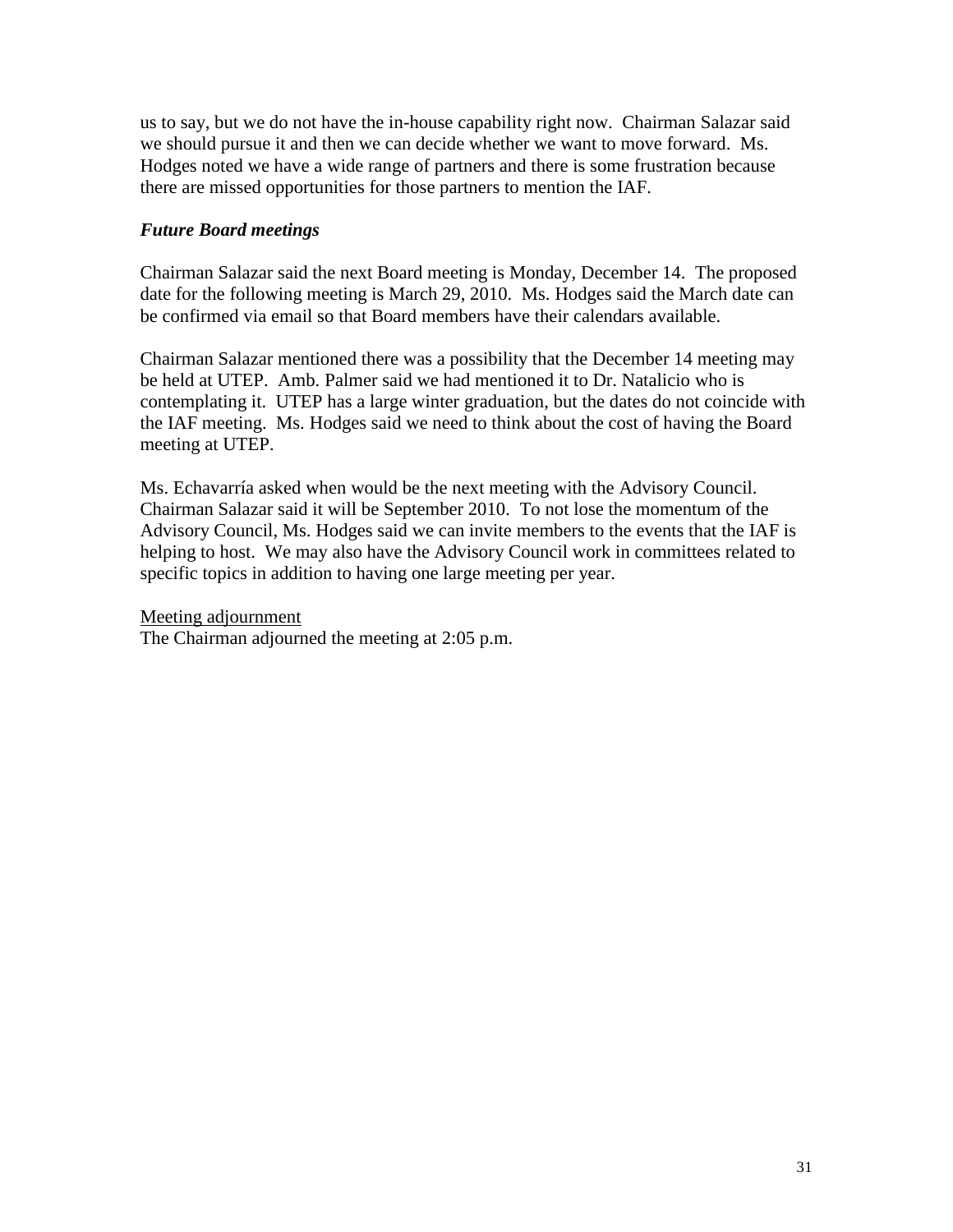us to say, but we do not have the in-house capability right now. Chairman Salazar said we should pursue it and then we can decide whether we want to move forward. Ms. Hodges noted we have a wide range of partners and there is some frustration because there are missed opportunities for those partners to mention the IAF.

### *Future Board meetings*

Chairman Salazar said the next Board meeting is Monday, December 14. The proposed date for the following meeting is March 29, 2010. Ms. Hodges said the March date can be confirmed via email so that Board members have their calendars available.

Chairman Salazar mentioned there was a possibility that the December 14 meeting may be held at UTEP. Amb. Palmer said we had mentioned it to Dr. Natalicio who is contemplating it. UTEP has a large winter graduation, but the dates do not coincide with the IAF meeting. Ms. Hodges said we need to think about the cost of having the Board meeting at UTEP.

Ms. Echavarría asked when would be the next meeting with the Advisory Council. Chairman Salazar said it will be September 2010. To not lose the momentum of the Advisory Council, Ms. Hodges said we can invite members to the events that the IAF is helping to host. We may also have the Advisory Council work in committees related to specific topics in addition to having one large meeting per year.

<u>Meeting adjournment</u>
The Chairman adjourned the meeting at 2:05 p.m.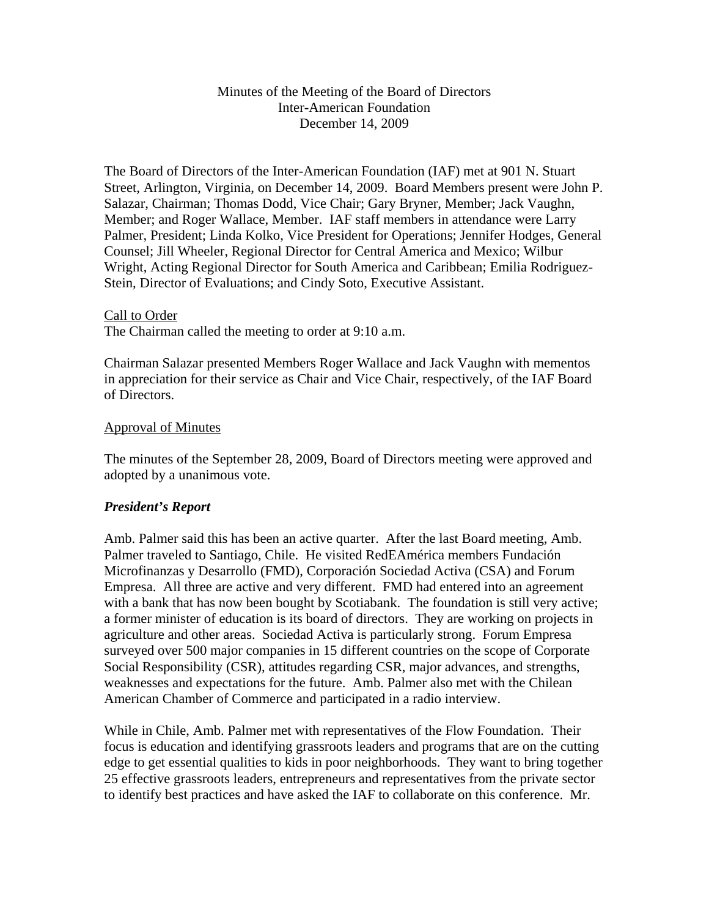Minutes of the Meeting of the Board of Directors
Inter-American Foundation
December 14, 2009

The Board of Directors of the Inter-American Foundation (IAF) met at 901 N. Stuart Street, Arlington, Virginia, on December 14, 2009. Board Members present were John P. Salazar, Chairman; Thomas Dodd, Vice Chair; Gary Bryner, Member; Jack Vaughn, Member; and Roger Wallace, Member. IAF staff members in attendance were Larry Palmer, President; Linda Kolko, Vice President for Operations; Jennifer Hodges, General Counsel; Jill Wheeler, Regional Director for Central America and Mexico; Wilbur Wright, Acting Regional Director for South America and Caribbean; Emilia Rodriguez-Stein, Director of Evaluations; and Cindy Soto, Executive Assistant.

Call to Order

The Chairman called the meeting to order at 9:10 a.m.

Chairman Salazar presented Members Roger Wallace and Jack Vaughn with mementos in appreciation for their service as Chair and Vice Chair, respectively, of the IAF Board of Directors.

Approval of Minutes

The minutes of the September 28, 2009, Board of Directors meeting were approved and adopted by a unanimous vote.

***President's Report***

Amb. Palmer said this has been an active quarter. After the last Board meeting, Amb. Palmer traveled to Santiago, Chile. He visited RedEAmérica members Fundación Microfinanzas y Desarrollo (FMD), Corporación Sociedad Activa (CSA) and Forum Empresa. All three are active and very different. FMD had entered into an agreement with a bank that has now been bought by Scotiabank. The foundation is still very active; a former minister of education is its board of directors. They are working on projects in agriculture and other areas. Sociedad Activa is particularly strong. Forum Empresa surveyed over 500 major companies in 15 different countries on the scope of Corporate Social Responsibility (CSR), attitudes regarding CSR, major advances, and strengths, weaknesses and expectations for the future. Amb. Palmer also met with the Chilean American Chamber of Commerce and participated in a radio interview.

While in Chile, Amb. Palmer met with representatives of the Flow Foundation. Their focus is education and identifying grassroots leaders and programs that are on the cutting edge to get essential qualities to kids in poor neighborhoods. They want to bring together 25 effective grassroots leaders, entrepreneurs and representatives from the private sector to identify best practices and have asked the IAF to collaborate on this conference. Mr.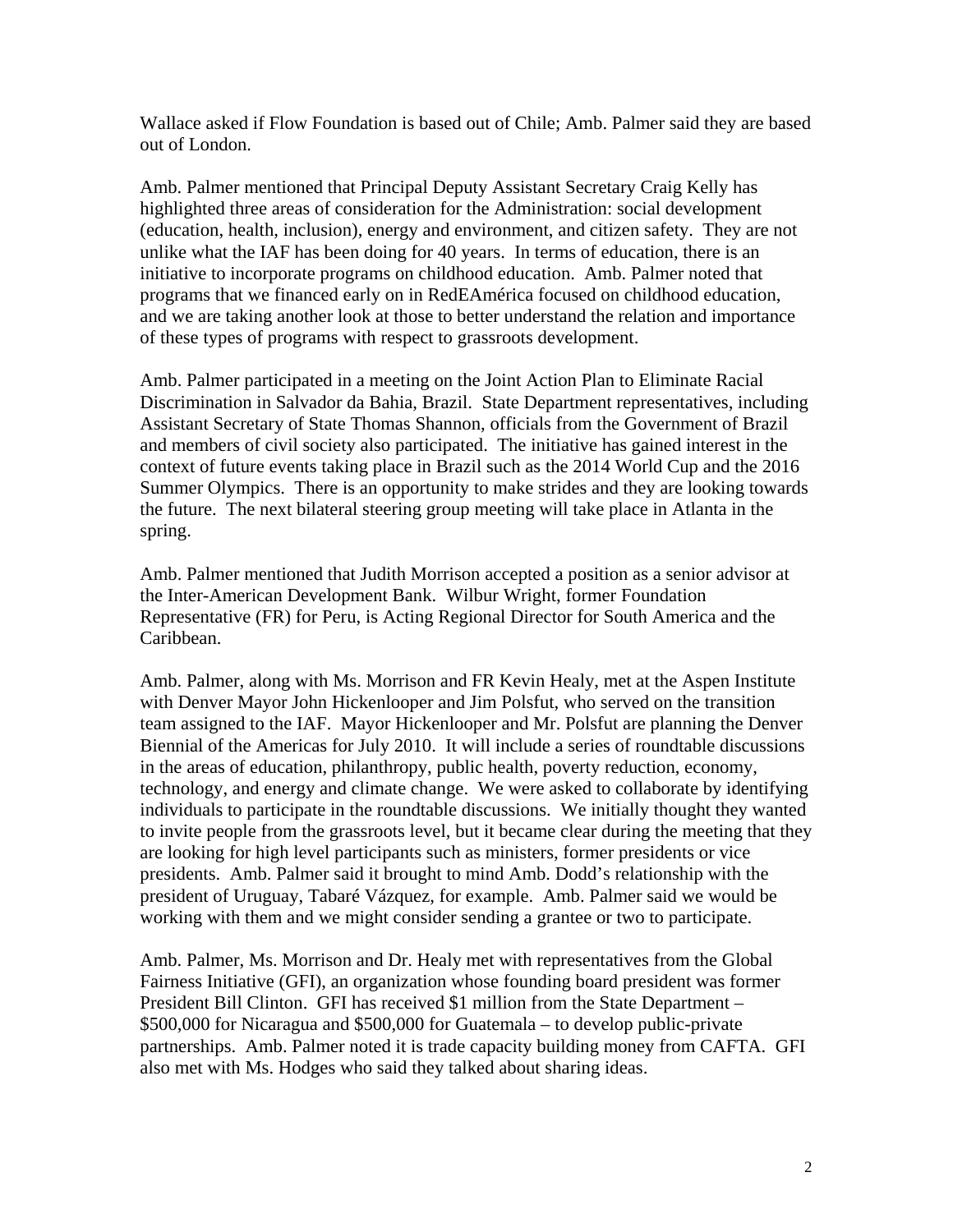Wallace asked if Flow Foundation is based out of Chile; Amb. Palmer said they are based out of London.

Amb. Palmer mentioned that Principal Deputy Assistant Secretary Craig Kelly has highlighted three areas of consideration for the Administration: social development (education, health, inclusion), energy and environment, and citizen safety. They are not unlike what the IAF has been doing for 40 years. In terms of education, there is an initiative to incorporate programs on childhood education. Amb. Palmer noted that programs that we financed early on in RedEAmérica focused on childhood education, and we are taking another look at those to better understand the relation and importance of these types of programs with respect to grassroots development.

Amb. Palmer participated in a meeting on the Joint Action Plan to Eliminate Racial Discrimination in Salvador da Bahia, Brazil. State Department representatives, including Assistant Secretary of State Thomas Shannon, officials from the Government of Brazil and members of civil society also participated. The initiative has gained interest in the context of future events taking place in Brazil such as the 2014 World Cup and the 2016 Summer Olympics. There is an opportunity to make strides and they are looking towards the future. The next bilateral steering group meeting will take place in Atlanta in the spring.

Amb. Palmer mentioned that Judith Morrison accepted a position as a senior advisor at the Inter-American Development Bank. Wilbur Wright, former Foundation Representative (FR) for Peru, is Acting Regional Director for South America and the Caribbean.

Amb. Palmer, along with Ms. Morrison and FR Kevin Healy, met at the Aspen Institute with Denver Mayor John Hickenlooper and Jim Polsfut, who served on the transition team assigned to the IAF. Mayor Hickenlooper and Mr. Polsfut are planning the Denver Biennial of the Americas for July 2010. It will include a series of roundtable discussions in the areas of education, philanthropy, public health, poverty reduction, economy, technology, and energy and climate change. We were asked to collaborate by identifying individuals to participate in the roundtable discussions. We initially thought they wanted to invite people from the grassroots level, but it became clear during the meeting that they are looking for high level participants such as ministers, former presidents or vice presidents. Amb. Palmer said it brought to mind Amb. Dodd's relationship with the president of Uruguay, Tabaré Vázquez, for example. Amb. Palmer said we would be working with them and we might consider sending a grantee or two to participate.

Amb. Palmer, Ms. Morrison and Dr. Healy met with representatives from the Global Fairness Initiative (GFI), an organization whose founding board president was former President Bill Clinton. GFI has received $1 million from the State Department – $500,000 for Nicaragua and $500,000 for Guatemala – to develop public-private partnerships. Amb. Palmer noted it is trade capacity building money from CAFTA. GFI also met with Ms. Hodges who said they talked about sharing ideas.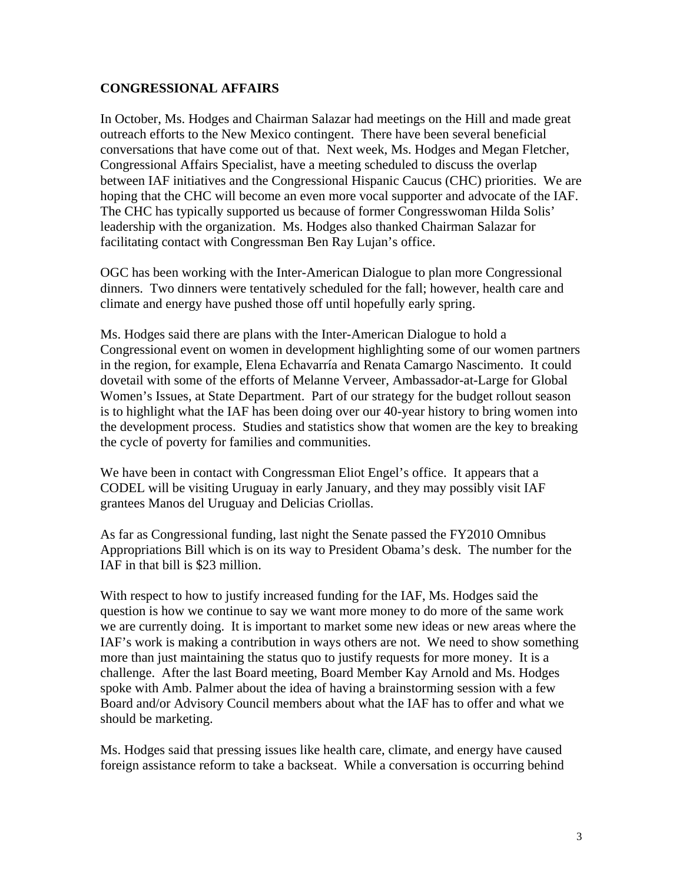## CONGRESSIONAL AFFAIRS

In October, Ms. Hodges and Chairman Salazar had meetings on the Hill and made great outreach efforts to the New Mexico contingent. There have been several beneficial conversations that have come out of that. Next week, Ms. Hodges and Megan Fletcher, Congressional Affairs Specialist, have a meeting scheduled to discuss the overlap between IAF initiatives and the Congressional Hispanic Caucus (CHC) priorities. We are hoping that the CHC will become an even more vocal supporter and advocate of the IAF. The CHC has typically supported us because of former Congresswoman Hilda Solis' leadership with the organization. Ms. Hodges also thanked Chairman Salazar for facilitating contact with Congressman Ben Ray Lujan's office.

OGC has been working with the Inter-American Dialogue to plan more Congressional dinners. Two dinners were tentatively scheduled for the fall; however, health care and climate and energy have pushed those off until hopefully early spring.

Ms. Hodges said there are plans with the Inter-American Dialogue to hold a Congressional event on women in development highlighting some of our women partners in the region, for example, Elena Echavarría and Renata Camargo Nascimento. It could dovetail with some of the efforts of Melanne Verveer, Ambassador-at-Large for Global Women's Issues, at State Department. Part of our strategy for the budget rollout season is to highlight what the IAF has been doing over our 40-year history to bring women into the development process. Studies and statistics show that women are the key to breaking the cycle of poverty for families and communities.

We have been in contact with Congressman Eliot Engel's office. It appears that a CODEL will be visiting Uruguay in early January, and they may possibly visit IAF grantees Manos del Uruguay and Delicias Criollas.

As far as Congressional funding, last night the Senate passed the FY2010 Omnibus Appropriations Bill which is on its way to President Obama's desk. The number for the IAF in that bill is $23 million.

With respect to how to justify increased funding for the IAF, Ms. Hodges said the question is how we continue to say we want more money to do more of the same work we are currently doing. It is important to market some new ideas or new areas where the IAF's work is making a contribution in ways others are not. We need to show something more than just maintaining the status quo to justify requests for more money. It is a challenge. After the last Board meeting, Board Member Kay Arnold and Ms. Hodges spoke with Amb. Palmer about the idea of having a brainstorming session with a few Board and/or Advisory Council members about what the IAF has to offer and what we should be marketing.

Ms. Hodges said that pressing issues like health care, climate, and energy have caused foreign assistance reform to take a backseat. While a conversation is occurring behind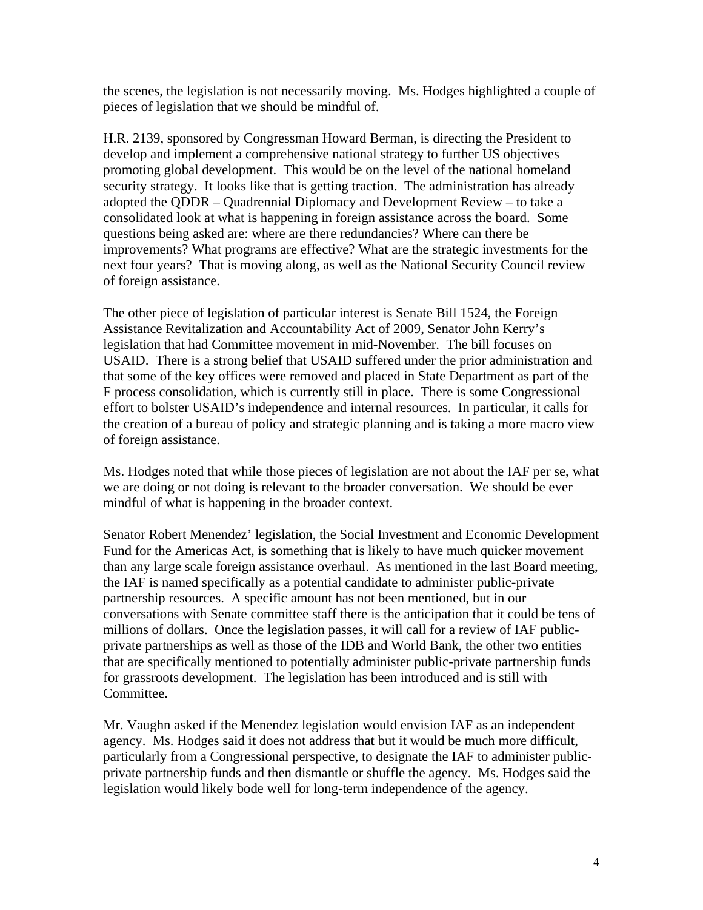the scenes, the legislation is not necessarily moving. Ms. Hodges highlighted a couple of pieces of legislation that we should be mindful of.

H.R. 2139, sponsored by Congressman Howard Berman, is directing the President to develop and implement a comprehensive national strategy to further US objectives promoting global development. This would be on the level of the national homeland security strategy. It looks like that is getting traction. The administration has already adopted the QDDR – Quadrennial Diplomacy and Development Review – to take a consolidated look at what is happening in foreign assistance across the board. Some questions being asked are: where are there redundancies? Where can there be improvements? What programs are effective? What are the strategic investments for the next four years? That is moving along, as well as the National Security Council review of foreign assistance.

The other piece of legislation of particular interest is Senate Bill 1524, the Foreign Assistance Revitalization and Accountability Act of 2009, Senator John Kerry's legislation that had Committee movement in mid-November. The bill focuses on USAID. There is a strong belief that USAID suffered under the prior administration and that some of the key offices were removed and placed in State Department as part of the F process consolidation, which is currently still in place. There is some Congressional effort to bolster USAID's independence and internal resources. In particular, it calls for the creation of a bureau of policy and strategic planning and is taking a more macro view of foreign assistance.

Ms. Hodges noted that while those pieces of legislation are not about the IAF per se, what we are doing or not doing is relevant to the broader conversation. We should be ever mindful of what is happening in the broader context.

Senator Robert Menendez' legislation, the Social Investment and Economic Development Fund for the Americas Act, is something that is likely to have much quicker movement than any large scale foreign assistance overhaul. As mentioned in the last Board meeting, the IAF is named specifically as a potential candidate to administer public-private partnership resources. A specific amount has not been mentioned, but in our conversations with Senate committee staff there is the anticipation that it could be tens of millions of dollars. Once the legislation passes, it will call for a review of IAF public-private partnerships as well as those of the IDB and World Bank, the other two entities that are specifically mentioned to potentially administer public-private partnership funds for grassroots development. The legislation has been introduced and is still with Committee.

Mr. Vaughn asked if the Menendez legislation would envision IAF as an independent agency. Ms. Hodges said it does not address that but it would be much more difficult, particularly from a Congressional perspective, to designate the IAF to administer public-private partnership funds and then dismantle or shuffle the agency. Ms. Hodges said the legislation would likely bode well for long-term independence of the agency.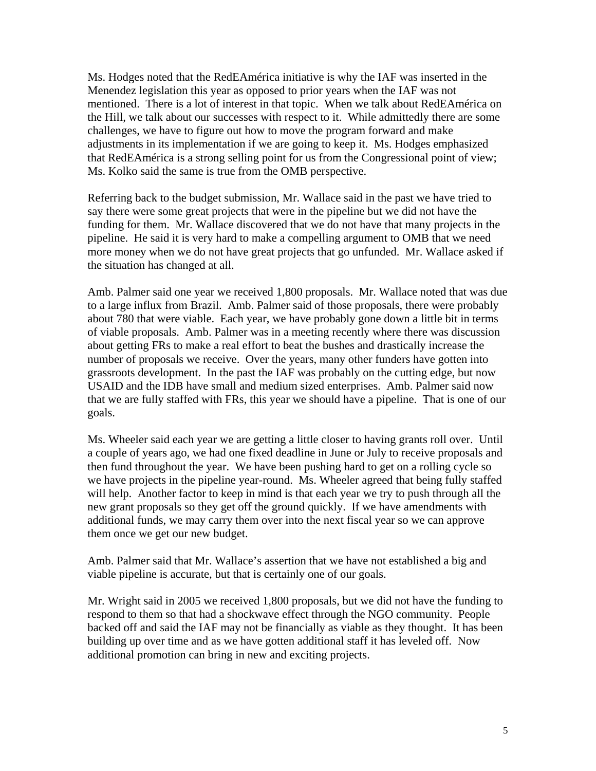Ms. Hodges noted that the RedEAmérica initiative is why the IAF was inserted in the Menendez legislation this year as opposed to prior years when the IAF was not mentioned. There is a lot of interest in that topic. When we talk about RedEAmérica on the Hill, we talk about our successes with respect to it. While admittedly there are some challenges, we have to figure out how to move the program forward and make adjustments in its implementation if we are going to keep it. Ms. Hodges emphasized that RedEAmérica is a strong selling point for us from the Congressional point of view; Ms. Kolko said the same is true from the OMB perspective.

Referring back to the budget submission, Mr. Wallace said in the past we have tried to say there were some great projects that were in the pipeline but we did not have the funding for them. Mr. Wallace discovered that we do not have that many projects in the pipeline. He said it is very hard to make a compelling argument to OMB that we need more money when we do not have great projects that go unfunded. Mr. Wallace asked if the situation has changed at all.

Amb. Palmer said one year we received 1,800 proposals. Mr. Wallace noted that was due to a large influx from Brazil. Amb. Palmer said of those proposals, there were probably about 780 that were viable. Each year, we have probably gone down a little bit in terms of viable proposals. Amb. Palmer was in a meeting recently where there was discussion about getting FRs to make a real effort to beat the bushes and drastically increase the number of proposals we receive. Over the years, many other funders have gotten into grassroots development. In the past the IAF was probably on the cutting edge, but now USAID and the IDB have small and medium sized enterprises. Amb. Palmer said now that we are fully staffed with FRs, this year we should have a pipeline. That is one of our goals.

Ms. Wheeler said each year we are getting a little closer to having grants roll over. Until a couple of years ago, we had one fixed deadline in June or July to receive proposals and then fund throughout the year. We have been pushing hard to get on a rolling cycle so we have projects in the pipeline year-round. Ms. Wheeler agreed that being fully staffed will help. Another factor to keep in mind is that each year we try to push through all the new grant proposals so they get off the ground quickly. If we have amendments with additional funds, we may carry them over into the next fiscal year so we can approve them once we get our new budget.

Amb. Palmer said that Mr. Wallace's assertion that we have not established a big and viable pipeline is accurate, but that is certainly one of our goals.

Mr. Wright said in 2005 we received 1,800 proposals, but we did not have the funding to respond to them so that had a shockwave effect through the NGO community. People backed off and said the IAF may not be financially as viable as they thought. It has been building up over time and as we have gotten additional staff it has leveled off. Now additional promotion can bring in new and exciting projects.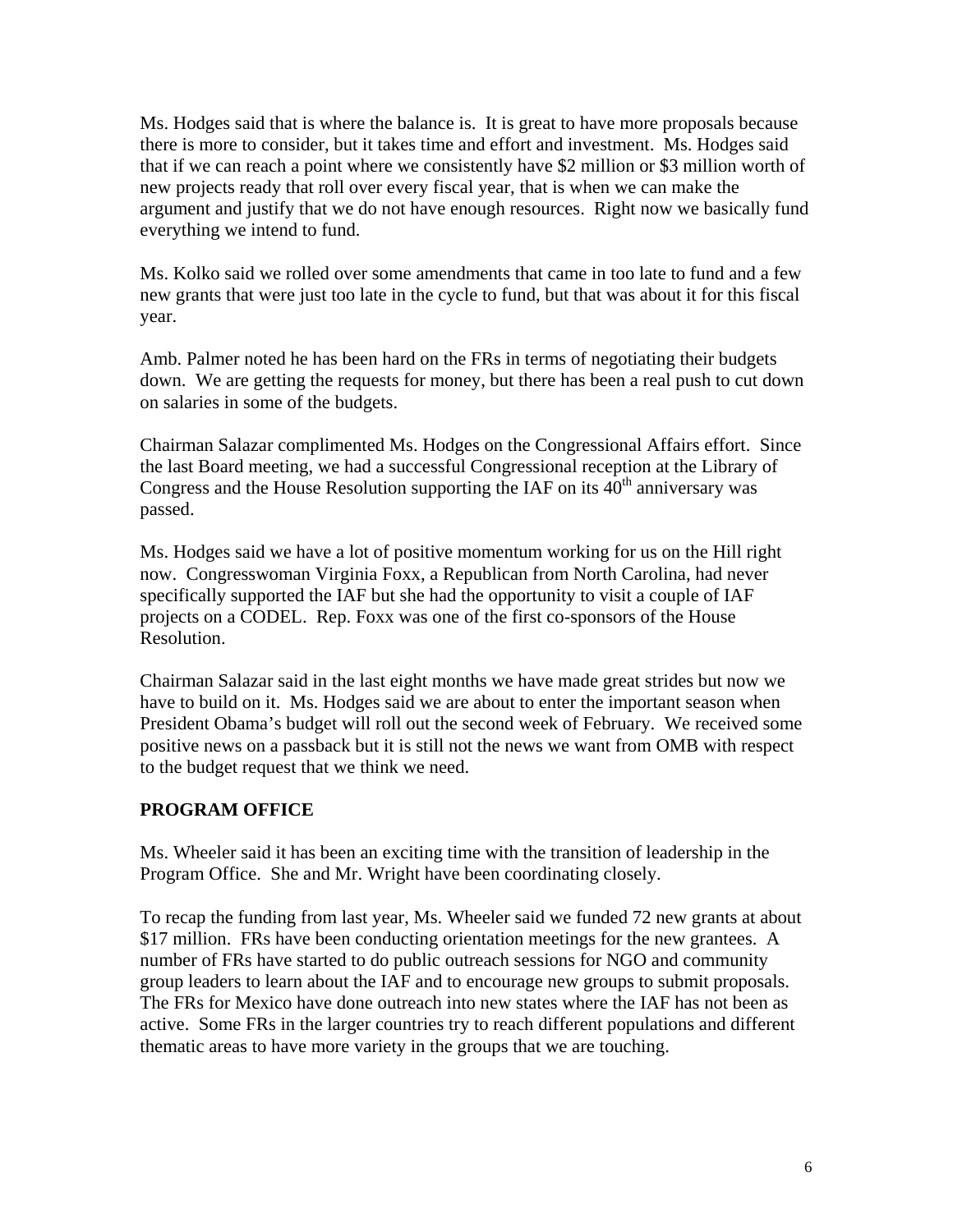Ms. Hodges said that is where the balance is. It is great to have more proposals because there is more to consider, but it takes time and effort and investment. Ms. Hodges said that if we can reach a point where we consistently have \$2 million or \$3 million worth of new projects ready that roll over every fiscal year, that is when we can make the argument and justify that we do not have enough resources. Right now we basically fund everything we intend to fund.

Ms. Kolko said we rolled over some amendments that came in too late to fund and a few new grants that were just too late in the cycle to fund, but that was about it for this fiscal year.

Amb. Palmer noted he has been hard on the FRs in terms of negotiating their budgets down. We are getting the requests for money, but there has been a real push to cut down on salaries in some of the budgets.

Chairman Salazar complimented Ms. Hodges on the Congressional Affairs effort. Since the last Board meeting, we had a successful Congressional reception at the Library of Congress and the House Resolution supporting the IAF on its 40th anniversary was passed.

Ms. Hodges said we have a lot of positive momentum working for us on the Hill right now. Congresswoman Virginia Foxx, a Republican from North Carolina, had never specifically supported the IAF but she had the opportunity to visit a couple of IAF projects on a CODEL. Rep. Foxx was one of the first co-sponsors of the House Resolution.

Chairman Salazar said in the last eight months we have made great strides but now we have to build on it. Ms. Hodges said we are about to enter the important season when President Obama's budget will roll out the second week of February. We received some positive news on a passback but it is still not the news we want from OMB with respect to the budget request that we think we need.

## PROGRAM OFFICE

Ms. Wheeler said it has been an exciting time with the transition of leadership in the Program Office. She and Mr. Wright have been coordinating closely.

To recap the funding from last year, Ms. Wheeler said we funded 72 new grants at about \$17 million. FRs have been conducting orientation meetings for the new grantees. A number of FRs have started to do public outreach sessions for NGO and community group leaders to learn about the IAF and to encourage new groups to submit proposals. The FRs for Mexico have done outreach into new states where the IAF has not been as active. Some FRs in the larger countries try to reach different populations and different thematic areas to have more variety in the groups that we are touching.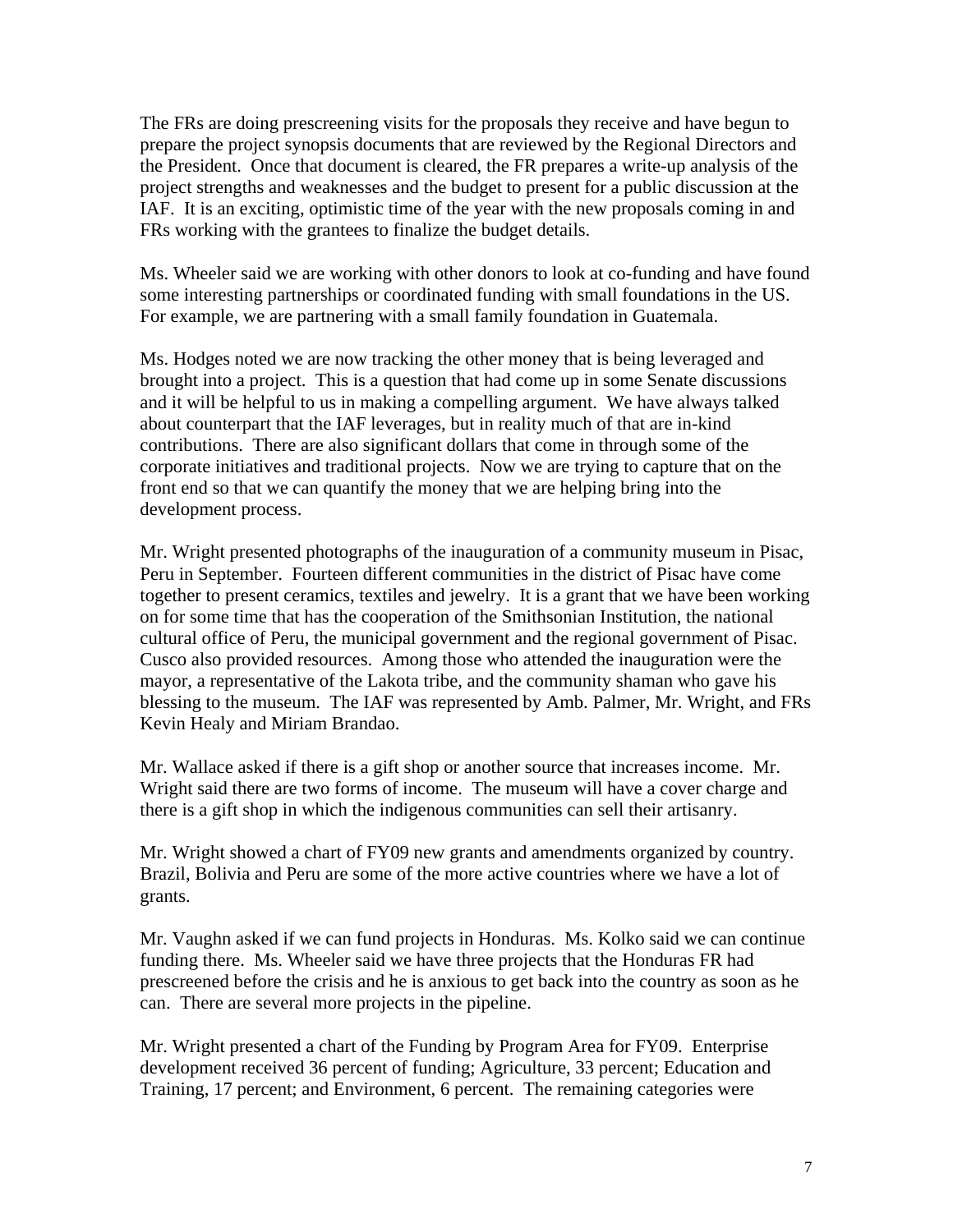The FRs are doing prescreening visits for the proposals they receive and have begun to prepare the project synopsis documents that are reviewed by the Regional Directors and the President. Once that document is cleared, the FR prepares a write-up analysis of the project strengths and weaknesses and the budget to present for a public discussion at the IAF. It is an exciting, optimistic time of the year with the new proposals coming in and FRs working with the grantees to finalize the budget details.

Ms. Wheeler said we are working with other donors to look at co-funding and have found some interesting partnerships or coordinated funding with small foundations in the US. For example, we are partnering with a small family foundation in Guatemala.

Ms. Hodges noted we are now tracking the other money that is being leveraged and brought into a project. This is a question that had come up in some Senate discussions and it will be helpful to us in making a compelling argument. We have always talked about counterpart that the IAF leverages, but in reality much of that are in-kind contributions. There are also significant dollars that come in through some of the corporate initiatives and traditional projects. Now we are trying to capture that on the front end so that we can quantify the money that we are helping bring into the development process.

Mr. Wright presented photographs of the inauguration of a community museum in Pisac, Peru in September. Fourteen different communities in the district of Pisac have come together to present ceramics, textiles and jewelry. It is a grant that we have been working on for some time that has the cooperation of the Smithsonian Institution, the national cultural office of Peru, the municipal government and the regional government of Pisac. Cusco also provided resources. Among those who attended the inauguration were the mayor, a representative of the Lakota tribe, and the community shaman who gave his blessing to the museum. The IAF was represented by Amb. Palmer, Mr. Wright, and FRs Kevin Healy and Miriam Brandao.

Mr. Wallace asked if there is a gift shop or another source that increases income. Mr. Wright said there are two forms of income. The museum will have a cover charge and there is a gift shop in which the indigenous communities can sell their artisanry.

Mr. Wright showed a chart of FY09 new grants and amendments organized by country. Brazil, Bolivia and Peru are some of the more active countries where we have a lot of grants.

Mr. Vaughn asked if we can fund projects in Honduras. Ms. Kolko said we can continue funding there. Ms. Wheeler said we have three projects that the Honduras FR had prescreened before the crisis and he is anxious to get back into the country as soon as he can. There are several more projects in the pipeline.

Mr. Wright presented a chart of the Funding by Program Area for FY09. Enterprise development received 36 percent of funding; Agriculture, 33 percent; Education and Training, 17 percent; and Environment, 6 percent. The remaining categories were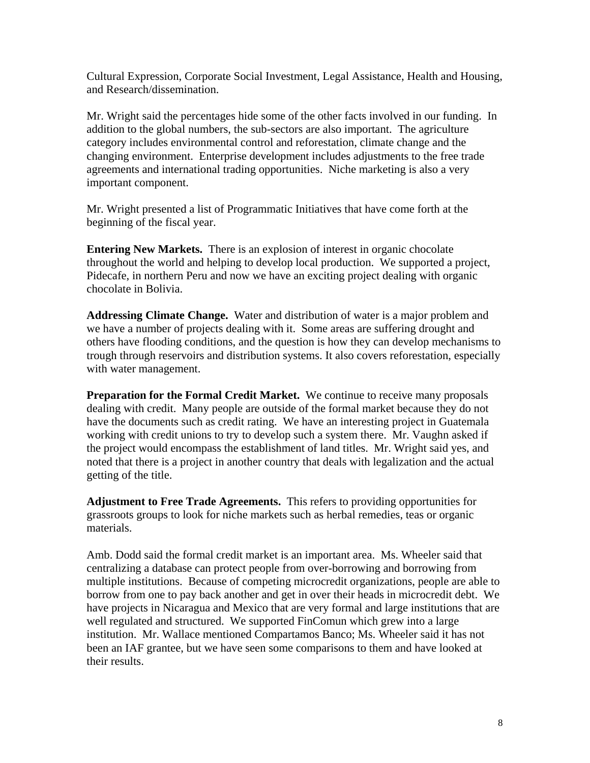Cultural Expression, Corporate Social Investment, Legal Assistance, Health and Housing, and Research/dissemination.

Mr. Wright said the percentages hide some of the other facts involved in our funding. In addition to the global numbers, the sub-sectors are also important. The agriculture category includes environmental control and reforestation, climate change and the changing environment. Enterprise development includes adjustments to the free trade agreements and international trading opportunities. Niche marketing is also a very important component.

Mr. Wright presented a list of Programmatic Initiatives that have come forth at the beginning of the fiscal year.

**Entering New Markets.** There is an explosion of interest in organic chocolate throughout the world and helping to develop local production. We supported a project, Pidecafe, in northern Peru and now we have an exciting project dealing with organic chocolate in Bolivia.

**Addressing Climate Change.** Water and distribution of water is a major problem and we have a number of projects dealing with it. Some areas are suffering drought and others have flooding conditions, and the question is how they can develop mechanisms to trough through reservoirs and distribution systems. It also covers reforestation, especially with water management.

**Preparation for the Formal Credit Market.** We continue to receive many proposals dealing with credit. Many people are outside of the formal market because they do not have the documents such as credit rating. We have an interesting project in Guatemala working with credit unions to try to develop such a system there. Mr. Vaughn asked if the project would encompass the establishment of land titles. Mr. Wright said yes, and noted that there is a project in another country that deals with legalization and the actual getting of the title.

**Adjustment to Free Trade Agreements.** This refers to providing opportunities for grassroots groups to look for niche markets such as herbal remedies, teas or organic materials.

Amb. Dodd said the formal credit market is an important area. Ms. Wheeler said that centralizing a database can protect people from over-borrowing and borrowing from multiple institutions. Because of competing microcredit organizations, people are able to borrow from one to pay back another and get in over their heads in microcredit debt. We have projects in Nicaragua and Mexico that are very formal and large institutions that are well regulated and structured. We supported FinComun which grew into a large institution. Mr. Wallace mentioned Compartamos Banco; Ms. Wheeler said it has not been an IAF grantee, but we have seen some comparisons to them and have looked at their results.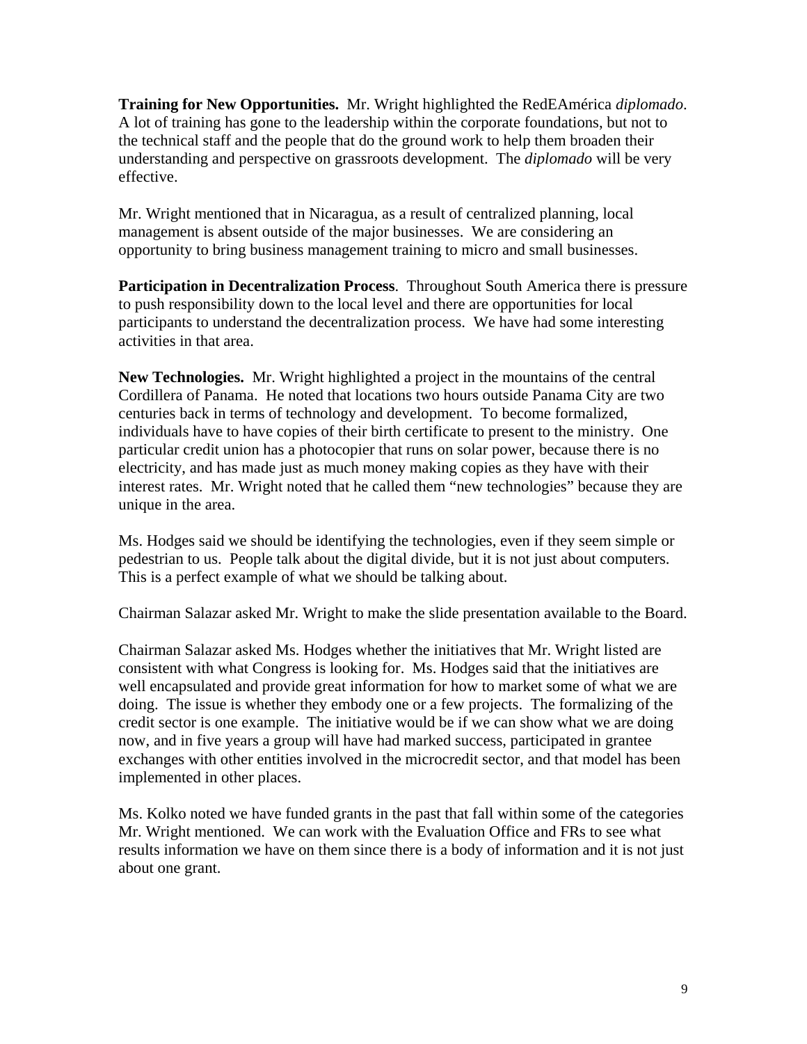**Training for New Opportunities.** Mr. Wright highlighted the RedEAmérica *diplomado*. A lot of training has gone to the leadership within the corporate foundations, but not to the technical staff and the people that do the ground work to help them broaden their understanding and perspective on grassroots development. The *diplomado* will be very effective.

Mr. Wright mentioned that in Nicaragua, as a result of centralized planning, local management is absent outside of the major businesses. We are considering an opportunity to bring business management training to micro and small businesses.

**Participation in Decentralization Process**. Throughout South America there is pressure to push responsibility down to the local level and there are opportunities for local participants to understand the decentralization process. We have had some interesting activities in that area.

**New Technologies.** Mr. Wright highlighted a project in the mountains of the central Cordillera of Panama. He noted that locations two hours outside Panama City are two centuries back in terms of technology and development. To become formalized, individuals have to have copies of their birth certificate to present to the ministry. One particular credit union has a photocopier that runs on solar power, because there is no electricity, and has made just as much money making copies as they have with their interest rates. Mr. Wright noted that he called them "new technologies" because they are unique in the area.

Ms. Hodges said we should be identifying the technologies, even if they seem simple or pedestrian to us. People talk about the digital divide, but it is not just about computers. This is a perfect example of what we should be talking about.

Chairman Salazar asked Mr. Wright to make the slide presentation available to the Board.

Chairman Salazar asked Ms. Hodges whether the initiatives that Mr. Wright listed are consistent with what Congress is looking for. Ms. Hodges said that the initiatives are well encapsulated and provide great information for how to market some of what we are doing. The issue is whether they embody one or a few projects. The formalizing of the credit sector is one example. The initiative would be if we can show what we are doing now, and in five years a group will have had marked success, participated in grantee exchanges with other entities involved in the microcredit sector, and that model has been implemented in other places.

Ms. Kolko noted we have funded grants in the past that fall within some of the categories Mr. Wright mentioned. We can work with the Evaluation Office and FRs to see what results information we have on them since there is a body of information and it is not just about one grant.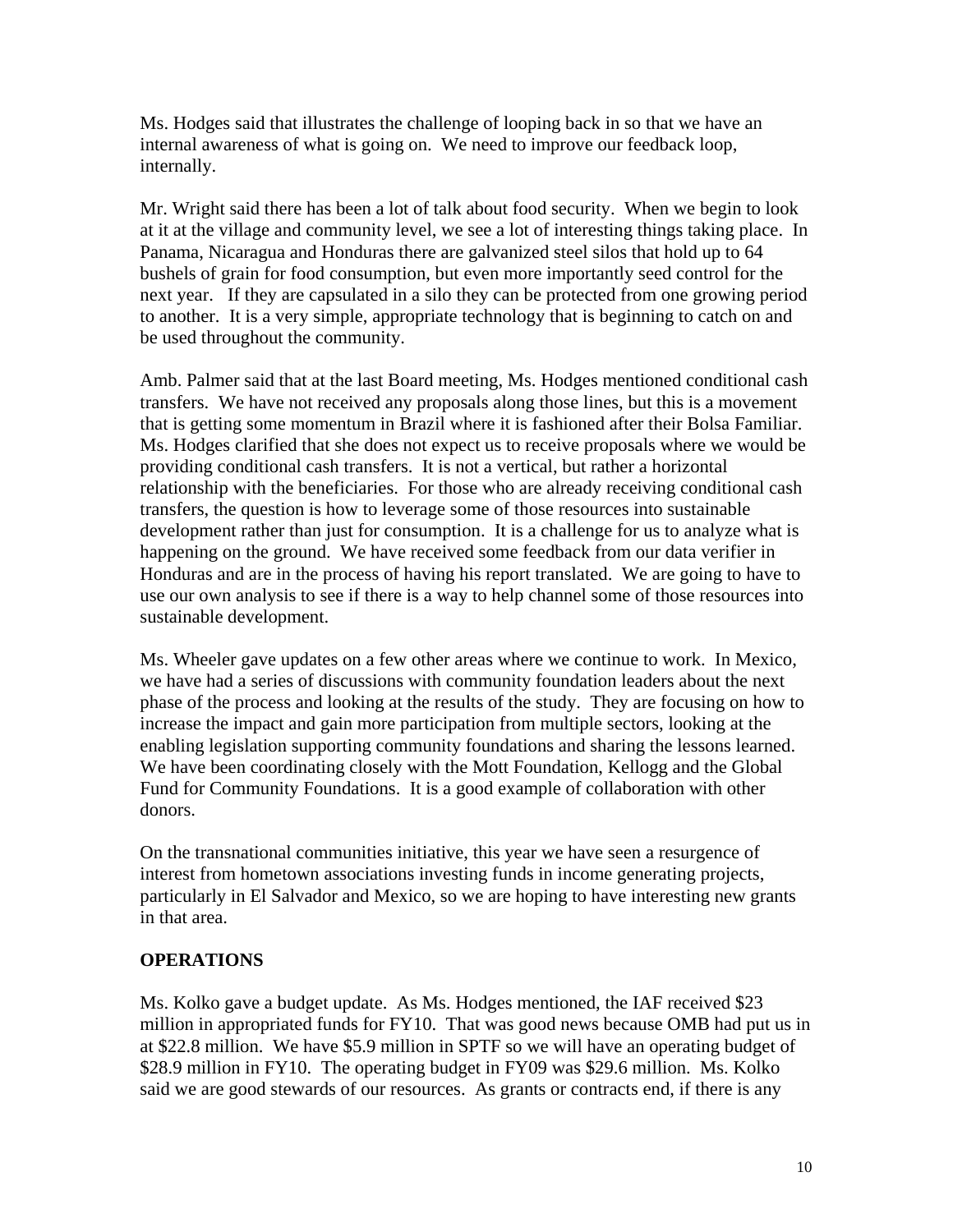Ms. Hodges said that illustrates the challenge of looping back in so that we have an internal awareness of what is going on. We need to improve our feedback loop, internally.

Mr. Wright said there has been a lot of talk about food security. When we begin to look at it at the village and community level, we see a lot of interesting things taking place. In Panama, Nicaragua and Honduras there are galvanized steel silos that hold up to 64 bushels of grain for food consumption, but even more importantly seed control for the next year. If they are capsulated in a silo they can be protected from one growing period to another. It is a very simple, appropriate technology that is beginning to catch on and be used throughout the community.

Amb. Palmer said that at the last Board meeting, Ms. Hodges mentioned conditional cash transfers. We have not received any proposals along those lines, but this is a movement that is getting some momentum in Brazil where it is fashioned after their Bolsa Familiar. Ms. Hodges clarified that she does not expect us to receive proposals where we would be providing conditional cash transfers. It is not a vertical, but rather a horizontal relationship with the beneficiaries. For those who are already receiving conditional cash transfers, the question is how to leverage some of those resources into sustainable development rather than just for consumption. It is a challenge for us to analyze what is happening on the ground. We have received some feedback from our data verifier in Honduras and are in the process of having his report translated. We are going to have to use our own analysis to see if there is a way to help channel some of those resources into sustainable development.

Ms. Wheeler gave updates on a few other areas where we continue to work. In Mexico, we have had a series of discussions with community foundation leaders about the next phase of the process and looking at the results of the study. They are focusing on how to increase the impact and gain more participation from multiple sectors, looking at the enabling legislation supporting community foundations and sharing the lessons learned. We have been coordinating closely with the Mott Foundation, Kellogg and the Global Fund for Community Foundations. It is a good example of collaboration with other donors.

On the transnational communities initiative, this year we have seen a resurgence of interest from hometown associations investing funds in income generating projects, particularly in El Salvador and Mexico, so we are hoping to have interesting new grants in that area.

**OPERATIONS**

Ms. Kolko gave a budget update. As Ms. Hodges mentioned, the IAF received $23 million in appropriated funds for FY10. That was good news because OMB had put us in at $22.8 million. We have $5.9 million in SPTF so we will have an operating budget of $28.9 million in FY10. The operating budget in FY09 was $29.6 million. Ms. Kolko said we are good stewards of our resources. As grants or contracts end, if there is any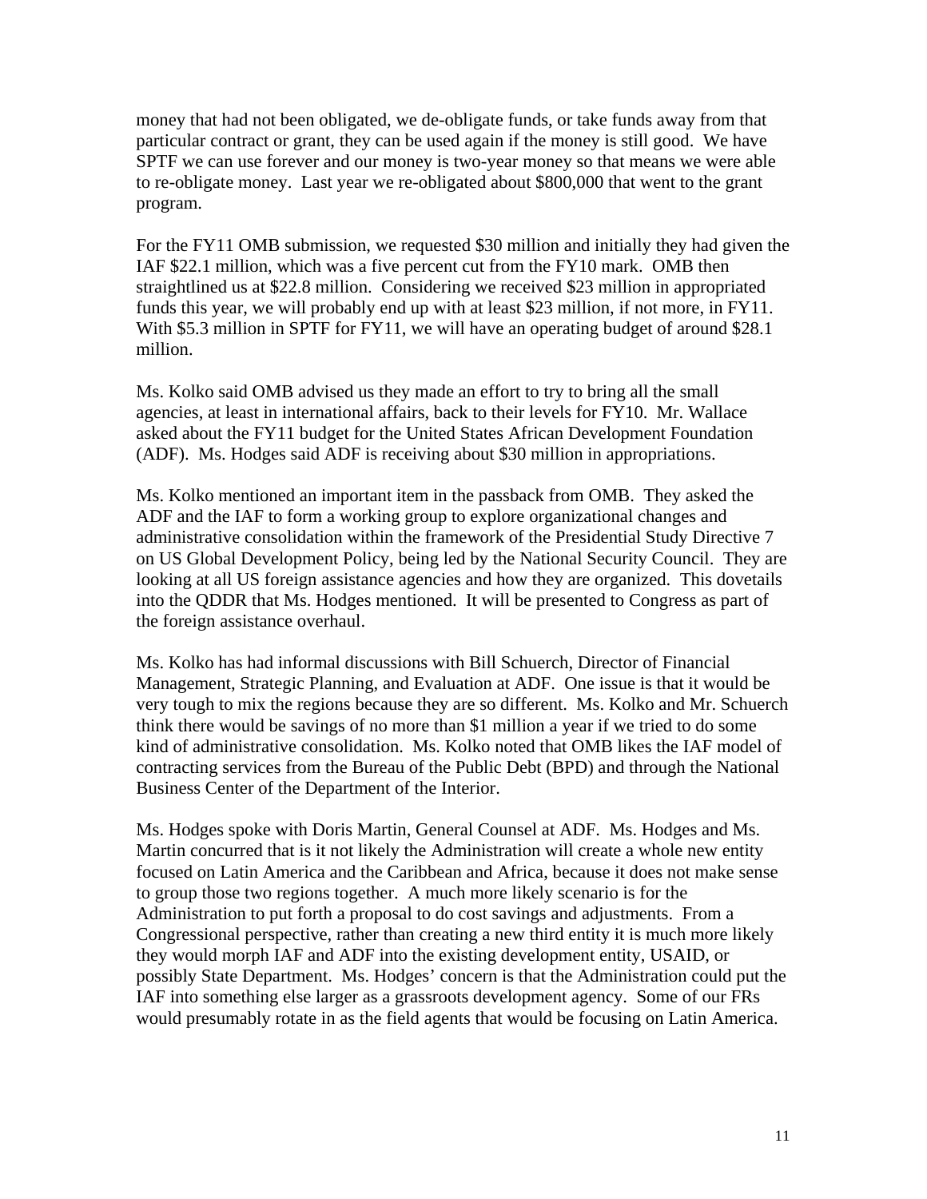money that had not been obligated, we de-obligate funds, or take funds away from that particular contract or grant, they can be used again if the money is still good. We have SPTF we can use forever and our money is two-year money so that means we were able to re-obligate money. Last year we re-obligated about $800,000 that went to the grant program.

For the FY11 OMB submission, we requested $30 million and initially they had given the IAF $22.1 million, which was a five percent cut from the FY10 mark. OMB then straightlined us at $22.8 million. Considering we received $23 million in appropriated funds this year, we will probably end up with at least $23 million, if not more, in FY11. With $5.3 million in SPTF for FY11, we will have an operating budget of around $28.1 million.

Ms. Kolko said OMB advised us they made an effort to try to bring all the small agencies, at least in international affairs, back to their levels for FY10. Mr. Wallace asked about the FY11 budget for the United States African Development Foundation (ADF). Ms. Hodges said ADF is receiving about $30 million in appropriations.

Ms. Kolko mentioned an important item in the passback from OMB. They asked the ADF and the IAF to form a working group to explore organizational changes and administrative consolidation within the framework of the Presidential Study Directive 7 on US Global Development Policy, being led by the National Security Council. They are looking at all US foreign assistance agencies and how they are organized. This dovetails into the QDDR that Ms. Hodges mentioned. It will be presented to Congress as part of the foreign assistance overhaul.

Ms. Kolko has had informal discussions with Bill Schuerch, Director of Financial Management, Strategic Planning, and Evaluation at ADF. One issue is that it would be very tough to mix the regions because they are so different. Ms. Kolko and Mr. Schuerch think there would be savings of no more than $1 million a year if we tried to do some kind of administrative consolidation. Ms. Kolko noted that OMB likes the IAF model of contracting services from the Bureau of the Public Debt (BPD) and through the National Business Center of the Department of the Interior.

Ms. Hodges spoke with Doris Martin, General Counsel at ADF. Ms. Hodges and Ms. Martin concurred that is it not likely the Administration will create a whole new entity focused on Latin America and the Caribbean and Africa, because it does not make sense to group those two regions together. A much more likely scenario is for the Administration to put forth a proposal to do cost savings and adjustments. From a Congressional perspective, rather than creating a new third entity it is much more likely they would morph IAF and ADF into the existing development entity, USAID, or possibly State Department. Ms. Hodges' concern is that the Administration could put the IAF into something else larger as a grassroots development agency. Some of our FRs would presumably rotate in as the field agents that would be focusing on Latin America.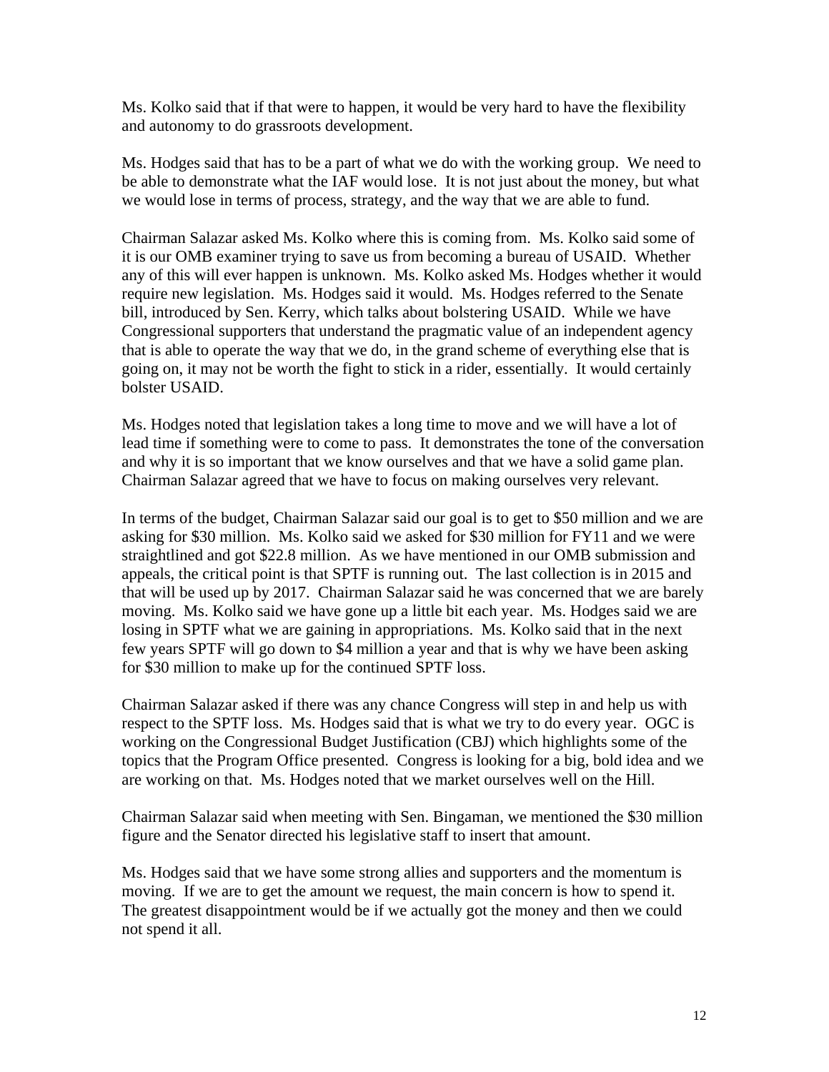Ms. Kolko said that if that were to happen, it would be very hard to have the flexibility and autonomy to do grassroots development.

Ms. Hodges said that has to be a part of what we do with the working group. We need to be able to demonstrate what the IAF would lose. It is not just about the money, but what we would lose in terms of process, strategy, and the way that we are able to fund.

Chairman Salazar asked Ms. Kolko where this is coming from. Ms. Kolko said some of it is our OMB examiner trying to save us from becoming a bureau of USAID. Whether any of this will ever happen is unknown. Ms. Kolko asked Ms. Hodges whether it would require new legislation. Ms. Hodges said it would. Ms. Hodges referred to the Senate bill, introduced by Sen. Kerry, which talks about bolstering USAID. While we have Congressional supporters that understand the pragmatic value of an independent agency that is able to operate the way that we do, in the grand scheme of everything else that is going on, it may not be worth the fight to stick in a rider, essentially. It would certainly bolster USAID.

Ms. Hodges noted that legislation takes a long time to move and we will have a lot of lead time if something were to come to pass. It demonstrates the tone of the conversation and why it is so important that we know ourselves and that we have a solid game plan. Chairman Salazar agreed that we have to focus on making ourselves very relevant.

In terms of the budget, Chairman Salazar said our goal is to get to $50 million and we are asking for $30 million. Ms. Kolko said we asked for $30 million for FY11 and we were straightlined and got $22.8 million. As we have mentioned in our OMB submission and appeals, the critical point is that SPTF is running out. The last collection is in 2015 and that will be used up by 2017. Chairman Salazar said he was concerned that we are barely moving. Ms. Kolko said we have gone up a little bit each year. Ms. Hodges said we are losing in SPTF what we are gaining in appropriations. Ms. Kolko said that in the next few years SPTF will go down to $4 million a year and that is why we have been asking for $30 million to make up for the continued SPTF loss.

Chairman Salazar asked if there was any chance Congress will step in and help us with respect to the SPTF loss. Ms. Hodges said that is what we try to do every year. OGC is working on the Congressional Budget Justification (CBJ) which highlights some of the topics that the Program Office presented. Congress is looking for a big, bold idea and we are working on that. Ms. Hodges noted that we market ourselves well on the Hill.

Chairman Salazar said when meeting with Sen. Bingaman, we mentioned the $30 million figure and the Senator directed his legislative staff to insert that amount.

Ms. Hodges said that we have some strong allies and supporters and the momentum is moving. If we are to get the amount we request, the main concern is how to spend it. The greatest disappointment would be if we actually got the money and then we could not spend it all.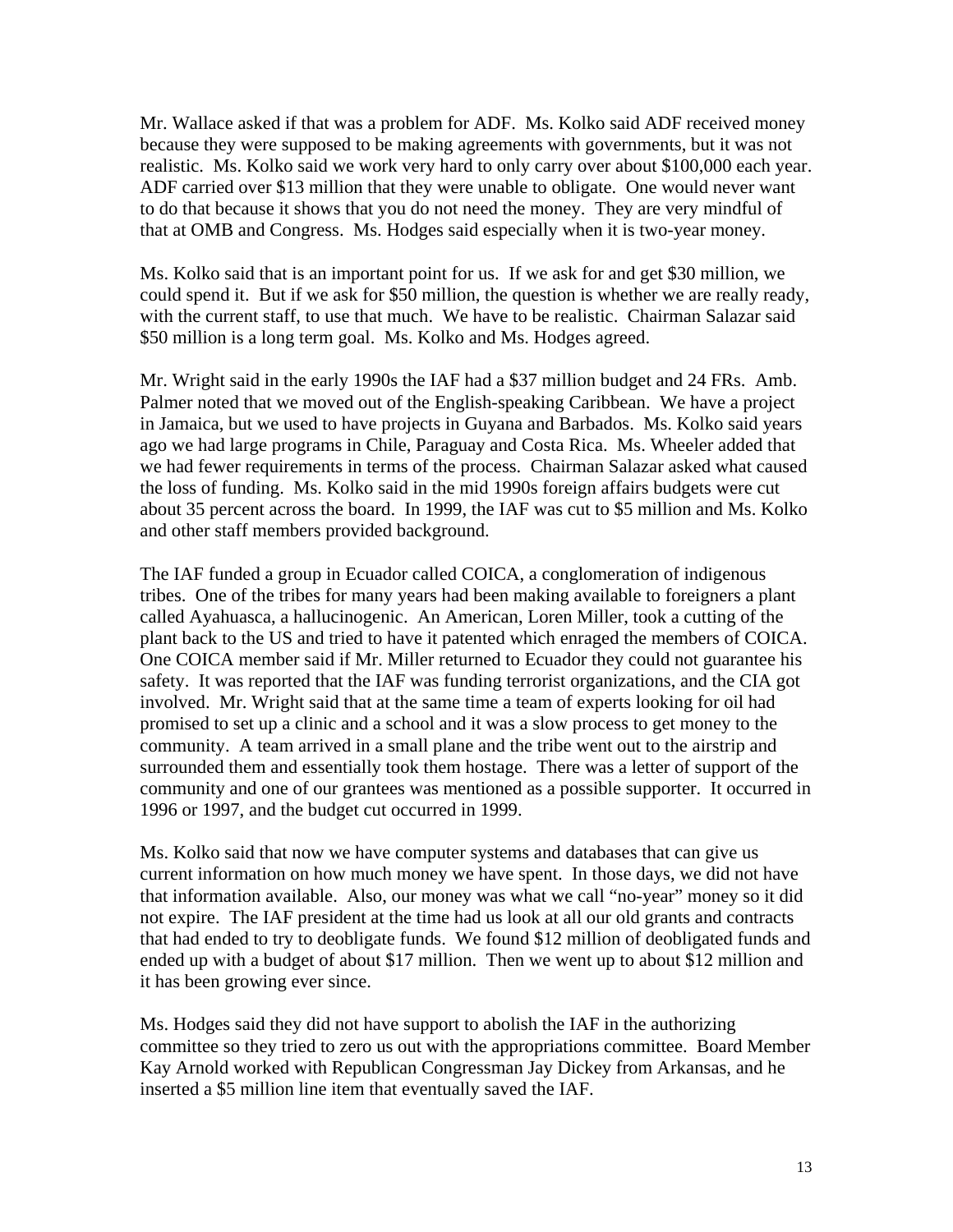Mr. Wallace asked if that was a problem for ADF. Ms. Kolko said ADF received money because they were supposed to be making agreements with governments, but it was not realistic. Ms. Kolko said we work very hard to only carry over about $100,000 each year. ADF carried over $13 million that they were unable to obligate. One would never want to do that because it shows that you do not need the money. They are very mindful of that at OMB and Congress. Ms. Hodges said especially when it is two-year money.

Ms. Kolko said that is an important point for us. If we ask for and get $30 million, we could spend it. But if we ask for $50 million, the question is whether we are really ready, with the current staff, to use that much. We have to be realistic. Chairman Salazar said $50 million is a long term goal. Ms. Kolko and Ms. Hodges agreed.

Mr. Wright said in the early 1990s the IAF had a $37 million budget and 24 FRs. Amb. Palmer noted that we moved out of the English-speaking Caribbean. We have a project in Jamaica, but we used to have projects in Guyana and Barbados. Ms. Kolko said years ago we had large programs in Chile, Paraguay and Costa Rica. Ms. Wheeler added that we had fewer requirements in terms of the process. Chairman Salazar asked what caused the loss of funding. Ms. Kolko said in the mid 1990s foreign affairs budgets were cut about 35 percent across the board. In 1999, the IAF was cut to $5 million and Ms. Kolko and other staff members provided background.

The IAF funded a group in Ecuador called COICA, a conglomeration of indigenous tribes. One of the tribes for many years had been making available to foreigners a plant called Ayahuasca, a hallucinogenic. An American, Loren Miller, took a cutting of the plant back to the US and tried to have it patented which enraged the members of COICA. One COICA member said if Mr. Miller returned to Ecuador they could not guarantee his safety. It was reported that the IAF was funding terrorist organizations, and the CIA got involved. Mr. Wright said that at the same time a team of experts looking for oil had promised to set up a clinic and a school and it was a slow process to get money to the community. A team arrived in a small plane and the tribe went out to the airstrip and surrounded them and essentially took them hostage. There was a letter of support of the community and one of our grantees was mentioned as a possible supporter. It occurred in 1996 or 1997, and the budget cut occurred in 1999.

Ms. Kolko said that now we have computer systems and databases that can give us current information on how much money we have spent. In those days, we did not have that information available. Also, our money was what we call "no-year" money so it did not expire. The IAF president at the time had us look at all our old grants and contracts that had ended to try to deobligate funds. We found $12 million of deobligated funds and ended up with a budget of about $17 million. Then we went up to about $12 million and it has been growing ever since.

Ms. Hodges said they did not have support to abolish the IAF in the authorizing committee so they tried to zero us out with the appropriations committee. Board Member Kay Arnold worked with Republican Congressman Jay Dickey from Arkansas, and he inserted a $5 million line item that eventually saved the IAF.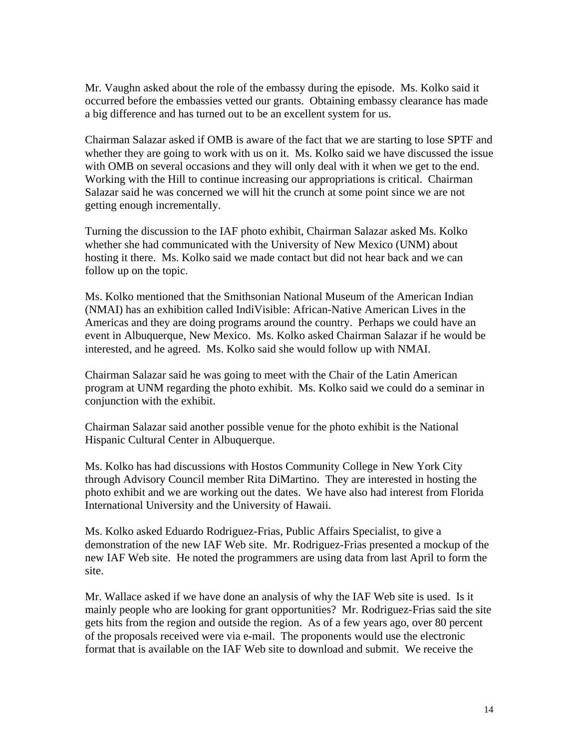Mr. Vaughn asked about the role of the embassy during the episode. Ms. Kolko said it occurred before the embassies vetted our grants. Obtaining embassy clearance has made a big difference and has turned out to be an excellent system for us.

Chairman Salazar asked if OMB is aware of the fact that we are starting to lose SPTF and whether they are going to work with us on it. Ms. Kolko said we have discussed the issue with OMB on several occasions and they will only deal with it when we get to the end. Working with the Hill to continue increasing our appropriations is critical. Chairman Salazar said he was concerned we will hit the crunch at some point since we are not getting enough incrementally.

Turning the discussion to the IAF photo exhibit, Chairman Salazar asked Ms. Kolko whether she had communicated with the University of New Mexico (UNM) about hosting it there. Ms. Kolko said we made contact but did not hear back and we can follow up on the topic.

Ms. Kolko mentioned that the Smithsonian National Museum of the American Indian (NMAI) has an exhibition called IndiVisible: African-Native American Lives in the Americas and they are doing programs around the country. Perhaps we could have an event in Albuquerque, New Mexico. Ms. Kolko asked Chairman Salazar if he would be interested, and he agreed. Ms. Kolko said she would follow up with NMAI.

Chairman Salazar said he was going to meet with the Chair of the Latin American program at UNM regarding the photo exhibit. Ms. Kolko said we could do a seminar in conjunction with the exhibit.

Chairman Salazar said another possible venue for the photo exhibit is the National Hispanic Cultural Center in Albuquerque.

Ms. Kolko has had discussions with Hostos Community College in New York City through Advisory Council member Rita DiMartino. They are interested in hosting the photo exhibit and we are working out the dates. We have also had interest from Florida International University and the University of Hawaii.

Ms. Kolko asked Eduardo Rodriguez-Frias, Public Affairs Specialist, to give a demonstration of the new IAF Web site. Mr. Rodriguez-Frias presented a mockup of the new IAF Web site. He noted the programmers are using data from last April to form the site.

Mr. Wallace asked if we have done an analysis of why the IAF Web site is used. Is it mainly people who are looking for grant opportunities? Mr. Rodriguez-Frias said the site gets hits from the region and outside the region. As of a few years ago, over 80 percent of the proposals received were via e-mail. The proponents would use the electronic format that is available on the IAF Web site to download and submit. We receive the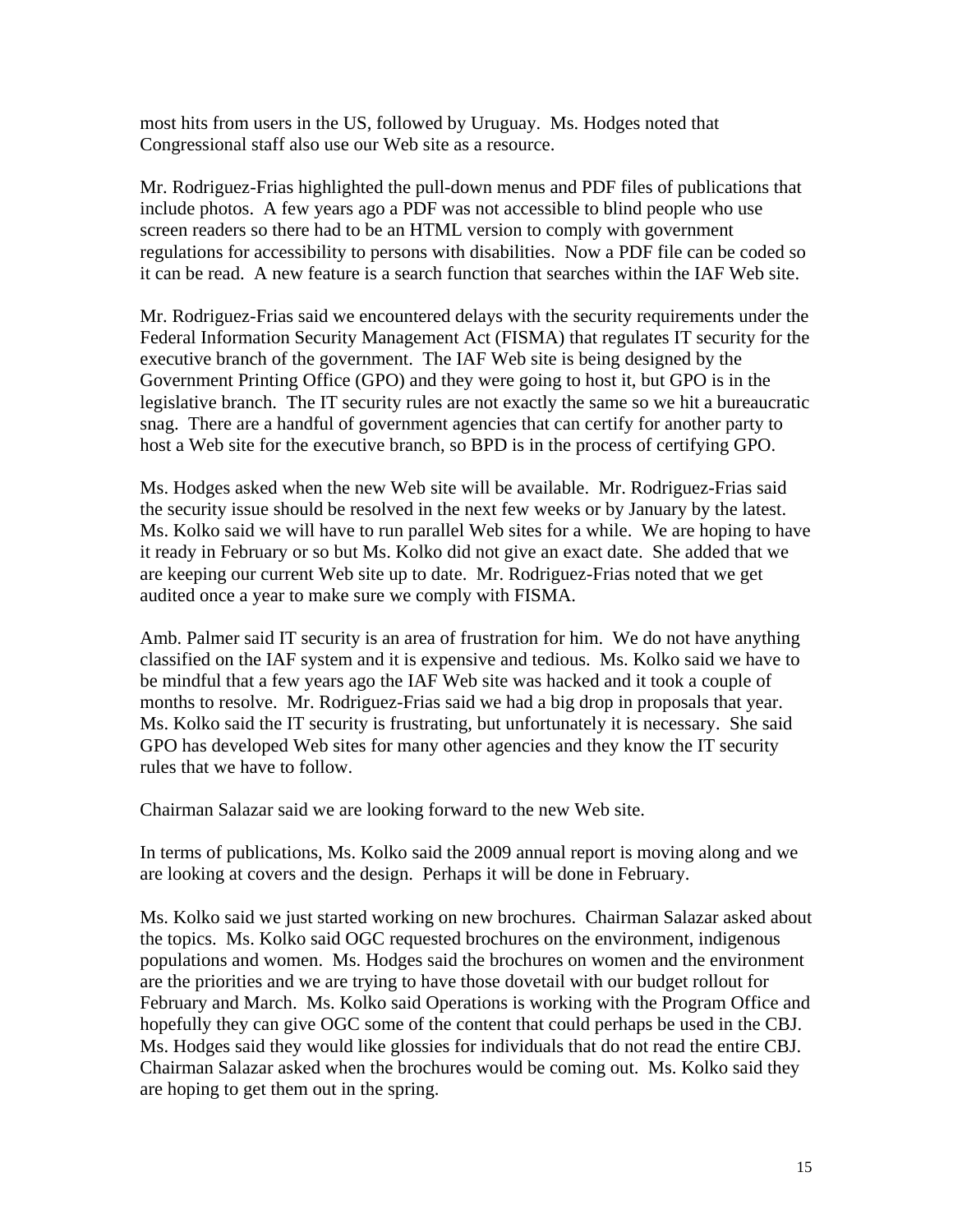most hits from users in the US, followed by Uruguay. Ms. Hodges noted that Congressional staff also use our Web site as a resource.

Mr. Rodriguez-Frias highlighted the pull-down menus and PDF files of publications that include photos. A few years ago a PDF was not accessible to blind people who use screen readers so there had to be an HTML version to comply with government regulations for accessibility to persons with disabilities. Now a PDF file can be coded so it can be read. A new feature is a search function that searches within the IAF Web site.

Mr. Rodriguez-Frias said we encountered delays with the security requirements under the Federal Information Security Management Act (FISMA) that regulates IT security for the executive branch of the government. The IAF Web site is being designed by the Government Printing Office (GPO) and they were going to host it, but GPO is in the legislative branch. The IT security rules are not exactly the same so we hit a bureaucratic snag. There are a handful of government agencies that can certify for another party to host a Web site for the executive branch, so BPD is in the process of certifying GPO.

Ms. Hodges asked when the new Web site will be available. Mr. Rodriguez-Frias said the security issue should be resolved in the next few weeks or by January by the latest. Ms. Kolko said we will have to run parallel Web sites for a while. We are hoping to have it ready in February or so but Ms. Kolko did not give an exact date. She added that we are keeping our current Web site up to date. Mr. Rodriguez-Frias noted that we get audited once a year to make sure we comply with FISMA.

Amb. Palmer said IT security is an area of frustration for him. We do not have anything classified on the IAF system and it is expensive and tedious. Ms. Kolko said we have to be mindful that a few years ago the IAF Web site was hacked and it took a couple of months to resolve. Mr. Rodriguez-Frias said we had a big drop in proposals that year. Ms. Kolko said the IT security is frustrating, but unfortunately it is necessary. She said GPO has developed Web sites for many other agencies and they know the IT security rules that we have to follow.

Chairman Salazar said we are looking forward to the new Web site.

In terms of publications, Ms. Kolko said the 2009 annual report is moving along and we are looking at covers and the design. Perhaps it will be done in February.

Ms. Kolko said we just started working on new brochures. Chairman Salazar asked about the topics. Ms. Kolko said OGC requested brochures on the environment, indigenous populations and women. Ms. Hodges said the brochures on women and the environment are the priorities and we are trying to have those dovetail with our budget rollout for February and March. Ms. Kolko said Operations is working with the Program Office and hopefully they can give OGC some of the content that could perhaps be used in the CBJ. Ms. Hodges said they would like glossies for individuals that do not read the entire CBJ. Chairman Salazar asked when the brochures would be coming out. Ms. Kolko said they are hoping to get them out in the spring.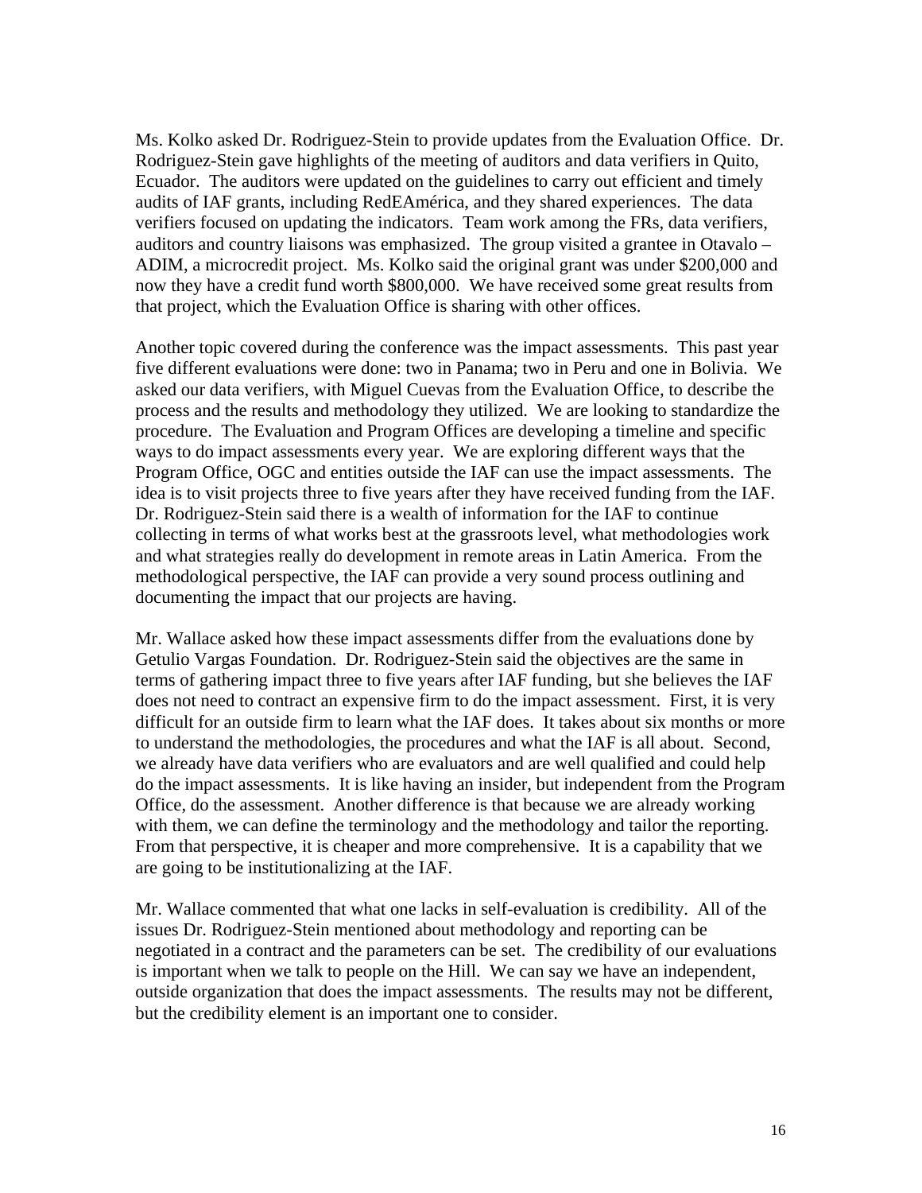Ms. Kolko asked Dr. Rodriguez-Stein to provide updates from the Evaluation Office. Dr. Rodriguez-Stein gave highlights of the meeting of auditors and data verifiers in Quito, Ecuador. The auditors were updated on the guidelines to carry out efficient and timely audits of IAF grants, including RedEAmérica, and they shared experiences. The data verifiers focused on updating the indicators. Team work among the FRs, data verifiers, auditors and country liaisons was emphasized. The group visited a grantee in Otavalo – ADIM, a microcredit project. Ms. Kolko said the original grant was under $200,000 and now they have a credit fund worth $800,000. We have received some great results from that project, which the Evaluation Office is sharing with other offices.

Another topic covered during the conference was the impact assessments. This past year five different evaluations were done: two in Panama; two in Peru and one in Bolivia. We asked our data verifiers, with Miguel Cuevas from the Evaluation Office, to describe the process and the results and methodology they utilized. We are looking to standardize the procedure. The Evaluation and Program Offices are developing a timeline and specific ways to do impact assessments every year. We are exploring different ways that the Program Office, OGC and entities outside the IAF can use the impact assessments. The idea is to visit projects three to five years after they have received funding from the IAF. Dr. Rodriguez-Stein said there is a wealth of information for the IAF to continue collecting in terms of what works best at the grassroots level, what methodologies work and what strategies really do development in remote areas in Latin America. From the methodological perspective, the IAF can provide a very sound process outlining and documenting the impact that our projects are having.

Mr. Wallace asked how these impact assessments differ from the evaluations done by Getulio Vargas Foundation. Dr. Rodriguez-Stein said the objectives are the same in terms of gathering impact three to five years after IAF funding, but she believes the IAF does not need to contract an expensive firm to do the impact assessment. First, it is very difficult for an outside firm to learn what the IAF does. It takes about six months or more to understand the methodologies, the procedures and what the IAF is all about. Second, we already have data verifiers who are evaluators and are well qualified and could help do the impact assessments. It is like having an insider, but independent from the Program Office, do the assessment. Another difference is that because we are already working with them, we can define the terminology and the methodology and tailor the reporting. From that perspective, it is cheaper and more comprehensive. It is a capability that we are going to be institutionalizing at the IAF.

Mr. Wallace commented that what one lacks in self-evaluation is credibility. All of the issues Dr. Rodriguez-Stein mentioned about methodology and reporting can be negotiated in a contract and the parameters can be set. The credibility of our evaluations is important when we talk to people on the Hill. We can say we have an independent, outside organization that does the impact assessments. The results may not be different, but the credibility element is an important one to consider.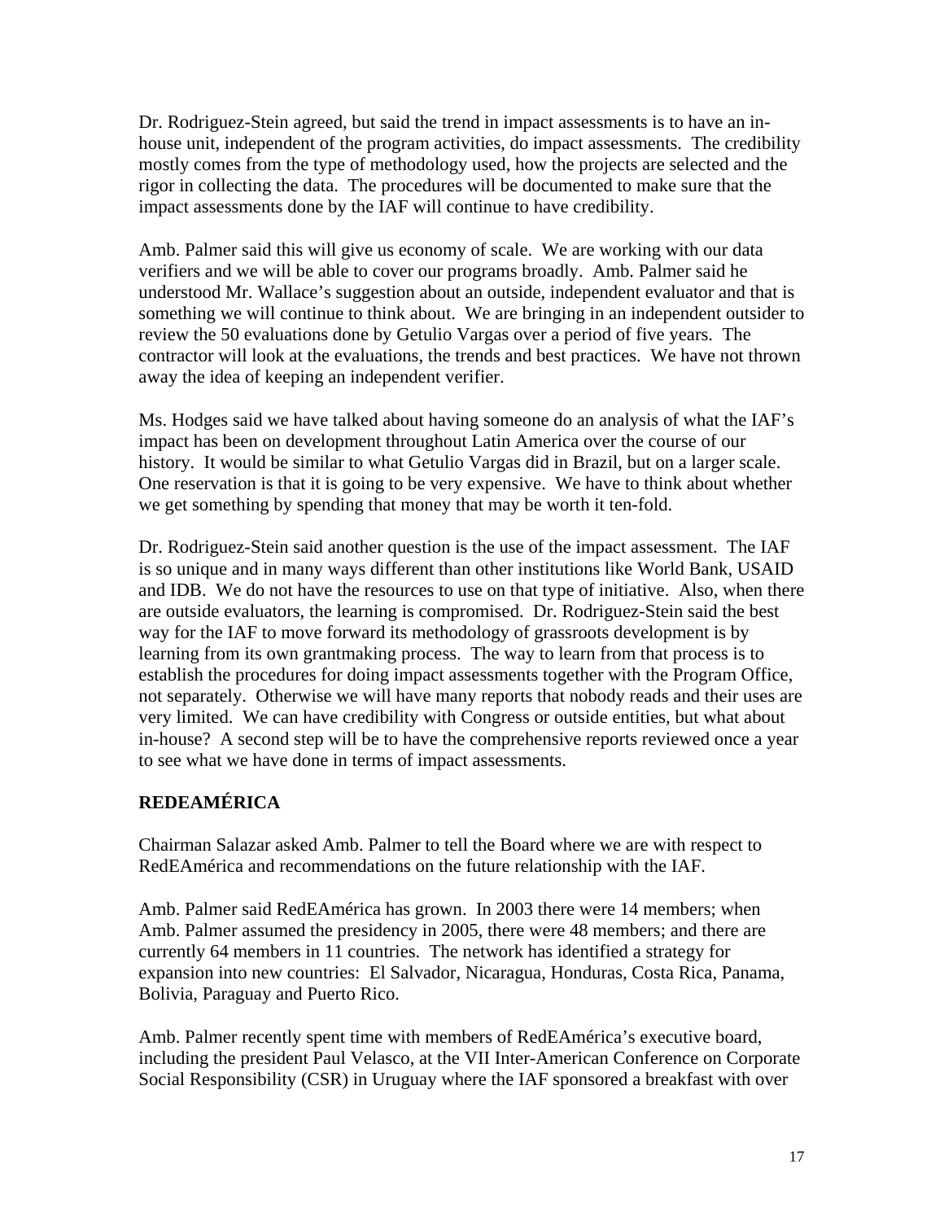Dr. Rodriguez-Stein agreed, but said the trend in impact assessments is to have an in-house unit, independent of the program activities, do impact assessments. The credibility mostly comes from the type of methodology used, how the projects are selected and the rigor in collecting the data. The procedures will be documented to make sure that the impact assessments done by the IAF will continue to have credibility.

Amb. Palmer said this will give us economy of scale. We are working with our data verifiers and we will be able to cover our programs broadly. Amb. Palmer said he understood Mr. Wallace's suggestion about an outside, independent evaluator and that is something we will continue to think about. We are bringing in an independent outsider to review the 50 evaluations done by Getulio Vargas over a period of five years. The contractor will look at the evaluations, the trends and best practices. We have not thrown away the idea of keeping an independent verifier.

Ms. Hodges said we have talked about having someone do an analysis of what the IAF's impact has been on development throughout Latin America over the course of our history. It would be similar to what Getulio Vargas did in Brazil, but on a larger scale. One reservation is that it is going to be very expensive. We have to think about whether we get something by spending that money that may be worth it ten-fold.

Dr. Rodriguez-Stein said another question is the use of the impact assessment. The IAF is so unique and in many ways different than other institutions like World Bank, USAID and IDB. We do not have the resources to use on that type of initiative. Also, when there are outside evaluators, the learning is compromised. Dr. Rodriguez-Stein said the best way for the IAF to move forward its methodology of grassroots development is by learning from its own grantmaking process. The way to learn from that process is to establish the procedures for doing impact assessments together with the Program Office, not separately. Otherwise we will have many reports that nobody reads and their uses are very limited. We can have credibility with Congress or outside entities, but what about in-house? A second step will be to have the comprehensive reports reviewed once a year to see what we have done in terms of impact assessments.

## REDEAMÉRICA

Chairman Salazar asked Amb. Palmer to tell the Board where we are with respect to RedEAmérica and recommendations on the future relationship with the IAF.

Amb. Palmer said RedEAmérica has grown. In 2003 there were 14 members; when Amb. Palmer assumed the presidency in 2005, there were 48 members; and there are currently 64 members in 11 countries. The network has identified a strategy for expansion into new countries: El Salvador, Nicaragua, Honduras, Costa Rica, Panama, Bolivia, Paraguay and Puerto Rico.

Amb. Palmer recently spent time with members of RedEAmérica's executive board, including the president Paul Velasco, at the VII Inter-American Conference on Corporate Social Responsibility (CSR) in Uruguay where the IAF sponsored a breakfast with over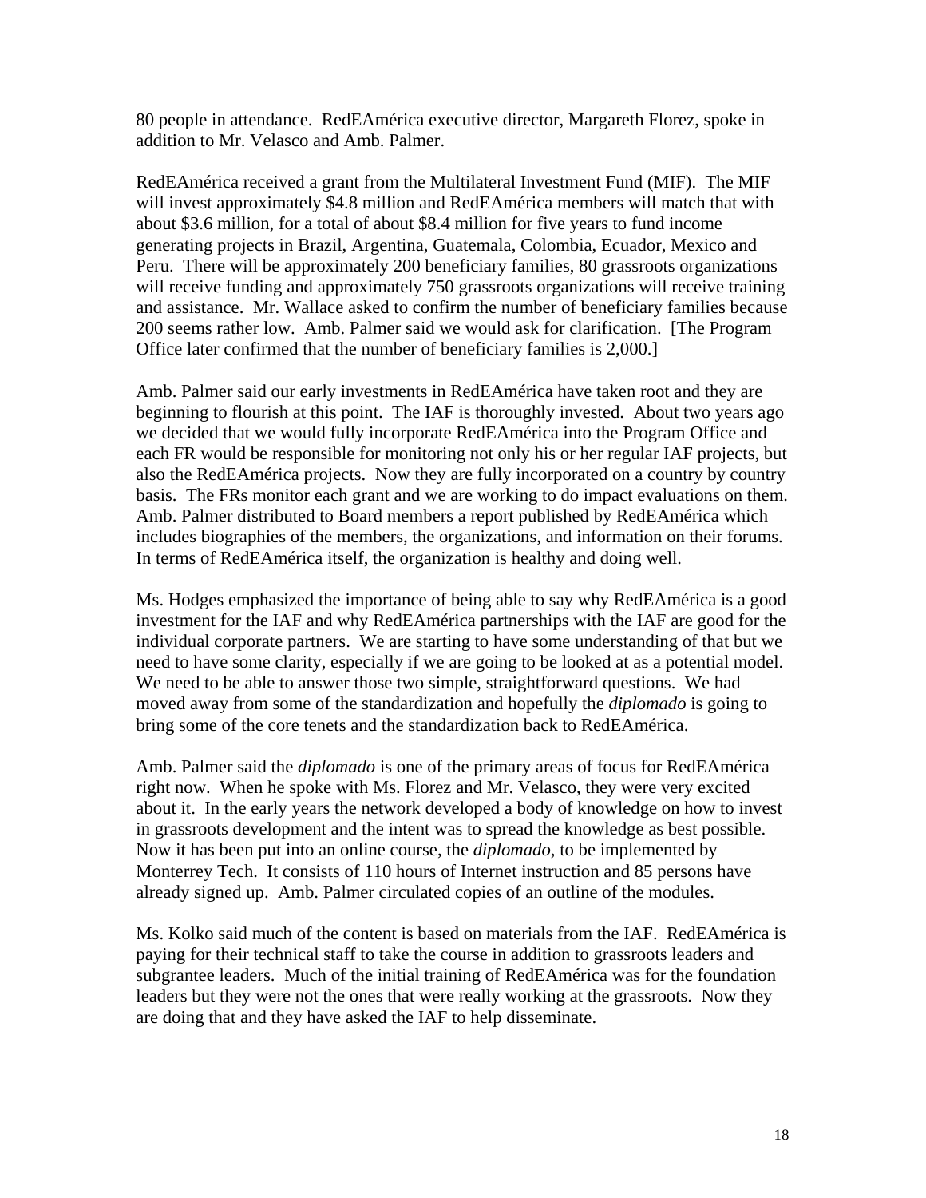80 people in attendance. RedEAmérica executive director, Margareth Florez, spoke in addition to Mr. Velasco and Amb. Palmer.

RedEAmérica received a grant from the Multilateral Investment Fund (MIF). The MIF will invest approximately $4.8 million and RedEAmérica members will match that with about $3.6 million, for a total of about $8.4 million for five years to fund income generating projects in Brazil, Argentina, Guatemala, Colombia, Ecuador, Mexico and Peru. There will be approximately 200 beneficiary families, 80 grassroots organizations will receive funding and approximately 750 grassroots organizations will receive training and assistance. Mr. Wallace asked to confirm the number of beneficiary families because 200 seems rather low. Amb. Palmer said we would ask for clarification. [The Program Office later confirmed that the number of beneficiary families is 2,000.]

Amb. Palmer said our early investments in RedEAmérica have taken root and they are beginning to flourish at this point. The IAF is thoroughly invested. About two years ago we decided that we would fully incorporate RedEAmérica into the Program Office and each FR would be responsible for monitoring not only his or her regular IAF projects, but also the RedEAmérica projects. Now they are fully incorporated on a country by country basis. The FRs monitor each grant and we are working to do impact evaluations on them. Amb. Palmer distributed to Board members a report published by RedEAmérica which includes biographies of the members, the organizations, and information on their forums. In terms of RedEAmérica itself, the organization is healthy and doing well.

Ms. Hodges emphasized the importance of being able to say why RedEAmérica is a good investment for the IAF and why RedEAmérica partnerships with the IAF are good for the individual corporate partners. We are starting to have some understanding of that but we need to have some clarity, especially if we are going to be looked at as a potential model. We need to be able to answer those two simple, straightforward questions. We had moved away from some of the standardization and hopefully the *diplomado* is going to bring some of the core tenets and the standardization back to RedEAmérica.

Amb. Palmer said the *diplomado* is one of the primary areas of focus for RedEAmérica right now. When he spoke with Ms. Florez and Mr. Velasco, they were very excited about it. In the early years the network developed a body of knowledge on how to invest in grassroots development and the intent was to spread the knowledge as best possible. Now it has been put into an online course, the *diplomado*, to be implemented by Monterrey Tech. It consists of 110 hours of Internet instruction and 85 persons have already signed up. Amb. Palmer circulated copies of an outline of the modules.

Ms. Kolko said much of the content is based on materials from the IAF. RedEAmérica is paying for their technical staff to take the course in addition to grassroots leaders and subgrantee leaders. Much of the initial training of RedEAmérica was for the foundation leaders but they were not the ones that were really working at the grassroots. Now they are doing that and they have asked the IAF to help disseminate.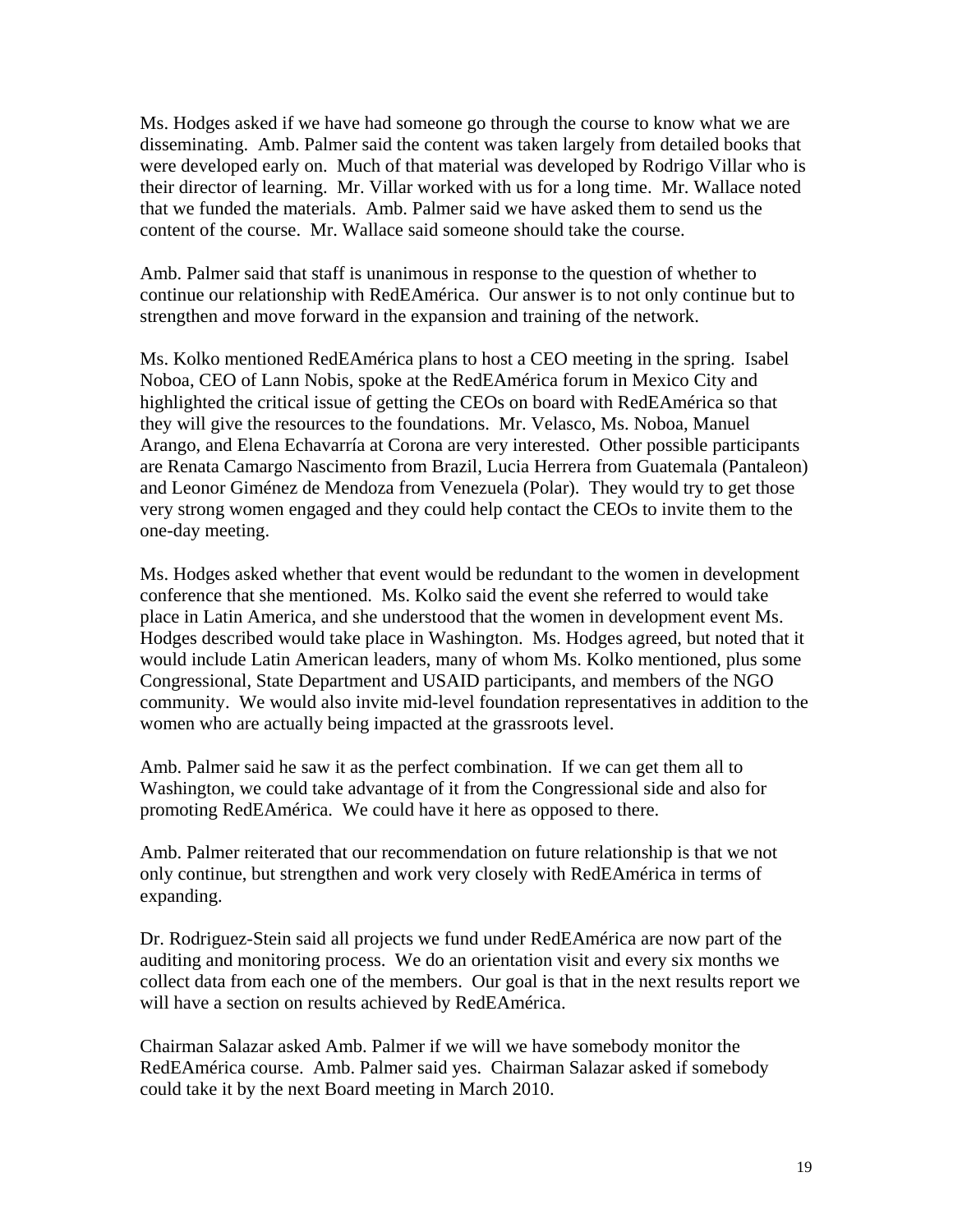Ms. Hodges asked if we have had someone go through the course to know what we are disseminating. Amb. Palmer said the content was taken largely from detailed books that were developed early on. Much of that material was developed by Rodrigo Villar who is their director of learning. Mr. Villar worked with us for a long time. Mr. Wallace noted that we funded the materials. Amb. Palmer said we have asked them to send us the content of the course. Mr. Wallace said someone should take the course.

Amb. Palmer said that staff is unanimous in response to the question of whether to continue our relationship with RedEAmérica. Our answer is to not only continue but to strengthen and move forward in the expansion and training of the network.

Ms. Kolko mentioned RedEAmérica plans to host a CEO meeting in the spring. Isabel Noboa, CEO of Lann Nobis, spoke at the RedEAmérica forum in Mexico City and highlighted the critical issue of getting the CEOs on board with RedEAmérica so that they will give the resources to the foundations. Mr. Velasco, Ms. Noboa, Manuel Arango, and Elena Echavarría at Corona are very interested. Other possible participants are Renata Camargo Nascimento from Brazil, Lucia Herrera from Guatemala (Pantaleon) and Leonor Giménez de Mendoza from Venezuela (Polar). They would try to get those very strong women engaged and they could help contact the CEOs to invite them to the one-day meeting.

Ms. Hodges asked whether that event would be redundant to the women in development conference that she mentioned. Ms. Kolko said the event she referred to would take place in Latin America, and she understood that the women in development event Ms. Hodges described would take place in Washington. Ms. Hodges agreed, but noted that it would include Latin American leaders, many of whom Ms. Kolko mentioned, plus some Congressional, State Department and USAID participants, and members of the NGO community. We would also invite mid-level foundation representatives in addition to the women who are actually being impacted at the grassroots level.

Amb. Palmer said he saw it as the perfect combination. If we can get them all to Washington, we could take advantage of it from the Congressional side and also for promoting RedEAmérica. We could have it here as opposed to there.

Amb. Palmer reiterated that our recommendation on future relationship is that we not only continue, but strengthen and work very closely with RedEAmérica in terms of expanding.

Dr. Rodriguez-Stein said all projects we fund under RedEAmérica are now part of the auditing and monitoring process. We do an orientation visit and every six months we collect data from each one of the members. Our goal is that in the next results report we will have a section on results achieved by RedEAmérica.

Chairman Salazar asked Amb. Palmer if we will we have somebody monitor the RedEAmérica course. Amb. Palmer said yes. Chairman Salazar asked if somebody could take it by the next Board meeting in March 2010.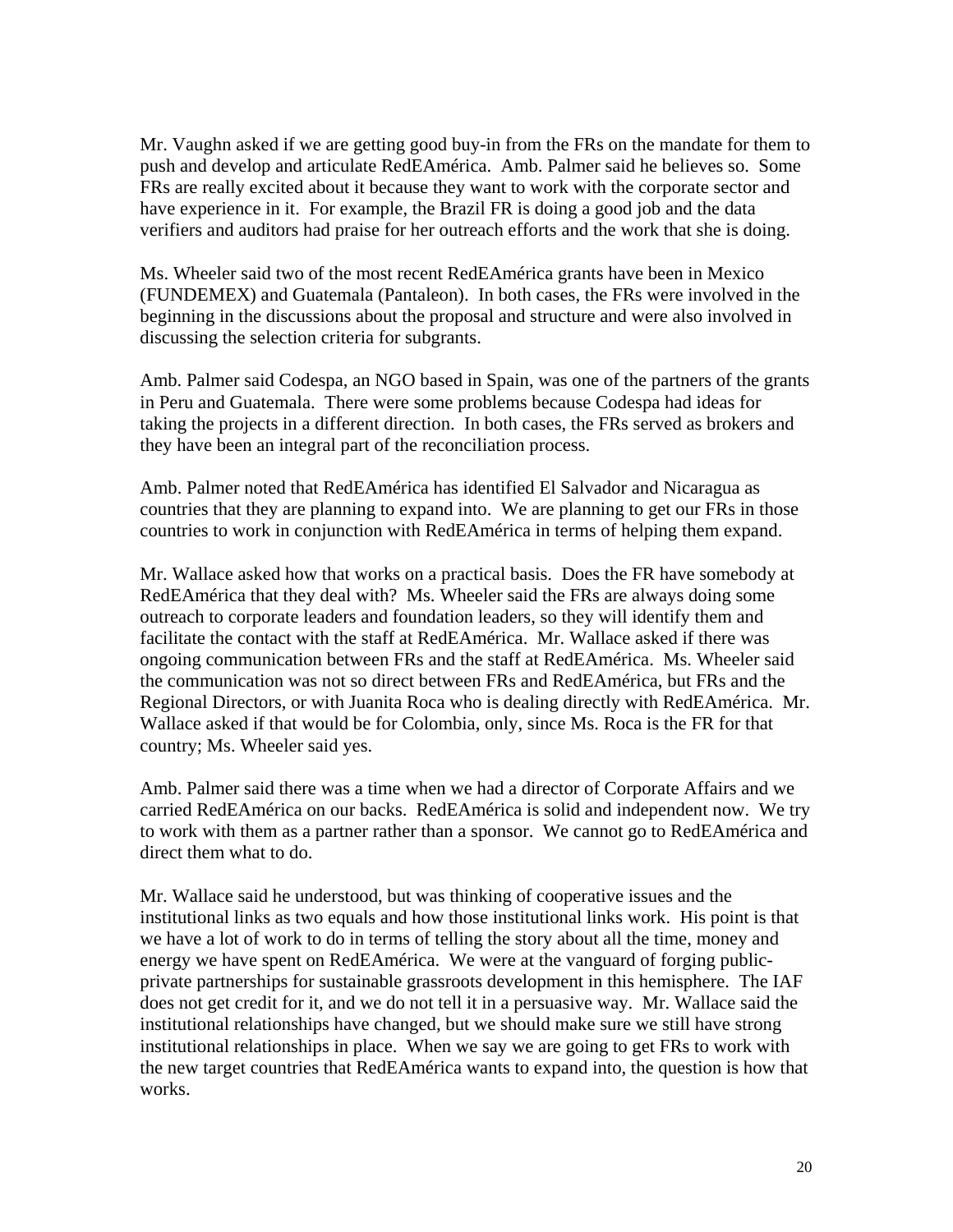Mr. Vaughn asked if we are getting good buy-in from the FRs on the mandate for them to push and develop and articulate RedEAmérica. Amb. Palmer said he believes so. Some FRs are really excited about it because they want to work with the corporate sector and have experience in it. For example, the Brazil FR is doing a good job and the data verifiers and auditors had praise for her outreach efforts and the work that she is doing.

Ms. Wheeler said two of the most recent RedEAmérica grants have been in Mexico (FUNDEMEX) and Guatemala (Pantaleon). In both cases, the FRs were involved in the beginning in the discussions about the proposal and structure and were also involved in discussing the selection criteria for subgrants.

Amb. Palmer said Codespa, an NGO based in Spain, was one of the partners of the grants in Peru and Guatemala. There were some problems because Codespa had ideas for taking the projects in a different direction. In both cases, the FRs served as brokers and they have been an integral part of the reconciliation process.

Amb. Palmer noted that RedEAmérica has identified El Salvador and Nicaragua as countries that they are planning to expand into. We are planning to get our FRs in those countries to work in conjunction with RedEAmérica in terms of helping them expand.

Mr. Wallace asked how that works on a practical basis. Does the FR have somebody at RedEAmérica that they deal with? Ms. Wheeler said the FRs are always doing some outreach to corporate leaders and foundation leaders, so they will identify them and facilitate the contact with the staff at RedEAmérica. Mr. Wallace asked if there was ongoing communication between FRs and the staff at RedEAmérica. Ms. Wheeler said the communication was not so direct between FRs and RedEAmérica, but FRs and the Regional Directors, or with Juanita Roca who is dealing directly with RedEAmérica. Mr. Wallace asked if that would be for Colombia, only, since Ms. Roca is the FR for that country; Ms. Wheeler said yes.

Amb. Palmer said there was a time when we had a director of Corporate Affairs and we carried RedEAmérica on our backs. RedEAmérica is solid and independent now. We try to work with them as a partner rather than a sponsor. We cannot go to RedEAmérica and direct them what to do.

Mr. Wallace said he understood, but was thinking of cooperative issues and the institutional links as two equals and how those institutional links work. His point is that we have a lot of work to do in terms of telling the story about all the time, money and energy we have spent on RedEAmérica. We were at the vanguard of forging public-private partnerships for sustainable grassroots development in this hemisphere. The IAF does not get credit for it, and we do not tell it in a persuasive way. Mr. Wallace said the institutional relationships have changed, but we should make sure we still have strong institutional relationships in place. When we say we are going to get FRs to work with the new target countries that RedEAmérica wants to expand into, the question is how that works.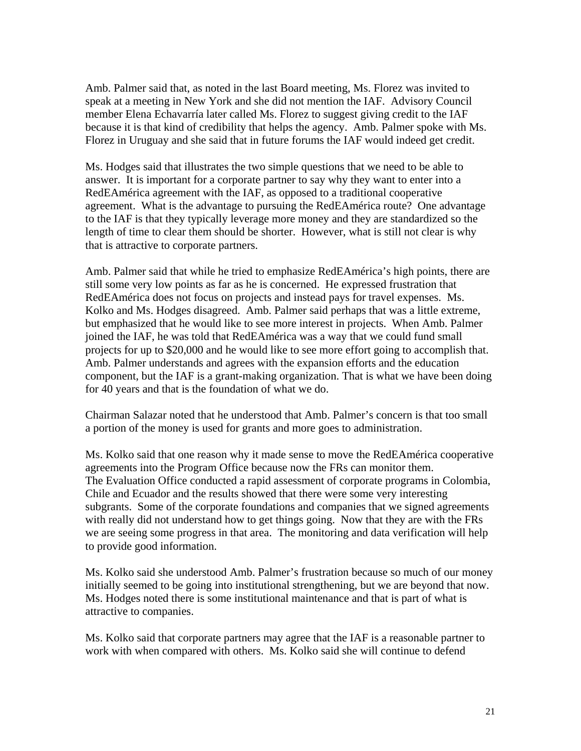Amb. Palmer said that, as noted in the last Board meeting, Ms. Florez was invited to speak at a meeting in New York and she did not mention the IAF. Advisory Council member Elena Echavarría later called Ms. Florez to suggest giving credit to the IAF because it is that kind of credibility that helps the agency. Amb. Palmer spoke with Ms. Florez in Uruguay and she said that in future forums the IAF would indeed get credit.

Ms. Hodges said that illustrates the two simple questions that we need to be able to answer. It is important for a corporate partner to say why they want to enter into a RedEAmérica agreement with the IAF, as opposed to a traditional cooperative agreement. What is the advantage to pursuing the RedEAmérica route? One advantage to the IAF is that they typically leverage more money and they are standardized so the length of time to clear them should be shorter. However, what is still not clear is why that is attractive to corporate partners.

Amb. Palmer said that while he tried to emphasize RedEAmérica's high points, there are still some very low points as far as he is concerned. He expressed frustration that RedEAmérica does not focus on projects and instead pays for travel expenses. Ms. Kolko and Ms. Hodges disagreed. Amb. Palmer said perhaps that was a little extreme, but emphasized that he would like to see more interest in projects. When Amb. Palmer joined the IAF, he was told that RedEAmérica was a way that we could fund small projects for up to $20,000 and he would like to see more effort going to accomplish that. Amb. Palmer understands and agrees with the expansion efforts and the education component, but the IAF is a grant-making organization. That is what we have been doing for 40 years and that is the foundation of what we do.

Chairman Salazar noted that he understood that Amb. Palmer's concern is that too small a portion of the money is used for grants and more goes to administration.

Ms. Kolko said that one reason why it made sense to move the RedEAmérica cooperative agreements into the Program Office because now the FRs can monitor them. The Evaluation Office conducted a rapid assessment of corporate programs in Colombia, Chile and Ecuador and the results showed that there were some very interesting subgrants. Some of the corporate foundations and companies that we signed agreements with really did not understand how to get things going. Now that they are with the FRs we are seeing some progress in that area. The monitoring and data verification will help to provide good information.

Ms. Kolko said she understood Amb. Palmer's frustration because so much of our money initially seemed to be going into institutional strengthening, but we are beyond that now. Ms. Hodges noted there is some institutional maintenance and that is part of what is attractive to companies.

Ms. Kolko said that corporate partners may agree that the IAF is a reasonable partner to work with when compared with others. Ms. Kolko said she will continue to defend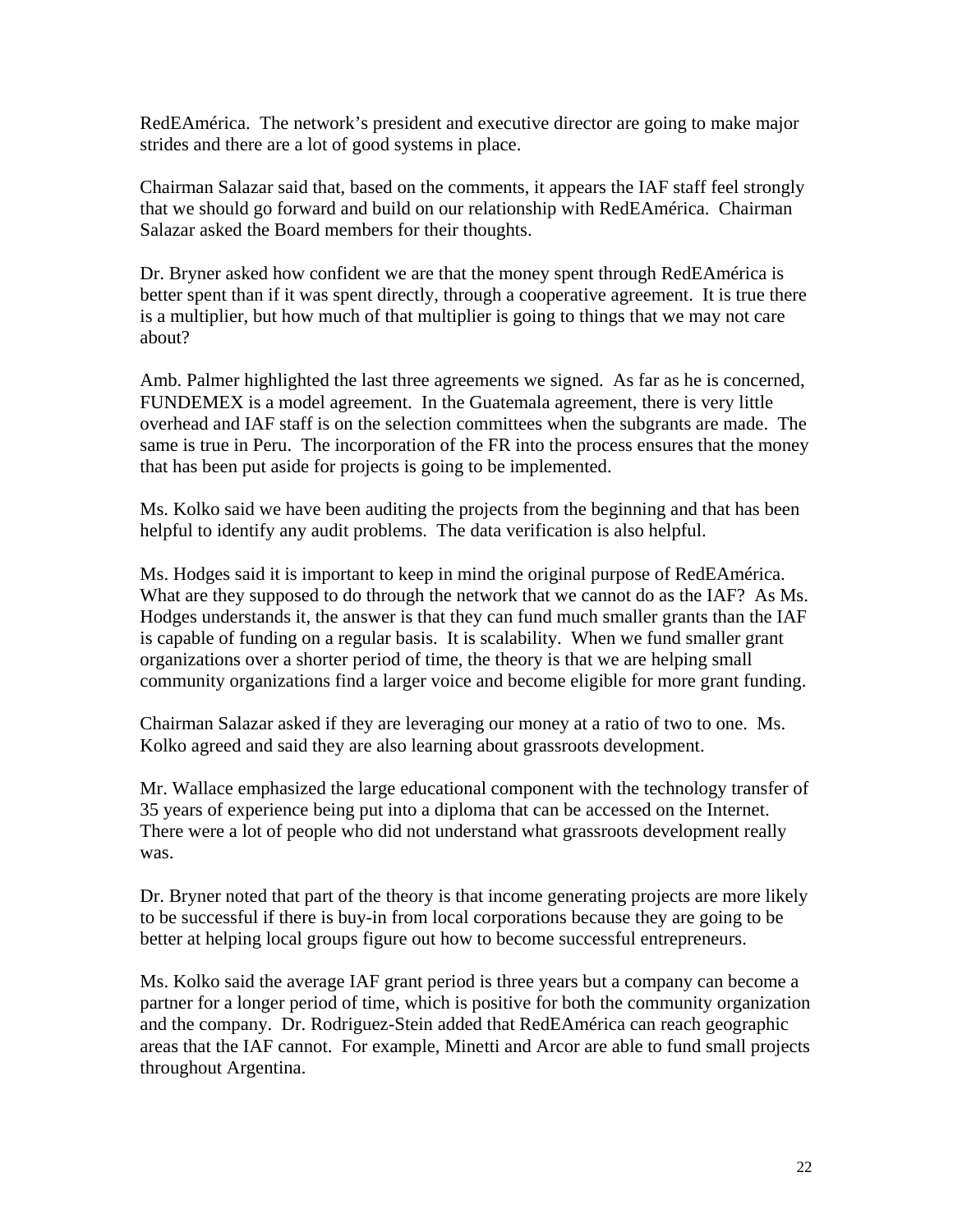RedEAmérica. The network's president and executive director are going to make major strides and there are a lot of good systems in place.

Chairman Salazar said that, based on the comments, it appears the IAF staff feel strongly that we should go forward and build on our relationship with RedEAmérica. Chairman Salazar asked the Board members for their thoughts.

Dr. Bryner asked how confident we are that the money spent through RedEAmérica is better spent than if it was spent directly, through a cooperative agreement. It is true there is a multiplier, but how much of that multiplier is going to things that we may not care about?

Amb. Palmer highlighted the last three agreements we signed. As far as he is concerned, FUNDEMEX is a model agreement. In the Guatemala agreement, there is very little overhead and IAF staff is on the selection committees when the subgrants are made. The same is true in Peru. The incorporation of the FR into the process ensures that the money that has been put aside for projects is going to be implemented.

Ms. Kolko said we have been auditing the projects from the beginning and that has been helpful to identify any audit problems. The data verification is also helpful.

Ms. Hodges said it is important to keep in mind the original purpose of RedEAmérica. What are they supposed to do through the network that we cannot do as the IAF? As Ms. Hodges understands it, the answer is that they can fund much smaller grants than the IAF is capable of funding on a regular basis. It is scalability. When we fund smaller grant organizations over a shorter period of time, the theory is that we are helping small community organizations find a larger voice and become eligible for more grant funding.

Chairman Salazar asked if they are leveraging our money at a ratio of two to one. Ms. Kolko agreed and said they are also learning about grassroots development.

Mr. Wallace emphasized the large educational component with the technology transfer of 35 years of experience being put into a diploma that can be accessed on the Internet. There were a lot of people who did not understand what grassroots development really was.

Dr. Bryner noted that part of the theory is that income generating projects are more likely to be successful if there is buy-in from local corporations because they are going to be better at helping local groups figure out how to become successful entrepreneurs.

Ms. Kolko said the average IAF grant period is three years but a company can become a partner for a longer period of time, which is positive for both the community organization and the company. Dr. Rodriguez-Stein added that RedEAmérica can reach geographic areas that the IAF cannot. For example, Minetti and Arcor are able to fund small projects throughout Argentina.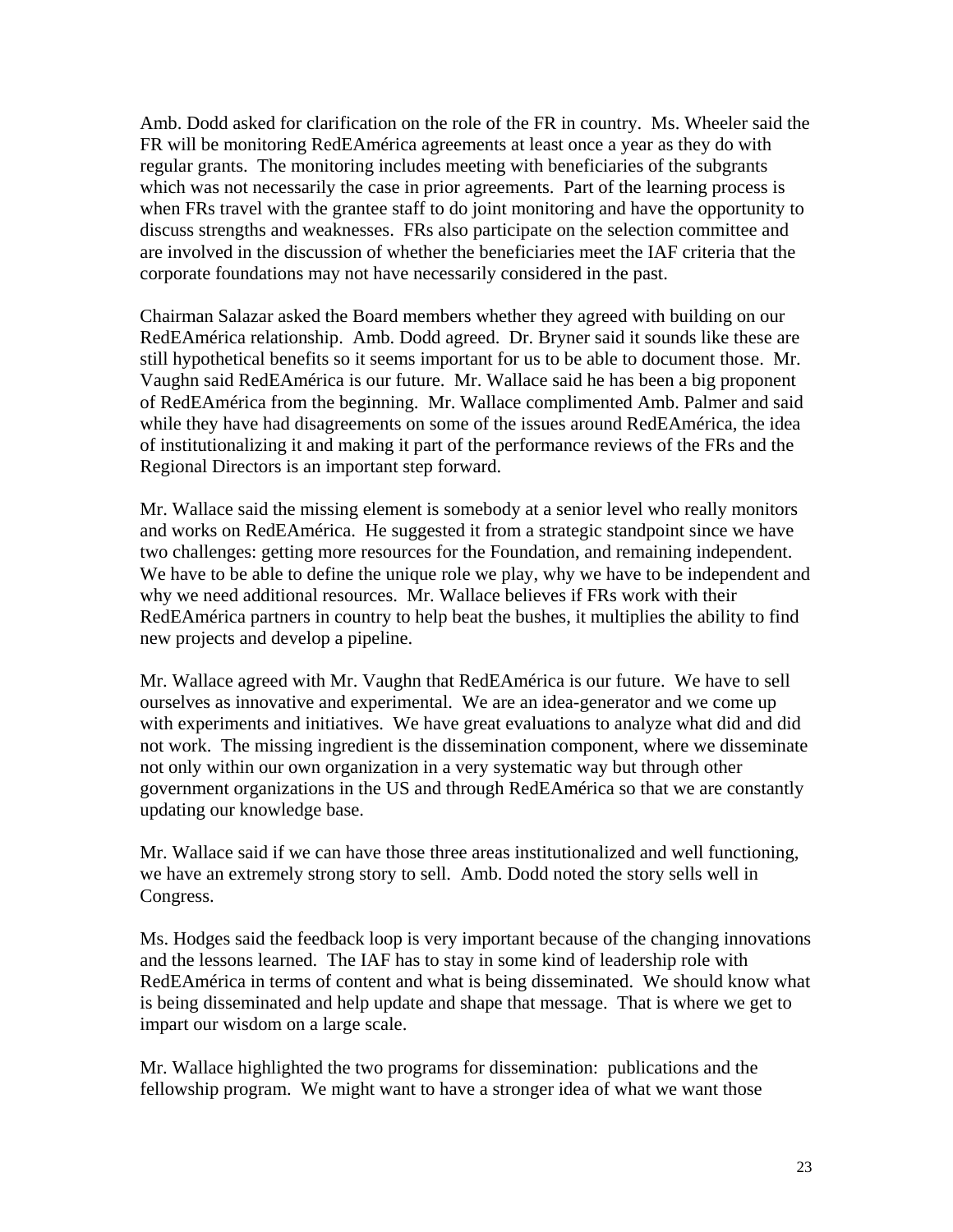Amb. Dodd asked for clarification on the role of the FR in country. Ms. Wheeler said the FR will be monitoring RedEAmérica agreements at least once a year as they do with regular grants. The monitoring includes meeting with beneficiaries of the subgrants which was not necessarily the case in prior agreements. Part of the learning process is when FRs travel with the grantee staff to do joint monitoring and have the opportunity to discuss strengths and weaknesses. FRs also participate on the selection committee and are involved in the discussion of whether the beneficiaries meet the IAF criteria that the corporate foundations may not have necessarily considered in the past.

Chairman Salazar asked the Board members whether they agreed with building on our RedEAmérica relationship. Amb. Dodd agreed. Dr. Bryner said it sounds like these are still hypothetical benefits so it seems important for us to be able to document those. Mr. Vaughn said RedEAmérica is our future. Mr. Wallace said he has been a big proponent of RedEAmérica from the beginning. Mr. Wallace complimented Amb. Palmer and said while they have had disagreements on some of the issues around RedEAmérica, the idea of institutionalizing it and making it part of the performance reviews of the FRs and the Regional Directors is an important step forward.

Mr. Wallace said the missing element is somebody at a senior level who really monitors and works on RedEAmérica. He suggested it from a strategic standpoint since we have two challenges: getting more resources for the Foundation, and remaining independent. We have to be able to define the unique role we play, why we have to be independent and why we need additional resources. Mr. Wallace believes if FRs work with their RedEAmérica partners in country to help beat the bushes, it multiplies the ability to find new projects and develop a pipeline.

Mr. Wallace agreed with Mr. Vaughn that RedEAmérica is our future. We have to sell ourselves as innovative and experimental. We are an idea-generator and we come up with experiments and initiatives. We have great evaluations to analyze what did and did not work. The missing ingredient is the dissemination component, where we disseminate not only within our own organization in a very systematic way but through other government organizations in the US and through RedEAmérica so that we are constantly updating our knowledge base.

Mr. Wallace said if we can have those three areas institutionalized and well functioning, we have an extremely strong story to sell. Amb. Dodd noted the story sells well in Congress.

Ms. Hodges said the feedback loop is very important because of the changing innovations and the lessons learned. The IAF has to stay in some kind of leadership role with RedEAmérica in terms of content and what is being disseminated. We should know what is being disseminated and help update and shape that message. That is where we get to impart our wisdom on a large scale.

Mr. Wallace highlighted the two programs for dissemination: publications and the fellowship program. We might want to have a stronger idea of what we want those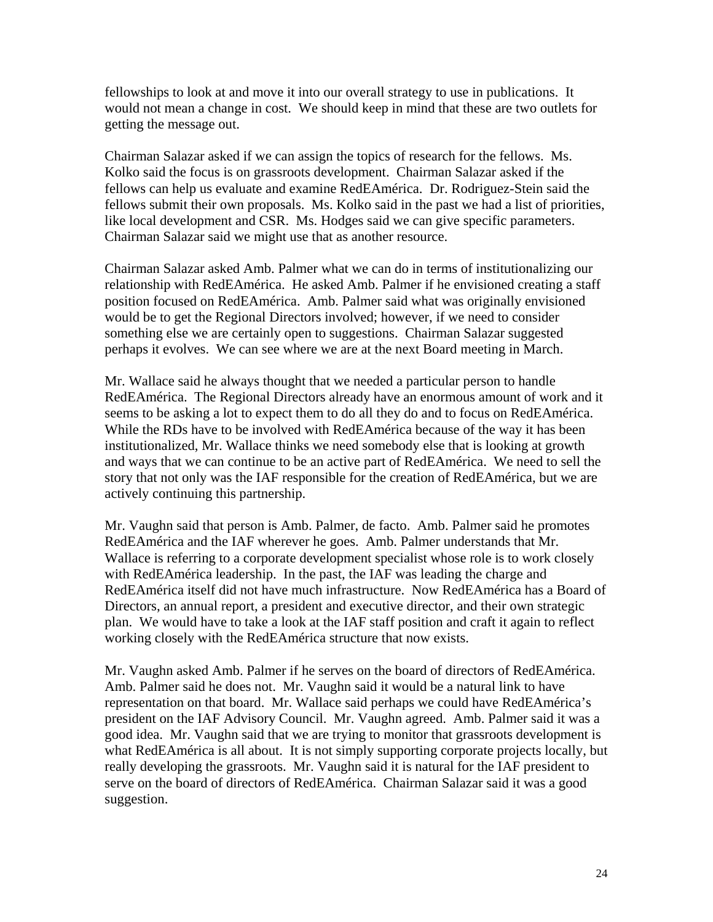fellowships to look at and move it into our overall strategy to use in publications. It would not mean a change in cost. We should keep in mind that these are two outlets for getting the message out.

Chairman Salazar asked if we can assign the topics of research for the fellows. Ms. Kolko said the focus is on grassroots development. Chairman Salazar asked if the fellows can help us evaluate and examine RedEAmérica. Dr. Rodriguez-Stein said the fellows submit their own proposals. Ms. Kolko said in the past we had a list of priorities, like local development and CSR. Ms. Hodges said we can give specific parameters. Chairman Salazar said we might use that as another resource.

Chairman Salazar asked Amb. Palmer what we can do in terms of institutionalizing our relationship with RedEAmérica. He asked Amb. Palmer if he envisioned creating a staff position focused on RedEAmérica. Amb. Palmer said what was originally envisioned would be to get the Regional Directors involved; however, if we need to consider something else we are certainly open to suggestions. Chairman Salazar suggested perhaps it evolves. We can see where we are at the next Board meeting in March.

Mr. Wallace said he always thought that we needed a particular person to handle RedEAmérica. The Regional Directors already have an enormous amount of work and it seems to be asking a lot to expect them to do all they do and to focus on RedEAmérica. While the RDs have to be involved with RedEAmérica because of the way it has been institutionalized, Mr. Wallace thinks we need somebody else that is looking at growth and ways that we can continue to be an active part of RedEAmérica. We need to sell the story that not only was the IAF responsible for the creation of RedEAmérica, but we are actively continuing this partnership.

Mr. Vaughn said that person is Amb. Palmer, de facto. Amb. Palmer said he promotes RedEAmérica and the IAF wherever he goes. Amb. Palmer understands that Mr. Wallace is referring to a corporate development specialist whose role is to work closely with RedEAmérica leadership. In the past, the IAF was leading the charge and RedEAmérica itself did not have much infrastructure. Now RedEAmérica has a Board of Directors, an annual report, a president and executive director, and their own strategic plan. We would have to take a look at the IAF staff position and craft it again to reflect working closely with the RedEAmérica structure that now exists.

Mr. Vaughn asked Amb. Palmer if he serves on the board of directors of RedEAmérica. Amb. Palmer said he does not. Mr. Vaughn said it would be a natural link to have representation on that board. Mr. Wallace said perhaps we could have RedEAmérica's president on the IAF Advisory Council. Mr. Vaughn agreed. Amb. Palmer said it was a good idea. Mr. Vaughn said that we are trying to monitor that grassroots development is what RedEAmérica is all about. It is not simply supporting corporate projects locally, but really developing the grassroots. Mr. Vaughn said it is natural for the IAF president to serve on the board of directors of RedEAmérica. Chairman Salazar said it was a good suggestion.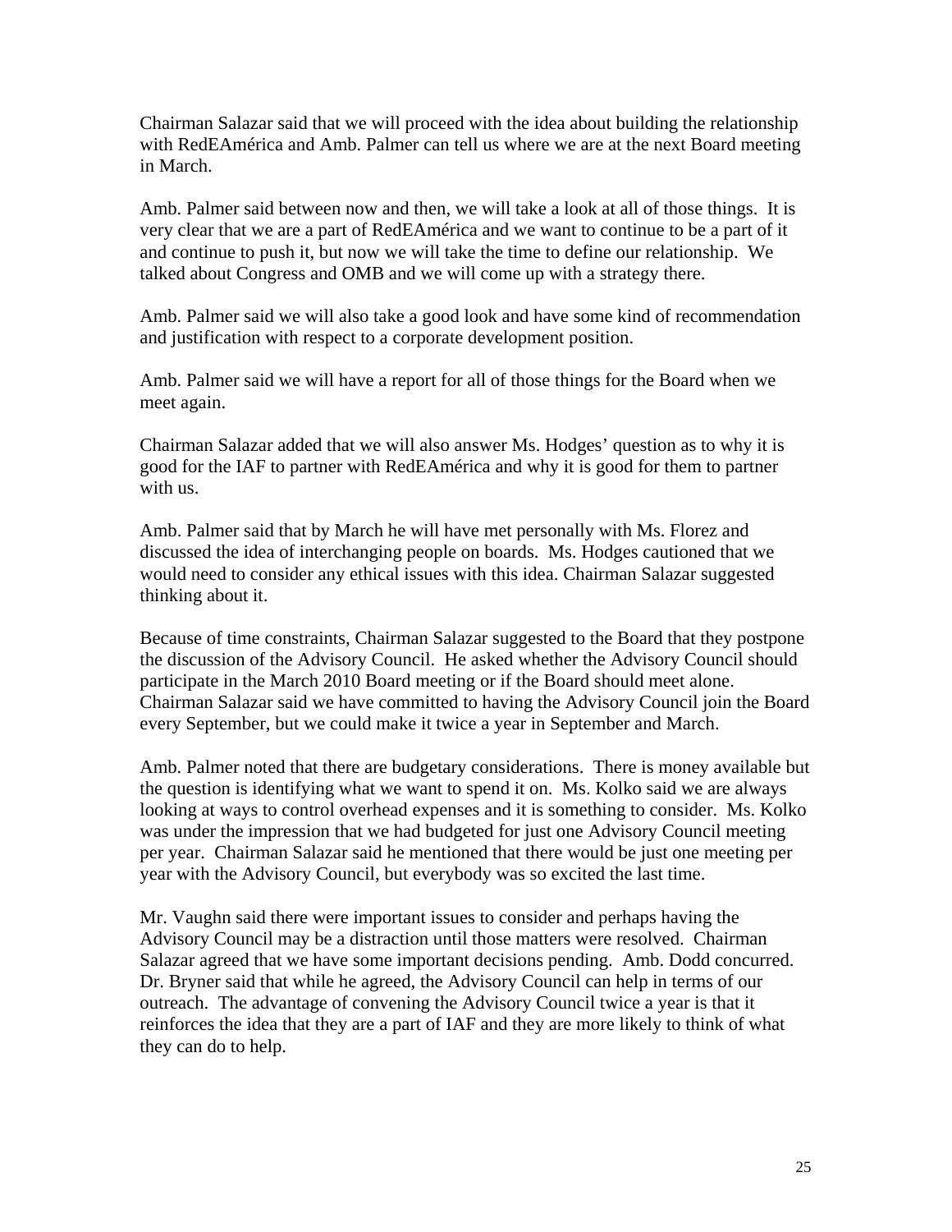Chairman Salazar said that we will proceed with the idea about building the relationship with RedEAmérica and Amb. Palmer can tell us where we are at the next Board meeting in March.

Amb. Palmer said between now and then, we will take a look at all of those things. It is very clear that we are a part of RedEAmérica and we want to continue to be a part of it and continue to push it, but now we will take the time to define our relationship. We talked about Congress and OMB and we will come up with a strategy there.

Amb. Palmer said we will also take a good look and have some kind of recommendation and justification with respect to a corporate development position.

Amb. Palmer said we will have a report for all of those things for the Board when we meet again.

Chairman Salazar added that we will also answer Ms. Hodges' question as to why it is good for the IAF to partner with RedEAmérica and why it is good for them to partner with us.

Amb. Palmer said that by March he will have met personally with Ms. Florez and discussed the idea of interchanging people on boards. Ms. Hodges cautioned that we would need to consider any ethical issues with this idea. Chairman Salazar suggested thinking about it.

Because of time constraints, Chairman Salazar suggested to the Board that they postpone the discussion of the Advisory Council. He asked whether the Advisory Council should participate in the March 2010 Board meeting or if the Board should meet alone. Chairman Salazar said we have committed to having the Advisory Council join the Board every September, but we could make it twice a year in September and March.

Amb. Palmer noted that there are budgetary considerations. There is money available but the question is identifying what we want to spend it on. Ms. Kolko said we are always looking at ways to control overhead expenses and it is something to consider. Ms. Kolko was under the impression that we had budgeted for just one Advisory Council meeting per year. Chairman Salazar said he mentioned that there would be just one meeting per year with the Advisory Council, but everybody was so excited the last time.

Mr. Vaughn said there were important issues to consider and perhaps having the Advisory Council may be a distraction until those matters were resolved. Chairman Salazar agreed that we have some important decisions pending. Amb. Dodd concurred. Dr. Bryner said that while he agreed, the Advisory Council can help in terms of our outreach. The advantage of convening the Advisory Council twice a year is that it reinforces the idea that they are a part of IAF and they are more likely to think of what they can do to help.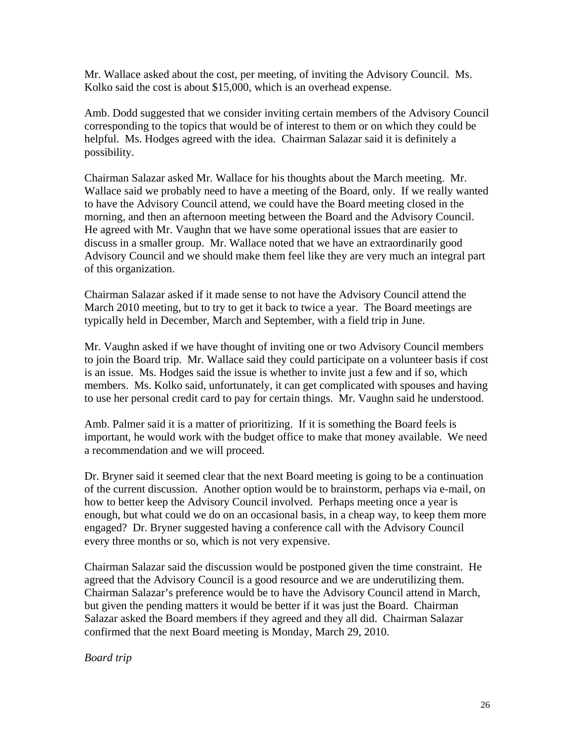Mr. Wallace asked about the cost, per meeting, of inviting the Advisory Council. Ms. Kolko said the cost is about $15,000, which is an overhead expense.

Amb. Dodd suggested that we consider inviting certain members of the Advisory Council corresponding to the topics that would be of interest to them or on which they could be helpful. Ms. Hodges agreed with the idea. Chairman Salazar said it is definitely a possibility.

Chairman Salazar asked Mr. Wallace for his thoughts about the March meeting. Mr. Wallace said we probably need to have a meeting of the Board, only. If we really wanted to have the Advisory Council attend, we could have the Board meeting closed in the morning, and then an afternoon meeting between the Board and the Advisory Council. He agreed with Mr. Vaughn that we have some operational issues that are easier to discuss in a smaller group. Mr. Wallace noted that we have an extraordinarily good Advisory Council and we should make them feel like they are very much an integral part of this organization.

Chairman Salazar asked if it made sense to not have the Advisory Council attend the March 2010 meeting, but to try to get it back to twice a year. The Board meetings are typically held in December, March and September, with a field trip in June.

Mr. Vaughn asked if we have thought of inviting one or two Advisory Council members to join the Board trip. Mr. Wallace said they could participate on a volunteer basis if cost is an issue. Ms. Hodges said the issue is whether to invite just a few and if so, which members. Ms. Kolko said, unfortunately, it can get complicated with spouses and having to use her personal credit card to pay for certain things. Mr. Vaughn said he understood.

Amb. Palmer said it is a matter of prioritizing. If it is something the Board feels is important, he would work with the budget office to make that money available. We need a recommendation and we will proceed.

Dr. Bryner said it seemed clear that the next Board meeting is going to be a continuation of the current discussion. Another option would be to brainstorm, perhaps via e-mail, on how to better keep the Advisory Council involved. Perhaps meeting once a year is enough, but what could we do on an occasional basis, in a cheap way, to keep them more engaged? Dr. Bryner suggested having a conference call with the Advisory Council every three months or so, which is not very expensive.

Chairman Salazar said the discussion would be postponed given the time constraint. He agreed that the Advisory Council is a good resource and we are underutilizing them. Chairman Salazar's preference would be to have the Advisory Council attend in March, but given the pending matters it would be better if it was just the Board. Chairman Salazar asked the Board members if they agreed and they all did. Chairman Salazar confirmed that the next Board meeting is Monday, March 29, 2010.

*Board trip*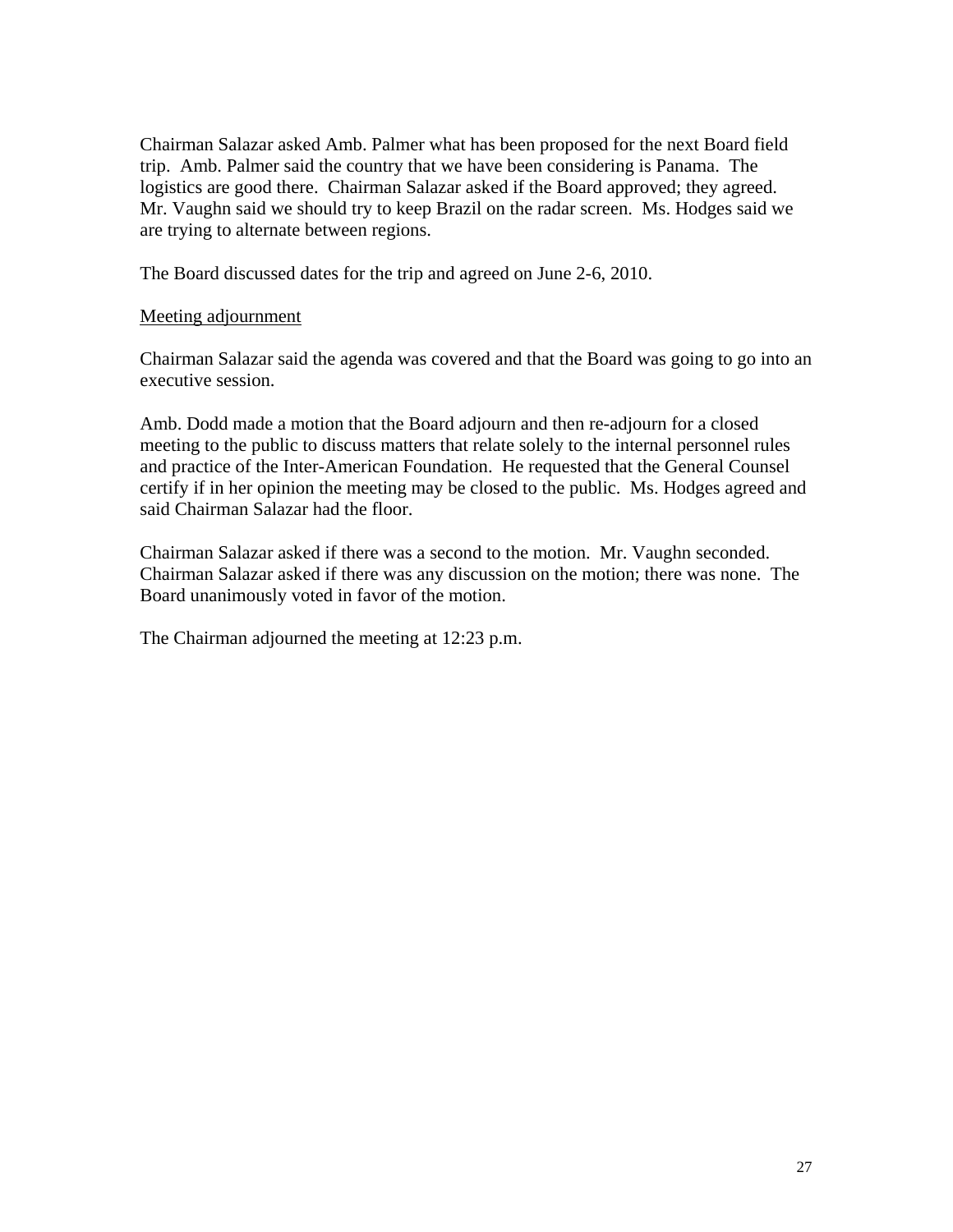Chairman Salazar asked Amb. Palmer what has been proposed for the next Board field trip. Amb. Palmer said the country that we have been considering is Panama. The logistics are good there. Chairman Salazar asked if the Board approved; they agreed. Mr. Vaughn said we should try to keep Brazil on the radar screen. Ms. Hodges said we are trying to alternate between regions.

The Board discussed dates for the trip and agreed on June 2-6, 2010.

<u>Meeting adjournment</u>

Chairman Salazar said the agenda was covered and that the Board was going to go into an executive session.

Amb. Dodd made a motion that the Board adjourn and then re-adjourn for a closed meeting to the public to discuss matters that relate solely to the internal personnel rules and practice of the Inter-American Foundation. He requested that the General Counsel certify if in her opinion the meeting may be closed to the public. Ms. Hodges agreed and said Chairman Salazar had the floor.

Chairman Salazar asked if there was a second to the motion. Mr. Vaughn seconded. Chairman Salazar asked if there was any discussion on the motion; there was none. The Board unanimously voted in favor of the motion.

The Chairman adjourned the meeting at 12:23 p.m.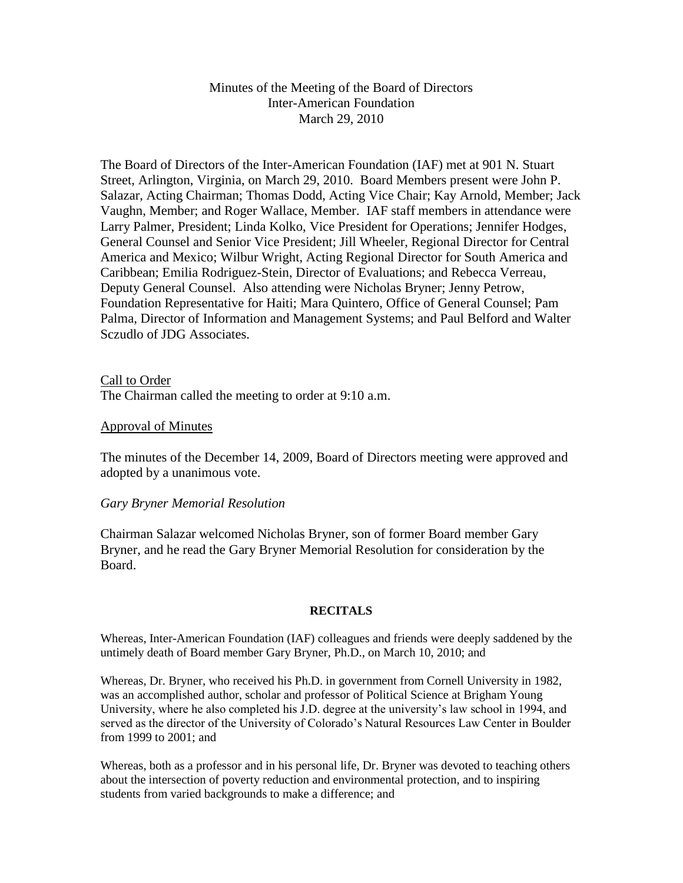Minutes of the Meeting of the Board of Directors
Inter-American Foundation
March 29, 2010

The Board of Directors of the Inter-American Foundation (IAF) met at 901 N. Stuart Street, Arlington, Virginia, on March 29, 2010. Board Members present were John P. Salazar, Acting Chairman; Thomas Dodd, Acting Vice Chair; Kay Arnold, Member; Jack Vaughn, Member; and Roger Wallace, Member. IAF staff members in attendance were Larry Palmer, President; Linda Kolko, Vice President for Operations; Jennifer Hodges, General Counsel and Senior Vice President; Jill Wheeler, Regional Director for Central America and Mexico; Wilbur Wright, Acting Regional Director for South America and Caribbean; Emilia Rodriguez-Stein, Director of Evaluations; and Rebecca Verreau, Deputy General Counsel. Also attending were Nicholas Bryner; Jenny Petrow, Foundation Representative for Haiti; Mara Quintero, Office of General Counsel; Pam Palma, Director of Information and Management Systems; and Paul Belford and Walter Sczudlo of JDG Associates.

Call to Order

The Chairman called the meeting to order at 9:10 a.m.

Approval of Minutes

The minutes of the December 14, 2009, Board of Directors meeting were approved and adopted by a unanimous vote.

*Gary Bryner Memorial Resolution*

Chairman Salazar welcomed Nicholas Bryner, son of former Board member Gary Bryner, and he read the Gary Bryner Memorial Resolution for consideration by the Board.

**RECITALS**

Whereas, Inter-American Foundation (IAF) colleagues and friends were deeply saddened by the untimely death of Board member Gary Bryner, Ph.D., on March 10, 2010; and

Whereas, Dr. Bryner, who received his Ph.D. in government from Cornell University in 1982, was an accomplished author, scholar and professor of Political Science at Brigham Young University, where he also completed his J.D. degree at the university's law school in 1994, and served as the director of the University of Colorado's Natural Resources Law Center in Boulder from 1999 to 2001; and

Whereas, both as a professor and in his personal life, Dr. Bryner was devoted to teaching others about the intersection of poverty reduction and environmental protection, and to inspiring students from varied backgrounds to make a difference; and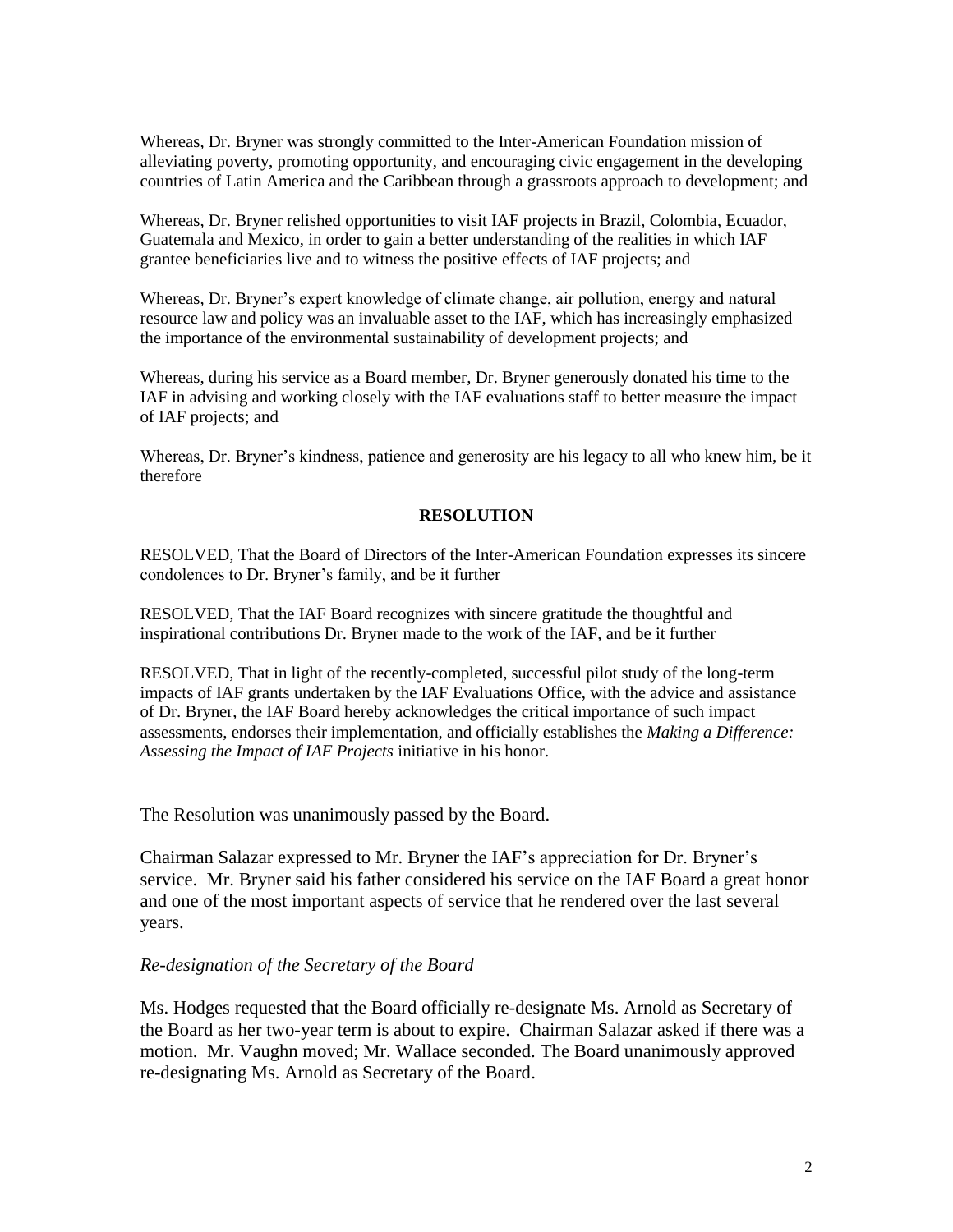Whereas, Dr. Bryner was strongly committed to the Inter-American Foundation mission of alleviating poverty, promoting opportunity, and encouraging civic engagement in the developing countries of Latin America and the Caribbean through a grassroots approach to development; and

Whereas, Dr. Bryner relished opportunities to visit IAF projects in Brazil, Colombia, Ecuador, Guatemala and Mexico, in order to gain a better understanding of the realities in which IAF grantee beneficiaries live and to witness the positive effects of IAF projects; and

Whereas, Dr. Bryner's expert knowledge of climate change, air pollution, energy and natural resource law and policy was an invaluable asset to the IAF, which has increasingly emphasized the importance of the environmental sustainability of development projects; and

Whereas, during his service as a Board member, Dr. Bryner generously donated his time to the IAF in advising and working closely with the IAF evaluations staff to better measure the impact of IAF projects; and

Whereas, Dr. Bryner's kindness, patience and generosity are his legacy to all who knew him, be it therefore

**RESOLUTION**

RESOLVED, That the Board of Directors of the Inter-American Foundation expresses its sincere condolences to Dr. Bryner's family, and be it further

RESOLVED, That the IAF Board recognizes with sincere gratitude the thoughtful and inspirational contributions Dr. Bryner made to the work of the IAF, and be it further

RESOLVED, That in light of the recently-completed, successful pilot study of the long-term impacts of IAF grants undertaken by the IAF Evaluations Office, with the advice and assistance of Dr. Bryner, the IAF Board hereby acknowledges the critical importance of such impact assessments, endorses their implementation, and officially establishes the *Making a Difference: Assessing the Impact of IAF Projects* initiative in his honor.

The Resolution was unanimously passed by the Board.

Chairman Salazar expressed to Mr. Bryner the IAF's appreciation for Dr. Bryner's service. Mr. Bryner said his father considered his service on the IAF Board a great honor and one of the most important aspects of service that he rendered over the last several years.

*Re-designation of the Secretary of the Board*

Ms. Hodges requested that the Board officially re-designate Ms. Arnold as Secretary of the Board as her two-year term is about to expire. Chairman Salazar asked if there was a motion. Mr. Vaughn moved; Mr. Wallace seconded. The Board unanimously approved re-designating Ms. Arnold as Secretary of the Board.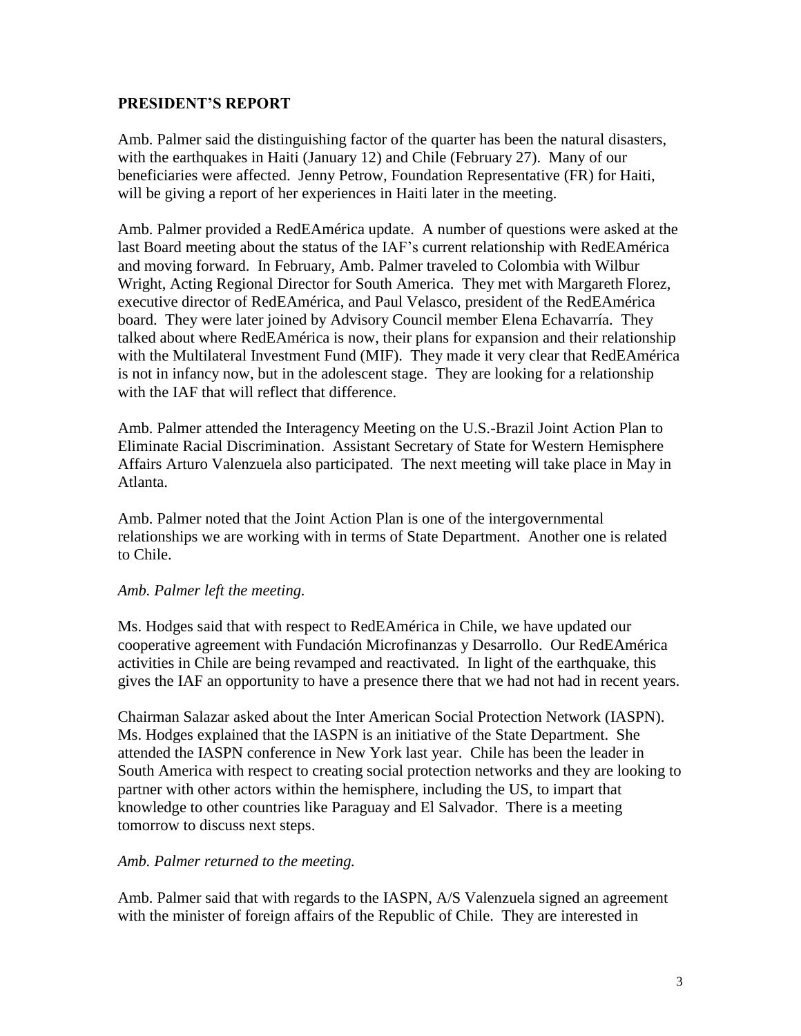## PRESIDENT'S REPORT

Amb. Palmer said the distinguishing factor of the quarter has been the natural disasters, with the earthquakes in Haiti (January 12) and Chile (February 27). Many of our beneficiaries were affected. Jenny Petrow, Foundation Representative (FR) for Haiti, will be giving a report of her experiences in Haiti later in the meeting.

Amb. Palmer provided a RedEAmérica update. A number of questions were asked at the last Board meeting about the status of the IAF's current relationship with RedEAmérica and moving forward. In February, Amb. Palmer traveled to Colombia with Wilbur Wright, Acting Regional Director for South America. They met with Margareth Florez, executive director of RedEAmérica, and Paul Velasco, president of the RedEAmérica board. They were later joined by Advisory Council member Elena Echavarría. They talked about where RedEAmérica is now, their plans for expansion and their relationship with the Multilateral Investment Fund (MIF). They made it very clear that RedEAmérica is not in infancy now, but in the adolescent stage. They are looking for a relationship with the IAF that will reflect that difference.

Amb. Palmer attended the Interagency Meeting on the U.S.-Brazil Joint Action Plan to Eliminate Racial Discrimination. Assistant Secretary of State for Western Hemisphere Affairs Arturo Valenzuela also participated. The next meeting will take place in May in Atlanta.

Amb. Palmer noted that the Joint Action Plan is one of the intergovernmental relationships we are working with in terms of State Department. Another one is related to Chile.

*Amb. Palmer left the meeting.*

Ms. Hodges said that with respect to RedEAmérica in Chile, we have updated our cooperative agreement with Fundación Microfinanzas y Desarrollo. Our RedEAmérica activities in Chile are being revamped and reactivated. In light of the earthquake, this gives the IAF an opportunity to have a presence there that we had not had in recent years.

Chairman Salazar asked about the Inter American Social Protection Network (IASPN). Ms. Hodges explained that the IASPN is an initiative of the State Department. She attended the IASPN conference in New York last year. Chile has been the leader in South America with respect to creating social protection networks and they are looking to partner with other actors within the hemisphere, including the US, to impart that knowledge to other countries like Paraguay and El Salvador. There is a meeting tomorrow to discuss next steps.

*Amb. Palmer returned to the meeting.*

Amb. Palmer said that with regards to the IASPN, A/S Valenzuela signed an agreement with the minister of foreign affairs of the Republic of Chile. They are interested in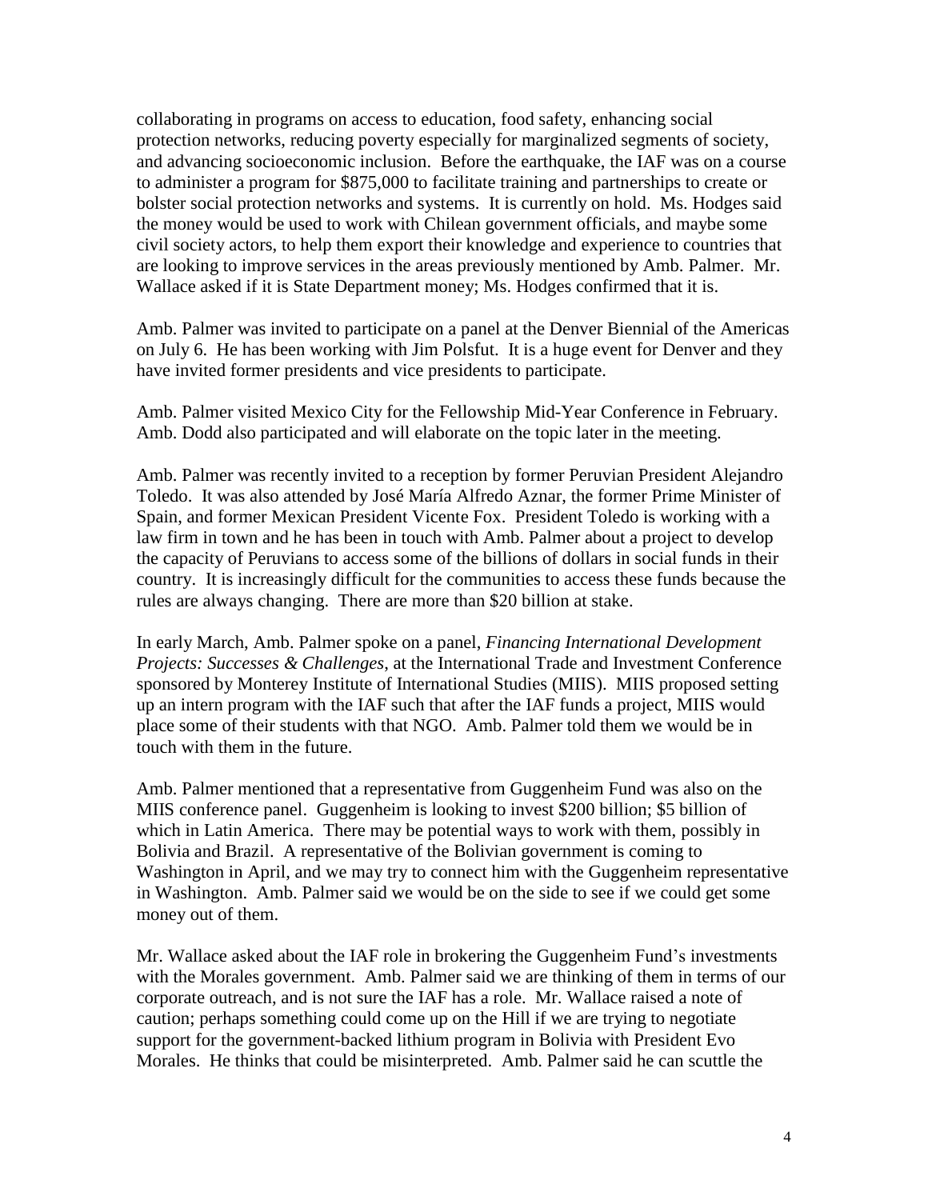collaborating in programs on access to education, food safety, enhancing social protection networks, reducing poverty especially for marginalized segments of society, and advancing socioeconomic inclusion. Before the earthquake, the IAF was on a course to administer a program for $875,000 to facilitate training and partnerships to create or bolster social protection networks and systems. It is currently on hold. Ms. Hodges said the money would be used to work with Chilean government officials, and maybe some civil society actors, to help them export their knowledge and experience to countries that are looking to improve services in the areas previously mentioned by Amb. Palmer. Mr. Wallace asked if it is State Department money; Ms. Hodges confirmed that it is.

Amb. Palmer was invited to participate on a panel at the Denver Biennial of the Americas on July 6. He has been working with Jim Polsfut. It is a huge event for Denver and they have invited former presidents and vice presidents to participate.

Amb. Palmer visited Mexico City for the Fellowship Mid-Year Conference in February. Amb. Dodd also participated and will elaborate on the topic later in the meeting.

Amb. Palmer was recently invited to a reception by former Peruvian President Alejandro Toledo. It was also attended by José María Alfredo Aznar, the former Prime Minister of Spain, and former Mexican President Vicente Fox. President Toledo is working with a law firm in town and he has been in touch with Amb. Palmer about a project to develop the capacity of Peruvians to access some of the billions of dollars in social funds in their country. It is increasingly difficult for the communities to access these funds because the rules are always changing. There are more than $20 billion at stake.

In early March, Amb. Palmer spoke on a panel, *Financing International Development Projects: Successes & Challenges*, at the International Trade and Investment Conference sponsored by Monterey Institute of International Studies (MIIS). MIIS proposed setting up an intern program with the IAF such that after the IAF funds a project, MIIS would place some of their students with that NGO. Amb. Palmer told them we would be in touch with them in the future.

Amb. Palmer mentioned that a representative from Guggenheim Fund was also on the MIIS conference panel. Guggenheim is looking to invest $200 billion; $5 billion of which in Latin America. There may be potential ways to work with them, possibly in Bolivia and Brazil. A representative of the Bolivian government is coming to Washington in April, and we may try to connect him with the Guggenheim representative in Washington. Amb. Palmer said we would be on the side to see if we could get some money out of them.

Mr. Wallace asked about the IAF role in brokering the Guggenheim Fund's investments with the Morales government. Amb. Palmer said we are thinking of them in terms of our corporate outreach, and is not sure the IAF has a role. Mr. Wallace raised a note of caution; perhaps something could come up on the Hill if we are trying to negotiate support for the government-backed lithium program in Bolivia with President Evo Morales. He thinks that could be misinterpreted. Amb. Palmer said he can scuttle the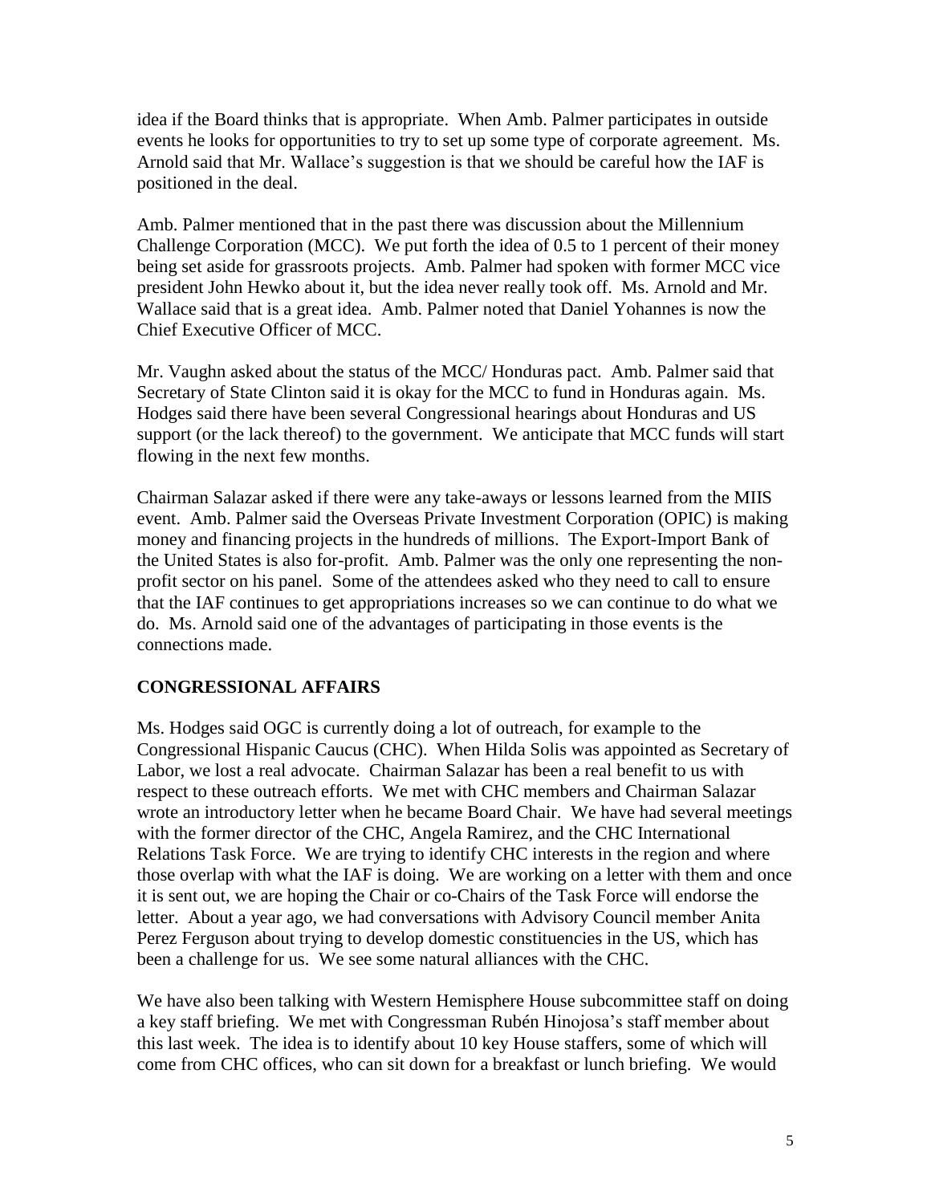idea if the Board thinks that is appropriate. When Amb. Palmer participates in outside events he looks for opportunities to try to set up some type of corporate agreement. Ms. Arnold said that Mr. Wallace's suggestion is that we should be careful how the IAF is positioned in the deal.

Amb. Palmer mentioned that in the past there was discussion about the Millennium Challenge Corporation (MCC). We put forth the idea of 0.5 to 1 percent of their money being set aside for grassroots projects. Amb. Palmer had spoken with former MCC vice president John Hewko about it, but the idea never really took off. Ms. Arnold and Mr. Wallace said that is a great idea. Amb. Palmer noted that Daniel Yohannes is now the Chief Executive Officer of MCC.

Mr. Vaughn asked about the status of the MCC/ Honduras pact. Amb. Palmer said that Secretary of State Clinton said it is okay for the MCC to fund in Honduras again. Ms. Hodges said there have been several Congressional hearings about Honduras and US support (or the lack thereof) to the government. We anticipate that MCC funds will start flowing in the next few months.

Chairman Salazar asked if there were any take-aways or lessons learned from the MIIS event. Amb. Palmer said the Overseas Private Investment Corporation (OPIC) is making money and financing projects in the hundreds of millions. The Export-Import Bank of the United States is also for-profit. Amb. Palmer was the only one representing the non-profit sector on his panel. Some of the attendees asked who they need to call to ensure that the IAF continues to get appropriations increases so we can continue to do what we do. Ms. Arnold said one of the advantages of participating in those events is the connections made.

## CONGRESSIONAL AFFAIRS

Ms. Hodges said OGC is currently doing a lot of outreach, for example to the Congressional Hispanic Caucus (CHC). When Hilda Solis was appointed as Secretary of Labor, we lost a real advocate. Chairman Salazar has been a real benefit to us with respect to these outreach efforts. We met with CHC members and Chairman Salazar wrote an introductory letter when he became Board Chair. We have had several meetings with the former director of the CHC, Angela Ramirez, and the CHC International Relations Task Force. We are trying to identify CHC interests in the region and where those overlap with what the IAF is doing. We are working on a letter with them and once it is sent out, we are hoping the Chair or co-Chairs of the Task Force will endorse the letter. About a year ago, we had conversations with Advisory Council member Anita Perez Ferguson about trying to develop domestic constituencies in the US, which has been a challenge for us. We see some natural alliances with the CHC.

We have also been talking with Western Hemisphere House subcommittee staff on doing a key staff briefing. We met with Congressman Rubén Hinojosa's staff member about this last week. The idea is to identify about 10 key House staffers, some of which will come from CHC offices, who can sit down for a breakfast or lunch briefing. We would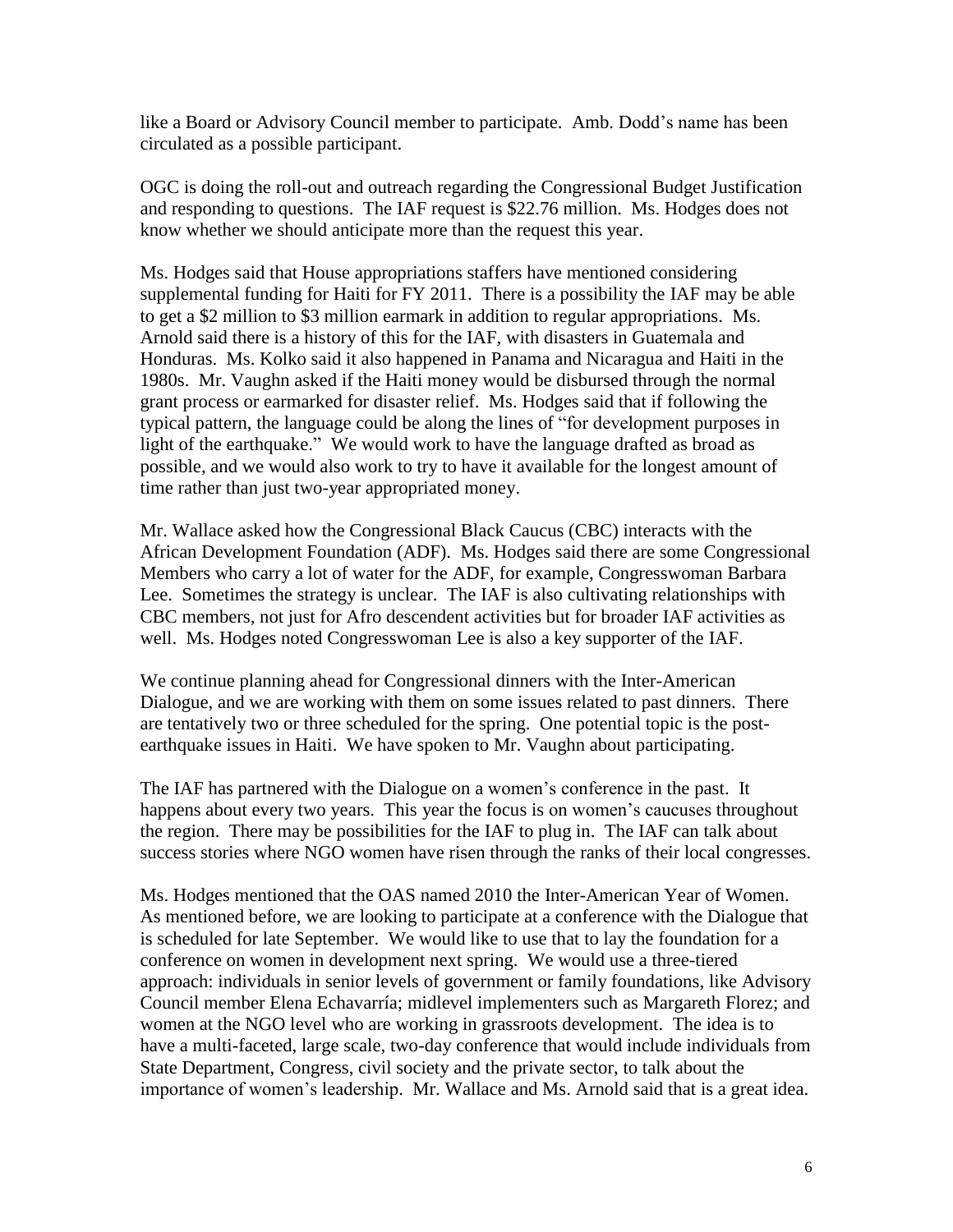like a Board or Advisory Council member to participate. Amb. Dodd's name has been circulated as a possible participant.

OGC is doing the roll-out and outreach regarding the Congressional Budget Justification and responding to questions. The IAF request is $22.76 million. Ms. Hodges does not know whether we should anticipate more than the request this year.

Ms. Hodges said that House appropriations staffers have mentioned considering supplemental funding for Haiti for FY 2011. There is a possibility the IAF may be able to get a $2 million to $3 million earmark in addition to regular appropriations. Ms. Arnold said there is a history of this for the IAF, with disasters in Guatemala and Honduras. Ms. Kolko said it also happened in Panama and Nicaragua and Haiti in the 1980s. Mr. Vaughn asked if the Haiti money would be disbursed through the normal grant process or earmarked for disaster relief. Ms. Hodges said that if following the typical pattern, the language could be along the lines of "for development purposes in light of the earthquake." We would work to have the language drafted as broad as possible, and we would also work to try to have it available for the longest amount of time rather than just two-year appropriated money.

Mr. Wallace asked how the Congressional Black Caucus (CBC) interacts with the African Development Foundation (ADF). Ms. Hodges said there are some Congressional Members who carry a lot of water for the ADF, for example, Congresswoman Barbara Lee. Sometimes the strategy is unclear. The IAF is also cultivating relationships with CBC members, not just for Afro descendent activities but for broader IAF activities as well. Ms. Hodges noted Congresswoman Lee is also a key supporter of the IAF.

We continue planning ahead for Congressional dinners with the Inter-American Dialogue, and we are working with them on some issues related to past dinners. There are tentatively two or three scheduled for the spring. One potential topic is the post-earthquake issues in Haiti. We have spoken to Mr. Vaughn about participating.

The IAF has partnered with the Dialogue on a women's conference in the past. It happens about every two years. This year the focus is on women's caucuses throughout the region. There may be possibilities for the IAF to plug in. The IAF can talk about success stories where NGO women have risen through the ranks of their local congresses.

Ms. Hodges mentioned that the OAS named 2010 the Inter-American Year of Women. As mentioned before, we are looking to participate at a conference with the Dialogue that is scheduled for late September. We would like to use that to lay the foundation for a conference on women in development next spring. We would use a three-tiered approach: individuals in senior levels of government or family foundations, like Advisory Council member Elena Echavarría; midlevel implementers such as Margareth Florez; and women at the NGO level who are working in grassroots development. The idea is to have a multi-faceted, large scale, two-day conference that would include individuals from State Department, Congress, civil society and the private sector, to talk about the importance of women's leadership. Mr. Wallace and Ms. Arnold said that is a great idea.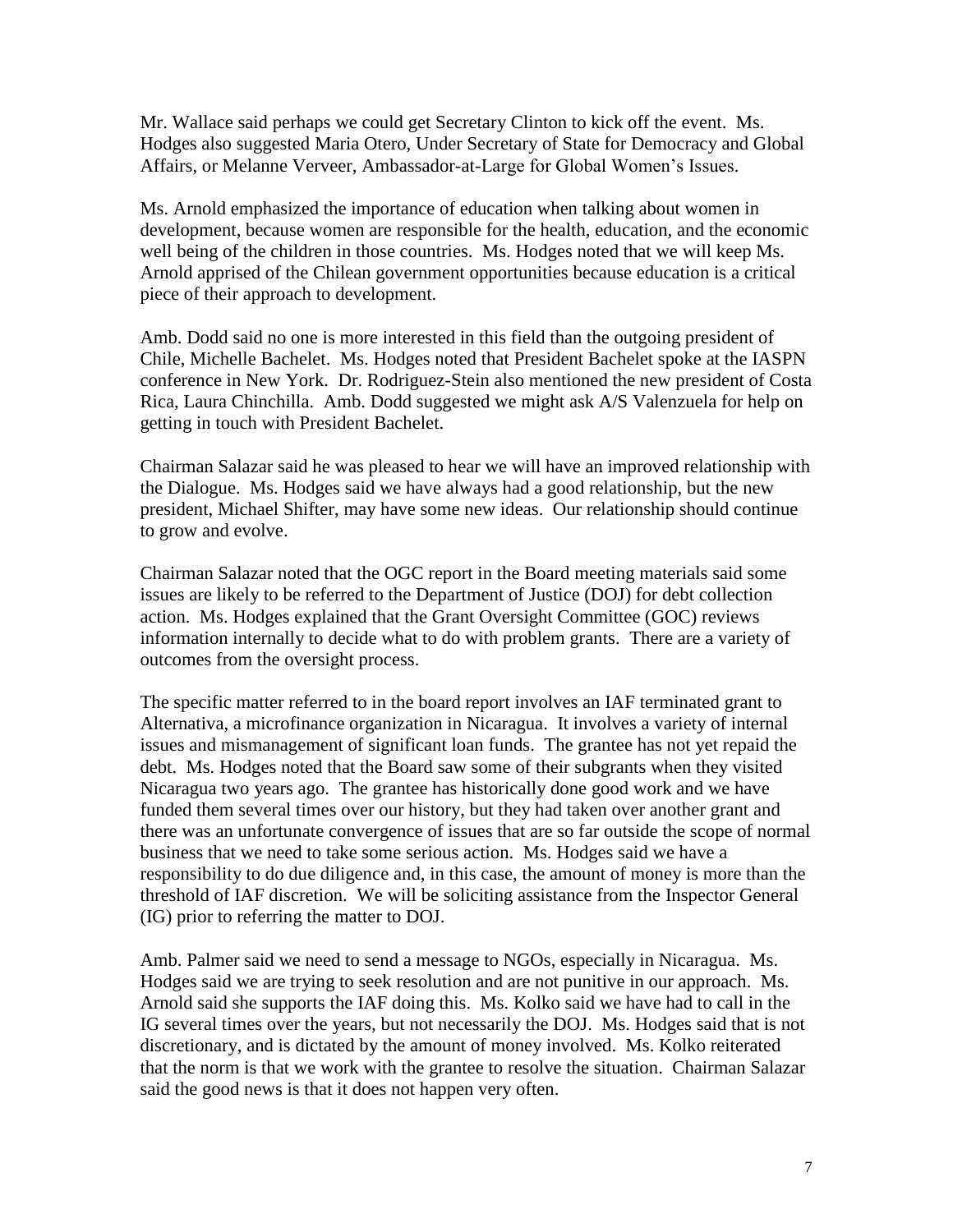Mr. Wallace said perhaps we could get Secretary Clinton to kick off the event. Ms. Hodges also suggested Maria Otero, Under Secretary of State for Democracy and Global Affairs, or Melanne Verveer, Ambassador-at-Large for Global Women's Issues.

Ms. Arnold emphasized the importance of education when talking about women in development, because women are responsible for the health, education, and the economic well being of the children in those countries. Ms. Hodges noted that we will keep Ms. Arnold apprised of the Chilean government opportunities because education is a critical piece of their approach to development.

Amb. Dodd said no one is more interested in this field than the outgoing president of Chile, Michelle Bachelet. Ms. Hodges noted that President Bachelet spoke at the IASPN conference in New York. Dr. Rodriguez-Stein also mentioned the new president of Costa Rica, Laura Chinchilla. Amb. Dodd suggested we might ask A/S Valenzuela for help on getting in touch with President Bachelet.

Chairman Salazar said he was pleased to hear we will have an improved relationship with the Dialogue. Ms. Hodges said we have always had a good relationship, but the new president, Michael Shifter, may have some new ideas. Our relationship should continue to grow and evolve.

Chairman Salazar noted that the OGC report in the Board meeting materials said some issues are likely to be referred to the Department of Justice (DOJ) for debt collection action. Ms. Hodges explained that the Grant Oversight Committee (GOC) reviews information internally to decide what to do with problem grants. There are a variety of outcomes from the oversight process.

The specific matter referred to in the board report involves an IAF terminated grant to Alternativa, a microfinance organization in Nicaragua. It involves a variety of internal issues and mismanagement of significant loan funds. The grantee has not yet repaid the debt. Ms. Hodges noted that the Board saw some of their subgrants when they visited Nicaragua two years ago. The grantee has historically done good work and we have funded them several times over our history, but they had taken over another grant and there was an unfortunate convergence of issues that are so far outside the scope of normal business that we need to take some serious action. Ms. Hodges said we have a responsibility to do due diligence and, in this case, the amount of money is more than the threshold of IAF discretion. We will be soliciting assistance from the Inspector General (IG) prior to referring the matter to DOJ.

Amb. Palmer said we need to send a message to NGOs, especially in Nicaragua. Ms. Hodges said we are trying to seek resolution and are not punitive in our approach. Ms. Arnold said she supports the IAF doing this. Ms. Kolko said we have had to call in the IG several times over the years, but not necessarily the DOJ. Ms. Hodges said that is not discretionary, and is dictated by the amount of money involved. Ms. Kolko reiterated that the norm is that we work with the grantee to resolve the situation. Chairman Salazar said the good news is that it does not happen very often.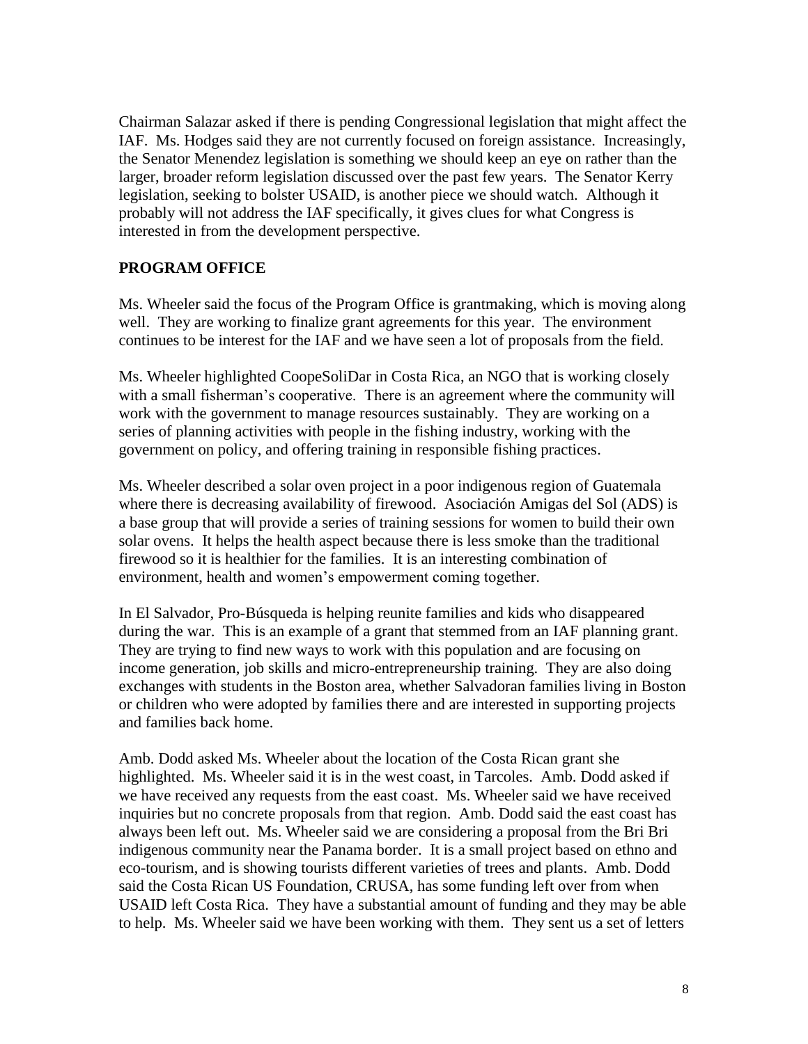Chairman Salazar asked if there is pending Congressional legislation that might affect the IAF. Ms. Hodges said they are not currently focused on foreign assistance. Increasingly, the Senator Menendez legislation is something we should keep an eye on rather than the larger, broader reform legislation discussed over the past few years. The Senator Kerry legislation, seeking to bolster USAID, is another piece we should watch. Although it probably will not address the IAF specifically, it gives clues for what Congress is interested in from the development perspective.

## PROGRAM OFFICE

Ms. Wheeler said the focus of the Program Office is grantmaking, which is moving along well. They are working to finalize grant agreements for this year. The environment continues to be interest for the IAF and we have seen a lot of proposals from the field.

Ms. Wheeler highlighted CoopeSoliDar in Costa Rica, an NGO that is working closely with a small fisherman's cooperative. There is an agreement where the community will work with the government to manage resources sustainably. They are working on a series of planning activities with people in the fishing industry, working with the government on policy, and offering training in responsible fishing practices.

Ms. Wheeler described a solar oven project in a poor indigenous region of Guatemala where there is decreasing availability of firewood. Asociación Amigas del Sol (ADS) is a base group that will provide a series of training sessions for women to build their own solar ovens. It helps the health aspect because there is less smoke than the traditional firewood so it is healthier for the families. It is an interesting combination of environment, health and women's empowerment coming together.

In El Salvador, Pro-Búsqueda is helping reunite families and kids who disappeared during the war. This is an example of a grant that stemmed from an IAF planning grant. They are trying to find new ways to work with this population and are focusing on income generation, job skills and micro-entrepreneurship training. They are also doing exchanges with students in the Boston area, whether Salvadoran families living in Boston or children who were adopted by families there and are interested in supporting projects and families back home.

Amb. Dodd asked Ms. Wheeler about the location of the Costa Rican grant she highlighted. Ms. Wheeler said it is in the west coast, in Tarcoles. Amb. Dodd asked if we have received any requests from the east coast. Ms. Wheeler said we have received inquiries but no concrete proposals from that region. Amb. Dodd said the east coast has always been left out. Ms. Wheeler said we are considering a proposal from the Bri Bri indigenous community near the Panama border. It is a small project based on ethno and eco-tourism, and is showing tourists different varieties of trees and plants. Amb. Dodd said the Costa Rican US Foundation, CRUSA, has some funding left over from when USAID left Costa Rica. They have a substantial amount of funding and they may be able to help. Ms. Wheeler said we have been working with them. They sent us a set of letters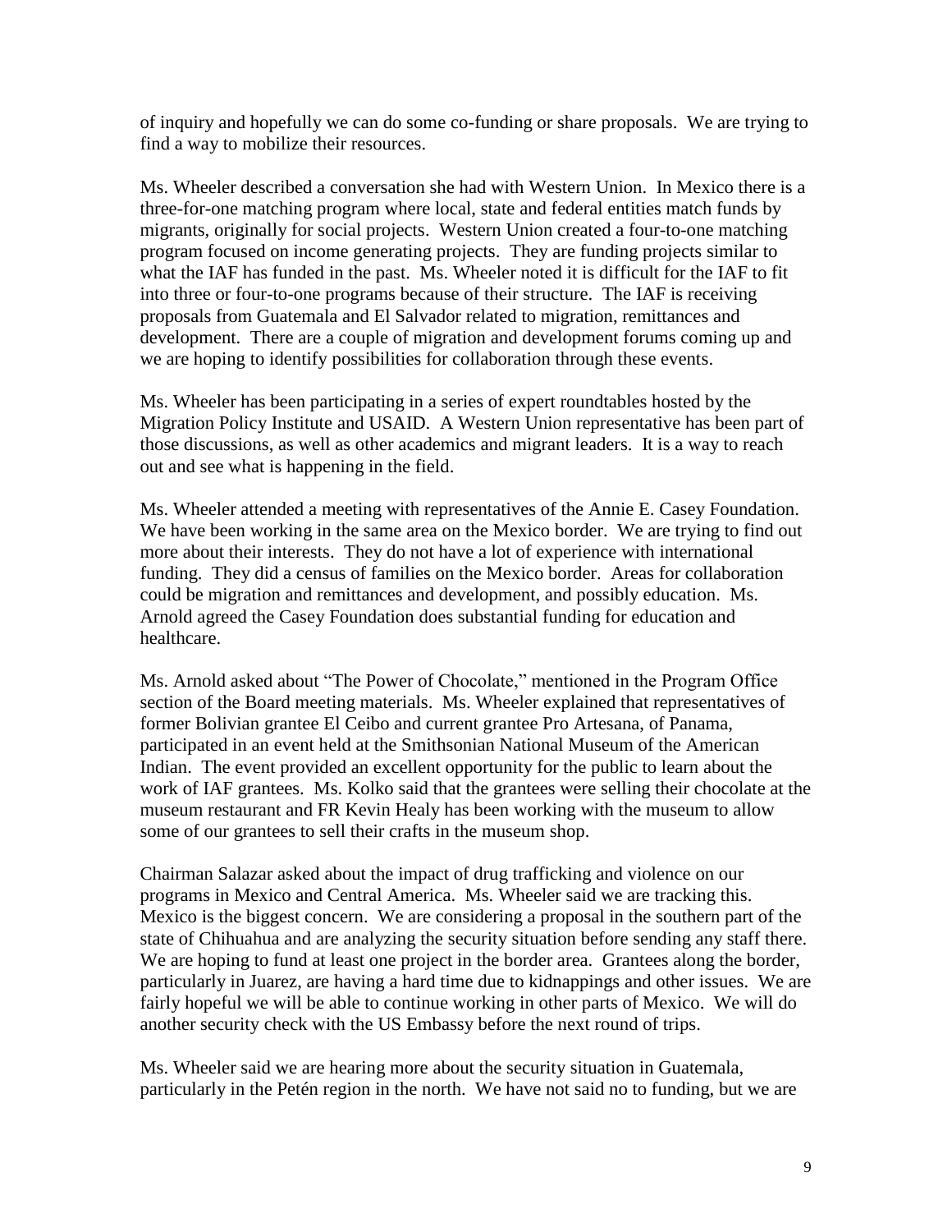of inquiry and hopefully we can do some co-funding or share proposals. We are trying to find a way to mobilize their resources.

Ms. Wheeler described a conversation she had with Western Union. In Mexico there is a three-for-one matching program where local, state and federal entities match funds by migrants, originally for social projects. Western Union created a four-to-one matching program focused on income generating projects. They are funding projects similar to what the IAF has funded in the past. Ms. Wheeler noted it is difficult for the IAF to fit into three or four-to-one programs because of their structure. The IAF is receiving proposals from Guatemala and El Salvador related to migration, remittances and development. There are a couple of migration and development forums coming up and we are hoping to identify possibilities for collaboration through these events.

Ms. Wheeler has been participating in a series of expert roundtables hosted by the Migration Policy Institute and USAID. A Western Union representative has been part of those discussions, as well as other academics and migrant leaders. It is a way to reach out and see what is happening in the field.

Ms. Wheeler attended a meeting with representatives of the Annie E. Casey Foundation. We have been working in the same area on the Mexico border. We are trying to find out more about their interests. They do not have a lot of experience with international funding. They did a census of families on the Mexico border. Areas for collaboration could be migration and remittances and development, and possibly education. Ms. Arnold agreed the Casey Foundation does substantial funding for education and healthcare.

Ms. Arnold asked about "The Power of Chocolate," mentioned in the Program Office section of the Board meeting materials. Ms. Wheeler explained that representatives of former Bolivian grantee El Ceibo and current grantee Pro Artesana, of Panama, participated in an event held at the Smithsonian National Museum of the American Indian. The event provided an excellent opportunity for the public to learn about the work of IAF grantees. Ms. Kolko said that the grantees were selling their chocolate at the museum restaurant and FR Kevin Healy has been working with the museum to allow some of our grantees to sell their crafts in the museum shop.

Chairman Salazar asked about the impact of drug trafficking and violence on our programs in Mexico and Central America. Ms. Wheeler said we are tracking this. Mexico is the biggest concern. We are considering a proposal in the southern part of the state of Chihuahua and are analyzing the security situation before sending any staff there. We are hoping to fund at least one project in the border area. Grantees along the border, particularly in Juarez, are having a hard time due to kidnappings and other issues. We are fairly hopeful we will be able to continue working in other parts of Mexico. We will do another security check with the US Embassy before the next round of trips.

Ms. Wheeler said we are hearing more about the security situation in Guatemala, particularly in the Petén region in the north. We have not said no to funding, but we are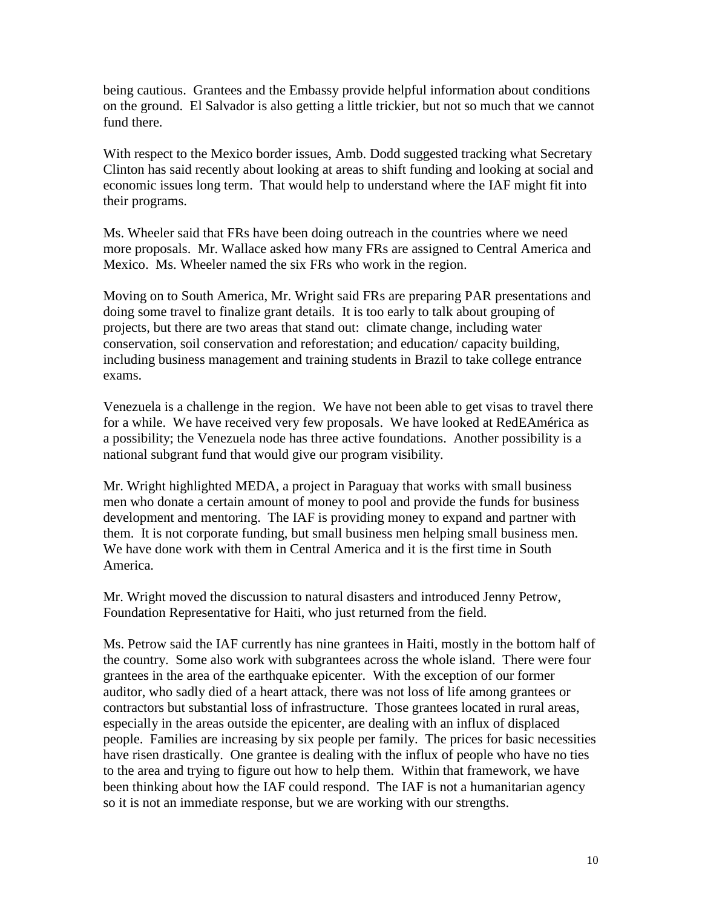being cautious. Grantees and the Embassy provide helpful information about conditions on the ground. El Salvador is also getting a little trickier, but not so much that we cannot fund there.

With respect to the Mexico border issues, Amb. Dodd suggested tracking what Secretary Clinton has said recently about looking at areas to shift funding and looking at social and economic issues long term. That would help to understand where the IAF might fit into their programs.

Ms. Wheeler said that FRs have been doing outreach in the countries where we need more proposals. Mr. Wallace asked how many FRs are assigned to Central America and Mexico. Ms. Wheeler named the six FRs who work in the region.

Moving on to South America, Mr. Wright said FRs are preparing PAR presentations and doing some travel to finalize grant details. It is too early to talk about grouping of projects, but there are two areas that stand out: climate change, including water conservation, soil conservation and reforestation; and education/ capacity building, including business management and training students in Brazil to take college entrance exams.

Venezuela is a challenge in the region. We have not been able to get visas to travel there for a while. We have received very few proposals. We have looked at RedEAmérica as a possibility; the Venezuela node has three active foundations. Another possibility is a national subgrant fund that would give our program visibility.

Mr. Wright highlighted MEDA, a project in Paraguay that works with small business men who donate a certain amount of money to pool and provide the funds for business development and mentoring. The IAF is providing money to expand and partner with them. It is not corporate funding, but small business men helping small business men. We have done work with them in Central America and it is the first time in South America.

Mr. Wright moved the discussion to natural disasters and introduced Jenny Petrow, Foundation Representative for Haiti, who just returned from the field.

Ms. Petrow said the IAF currently has nine grantees in Haiti, mostly in the bottom half of the country. Some also work with subgrantees across the whole island. There were four grantees in the area of the earthquake epicenter. With the exception of our former auditor, who sadly died of a heart attack, there was not loss of life among grantees or contractors but substantial loss of infrastructure. Those grantees located in rural areas, especially in the areas outside the epicenter, are dealing with an influx of displaced people. Families are increasing by six people per family. The prices for basic necessities have risen drastically. One grantee is dealing with the influx of people who have no ties to the area and trying to figure out how to help them. Within that framework, we have been thinking about how the IAF could respond. The IAF is not a humanitarian agency so it is not an immediate response, but we are working with our strengths.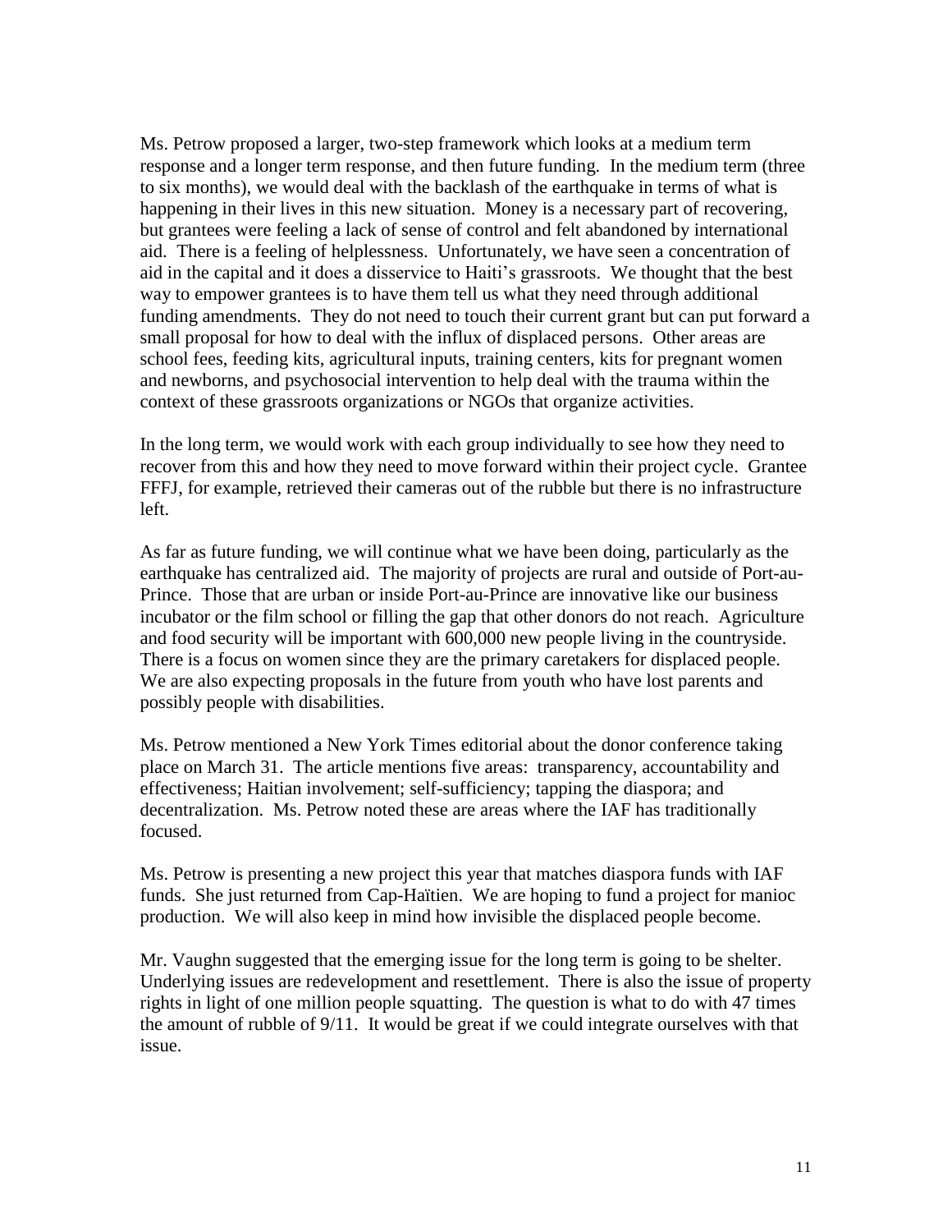Ms. Petrow proposed a larger, two-step framework which looks at a medium term response and a longer term response, and then future funding. In the medium term (three to six months), we would deal with the backlash of the earthquake in terms of what is happening in their lives in this new situation. Money is a necessary part of recovering, but grantees were feeling a lack of sense of control and felt abandoned by international aid. There is a feeling of helplessness. Unfortunately, we have seen a concentration of aid in the capital and it does a disservice to Haiti's grassroots. We thought that the best way to empower grantees is to have them tell us what they need through additional funding amendments. They do not need to touch their current grant but can put forward a small proposal for how to deal with the influx of displaced persons. Other areas are school fees, feeding kits, agricultural inputs, training centers, kits for pregnant women and newborns, and psychosocial intervention to help deal with the trauma within the context of these grassroots organizations or NGOs that organize activities.

In the long term, we would work with each group individually to see how they need to recover from this and how they need to move forward within their project cycle. Grantee FFFJ, for example, retrieved their cameras out of the rubble but there is no infrastructure left.

As far as future funding, we will continue what we have been doing, particularly as the earthquake has centralized aid. The majority of projects are rural and outside of Port-au-Prince. Those that are urban or inside Port-au-Prince are innovative like our business incubator or the film school or filling the gap that other donors do not reach. Agriculture and food security will be important with 600,000 new people living in the countryside. There is a focus on women since they are the primary caretakers for displaced people. We are also expecting proposals in the future from youth who have lost parents and possibly people with disabilities.

Ms. Petrow mentioned a New York Times editorial about the donor conference taking place on March 31. The article mentions five areas: transparency, accountability and effectiveness; Haitian involvement; self-sufficiency; tapping the diaspora; and decentralization. Ms. Petrow noted these are areas where the IAF has traditionally focused.

Ms. Petrow is presenting a new project this year that matches diaspora funds with IAF funds. She just returned from Cap-Haïtien. We are hoping to fund a project for manioc production. We will also keep in mind how invisible the displaced people become.

Mr. Vaughn suggested that the emerging issue for the long term is going to be shelter. Underlying issues are redevelopment and resettlement. There is also the issue of property rights in light of one million people squatting. The question is what to do with 47 times the amount of rubble of 9/11. It would be great if we could integrate ourselves with that issue.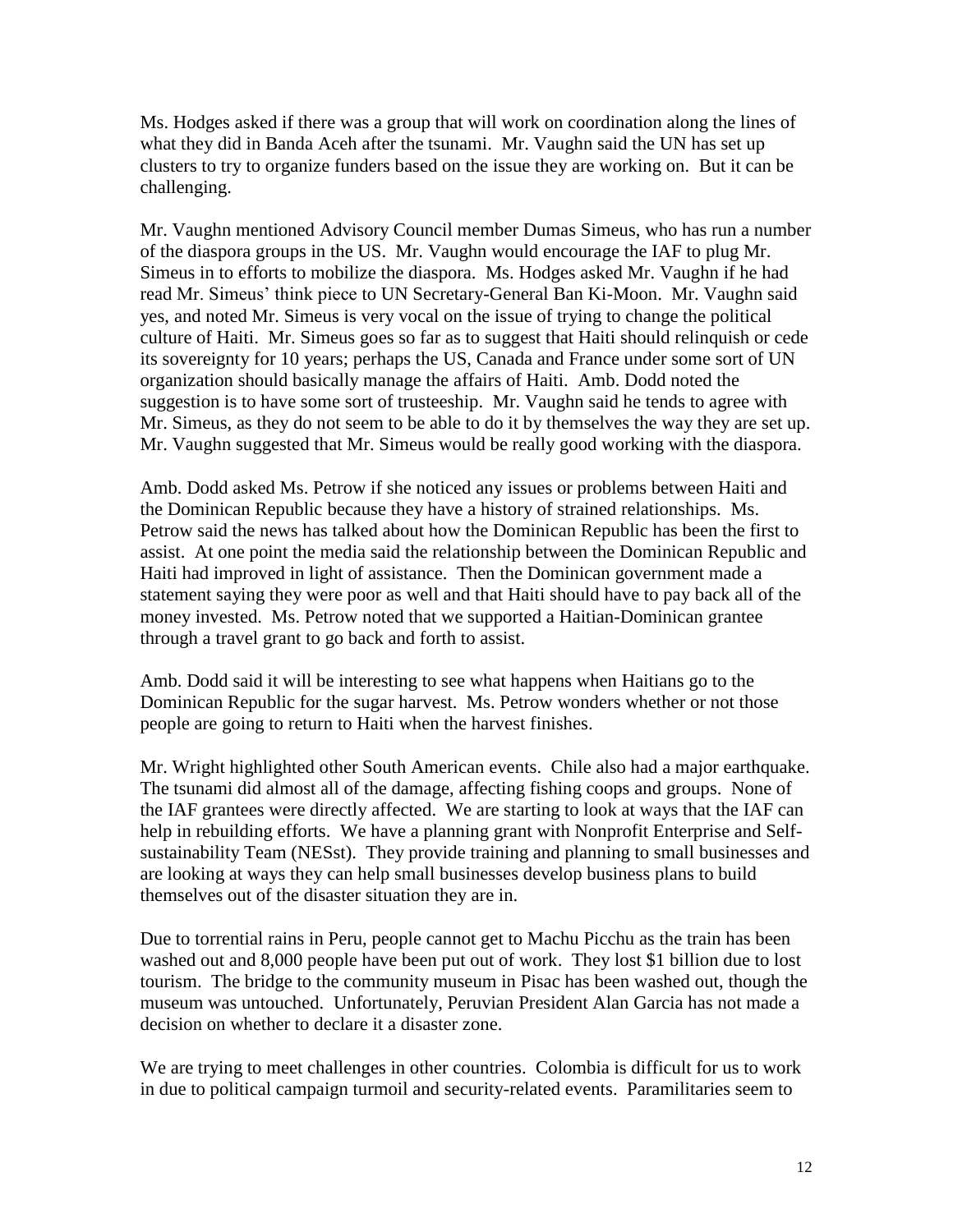Ms. Hodges asked if there was a group that will work on coordination along the lines of what they did in Banda Aceh after the tsunami. Mr. Vaughn said the UN has set up clusters to try to organize funders based on the issue they are working on. But it can be challenging.

Mr. Vaughn mentioned Advisory Council member Dumas Simeus, who has run a number of the diaspora groups in the US. Mr. Vaughn would encourage the IAF to plug Mr. Simeus in to efforts to mobilize the diaspora. Ms. Hodges asked Mr. Vaughn if he had read Mr. Simeus' think piece to UN Secretary-General Ban Ki-Moon. Mr. Vaughn said yes, and noted Mr. Simeus is very vocal on the issue of trying to change the political culture of Haiti. Mr. Simeus goes so far as to suggest that Haiti should relinquish or cede its sovereignty for 10 years; perhaps the US, Canada and France under some sort of UN organization should basically manage the affairs of Haiti. Amb. Dodd noted the suggestion is to have some sort of trusteeship. Mr. Vaughn said he tends to agree with Mr. Simeus, as they do not seem to be able to do it by themselves the way they are set up. Mr. Vaughn suggested that Mr. Simeus would be really good working with the diaspora.

Amb. Dodd asked Ms. Petrow if she noticed any issues or problems between Haiti and the Dominican Republic because they have a history of strained relationships. Ms. Petrow said the news has talked about how the Dominican Republic has been the first to assist. At one point the media said the relationship between the Dominican Republic and Haiti had improved in light of assistance. Then the Dominican government made a statement saying they were poor as well and that Haiti should have to pay back all of the money invested. Ms. Petrow noted that we supported a Haitian-Dominican grantee through a travel grant to go back and forth to assist.

Amb. Dodd said it will be interesting to see what happens when Haitians go to the Dominican Republic for the sugar harvest. Ms. Petrow wonders whether or not those people are going to return to Haiti when the harvest finishes.

Mr. Wright highlighted other South American events. Chile also had a major earthquake. The tsunami did almost all of the damage, affecting fishing coops and groups. None of the IAF grantees were directly affected. We are starting to look at ways that the IAF can help in rebuilding efforts. We have a planning grant with Nonprofit Enterprise and Self-sustainability Team (NESst). They provide training and planning to small businesses and are looking at ways they can help small businesses develop business plans to build themselves out of the disaster situation they are in.

Due to torrential rains in Peru, people cannot get to Machu Picchu as the train has been washed out and 8,000 people have been put out of work. They lost $1 billion due to lost tourism. The bridge to the community museum in Pisac has been washed out, though the museum was untouched. Unfortunately, Peruvian President Alan Garcia has not made a decision on whether to declare it a disaster zone.

We are trying to meet challenges in other countries. Colombia is difficult for us to work in due to political campaign turmoil and security-related events. Paramilitaries seem to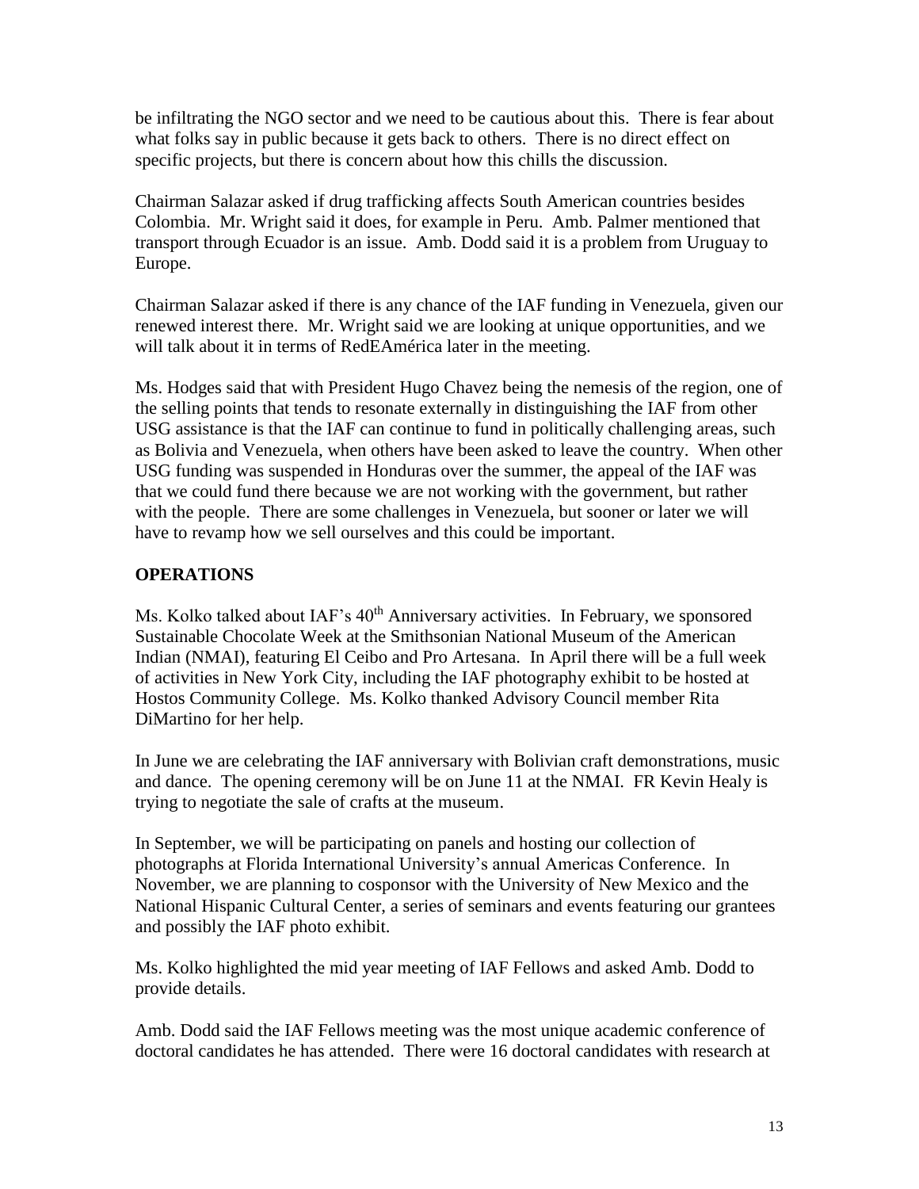be infiltrating the NGO sector and we need to be cautious about this. There is fear about what folks say in public because it gets back to others. There is no direct effect on specific projects, but there is concern about how this chills the discussion.

Chairman Salazar asked if drug trafficking affects South American countries besides Colombia. Mr. Wright said it does, for example in Peru. Amb. Palmer mentioned that transport through Ecuador is an issue. Amb. Dodd said it is a problem from Uruguay to Europe.

Chairman Salazar asked if there is any chance of the IAF funding in Venezuela, given our renewed interest there. Mr. Wright said we are looking at unique opportunities, and we will talk about it in terms of RedEAmérica later in the meeting.

Ms. Hodges said that with President Hugo Chavez being the nemesis of the region, one of the selling points that tends to resonate externally in distinguishing the IAF from other USG assistance is that the IAF can continue to fund in politically challenging areas, such as Bolivia and Venezuela, when others have been asked to leave the country. When other USG funding was suspended in Honduras over the summer, the appeal of the IAF was that we could fund there because we are not working with the government, but rather with the people. There are some challenges in Venezuela, but sooner or later we will have to revamp how we sell ourselves and this could be important.

## OPERATIONS

Ms. Kolko talked about IAF's 40th Anniversary activities. In February, we sponsored Sustainable Chocolate Week at the Smithsonian National Museum of the American Indian (NMAI), featuring El Ceibo and Pro Artesana. In April there will be a full week of activities in New York City, including the IAF photography exhibit to be hosted at Hostos Community College. Ms. Kolko thanked Advisory Council member Rita DiMartino for her help.

In June we are celebrating the IAF anniversary with Bolivian craft demonstrations, music and dance. The opening ceremony will be on June 11 at the NMAI. FR Kevin Healy is trying to negotiate the sale of crafts at the museum.

In September, we will be participating on panels and hosting our collection of photographs at Florida International University's annual Americas Conference. In November, we are planning to cosponsor with the University of New Mexico and the National Hispanic Cultural Center, a series of seminars and events featuring our grantees and possibly the IAF photo exhibit.

Ms. Kolko highlighted the mid year meeting of IAF Fellows and asked Amb. Dodd to provide details.

Amb. Dodd said the IAF Fellows meeting was the most unique academic conference of doctoral candidates he has attended. There were 16 doctoral candidates with research at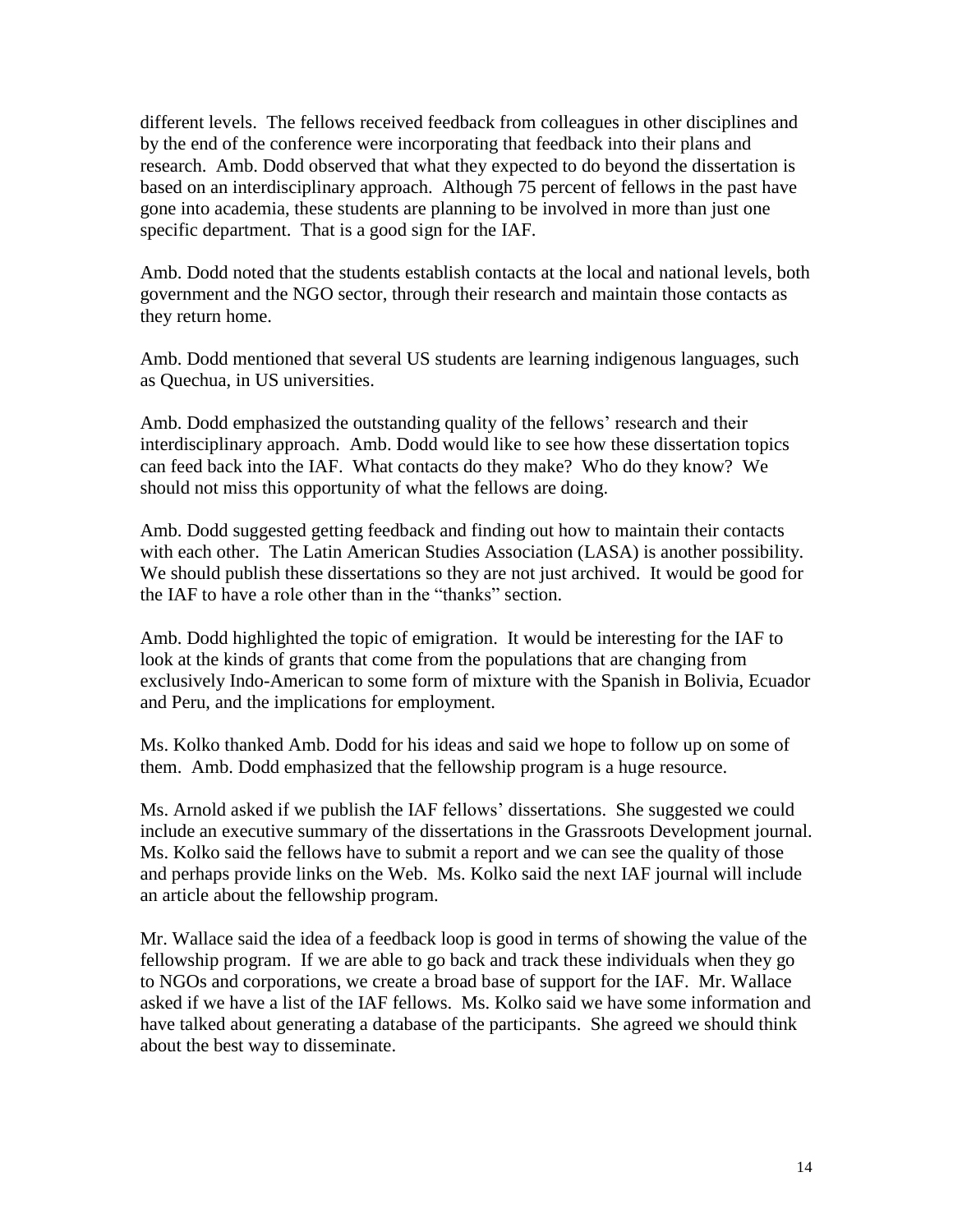different levels. The fellows received feedback from colleagues in other disciplines and by the end of the conference were incorporating that feedback into their plans and research. Amb. Dodd observed that what they expected to do beyond the dissertation is based on an interdisciplinary approach. Although 75 percent of fellows in the past have gone into academia, these students are planning to be involved in more than just one specific department. That is a good sign for the IAF.

Amb. Dodd noted that the students establish contacts at the local and national levels, both government and the NGO sector, through their research and maintain those contacts as they return home.

Amb. Dodd mentioned that several US students are learning indigenous languages, such as Quechua, in US universities.

Amb. Dodd emphasized the outstanding quality of the fellows' research and their interdisciplinary approach. Amb. Dodd would like to see how these dissertation topics can feed back into the IAF. What contacts do they make? Who do they know? We should not miss this opportunity of what the fellows are doing.

Amb. Dodd suggested getting feedback and finding out how to maintain their contacts with each other. The Latin American Studies Association (LASA) is another possibility. We should publish these dissertations so they are not just archived. It would be good for the IAF to have a role other than in the "thanks" section.

Amb. Dodd highlighted the topic of emigration. It would be interesting for the IAF to look at the kinds of grants that come from the populations that are changing from exclusively Indo-American to some form of mixture with the Spanish in Bolivia, Ecuador and Peru, and the implications for employment.

Ms. Kolko thanked Amb. Dodd for his ideas and said we hope to follow up on some of them. Amb. Dodd emphasized that the fellowship program is a huge resource.

Ms. Arnold asked if we publish the IAF fellows' dissertations. She suggested we could include an executive summary of the dissertations in the Grassroots Development journal. Ms. Kolko said the fellows have to submit a report and we can see the quality of those and perhaps provide links on the Web. Ms. Kolko said the next IAF journal will include an article about the fellowship program.

Mr. Wallace said the idea of a feedback loop is good in terms of showing the value of the fellowship program. If we are able to go back and track these individuals when they go to NGOs and corporations, we create a broad base of support for the IAF. Mr. Wallace asked if we have a list of the IAF fellows. Ms. Kolko said we have some information and have talked about generating a database of the participants. She agreed we should think about the best way to disseminate.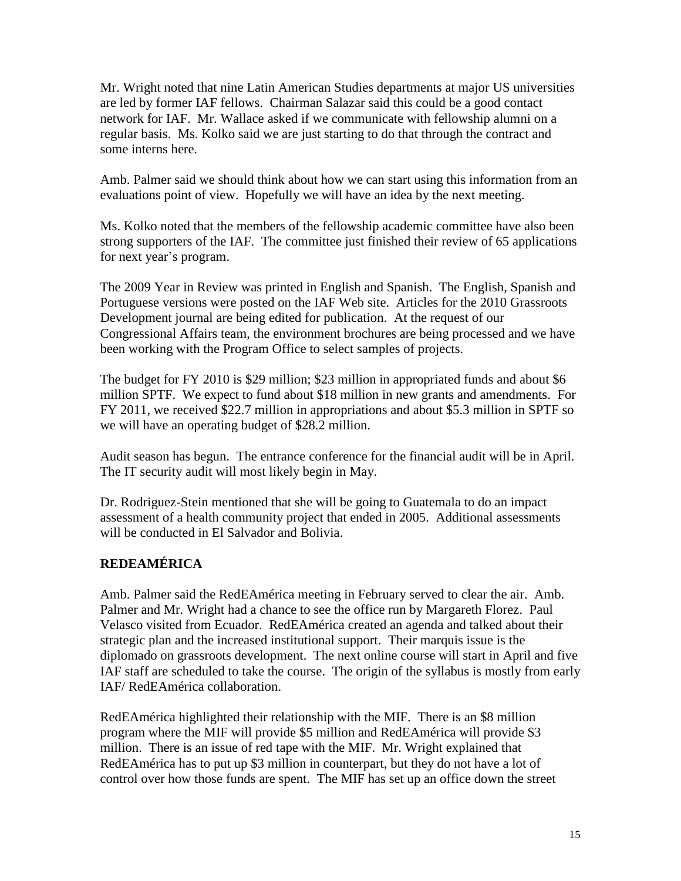Mr. Wright noted that nine Latin American Studies departments at major US universities are led by former IAF fellows. Chairman Salazar said this could be a good contact network for IAF. Mr. Wallace asked if we communicate with fellowship alumni on a regular basis. Ms. Kolko said we are just starting to do that through the contract and some interns here.

Amb. Palmer said we should think about how we can start using this information from an evaluations point of view. Hopefully we will have an idea by the next meeting.

Ms. Kolko noted that the members of the fellowship academic committee have also been strong supporters of the IAF. The committee just finished their review of 65 applications for next year's program.

The 2009 Year in Review was printed in English and Spanish. The English, Spanish and Portuguese versions were posted on the IAF Web site. Articles for the 2010 Grassroots Development journal are being edited for publication. At the request of our Congressional Affairs team, the environment brochures are being processed and we have been working with the Program Office to select samples of projects.

The budget for FY 2010 is $29 million; $23 million in appropriated funds and about $6 million SPTF. We expect to fund about $18 million in new grants and amendments. For FY 2011, we received $22.7 million in appropriations and about $5.3 million in SPTF so we will have an operating budget of $28.2 million.

Audit season has begun. The entrance conference for the financial audit will be in April. The IT security audit will most likely begin in May.

Dr. Rodriguez-Stein mentioned that she will be going to Guatemala to do an impact assessment of a health community project that ended in 2005. Additional assessments will be conducted in El Salvador and Bolivia.

## REDEAMÉRICA

Amb. Palmer said the RedEAmérica meeting in February served to clear the air. Amb. Palmer and Mr. Wright had a chance to see the office run by Margareth Florez. Paul Velasco visited from Ecuador. RedEAmérica created an agenda and talked about their strategic plan and the increased institutional support. Their marquis issue is the diplomado on grassroots development. The next online course will start in April and five IAF staff are scheduled to take the course. The origin of the syllabus is mostly from early IAF/ RedEAmérica collaboration.

RedEAmérica highlighted their relationship with the MIF. There is an $8 million program where the MIF will provide $5 million and RedEAmérica will provide $3 million. There is an issue of red tape with the MIF. Mr. Wright explained that RedEAmérica has to put up $3 million in counterpart, but they do not have a lot of control over how those funds are spent. The MIF has set up an office down the street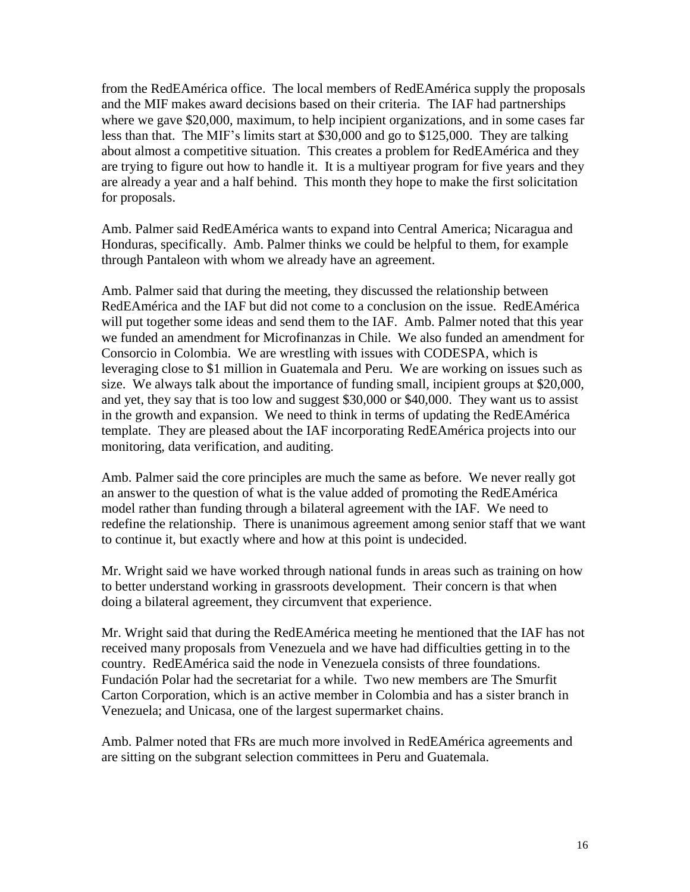from the RedEAmérica office. The local members of RedEAmérica supply the proposals and the MIF makes award decisions based on their criteria. The IAF had partnerships where we gave $20,000, maximum, to help incipient organizations, and in some cases far less than that. The MIF's limits start at $30,000 and go to $125,000. They are talking about almost a competitive situation. This creates a problem for RedEAmérica and they are trying to figure out how to handle it. It is a multiyear program for five years and they are already a year and a half behind. This month they hope to make the first solicitation for proposals.

Amb. Palmer said RedEAmérica wants to expand into Central America; Nicaragua and Honduras, specifically. Amb. Palmer thinks we could be helpful to them, for example through Pantaleon with whom we already have an agreement.

Amb. Palmer said that during the meeting, they discussed the relationship between RedEAmérica and the IAF but did not come to a conclusion on the issue. RedEAmérica will put together some ideas and send them to the IAF. Amb. Palmer noted that this year we funded an amendment for Microfinanzas in Chile. We also funded an amendment for Consorcio in Colombia. We are wrestling with issues with CODESPA, which is leveraging close to $1 million in Guatemala and Peru. We are working on issues such as size. We always talk about the importance of funding small, incipient groups at $20,000, and yet, they say that is too low and suggest $30,000 or $40,000. They want us to assist in the growth and expansion. We need to think in terms of updating the RedEAmérica template. They are pleased about the IAF incorporating RedEAmérica projects into our monitoring, data verification, and auditing.

Amb. Palmer said the core principles are much the same as before. We never really got an answer to the question of what is the value added of promoting the RedEAmérica model rather than funding through a bilateral agreement with the IAF. We need to redefine the relationship. There is unanimous agreement among senior staff that we want to continue it, but exactly where and how at this point is undecided.

Mr. Wright said we have worked through national funds in areas such as training on how to better understand working in grassroots development. Their concern is that when doing a bilateral agreement, they circumvent that experience.

Mr. Wright said that during the RedEAmérica meeting he mentioned that the IAF has not received many proposals from Venezuela and we have had difficulties getting in to the country. RedEAmérica said the node in Venezuela consists of three foundations. Fundación Polar had the secretariat for a while. Two new members are The Smurfit Carton Corporation, which is an active member in Colombia and has a sister branch in Venezuela; and Unicasa, one of the largest supermarket chains.

Amb. Palmer noted that FRs are much more involved in RedEAmérica agreements and are sitting on the subgrant selection committees in Peru and Guatemala.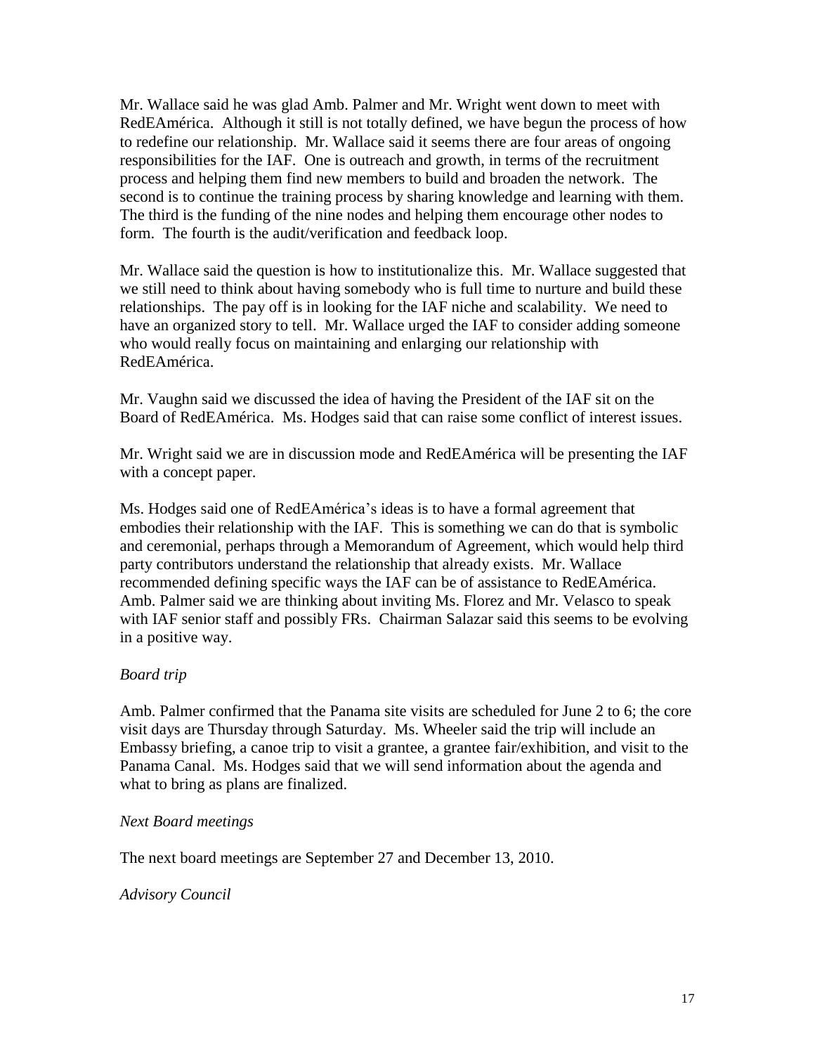Mr. Wallace said he was glad Amb. Palmer and Mr. Wright went down to meet with RedEAmérica. Although it still is not totally defined, we have begun the process of how to redefine our relationship. Mr. Wallace said it seems there are four areas of ongoing responsibilities for the IAF. One is outreach and growth, in terms of the recruitment process and helping them find new members to build and broaden the network. The second is to continue the training process by sharing knowledge and learning with them. The third is the funding of the nine nodes and helping them encourage other nodes to form. The fourth is the audit/verification and feedback loop.

Mr. Wallace said the question is how to institutionalize this. Mr. Wallace suggested that we still need to think about having somebody who is full time to nurture and build these relationships. The pay off is in looking for the IAF niche and scalability. We need to have an organized story to tell. Mr. Wallace urged the IAF to consider adding someone who would really focus on maintaining and enlarging our relationship with RedEAmérica.

Mr. Vaughn said we discussed the idea of having the President of the IAF sit on the Board of RedEAmérica. Ms. Hodges said that can raise some conflict of interest issues.

Mr. Wright said we are in discussion mode and RedEAmérica will be presenting the IAF with a concept paper.

Ms. Hodges said one of RedEAmérica's ideas is to have a formal agreement that embodies their relationship with the IAF. This is something we can do that is symbolic and ceremonial, perhaps through a Memorandum of Agreement, which would help third party contributors understand the relationship that already exists. Mr. Wallace recommended defining specific ways the IAF can be of assistance to RedEAmérica. Amb. Palmer said we are thinking about inviting Ms. Florez and Mr. Velasco to speak with IAF senior staff and possibly FRs. Chairman Salazar said this seems to be evolving in a positive way.

*Board trip*

Amb. Palmer confirmed that the Panama site visits are scheduled for June 2 to 6; the core visit days are Thursday through Saturday. Ms. Wheeler said the trip will include an Embassy briefing, a canoe trip to visit a grantee, a grantee fair/exhibition, and visit to the Panama Canal. Ms. Hodges said that we will send information about the agenda and what to bring as plans are finalized.

*Next Board meetings*

The next board meetings are September 27 and December 13, 2010.

*Advisory Council*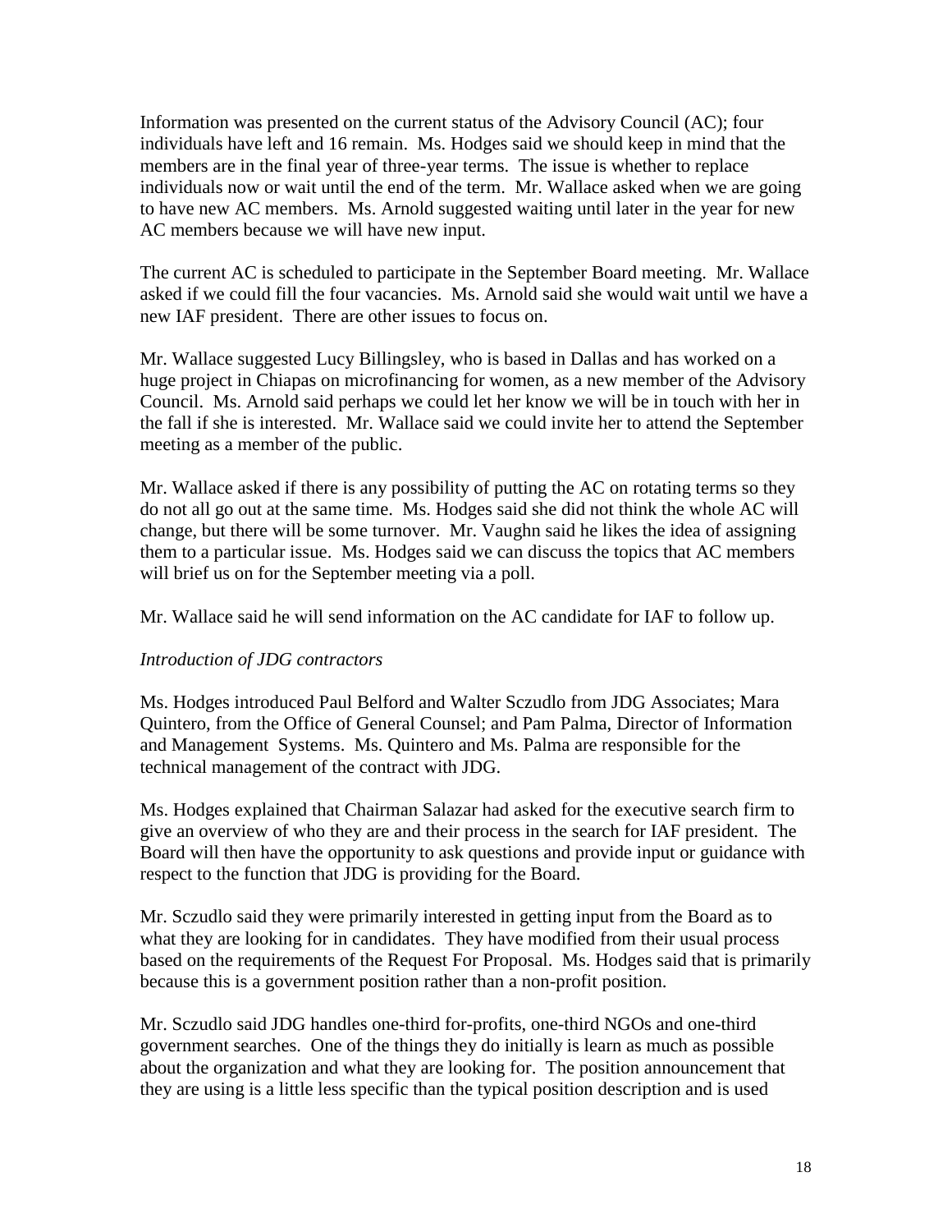Information was presented on the current status of the Advisory Council (AC); four individuals have left and 16 remain. Ms. Hodges said we should keep in mind that the members are in the final year of three-year terms. The issue is whether to replace individuals now or wait until the end of the term. Mr. Wallace asked when we are going to have new AC members. Ms. Arnold suggested waiting until later in the year for new AC members because we will have new input.

The current AC is scheduled to participate in the September Board meeting. Mr. Wallace asked if we could fill the four vacancies. Ms. Arnold said she would wait until we have a new IAF president. There are other issues to focus on.

Mr. Wallace suggested Lucy Billingsley, who is based in Dallas and has worked on a huge project in Chiapas on microfinancing for women, as a new member of the Advisory Council. Ms. Arnold said perhaps we could let her know we will be in touch with her in the fall if she is interested. Mr. Wallace said we could invite her to attend the September meeting as a member of the public.

Mr. Wallace asked if there is any possibility of putting the AC on rotating terms so they do not all go out at the same time. Ms. Hodges said she did not think the whole AC will change, but there will be some turnover. Mr. Vaughn said he likes the idea of assigning them to a particular issue. Ms. Hodges said we can discuss the topics that AC members will brief us on for the September meeting via a poll.

Mr. Wallace said he will send information on the AC candidate for IAF to follow up.

*Introduction of JDG contractors*

Ms. Hodges introduced Paul Belford and Walter Sczudlo from JDG Associates; Mara Quintero, from the Office of General Counsel; and Pam Palma, Director of Information and Management Systems. Ms. Quintero and Ms. Palma are responsible for the technical management of the contract with JDG.

Ms. Hodges explained that Chairman Salazar had asked for the executive search firm to give an overview of who they are and their process in the search for IAF president. The Board will then have the opportunity to ask questions and provide input or guidance with respect to the function that JDG is providing for the Board.

Mr. Sczudlo said they were primarily interested in getting input from the Board as to what they are looking for in candidates. They have modified from their usual process based on the requirements of the Request For Proposal. Ms. Hodges said that is primarily because this is a government position rather than a non-profit position.

Mr. Sczudlo said JDG handles one-third for-profits, one-third NGOs and one-third government searches. One of the things they do initially is learn as much as possible about the organization and what they are looking for. The position announcement that they are using is a little less specific than the typical position description and is used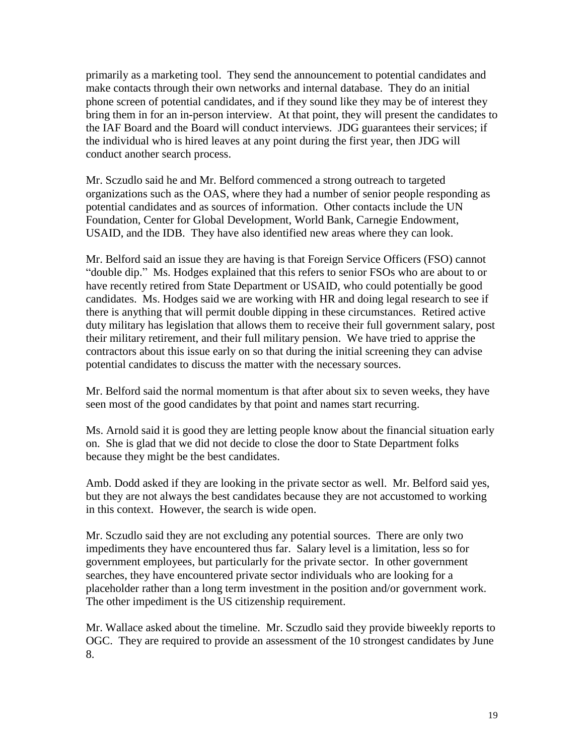primarily as a marketing tool. They send the announcement to potential candidates and make contacts through their own networks and internal database. They do an initial phone screen of potential candidates, and if they sound like they may be of interest they bring them in for an in-person interview. At that point, they will present the candidates to the IAF Board and the Board will conduct interviews. JDG guarantees their services; if the individual who is hired leaves at any point during the first year, then JDG will conduct another search process.

Mr. Sczudlo said he and Mr. Belford commenced a strong outreach to targeted organizations such as the OAS, where they had a number of senior people responding as potential candidates and as sources of information. Other contacts include the UN Foundation, Center for Global Development, World Bank, Carnegie Endowment, USAID, and the IDB. They have also identified new areas where they can look.

Mr. Belford said an issue they are having is that Foreign Service Officers (FSO) cannot "double dip." Ms. Hodges explained that this refers to senior FSOs who are about to or have recently retired from State Department or USAID, who could potentially be good candidates. Ms. Hodges said we are working with HR and doing legal research to see if there is anything that will permit double dipping in these circumstances. Retired active duty military has legislation that allows them to receive their full government salary, post their military retirement, and their full military pension. We have tried to apprise the contractors about this issue early on so that during the initial screening they can advise potential candidates to discuss the matter with the necessary sources.

Mr. Belford said the normal momentum is that after about six to seven weeks, they have seen most of the good candidates by that point and names start recurring.

Ms. Arnold said it is good they are letting people know about the financial situation early on. She is glad that we did not decide to close the door to State Department folks because they might be the best candidates.

Amb. Dodd asked if they are looking in the private sector as well. Mr. Belford said yes, but they are not always the best candidates because they are not accustomed to working in this context. However, the search is wide open.

Mr. Sczudlo said they are not excluding any potential sources. There are only two impediments they have encountered thus far. Salary level is a limitation, less so for government employees, but particularly for the private sector. In other government searches, they have encountered private sector individuals who are looking for a placeholder rather than a long term investment in the position and/or government work. The other impediment is the US citizenship requirement.

Mr. Wallace asked about the timeline. Mr. Sczudlo said they provide biweekly reports to OGC. They are required to provide an assessment of the 10 strongest candidates by June 8.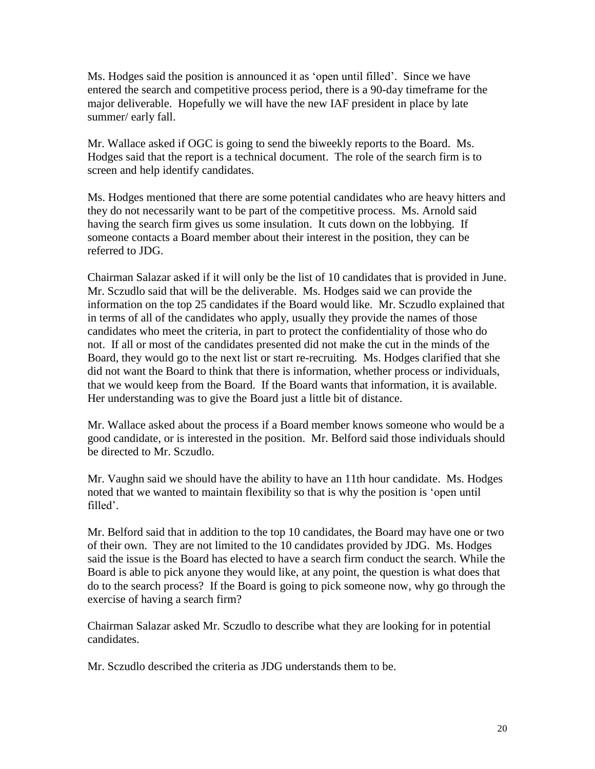Ms. Hodges said the position is announced it as 'open until filled'. Since we have entered the search and competitive process period, there is a 90-day timeframe for the major deliverable. Hopefully we will have the new IAF president in place by late summer/ early fall.

Mr. Wallace asked if OGC is going to send the biweekly reports to the Board. Ms. Hodges said that the report is a technical document. The role of the search firm is to screen and help identify candidates.

Ms. Hodges mentioned that there are some potential candidates who are heavy hitters and they do not necessarily want to be part of the competitive process. Ms. Arnold said having the search firm gives us some insulation. It cuts down on the lobbying. If someone contacts a Board member about their interest in the position, they can be referred to JDG.

Chairman Salazar asked if it will only be the list of 10 candidates that is provided in June. Mr. Sczudlo said that will be the deliverable. Ms. Hodges said we can provide the information on the top 25 candidates if the Board would like. Mr. Sczudlo explained that in terms of all of the candidates who apply, usually they provide the names of those candidates who meet the criteria, in part to protect the confidentiality of those who do not. If all or most of the candidates presented did not make the cut in the minds of the Board, they would go to the next list or start re-recruiting. Ms. Hodges clarified that she did not want the Board to think that there is information, whether process or individuals, that we would keep from the Board. If the Board wants that information, it is available. Her understanding was to give the Board just a little bit of distance.

Mr. Wallace asked about the process if a Board member knows someone who would be a good candidate, or is interested in the position. Mr. Belford said those individuals should be directed to Mr. Sczudlo.

Mr. Vaughn said we should have the ability to have an 11th hour candidate. Ms. Hodges noted that we wanted to maintain flexibility so that is why the position is 'open until filled'.

Mr. Belford said that in addition to the top 10 candidates, the Board may have one or two of their own. They are not limited to the 10 candidates provided by JDG. Ms. Hodges said the issue is the Board has elected to have a search firm conduct the search. While the Board is able to pick anyone they would like, at any point, the question is what does that do to the search process? If the Board is going to pick someone now, why go through the exercise of having a search firm?

Chairman Salazar asked Mr. Sczudlo to describe what they are looking for in potential candidates.

Mr. Sczudlo described the criteria as JDG understands them to be.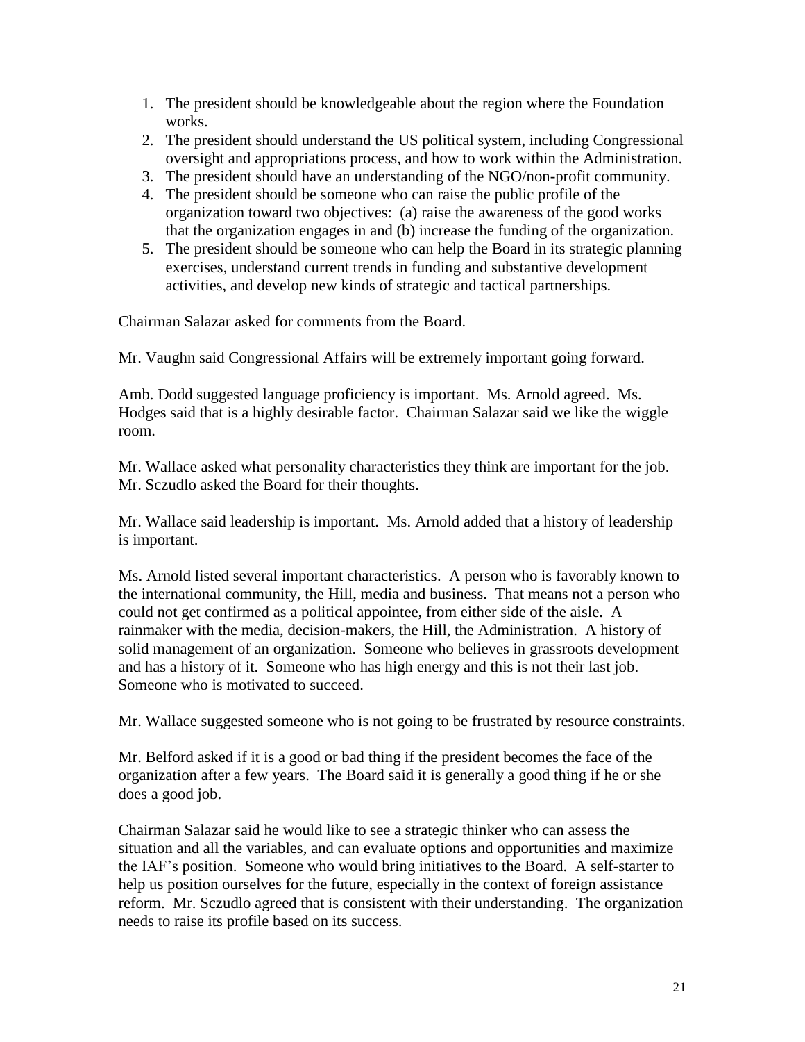1. The president should be knowledgeable about the region where the Foundation works.
2. The president should understand the US political system, including Congressional oversight and appropriations process, and how to work within the Administration.
3. The president should have an understanding of the NGO/non-profit community.
4. The president should be someone who can raise the public profile of the organization toward two objectives: (a) raise the awareness of the good works that the organization engages in and (b) increase the funding of the organization.
5. The president should be someone who can help the Board in its strategic planning exercises, understand current trends in funding and substantive development activities, and develop new kinds of strategic and tactical partnerships.

Chairman Salazar asked for comments from the Board.

Mr. Vaughn said Congressional Affairs will be extremely important going forward.

Amb. Dodd suggested language proficiency is important. Ms. Arnold agreed. Ms. Hodges said that is a highly desirable factor. Chairman Salazar said we like the wiggle room.

Mr. Wallace asked what personality characteristics they think are important for the job. Mr. Sczudlo asked the Board for their thoughts.

Mr. Wallace said leadership is important. Ms. Arnold added that a history of leadership is important.

Ms. Arnold listed several important characteristics. A person who is favorably known to the international community, the Hill, media and business. That means not a person who could not get confirmed as a political appointee, from either side of the aisle. A rainmaker with the media, decision-makers, the Hill, the Administration. A history of solid management of an organization. Someone who believes in grassroots development and has a history of it. Someone who has high energy and this is not their last job. Someone who is motivated to succeed.

Mr. Wallace suggested someone who is not going to be frustrated by resource constraints.

Mr. Belford asked if it is a good or bad thing if the president becomes the face of the organization after a few years. The Board said it is generally a good thing if he or she does a good job.

Chairman Salazar said he would like to see a strategic thinker who can assess the situation and all the variables, and can evaluate options and opportunities and maximize the IAF's position. Someone who would bring initiatives to the Board. A self-starter to help us position ourselves for the future, especially in the context of foreign assistance reform. Mr. Sczudlo agreed that is consistent with their understanding. The organization needs to raise its profile based on its success.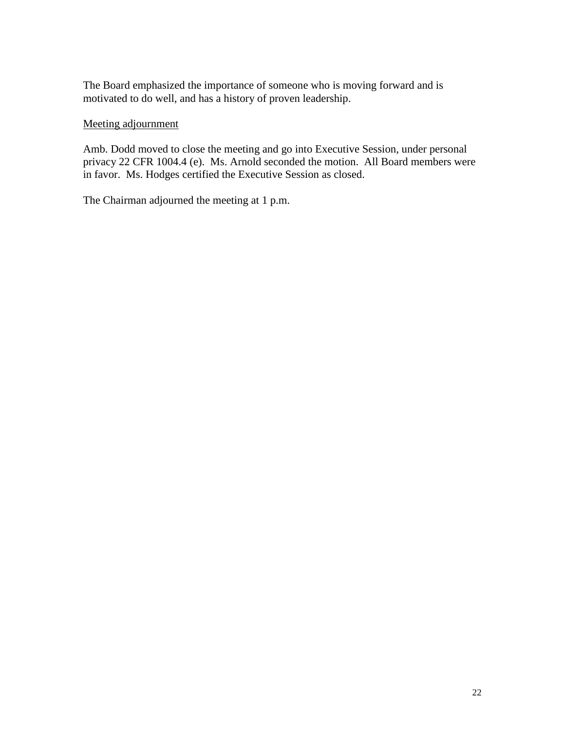The Board emphasized the importance of someone who is moving forward and is motivated to do well, and has a history of proven leadership.

<u>Meeting adjournment</u>

Amb. Dodd moved to close the meeting and go into Executive Session, under personal privacy 22 CFR 1004.4 (e). Ms. Arnold seconded the motion. All Board members were in favor. Ms. Hodges certified the Executive Session as closed.

The Chairman adjourned the meeting at 1 p.m.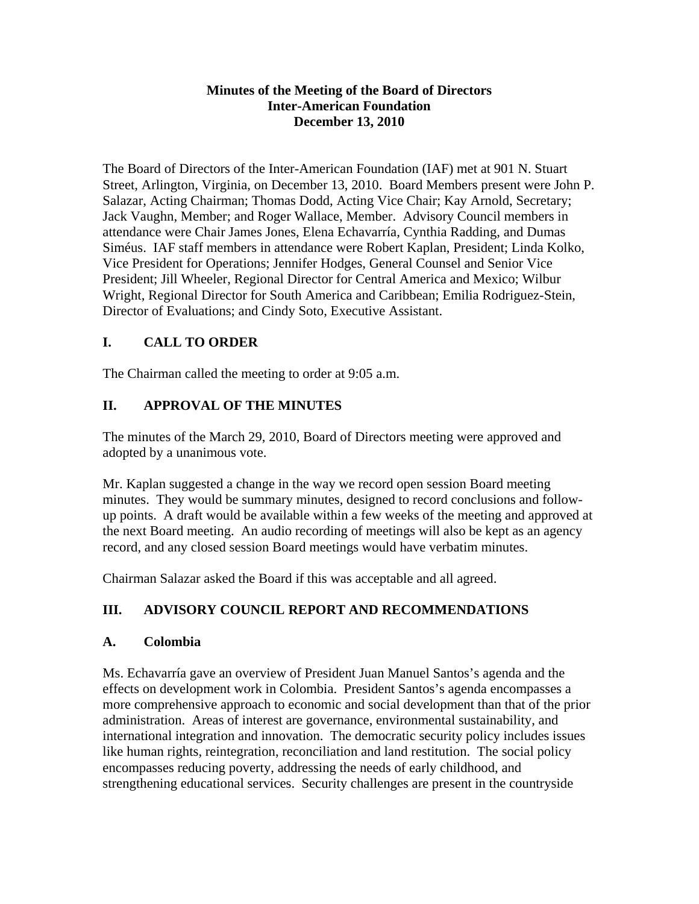**Minutes of the Meeting of the Board of Directors**
**Inter-American Foundation**
**December 13, 2010**

The Board of Directors of the Inter-American Foundation (IAF) met at 901 N. Stuart Street, Arlington, Virginia, on December 13, 2010. Board Members present were John P. Salazar, Acting Chairman; Thomas Dodd, Acting Vice Chair; Kay Arnold, Secretary; Jack Vaughn, Member; and Roger Wallace, Member. Advisory Council members in attendance were Chair James Jones, Elena Echavarría, Cynthia Radding, and Dumas Siméus. IAF staff members in attendance were Robert Kaplan, President; Linda Kolko, Vice President for Operations; Jennifer Hodges, General Counsel and Senior Vice President; Jill Wheeler, Regional Director for Central America and Mexico; Wilbur Wright, Regional Director for South America and Caribbean; Emilia Rodriguez-Stein, Director of Evaluations; and Cindy Soto, Executive Assistant.

## I. CALL TO ORDER

The Chairman called the meeting to order at 9:05 a.m.

## II. APPROVAL OF THE MINUTES

The minutes of the March 29, 2010, Board of Directors meeting were approved and adopted by a unanimous vote.

Mr. Kaplan suggested a change in the way we record open session Board meeting minutes. They would be summary minutes, designed to record conclusions and follow-up points. A draft would be available within a few weeks of the meeting and approved at the next Board meeting. An audio recording of meetings will also be kept as an agency record, and any closed session Board meetings would have verbatim minutes.

Chairman Salazar asked the Board if this was acceptable and all agreed.

## III. ADVISORY COUNCIL REPORT AND RECOMMENDATIONS

### A. Colombia

Ms. Echavarría gave an overview of President Juan Manuel Santos's agenda and the effects on development work in Colombia. President Santos's agenda encompasses a more comprehensive approach to economic and social development than that of the prior administration. Areas of interest are governance, environmental sustainability, and international integration and innovation. The democratic security policy includes issues like human rights, reintegration, reconciliation and land restitution. The social policy encompasses reducing poverty, addressing the needs of early childhood, and strengthening educational services. Security challenges are present in the countryside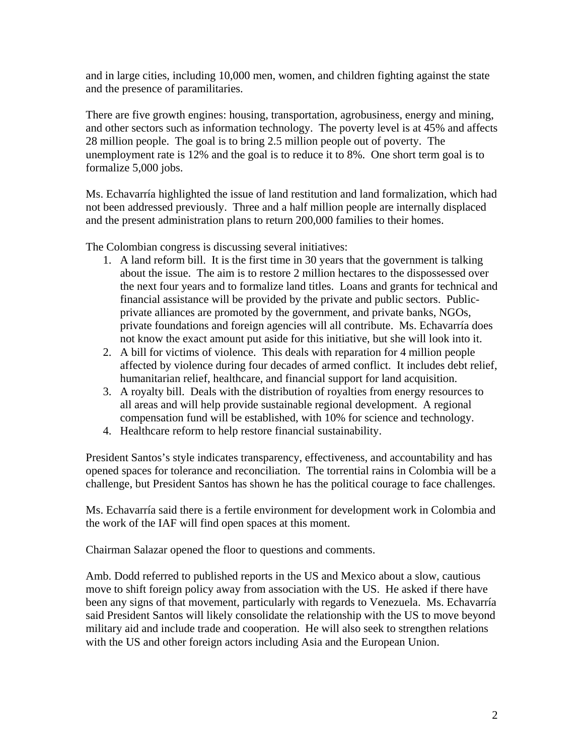and in large cities, including 10,000 men, women, and children fighting against the state and the presence of paramilitaries.

There are five growth engines: housing, transportation, agrobusiness, energy and mining, and other sectors such as information technology. The poverty level is at 45% and affects 28 million people. The goal is to bring 2.5 million people out of poverty. The unemployment rate is 12% and the goal is to reduce it to 8%. One short term goal is to formalize 5,000 jobs.

Ms. Echavarría highlighted the issue of land restitution and land formalization, which had not been addressed previously. Three and a half million people are internally displaced and the present administration plans to return 200,000 families to their homes.

The Colombian congress is discussing several initiatives:

1. A land reform bill. It is the first time in 30 years that the government is talking about the issue. The aim is to restore 2 million hectares to the dispossessed over the next four years and to formalize land titles. Loans and grants for technical and financial assistance will be provided by the private and public sectors. Public-private alliances are promoted by the government, and private banks, NGOs, private foundations and foreign agencies will all contribute. Ms. Echavarría does not know the exact amount put aside for this initiative, but she will look into it.
2. A bill for victims of violence. This deals with reparation for 4 million people affected by violence during four decades of armed conflict. It includes debt relief, humanitarian relief, healthcare, and financial support for land acquisition.
3. A royalty bill. Deals with the distribution of royalties from energy resources to all areas and will help provide sustainable regional development. A regional compensation fund will be established, with 10% for science and technology.
4. Healthcare reform to help restore financial sustainability.

President Santos's style indicates transparency, effectiveness, and accountability and has opened spaces for tolerance and reconciliation. The torrential rains in Colombia will be a challenge, but President Santos has shown he has the political courage to face challenges.

Ms. Echavarría said there is a fertile environment for development work in Colombia and the work of the IAF will find open spaces at this moment.

Chairman Salazar opened the floor to questions and comments.

Amb. Dodd referred to published reports in the US and Mexico about a slow, cautious move to shift foreign policy away from association with the US. He asked if there have been any signs of that movement, particularly with regards to Venezuela. Ms. Echavarría said President Santos will likely consolidate the relationship with the US to move beyond military aid and include trade and cooperation. He will also seek to strengthen relations with the US and other foreign actors including Asia and the European Union.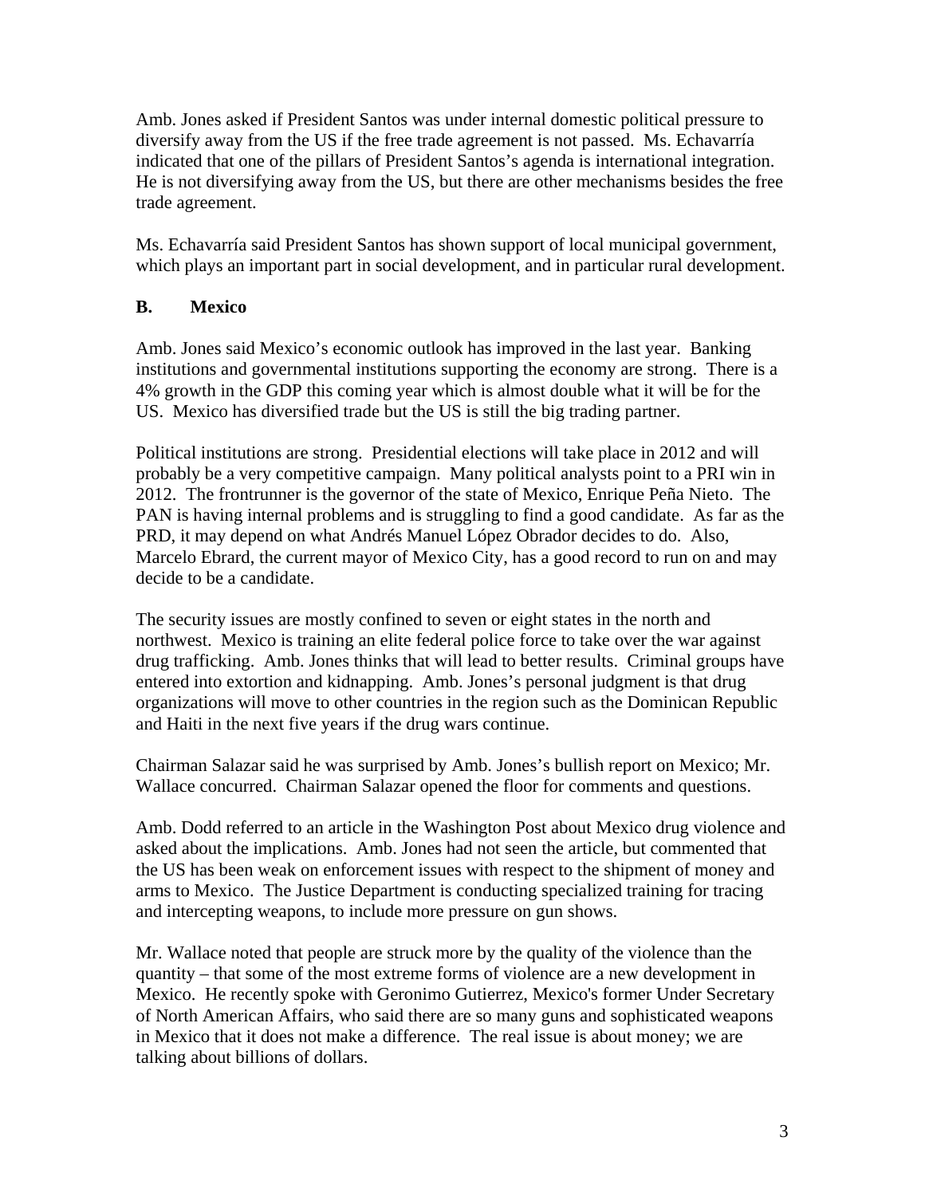Amb. Jones asked if President Santos was under internal domestic political pressure to diversify away from the US if the free trade agreement is not passed. Ms. Echavarría indicated that one of the pillars of President Santos's agenda is international integration. He is not diversifying away from the US, but there are other mechanisms besides the free trade agreement.

Ms. Echavarría said President Santos has shown support of local municipal government, which plays an important part in social development, and in particular rural development.

### B. Mexico

Amb. Jones said Mexico's economic outlook has improved in the last year. Banking institutions and governmental institutions supporting the economy are strong. There is a 4% growth in the GDP this coming year which is almost double what it will be for the US. Mexico has diversified trade but the US is still the big trading partner.

Political institutions are strong. Presidential elections will take place in 2012 and will probably be a very competitive campaign. Many political analysts point to a PRI win in 2012. The frontrunner is the governor of the state of Mexico, Enrique Peña Nieto. The PAN is having internal problems and is struggling to find a good candidate. As far as the PRD, it may depend on what Andrés Manuel López Obrador decides to do. Also, Marcelo Ebrard, the current mayor of Mexico City, has a good record to run on and may decide to be a candidate.

The security issues are mostly confined to seven or eight states in the north and northwest. Mexico is training an elite federal police force to take over the war against drug trafficking. Amb. Jones thinks that will lead to better results. Criminal groups have entered into extortion and kidnapping. Amb. Jones's personal judgment is that drug organizations will move to other countries in the region such as the Dominican Republic and Haiti in the next five years if the drug wars continue.

Chairman Salazar said he was surprised by Amb. Jones's bullish report on Mexico; Mr. Wallace concurred. Chairman Salazar opened the floor for comments and questions.

Amb. Dodd referred to an article in the Washington Post about Mexico drug violence and asked about the implications. Amb. Jones had not seen the article, but commented that the US has been weak on enforcement issues with respect to the shipment of money and arms to Mexico. The Justice Department is conducting specialized training for tracing and intercepting weapons, to include more pressure on gun shows.

Mr. Wallace noted that people are struck more by the quality of the violence than the quantity – that some of the most extreme forms of violence are a new development in Mexico. He recently spoke with Geronimo Gutierrez, Mexico's former Under Secretary of North American Affairs, who said there are so many guns and sophisticated weapons in Mexico that it does not make a difference. The real issue is about money; we are talking about billions of dollars.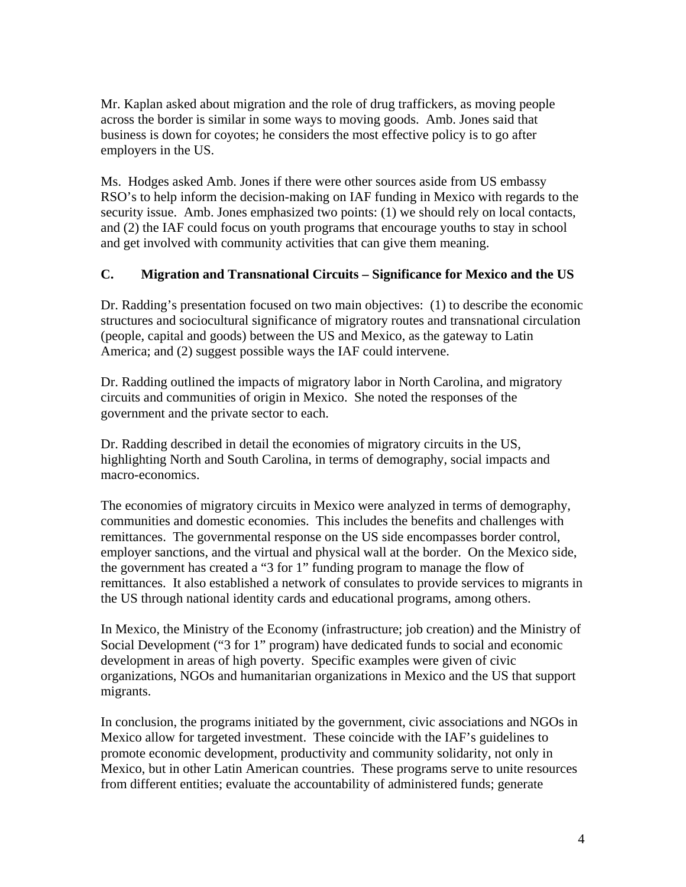Mr. Kaplan asked about migration and the role of drug traffickers, as moving people across the border is similar in some ways to moving goods. Amb. Jones said that business is down for coyotes; he considers the most effective policy is to go after employers in the US.

Ms. Hodges asked Amb. Jones if there were other sources aside from US embassy RSO's to help inform the decision-making on IAF funding in Mexico with regards to the security issue. Amb. Jones emphasized two points: (1) we should rely on local contacts, and (2) the IAF could focus on youth programs that encourage youths to stay in school and get involved with community activities that can give them meaning.

### C. Migration and Transnational Circuits – Significance for Mexico and the US

Dr. Radding's presentation focused on two main objectives: (1) to describe the economic structures and sociocultural significance of migratory routes and transnational circulation (people, capital and goods) between the US and Mexico, as the gateway to Latin America; and (2) suggest possible ways the IAF could intervene.

Dr. Radding outlined the impacts of migratory labor in North Carolina, and migratory circuits and communities of origin in Mexico. She noted the responses of the government and the private sector to each.

Dr. Radding described in detail the economies of migratory circuits in the US, highlighting North and South Carolina, in terms of demography, social impacts and macro-economics.

The economies of migratory circuits in Mexico were analyzed in terms of demography, communities and domestic economies. This includes the benefits and challenges with remittances. The governmental response on the US side encompasses border control, employer sanctions, and the virtual and physical wall at the border. On the Mexico side, the government has created a "3 for 1" funding program to manage the flow of remittances. It also established a network of consulates to provide services to migrants in the US through national identity cards and educational programs, among others.

In Mexico, the Ministry of the Economy (infrastructure; job creation) and the Ministry of Social Development ("3 for 1" program) have dedicated funds to social and economic development in areas of high poverty. Specific examples were given of civic organizations, NGOs and humanitarian organizations in Mexico and the US that support migrants.

In conclusion, the programs initiated by the government, civic associations and NGOs in Mexico allow for targeted investment. These coincide with the IAF's guidelines to promote economic development, productivity and community solidarity, not only in Mexico, but in other Latin American countries. These programs serve to unite resources from different entities; evaluate the accountability of administered funds; generate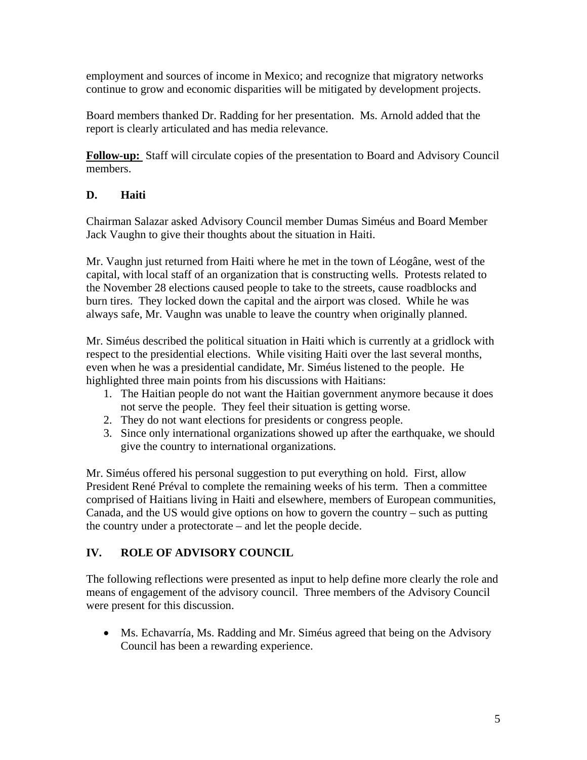employment and sources of income in Mexico; and recognize that migratory networks continue to grow and economic disparities will be mitigated by development projects.

Board members thanked Dr. Radding for her presentation. Ms. Arnold added that the report is clearly articulated and has media relevance.

**Follow-up:** Staff will circulate copies of the presentation to Board and Advisory Council members.

### D. Haiti

Chairman Salazar asked Advisory Council member Dumas Siméus and Board Member Jack Vaughn to give their thoughts about the situation in Haiti.

Mr. Vaughn just returned from Haiti where he met in the town of Léogâne, west of the capital, with local staff of an organization that is constructing wells. Protests related to the November 28 elections caused people to take to the streets, cause roadblocks and burn tires. They locked down the capital and the airport was closed. While he was always safe, Mr. Vaughn was unable to leave the country when originally planned.

Mr. Siméus described the political situation in Haiti which is currently at a gridlock with respect to the presidential elections. While visiting Haiti over the last several months, even when he was a presidential candidate, Mr. Siméus listened to the people. He highlighted three main points from his discussions with Haitians:

1. The Haitian people do not want the Haitian government anymore because it does not serve the people. They feel their situation is getting worse.
2. They do not want elections for presidents or congress people.
3. Since only international organizations showed up after the earthquake, we should give the country to international organizations.

Mr. Siméus offered his personal suggestion to put everything on hold. First, allow President René Préval to complete the remaining weeks of his term. Then a committee comprised of Haitians living in Haiti and elsewhere, members of European communities, Canada, and the US would give options on how to govern the country – such as putting the country under a protectorate – and let the people decide.

## IV. ROLE OF ADVISORY COUNCIL

The following reflections were presented as input to help define more clearly the role and means of engagement of the advisory council. Three members of the Advisory Council were present for this discussion.

- Ms. Echavarría, Ms. Radding and Mr. Siméus agreed that being on the Advisory Council has been a rewarding experience.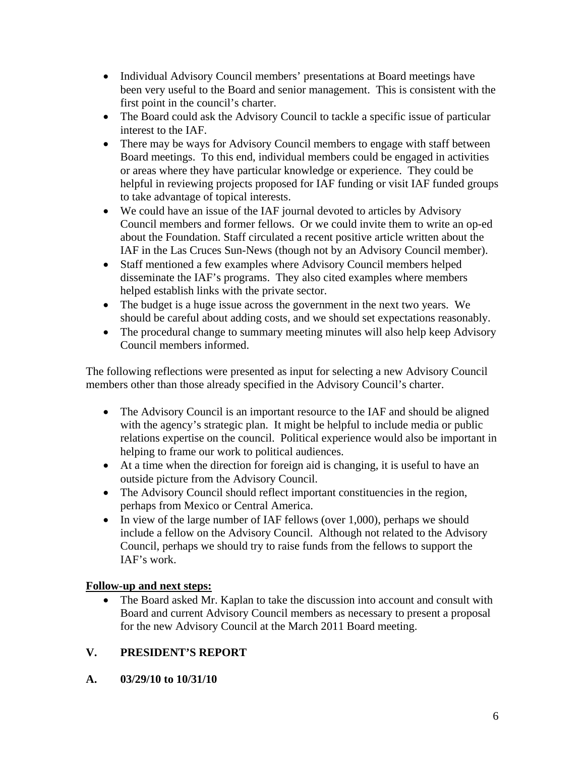- Individual Advisory Council members' presentations at Board meetings have been very useful to the Board and senior management. This is consistent with the first point in the council's charter.
- The Board could ask the Advisory Council to tackle a specific issue of particular interest to the IAF.
- There may be ways for Advisory Council members to engage with staff between Board meetings. To this end, individual members could be engaged in activities or areas where they have particular knowledge or experience. They could be helpful in reviewing projects proposed for IAF funding or visit IAF funded groups to take advantage of topical interests.
- We could have an issue of the IAF journal devoted to articles by Advisory Council members and former fellows. Or we could invite them to write an op-ed about the Foundation. Staff circulated a recent positive article written about the IAF in the Las Cruces Sun-News (though not by an Advisory Council member).
- Staff mentioned a few examples where Advisory Council members helped disseminate the IAF's programs. They also cited examples where members helped establish links with the private sector.
- The budget is a huge issue across the government in the next two years. We should be careful about adding costs, and we should set expectations reasonably.
- The procedural change to summary meeting minutes will also help keep Advisory Council members informed.

The following reflections were presented as input for selecting a new Advisory Council members other than those already specified in the Advisory Council's charter.

- The Advisory Council is an important resource to the IAF and should be aligned with the agency's strategic plan. It might be helpful to include media or public relations expertise on the council. Political experience would also be important in helping to frame our work to political audiences.
- At a time when the direction for foreign aid is changing, it is useful to have an outside picture from the Advisory Council.
- The Advisory Council should reflect important constituencies in the region, perhaps from Mexico or Central America.
- In view of the large number of IAF fellows (over 1,000), perhaps we should include a fellow on the Advisory Council. Although not related to the Advisory Council, perhaps we should try to raise funds from the fellows to support the IAF's work.

**Follow-up and next steps:**

- The Board asked Mr. Kaplan to take the discussion into account and consult with Board and current Advisory Council members as necessary to present a proposal for the new Advisory Council at the March 2011 Board meeting.

## V. PRESIDENT'S REPORT

### A. 03/29/10 to 10/31/10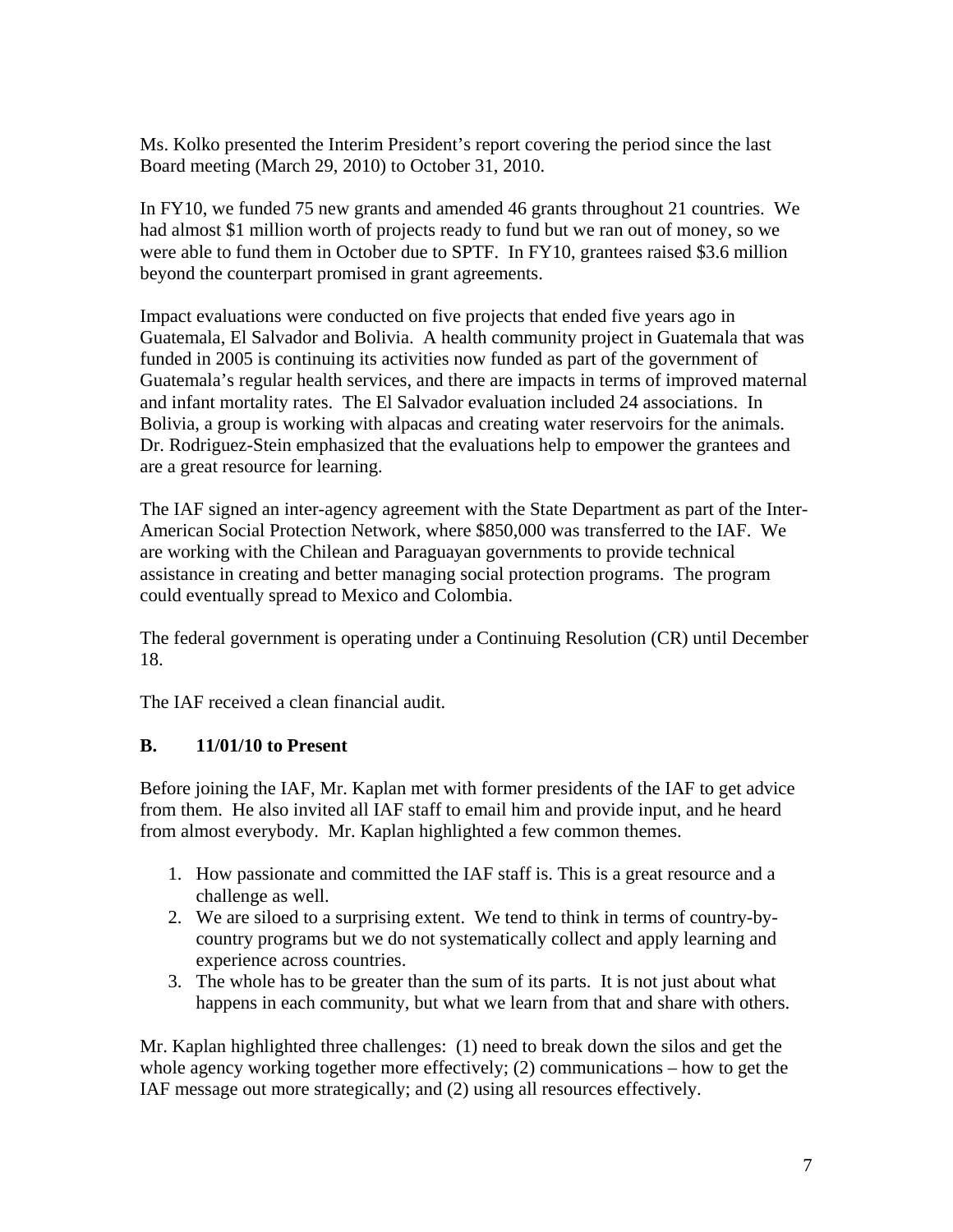Ms. Kolko presented the Interim President's report covering the period since the last Board meeting (March 29, 2010) to October 31, 2010.

In FY10, we funded 75 new grants and amended 46 grants throughout 21 countries. We had almost $1 million worth of projects ready to fund but we ran out of money, so we were able to fund them in October due to SPTF. In FY10, grantees raised $3.6 million beyond the counterpart promised in grant agreements.

Impact evaluations were conducted on five projects that ended five years ago in Guatemala, El Salvador and Bolivia. A health community project in Guatemala that was funded in 2005 is continuing its activities now funded as part of the government of Guatemala's regular health services, and there are impacts in terms of improved maternal and infant mortality rates. The El Salvador evaluation included 24 associations. In Bolivia, a group is working with alpacas and creating water reservoirs for the animals. Dr. Rodriguez-Stein emphasized that the evaluations help to empower the grantees and are a great resource for learning.

The IAF signed an inter-agency agreement with the State Department as part of the Inter-American Social Protection Network, where $850,000 was transferred to the IAF. We are working with the Chilean and Paraguayan governments to provide technical assistance in creating and better managing social protection programs. The program could eventually spread to Mexico and Colombia.

The federal government is operating under a Continuing Resolution (CR) until December 18.

The IAF received a clean financial audit.

### B. 11/01/10 to Present

Before joining the IAF, Mr. Kaplan met with former presidents of the IAF to get advice from them. He also invited all IAF staff to email him and provide input, and he heard from almost everybody. Mr. Kaplan highlighted a few common themes.

1. How passionate and committed the IAF staff is. This is a great resource and a challenge as well.
2. We are siloed to a surprising extent. We tend to think in terms of country-by-country programs but we do not systematically collect and apply learning and experience across countries.
3. The whole has to be greater than the sum of its parts. It is not just about what happens in each community, but what we learn from that and share with others.

Mr. Kaplan highlighted three challenges: (1) need to break down the silos and get the whole agency working together more effectively; (2) communications – how to get the IAF message out more strategically; and (2) using all resources effectively.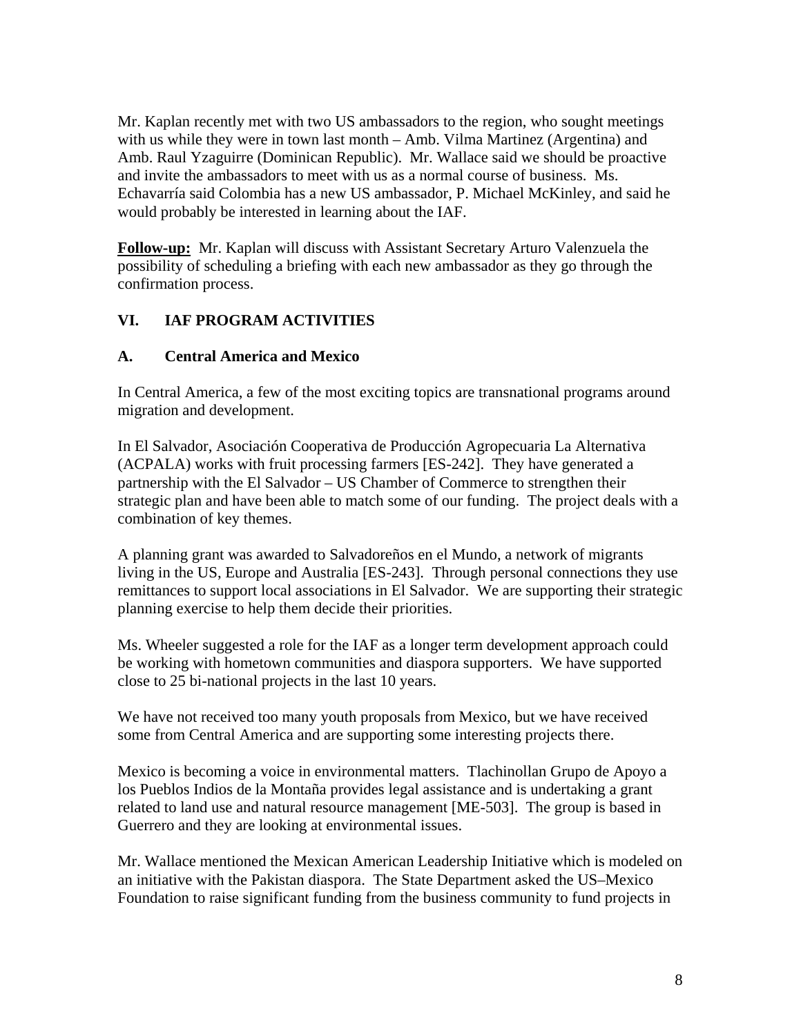Mr. Kaplan recently met with two US ambassadors to the region, who sought meetings with us while they were in town last month – Amb. Vilma Martinez (Argentina) and Amb. Raul Yzaguirre (Dominican Republic). Mr. Wallace said we should be proactive and invite the ambassadors to meet with us as a normal course of business. Ms. Echavarría said Colombia has a new US ambassador, P. Michael McKinley, and said he would probably be interested in learning about the IAF.

**Follow-up:** Mr. Kaplan will discuss with Assistant Secretary Arturo Valenzuela the possibility of scheduling a briefing with each new ambassador as they go through the confirmation process.

## VI. IAF PROGRAM ACTIVITIES

### A. Central America and Mexico

In Central America, a few of the most exciting topics are transnational programs around migration and development.

In El Salvador, Asociación Cooperativa de Producción Agropecuaria La Alternativa (ACPALA) works with fruit processing farmers [ES-242]. They have generated a partnership with the El Salvador – US Chamber of Commerce to strengthen their strategic plan and have been able to match some of our funding. The project deals with a combination of key themes.

A planning grant was awarded to Salvadoreños en el Mundo, a network of migrants living in the US, Europe and Australia [ES-243]. Through personal connections they use remittances to support local associations in El Salvador. We are supporting their strategic planning exercise to help them decide their priorities.

Ms. Wheeler suggested a role for the IAF as a longer term development approach could be working with hometown communities and diaspora supporters. We have supported close to 25 bi-national projects in the last 10 years.

We have not received too many youth proposals from Mexico, but we have received some from Central America and are supporting some interesting projects there.

Mexico is becoming a voice in environmental matters. Tlachinollan Grupo de Apoyo a los Pueblos Indios de la Montaña provides legal assistance and is undertaking a grant related to land use and natural resource management [ME-503]. The group is based in Guerrero and they are looking at environmental issues.

Mr. Wallace mentioned the Mexican American Leadership Initiative which is modeled on an initiative with the Pakistan diaspora. The State Department asked the US–Mexico Foundation to raise significant funding from the business community to fund projects in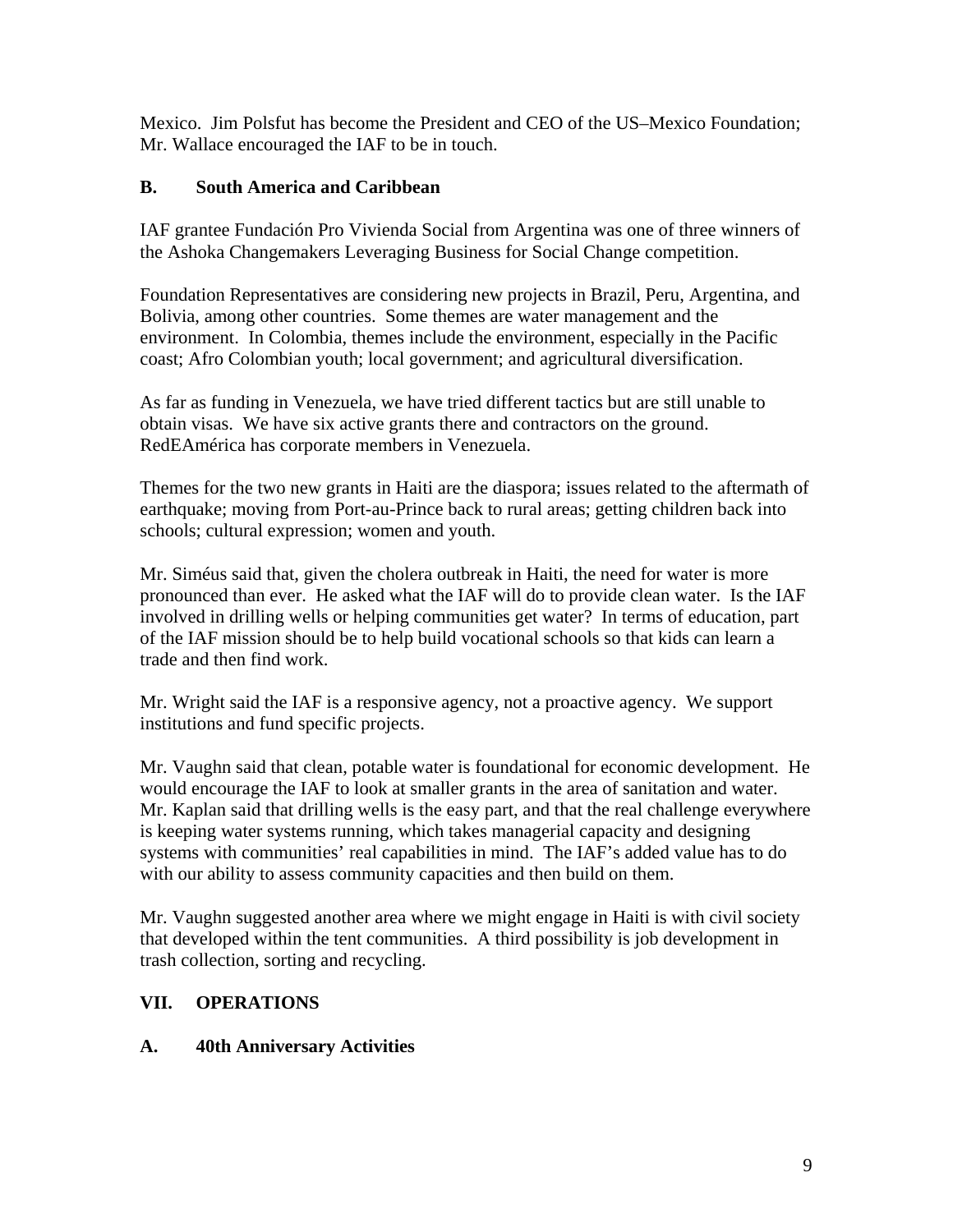Mexico.  Jim Polsfut has become the President and CEO of the US–Mexico Foundation; Mr. Wallace encouraged the IAF to be in touch.

### B. South America and Caribbean

IAF grantee Fundación Pro Vivienda Social from Argentina was one of three winners of the Ashoka Changemakers Leveraging Business for Social Change competition.

Foundation Representatives are considering new projects in Brazil, Peru, Argentina, and Bolivia, among other countries.  Some themes are water management and the environment.  In Colombia, themes include the environment, especially in the Pacific coast; Afro Colombian youth; local government; and agricultural diversification.

As far as funding in Venezuela, we have tried different tactics but are still unable to obtain visas.  We have six active grants there and contractors on the ground. RedEAmérica has corporate members in Venezuela.

Themes for the two new grants in Haiti are the diaspora; issues related to the aftermath of earthquake; moving from Port-au-Prince back to rural areas; getting children back into schools; cultural expression; women and youth.

Mr. Siméus said that, given the cholera outbreak in Haiti, the need for water is more pronounced than ever.  He asked what the IAF will do to provide clean water.  Is the IAF involved in drilling wells or helping communities get water?  In terms of education, part of the IAF mission should be to help build vocational schools so that kids can learn a trade and then find work.

Mr. Wright said the IAF is a responsive agency, not a proactive agency.  We support institutions and fund specific projects.

Mr. Vaughn said that clean, potable water is foundational for economic development.  He would encourage the IAF to look at smaller grants in the area of sanitation and water. Mr. Kaplan said that drilling wells is the easy part, and that the real challenge everywhere is keeping water systems running, which takes managerial capacity and designing systems with communities' real capabilities in mind.  The IAF's added value has to do with our ability to assess community capacities and then build on them.

Mr. Vaughn suggested another area where we might engage in Haiti is with civil society that developed within the tent communities.  A third possibility is job development in trash collection, sorting and recycling.

## VII. OPERATIONS

### A. 40th Anniversary Activities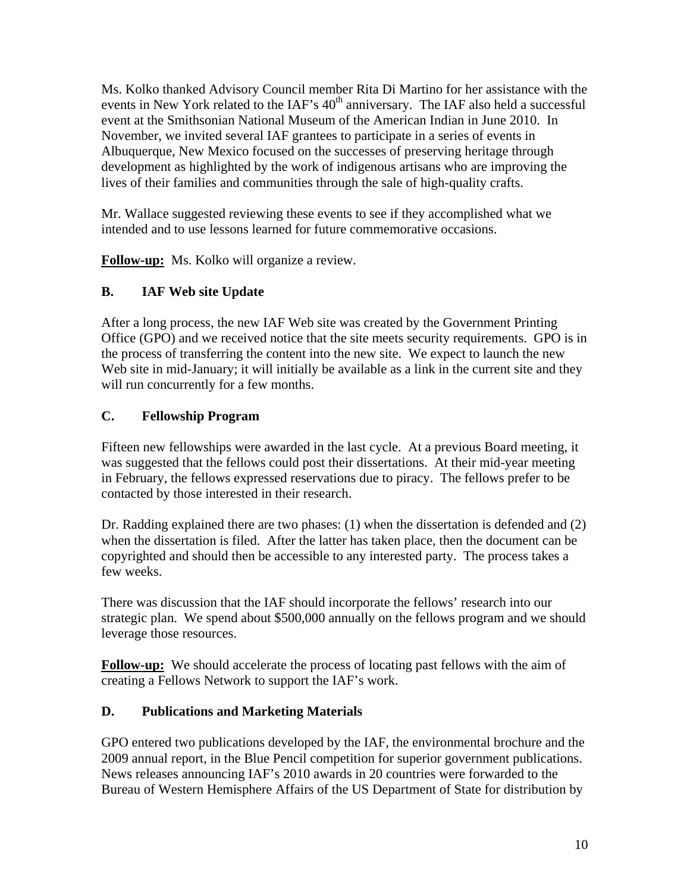Ms. Kolko thanked Advisory Council member Rita Di Martino for her assistance with the events in New York related to the IAF's 40th anniversary. The IAF also held a successful event at the Smithsonian National Museum of the American Indian in June 2010. In November, we invited several IAF grantees to participate in a series of events in Albuquerque, New Mexico focused on the successes of preserving heritage through development as highlighted by the work of indigenous artisans who are improving the lives of their families and communities through the sale of high-quality crafts.

Mr. Wallace suggested reviewing these events to see if they accomplished what we intended and to use lessons learned for future commemorative occasions.

**Follow-up:** Ms. Kolko will organize a review.

### B. IAF Web site Update

After a long process, the new IAF Web site was created by the Government Printing Office (GPO) and we received notice that the site meets security requirements. GPO is in the process of transferring the content into the new site. We expect to launch the new Web site in mid-January; it will initially be available as a link in the current site and they will run concurrently for a few months.

### C. Fellowship Program

Fifteen new fellowships were awarded in the last cycle. At a previous Board meeting, it was suggested that the fellows could post their dissertations. At their mid-year meeting in February, the fellows expressed reservations due to piracy. The fellows prefer to be contacted by those interested in their research.

Dr. Radding explained there are two phases: (1) when the dissertation is defended and (2) when the dissertation is filed. After the latter has taken place, then the document can be copyrighted and should then be accessible to any interested party. The process takes a few weeks.

There was discussion that the IAF should incorporate the fellows' research into our strategic plan. We spend about $500,000 annually on the fellows program and we should leverage those resources.

**Follow-up:** We should accelerate the process of locating past fellows with the aim of creating a Fellows Network to support the IAF's work.

### D. Publications and Marketing Materials

GPO entered two publications developed by the IAF, the environmental brochure and the 2009 annual report, in the Blue Pencil competition for superior government publications. News releases announcing IAF's 2010 awards in 20 countries were forwarded to the Bureau of Western Hemisphere Affairs of the US Department of State for distribution by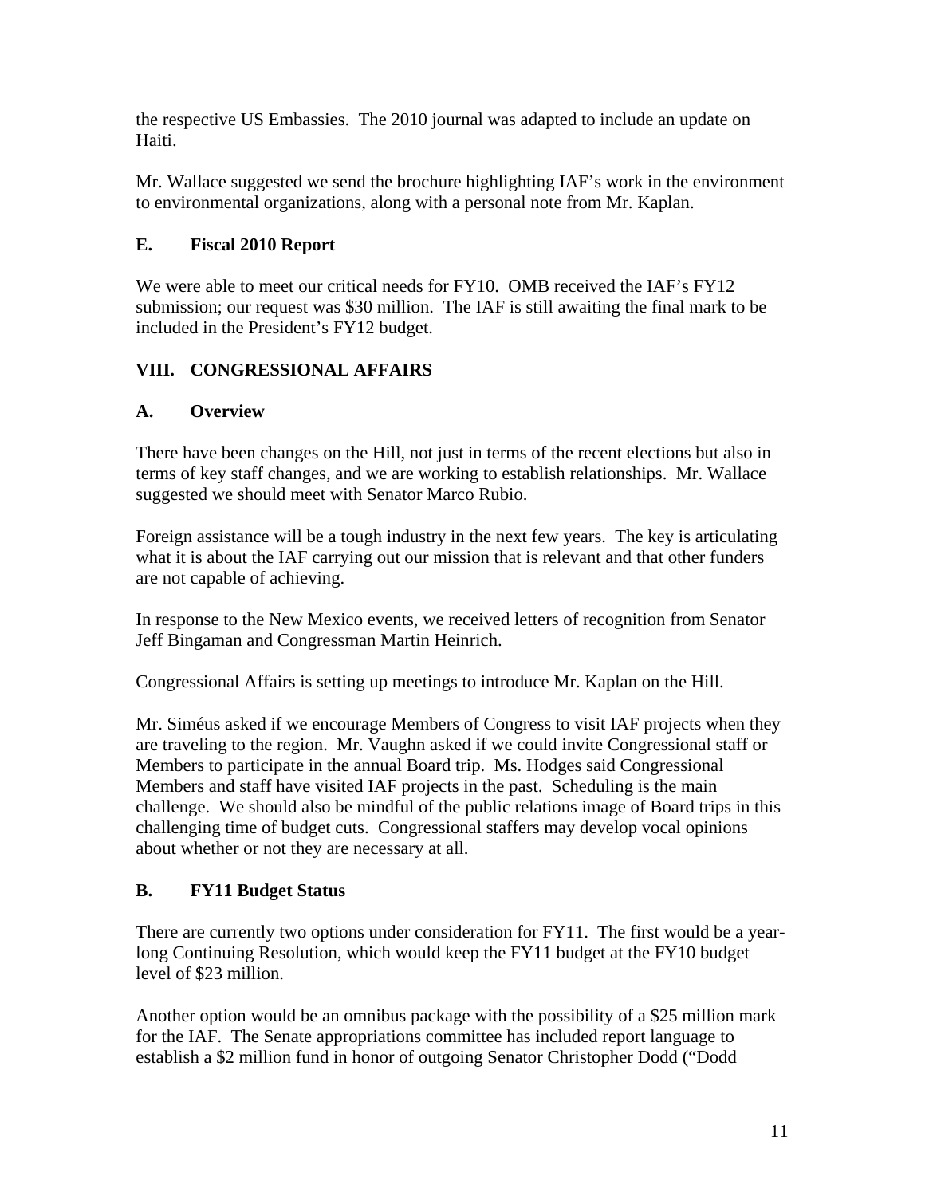the respective US Embassies. The 2010 journal was adapted to include an update on Haiti.

Mr. Wallace suggested we send the brochure highlighting IAF's work in the environment to environmental organizations, along with a personal note from Mr. Kaplan.

### E. Fiscal 2010 Report

We were able to meet our critical needs for FY10. OMB received the IAF's FY12 submission; our request was $30 million. The IAF is still awaiting the final mark to be included in the President's FY12 budget.

## VIII. CONGRESSIONAL AFFAIRS

### A. Overview

There have been changes on the Hill, not just in terms of the recent elections but also in terms of key staff changes, and we are working to establish relationships. Mr. Wallace suggested we should meet with Senator Marco Rubio.

Foreign assistance will be a tough industry in the next few years. The key is articulating what it is about the IAF carrying out our mission that is relevant and that other funders are not capable of achieving.

In response to the New Mexico events, we received letters of recognition from Senator Jeff Bingaman and Congressman Martin Heinrich.

Congressional Affairs is setting up meetings to introduce Mr. Kaplan on the Hill.

Mr. Siméus asked if we encourage Members of Congress to visit IAF projects when they are traveling to the region. Mr. Vaughn asked if we could invite Congressional staff or Members to participate in the annual Board trip. Ms. Hodges said Congressional Members and staff have visited IAF projects in the past. Scheduling is the main challenge. We should also be mindful of the public relations image of Board trips in this challenging time of budget cuts. Congressional staffers may develop vocal opinions about whether or not they are necessary at all.

### B. FY11 Budget Status

There are currently two options under consideration for FY11. The first would be a year-long Continuing Resolution, which would keep the FY11 budget at the FY10 budget level of $23 million.

Another option would be an omnibus package with the possibility of a $25 million mark for the IAF. The Senate appropriations committee has included report language to establish a $2 million fund in honor of outgoing Senator Christopher Dodd ("Dodd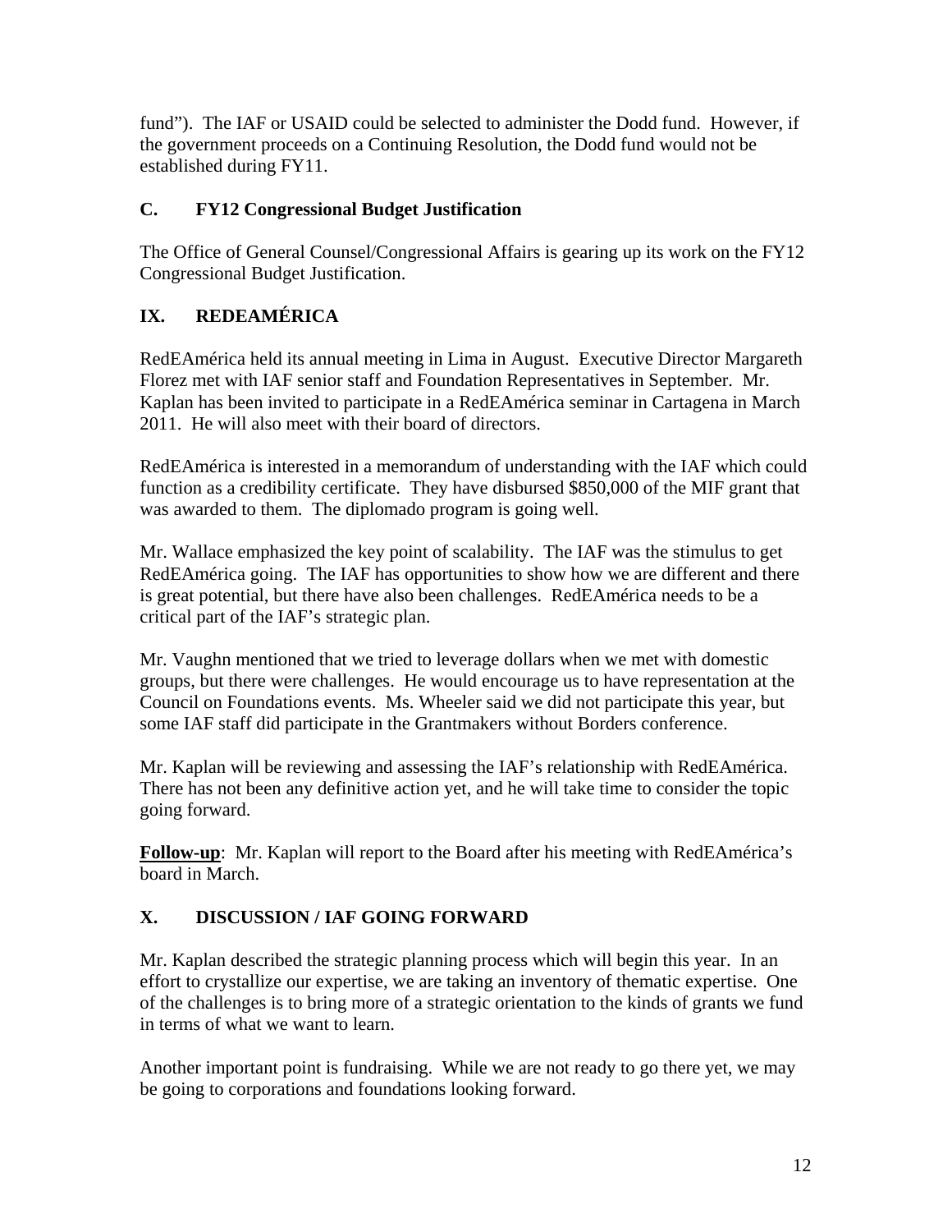fund"). The IAF or USAID could be selected to administer the Dodd fund. However, if the government proceeds on a Continuing Resolution, the Dodd fund would not be established during FY11.

### C. FY12 Congressional Budget Justification

The Office of General Counsel/Congressional Affairs is gearing up its work on the FY12 Congressional Budget Justification.

## IX. REDEAMÉRICA

RedEAmérica held its annual meeting in Lima in August. Executive Director Margareth Florez met with IAF senior staff and Foundation Representatives in September. Mr. Kaplan has been invited to participate in a RedEAmérica seminar in Cartagena in March 2011. He will also meet with their board of directors.

RedEAmérica is interested in a memorandum of understanding with the IAF which could function as a credibility certificate. They have disbursed $850,000 of the MIF grant that was awarded to them. The diplomado program is going well.

Mr. Wallace emphasized the key point of scalability. The IAF was the stimulus to get RedEAmérica going. The IAF has opportunities to show how we are different and there is great potential, but there have also been challenges. RedEAmérica needs to be a critical part of the IAF's strategic plan.

Mr. Vaughn mentioned that we tried to leverage dollars when we met with domestic groups, but there were challenges. He would encourage us to have representation at the Council on Foundations events. Ms. Wheeler said we did not participate this year, but some IAF staff did participate in the Grantmakers without Borders conference.

Mr. Kaplan will be reviewing and assessing the IAF's relationship with RedEAmérica. There has not been any definitive action yet, and he will take time to consider the topic going forward.

**Follow-up**: Mr. Kaplan will report to the Board after his meeting with RedEAmérica's board in March.

## X. DISCUSSION / IAF GOING FORWARD

Mr. Kaplan described the strategic planning process which will begin this year. In an effort to crystallize our expertise, we are taking an inventory of thematic expertise. One of the challenges is to bring more of a strategic orientation to the kinds of grants we fund in terms of what we want to learn.

Another important point is fundraising. While we are not ready to go there yet, we may be going to corporations and foundations looking forward.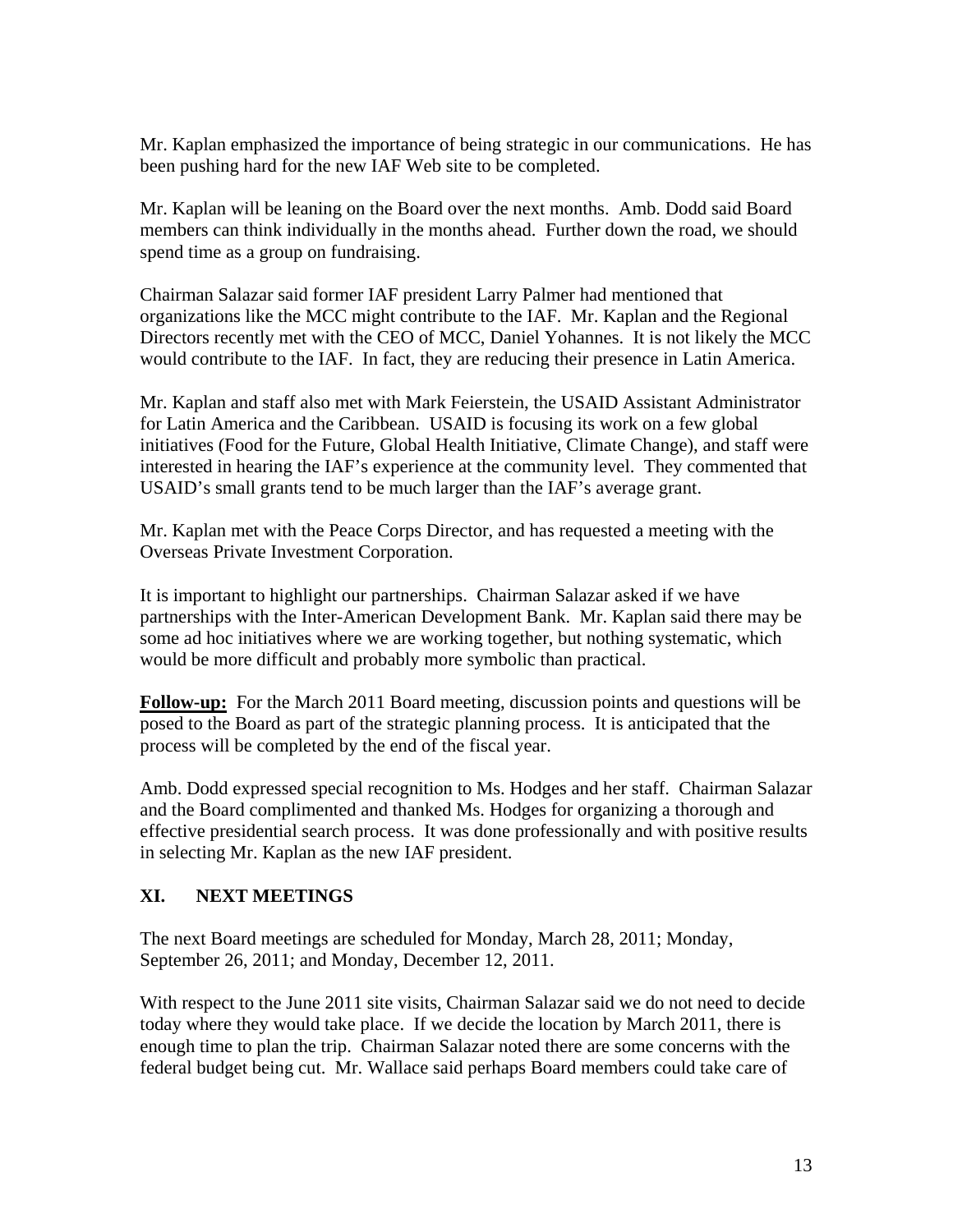Mr. Kaplan emphasized the importance of being strategic in our communications. He has been pushing hard for the new IAF Web site to be completed.

Mr. Kaplan will be leaning on the Board over the next months. Amb. Dodd said Board members can think individually in the months ahead. Further down the road, we should spend time as a group on fundraising.

Chairman Salazar said former IAF president Larry Palmer had mentioned that organizations like the MCC might contribute to the IAF. Mr. Kaplan and the Regional Directors recently met with the CEO of MCC, Daniel Yohannes. It is not likely the MCC would contribute to the IAF. In fact, they are reducing their presence in Latin America.

Mr. Kaplan and staff also met with Mark Feierstein, the USAID Assistant Administrator for Latin America and the Caribbean. USAID is focusing its work on a few global initiatives (Food for the Future, Global Health Initiative, Climate Change), and staff were interested in hearing the IAF's experience at the community level. They commented that USAID's small grants tend to be much larger than the IAF's average grant.

Mr. Kaplan met with the Peace Corps Director, and has requested a meeting with the Overseas Private Investment Corporation.

It is important to highlight our partnerships. Chairman Salazar asked if we have partnerships with the Inter-American Development Bank. Mr. Kaplan said there may be some ad hoc initiatives where we are working together, but nothing systematic, which would be more difficult and probably more symbolic than practical.

**Follow-up:** For the March 2011 Board meeting, discussion points and questions will be posed to the Board as part of the strategic planning process. It is anticipated that the process will be completed by the end of the fiscal year.

Amb. Dodd expressed special recognition to Ms. Hodges and her staff. Chairman Salazar and the Board complimented and thanked Ms. Hodges for organizing a thorough and effective presidential search process. It was done professionally and with positive results in selecting Mr. Kaplan as the new IAF president.

## XI. NEXT MEETINGS

The next Board meetings are scheduled for Monday, March 28, 2011; Monday, September 26, 2011; and Monday, December 12, 2011.

With respect to the June 2011 site visits, Chairman Salazar said we do not need to decide today where they would take place. If we decide the location by March 2011, there is enough time to plan the trip. Chairman Salazar noted there are some concerns with the federal budget being cut. Mr. Wallace said perhaps Board members could take care of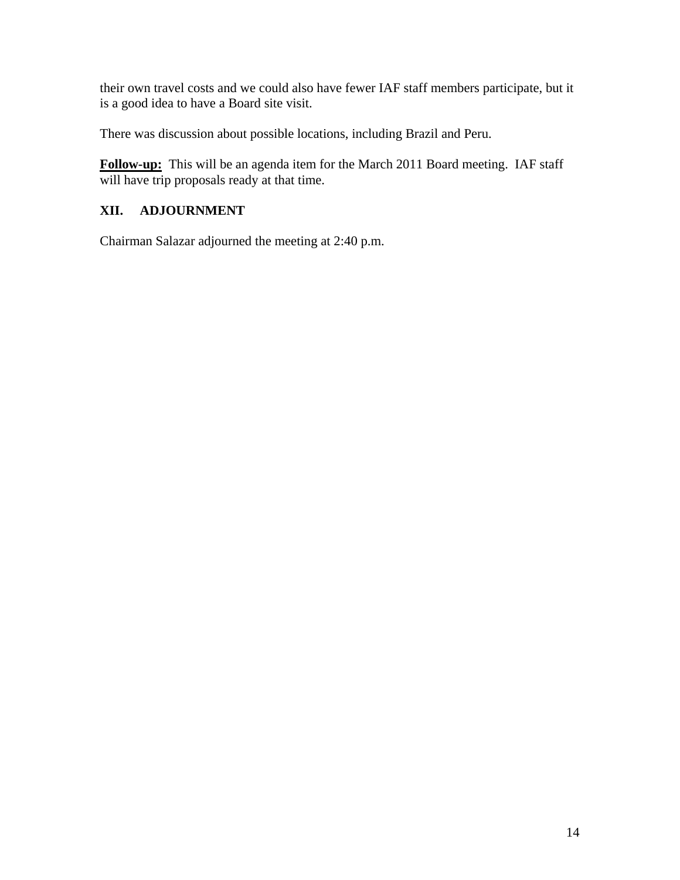their own travel costs and we could also have fewer IAF staff members participate, but it is a good idea to have a Board site visit.

There was discussion about possible locations, including Brazil and Peru.

**Follow-up:** This will be an agenda item for the March 2011 Board meeting. IAF staff will have trip proposals ready at that time.

## XII. ADJOURNMENT

Chairman Salazar adjourned the meeting at 2:40 p.m.